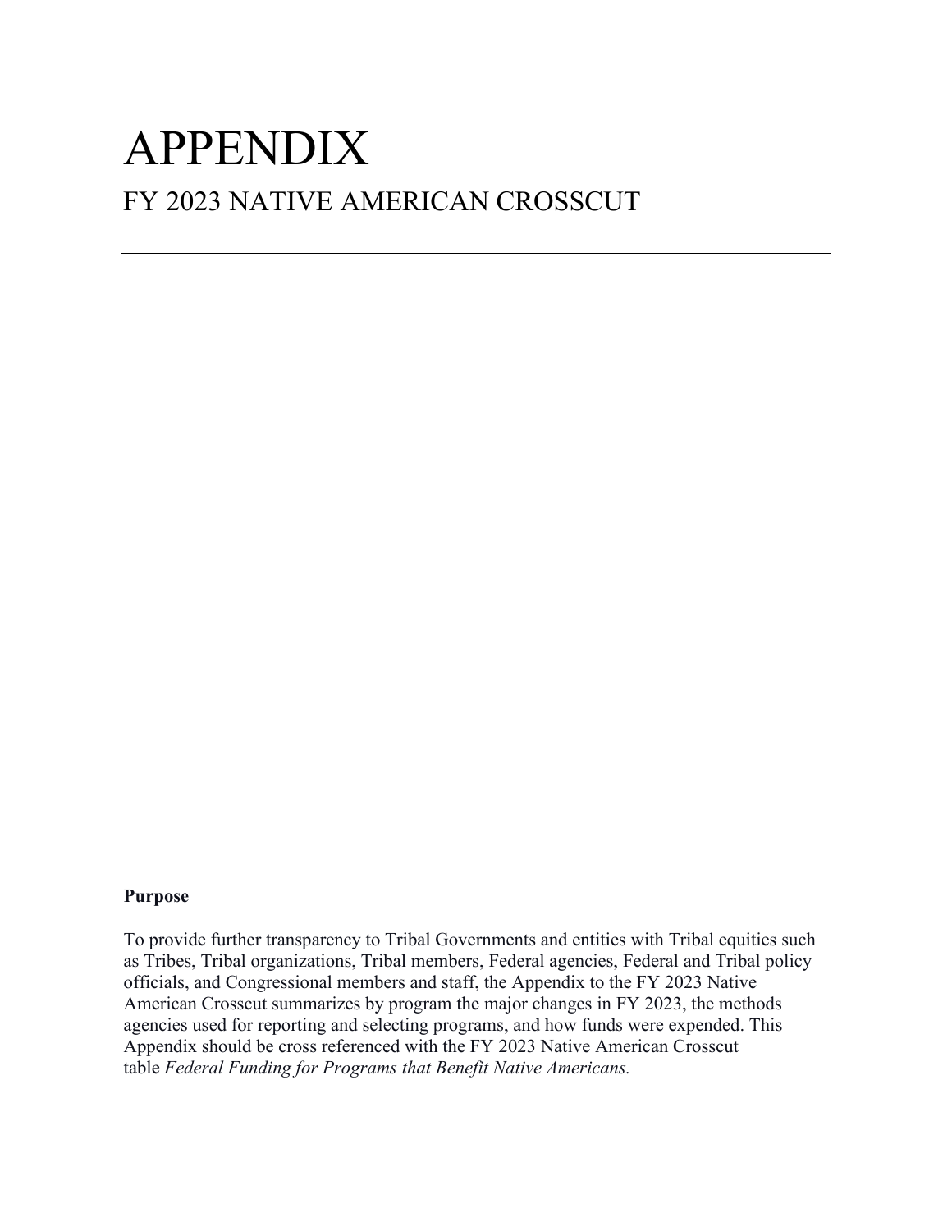# APPENDIX

## FY 2023 NATIVE AMERICAN CROSSCUT

---

**Purpose**

To provide further transparency to Tribal Governments and entities with Tribal equities such as Tribes, Tribal organizations, Tribal members, Federal agencies, Federal and Tribal policy officials, and Congressional members and staff, the Appendix to the FY 2023 Native American Crosscut summarizes by program the major changes in FY 2023, the methods agencies used for reporting and selecting programs, and how funds were expended. This Appendix should be cross referenced with the FY 2023 Native American Crosscut table *Federal Funding for Programs that Benefit Native Americans.*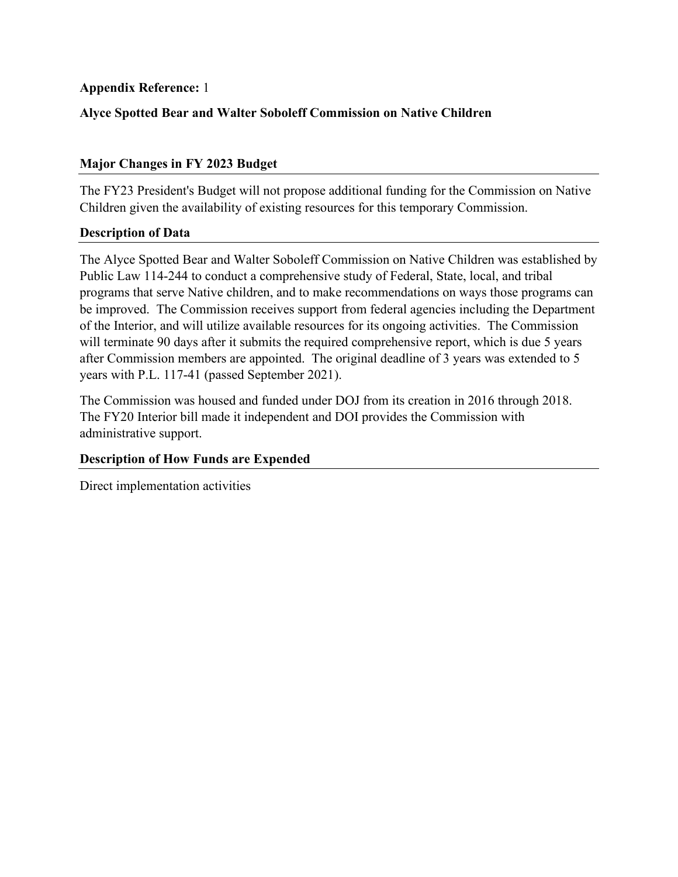**Appendix Reference:** 1

**Alyce Spotted Bear and Walter Soboleff Commission on Native Children**

## Major Changes in FY 2023 Budget

The FY23 President's Budget will not propose additional funding for the Commission on Native Children given the availability of existing resources for this temporary Commission.

## Description of Data

The Alyce Spotted Bear and Walter Soboleff Commission on Native Children was established by Public Law 114-244 to conduct a comprehensive study of Federal, State, local, and tribal programs that serve Native children, and to make recommendations on ways those programs can be improved. The Commission receives support from federal agencies including the Department of the Interior, and will utilize available resources for its ongoing activities. The Commission will terminate 90 days after it submits the required comprehensive report, which is due 5 years after Commission members are appointed. The original deadline of 3 years was extended to 5 years with P.L. 117-41 (passed September 2021).

The Commission was housed and funded under DOJ from its creation in 2016 through 2018. The FY20 Interior bill made it independent and DOI provides the Commission with administrative support.

## Description of How Funds are Expended

Direct implementation activities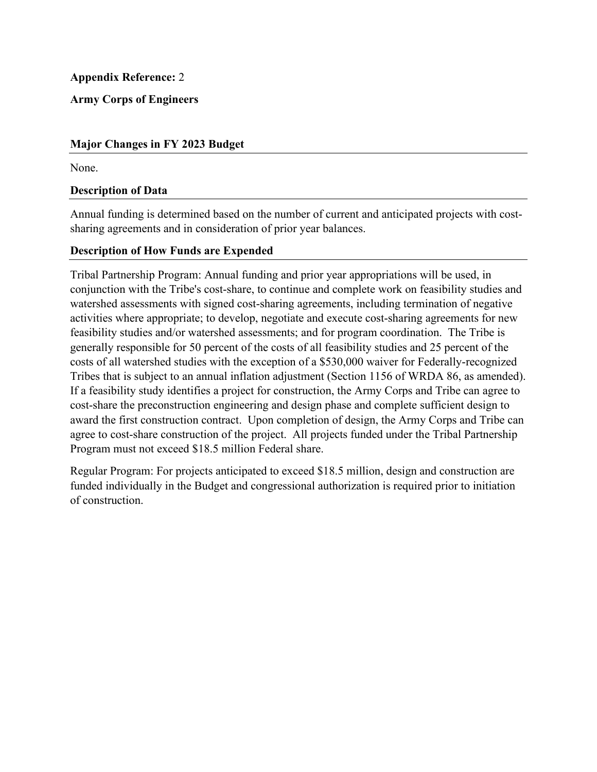**Appendix Reference:** 2

**Army Corps of Engineers**

## Major Changes in FY 2023 Budget

None.

## Description of Data

Annual funding is determined based on the number of current and anticipated projects with cost-sharing agreements and in consideration of prior year balances.

## Description of How Funds are Expended

Tribal Partnership Program: Annual funding and prior year appropriations will be used, in conjunction with the Tribe's cost-share, to continue and complete work on feasibility studies and watershed assessments with signed cost-sharing agreements, including termination of negative activities where appropriate; to develop, negotiate and execute cost-sharing agreements for new feasibility studies and/or watershed assessments; and for program coordination. The Tribe is generally responsible for 50 percent of the costs of all feasibility studies and 25 percent of the costs of all watershed studies with the exception of a $530,000 waiver for Federally-recognized Tribes that is subject to an annual inflation adjustment (Section 1156 of WRDA 86, as amended). If a feasibility study identifies a project for construction, the Army Corps and Tribe can agree to cost-share the preconstruction engineering and design phase and complete sufficient design to award the first construction contract. Upon completion of design, the Army Corps and Tribe can agree to cost-share construction of the project. All projects funded under the Tribal Partnership Program must not exceed $18.5 million Federal share.

Regular Program: For projects anticipated to exceed $18.5 million, design and construction are funded individually in the Budget and congressional authorization is required prior to initiation of construction.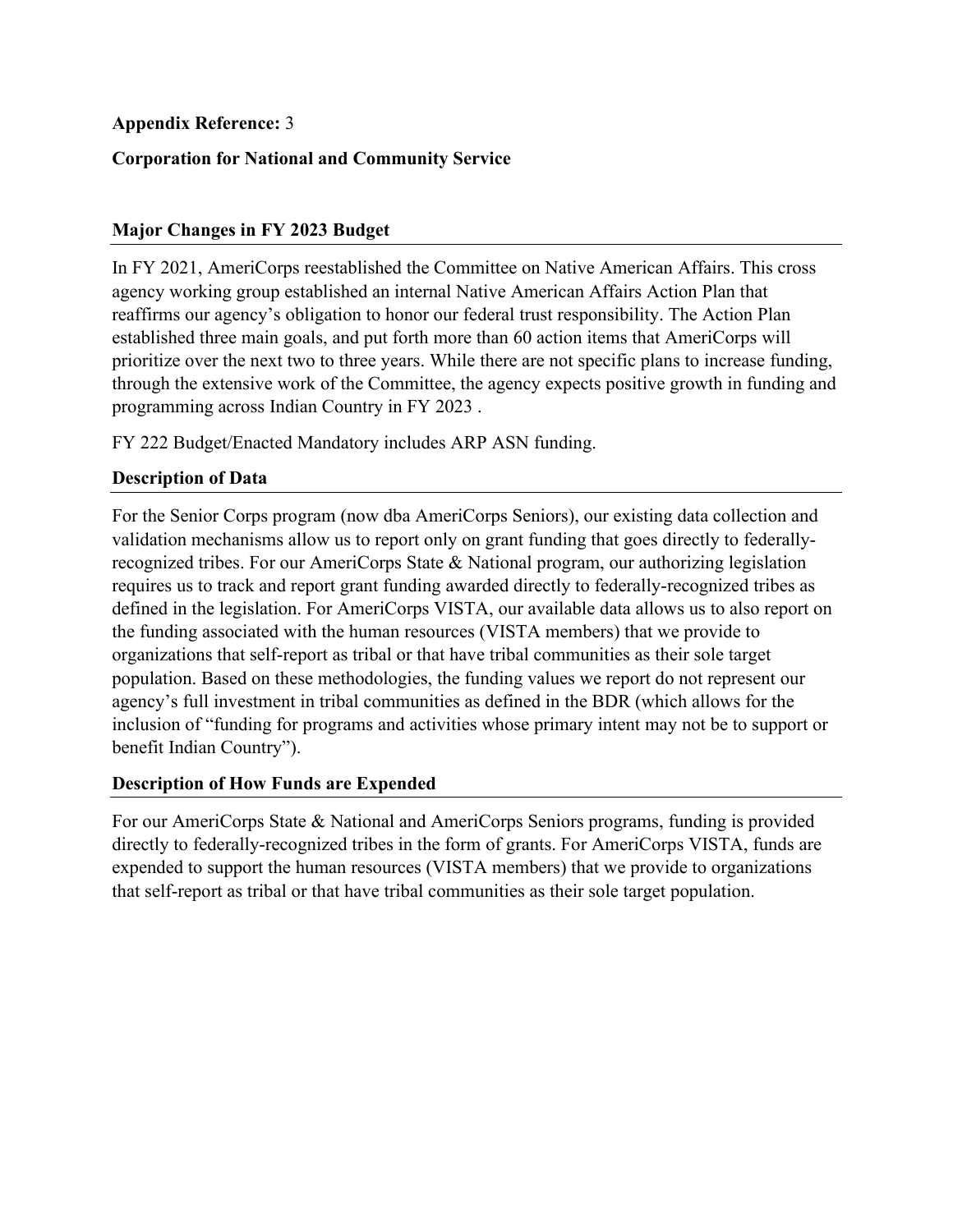**Appendix Reference:** 3

**Corporation for National and Community Service**

## Major Changes in FY 2023 Budget

In FY 2021, AmeriCorps reestablished the Committee on Native American Affairs. This cross agency working group established an internal Native American Affairs Action Plan that reaffirms our agency's obligation to honor our federal trust responsibility. The Action Plan established three main goals, and put forth more than 60 action items that AmeriCorps will prioritize over the next two to three years. While there are not specific plans to increase funding, through the extensive work of the Committee, the agency expects positive growth in funding and programming across Indian Country in FY 2023 .

FY 222 Budget/Enacted Mandatory includes ARP ASN funding.

## Description of Data

For the Senior Corps program (now dba AmeriCorps Seniors), our existing data collection and validation mechanisms allow us to report only on grant funding that goes directly to federally-recognized tribes. For our AmeriCorps State & National program, our authorizing legislation requires us to track and report grant funding awarded directly to federally-recognized tribes as defined in the legislation. For AmeriCorps VISTA, our available data allows us to also report on the funding associated with the human resources (VISTA members) that we provide to organizations that self-report as tribal or that have tribal communities as their sole target population. Based on these methodologies, the funding values we report do not represent our agency's full investment in tribal communities as defined in the BDR (which allows for the inclusion of "funding for programs and activities whose primary intent may not be to support or benefit Indian Country").

## Description of How Funds are Expended

For our AmeriCorps State & National and AmeriCorps Seniors programs, funding is provided directly to federally-recognized tribes in the form of grants. For AmeriCorps VISTA, funds are expended to support the human resources (VISTA members) that we provide to organizations that self-report as tribal or that have tribal communities as their sole target population.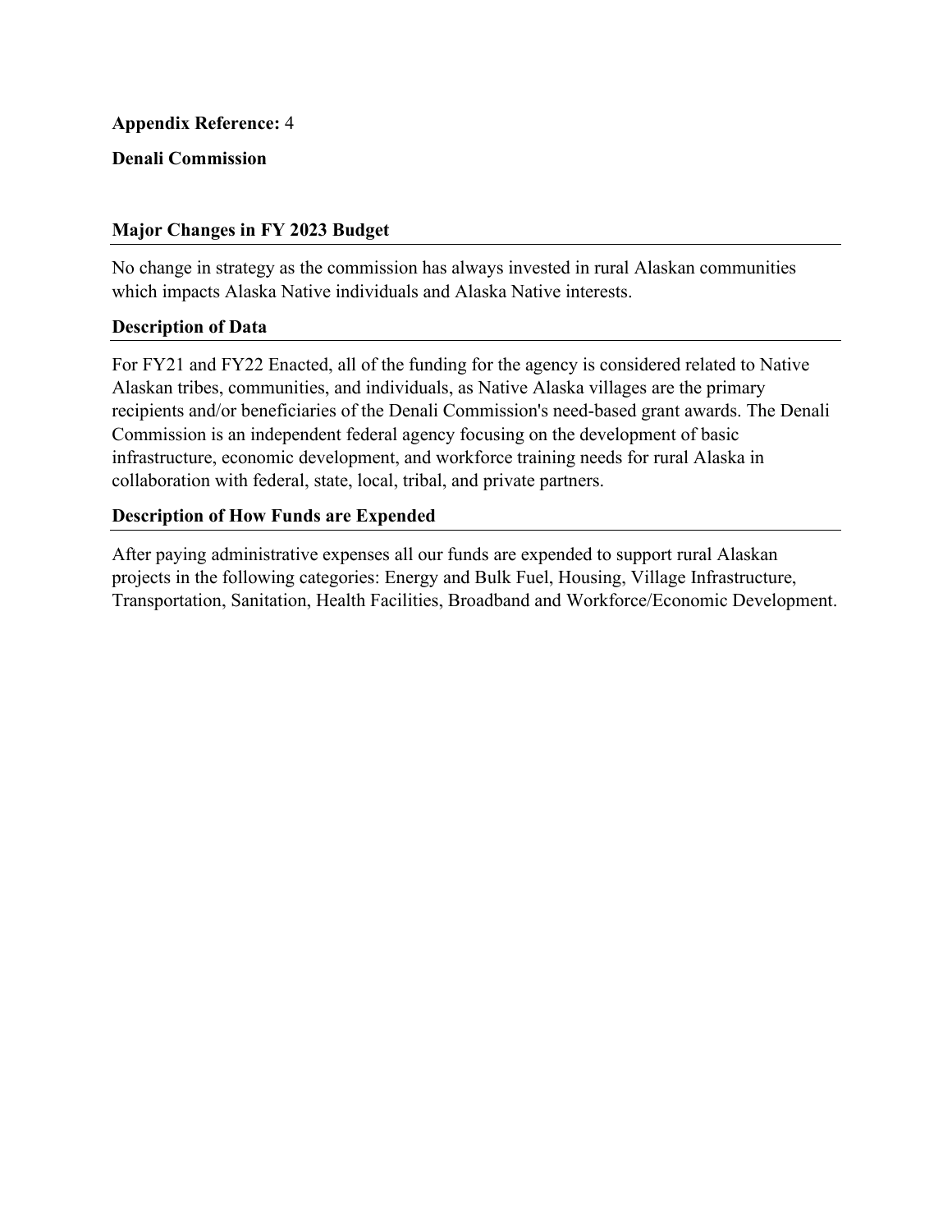**Appendix Reference:** 4

**Denali Commission**

### Major Changes in FY 2023 Budget

No change in strategy as the commission has always invested in rural Alaskan communities which impacts Alaska Native individuals and Alaska Native interests.

### Description of Data

For FY21 and FY22 Enacted, all of the funding for the agency is considered related to Native Alaskan tribes, communities, and individuals, as Native Alaska villages are the primary recipients and/or beneficiaries of the Denali Commission's need-based grant awards. The Denali Commission is an independent federal agency focusing on the development of basic infrastructure, economic development, and workforce training needs for rural Alaska in collaboration with federal, state, local, tribal, and private partners.

### Description of How Funds are Expended

After paying administrative expenses all our funds are expended to support rural Alaskan projects in the following categories: Energy and Bulk Fuel, Housing, Village Infrastructure, Transportation, Sanitation, Health Facilities, Broadband and Workforce/Economic Development.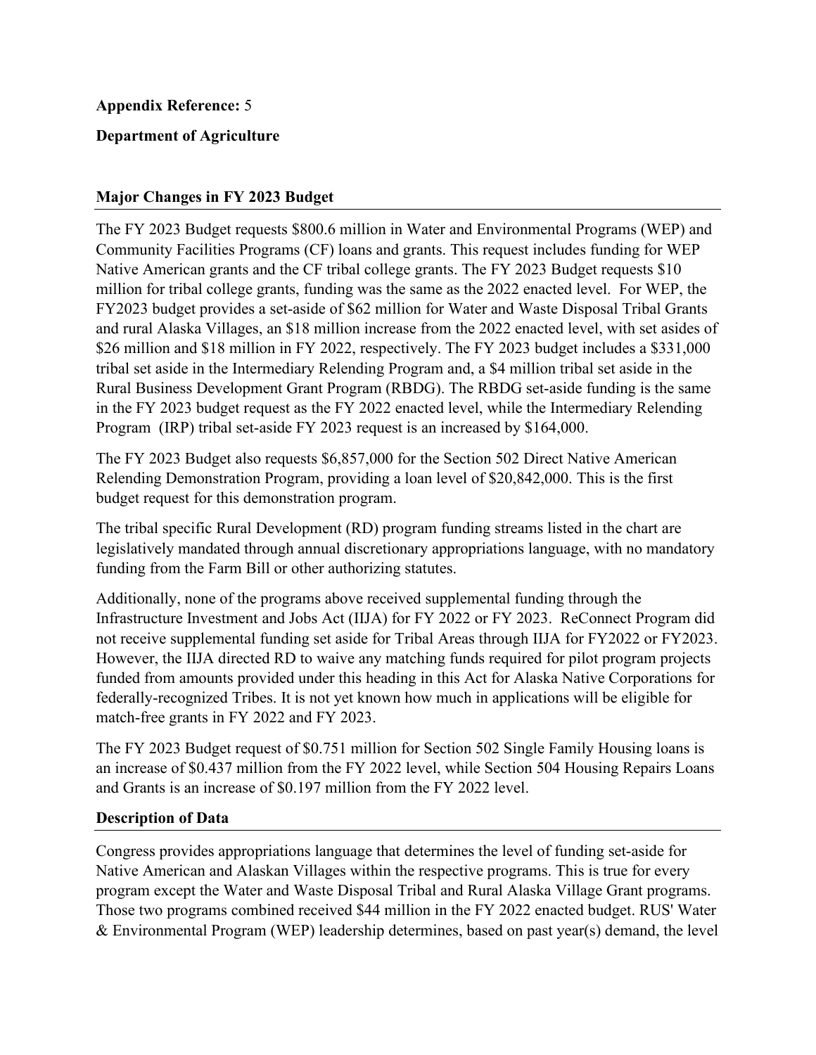**Appendix Reference:** 5

**Department of Agriculture**

**Major Changes in FY 2023 Budget**

The FY 2023 Budget requests $800.6 million in Water and Environmental Programs (WEP) and Community Facilities Programs (CF) loans and grants. This request includes funding for WEP Native American grants and the CF tribal college grants. The FY 2023 Budget requests $10 million for tribal college grants, funding was the same as the 2022 enacted level. For WEP, the FY2023 budget provides a set-aside of $62 million for Water and Waste Disposal Tribal Grants and rural Alaska Villages, an $18 million increase from the 2022 enacted level, with set asides of $26 million and $18 million in FY 2022, respectively. The FY 2023 budget includes a $331,000 tribal set aside in the Intermediary Relending Program and, a $4 million tribal set aside in the Rural Business Development Grant Program (RBDG). The RBDG set-aside funding is the same in the FY 2023 budget request as the FY 2022 enacted level, while the Intermediary Relending Program (IRP) tribal set-aside FY 2023 request is an increased by $164,000.

The FY 2023 Budget also requests $6,857,000 for the Section 502 Direct Native American Relending Demonstration Program, providing a loan level of $20,842,000. This is the first budget request for this demonstration program.

The tribal specific Rural Development (RD) program funding streams listed in the chart are legislatively mandated through annual discretionary appropriations language, with no mandatory funding from the Farm Bill or other authorizing statutes.

Additionally, none of the programs above received supplemental funding through the Infrastructure Investment and Jobs Act (IIJA) for FY 2022 or FY 2023. ReConnect Program did not receive supplemental funding set aside for Tribal Areas through IIJA for FY2022 or FY2023. However, the IIJA directed RD to waive any matching funds required for pilot program projects funded from amounts provided under this heading in this Act for Alaska Native Corporations for federally-recognized Tribes. It is not yet known how much in applications will be eligible for match-free grants in FY 2022 and FY 2023.

The FY 2023 Budget request of $0.751 million for Section 502 Single Family Housing loans is an increase of $0.437 million from the FY 2022 level, while Section 504 Housing Repairs Loans and Grants is an increase of $0.197 million from the FY 2022 level.

**Description of Data**

Congress provides appropriations language that determines the level of funding set-aside for Native American and Alaskan Villages within the respective programs. This is true for every program except the Water and Waste Disposal Tribal and Rural Alaska Village Grant programs. Those two programs combined received $44 million in the FY 2022 enacted budget. RUS' Water & Environmental Program (WEP) leadership determines, based on past year(s) demand, the level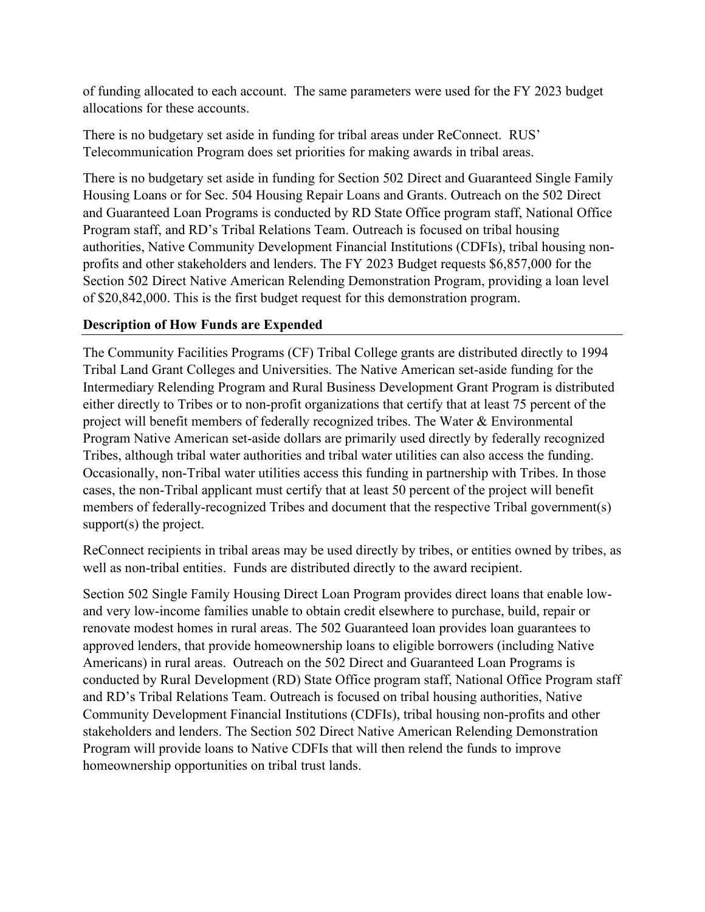of funding allocated to each account. The same parameters were used for the FY 2023 budget allocations for these accounts.

There is no budgetary set aside in funding for tribal areas under ReConnect. RUS' Telecommunication Program does set priorities for making awards in tribal areas.

There is no budgetary set aside in funding for Section 502 Direct and Guaranteed Single Family Housing Loans or for Sec. 504 Housing Repair Loans and Grants. Outreach on the 502 Direct and Guaranteed Loan Programs is conducted by RD State Office program staff, National Office Program staff, and RD's Tribal Relations Team. Outreach is focused on tribal housing authorities, Native Community Development Financial Institutions (CDFIs), tribal housing non-profits and other stakeholders and lenders. The FY 2023 Budget requests $6,857,000 for the Section 502 Direct Native American Relending Demonstration Program, providing a loan level of $20,842,000. This is the first budget request for this demonstration program.

**Description of How Funds are Expended**

The Community Facilities Programs (CF) Tribal College grants are distributed directly to 1994 Tribal Land Grant Colleges and Universities. The Native American set-aside funding for the Intermediary Relending Program and Rural Business Development Grant Program is distributed either directly to Tribes or to non-profit organizations that certify that at least 75 percent of the project will benefit members of federally recognized tribes. The Water & Environmental Program Native American set-aside dollars are primarily used directly by federally recognized Tribes, although tribal water authorities and tribal water utilities can also access the funding. Occasionally, non-Tribal water utilities access this funding in partnership with Tribes. In those cases, the non-Tribal applicant must certify that at least 50 percent of the project will benefit members of federally-recognized Tribes and document that the respective Tribal government(s) support(s) the project.

ReConnect recipients in tribal areas may be used directly by tribes, or entities owned by tribes, as well as non-tribal entities. Funds are distributed directly to the award recipient.

Section 502 Single Family Housing Direct Loan Program provides direct loans that enable low- and very low-income families unable to obtain credit elsewhere to purchase, build, repair or renovate modest homes in rural areas. The 502 Guaranteed loan provides loan guarantees to approved lenders, that provide homeownership loans to eligible borrowers (including Native Americans) in rural areas. Outreach on the 502 Direct and Guaranteed Loan Programs is conducted by Rural Development (RD) State Office program staff, National Office Program staff and RD's Tribal Relations Team. Outreach is focused on tribal housing authorities, Native Community Development Financial Institutions (CDFIs), tribal housing non-profits and other stakeholders and lenders. The Section 502 Direct Native American Relending Demonstration Program will provide loans to Native CDFIs that will then relend the funds to improve homeownership opportunities on tribal trust lands.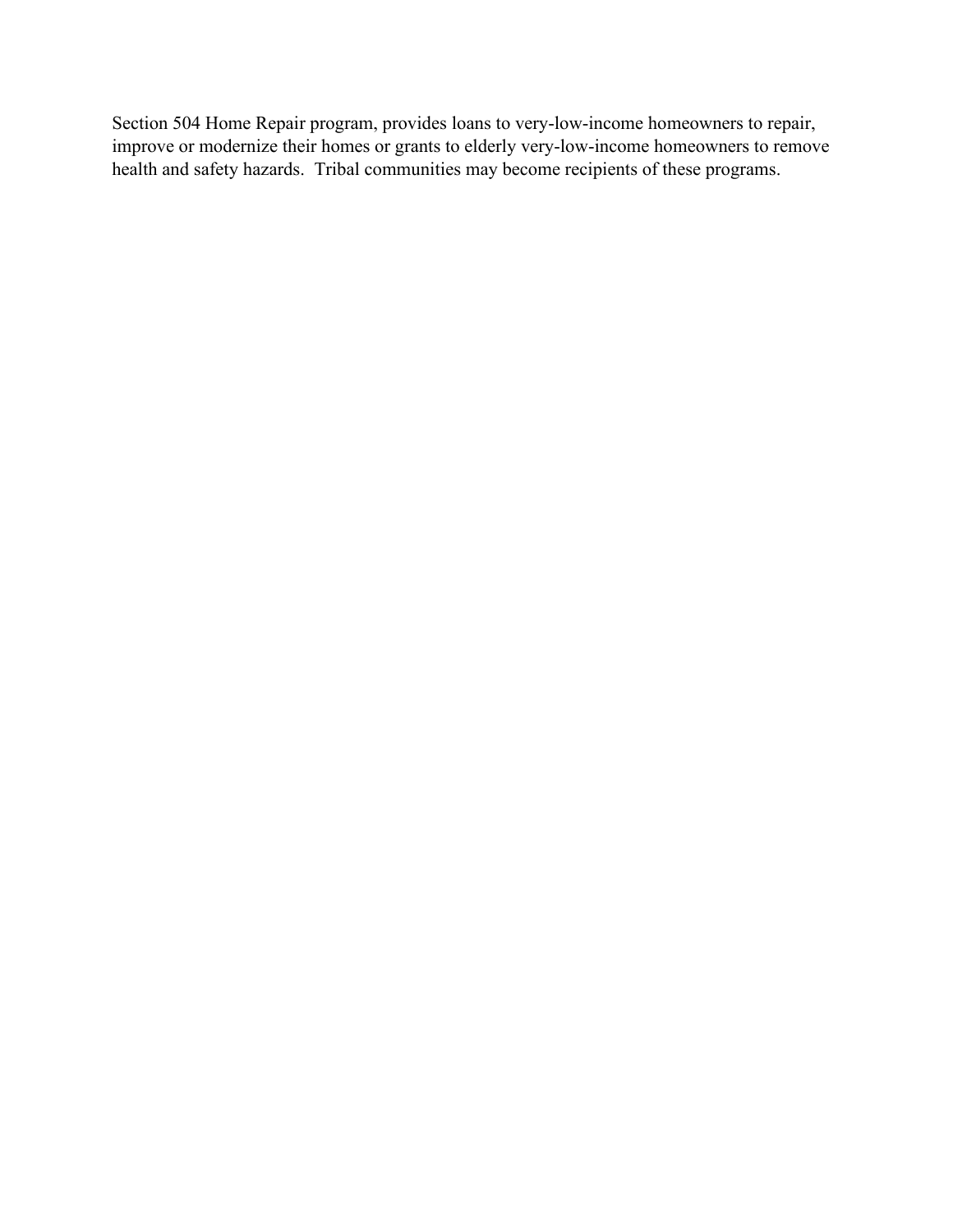Section 504 Home Repair program, provides loans to very-low-income homeowners to repair, improve or modernize their homes or grants to elderly very-low-income homeowners to remove health and safety hazards.  Tribal communities may become recipients of these programs.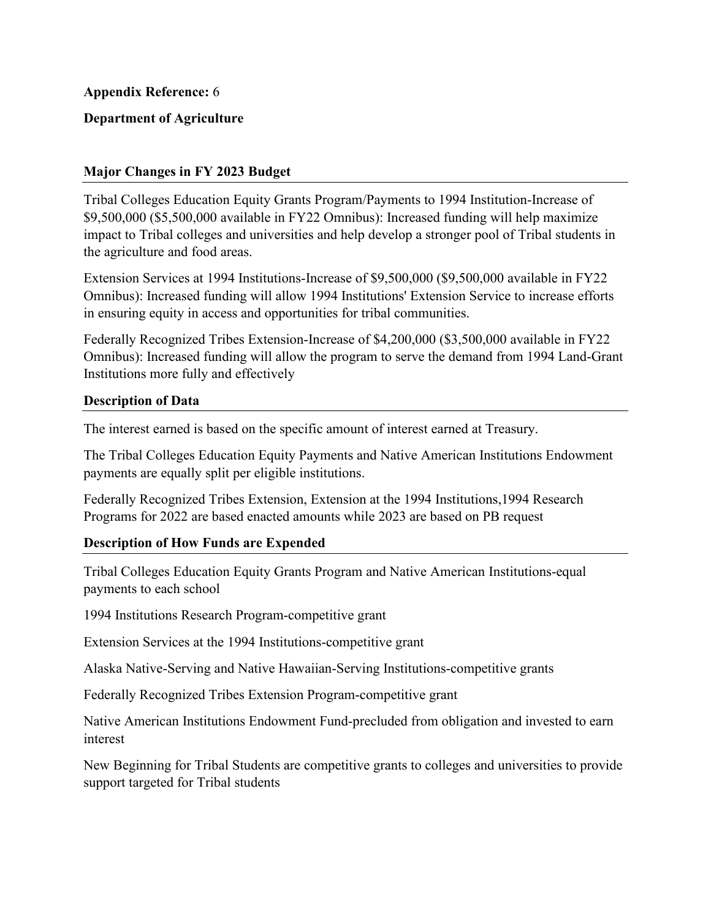**Appendix Reference:** 6

**Department of Agriculture**

## Major Changes in FY 2023 Budget

Tribal Colleges Education Equity Grants Program/Payments to 1994 Institution-Increase of $9,500,000 ($5,500,000 available in FY22 Omnibus): Increased funding will help maximize impact to Tribal colleges and universities and help develop a stronger pool of Tribal students in the agriculture and food areas.

Extension Services at 1994 Institutions-Increase of $9,500,000 ($9,500,000 available in FY22 Omnibus): Increased funding will allow 1994 Institutions' Extension Service to increase efforts in ensuring equity in access and opportunities for tribal communities.

Federally Recognized Tribes Extension-Increase of $4,200,000 ($3,500,000 available in FY22 Omnibus): Increased funding will allow the program to serve the demand from 1994 Land-Grant Institutions more fully and effectively

## Description of Data

The interest earned is based on the specific amount of interest earned at Treasury.

The Tribal Colleges Education Equity Payments and Native American Institutions Endowment payments are equally split per eligible institutions.

Federally Recognized Tribes Extension, Extension at the 1994 Institutions,1994 Research Programs for 2022 are based enacted amounts while 2023 are based on PB request

## Description of How Funds are Expended

Tribal Colleges Education Equity Grants Program and Native American Institutions-equal payments to each school

1994 Institutions Research Program-competitive grant

Extension Services at the 1994 Institutions-competitive grant

Alaska Native-Serving and Native Hawaiian-Serving Institutions-competitive grants

Federally Recognized Tribes Extension Program-competitive grant

Native American Institutions Endowment Fund-precluded from obligation and invested to earn interest

New Beginning for Tribal Students are competitive grants to colleges and universities to provide support targeted for Tribal students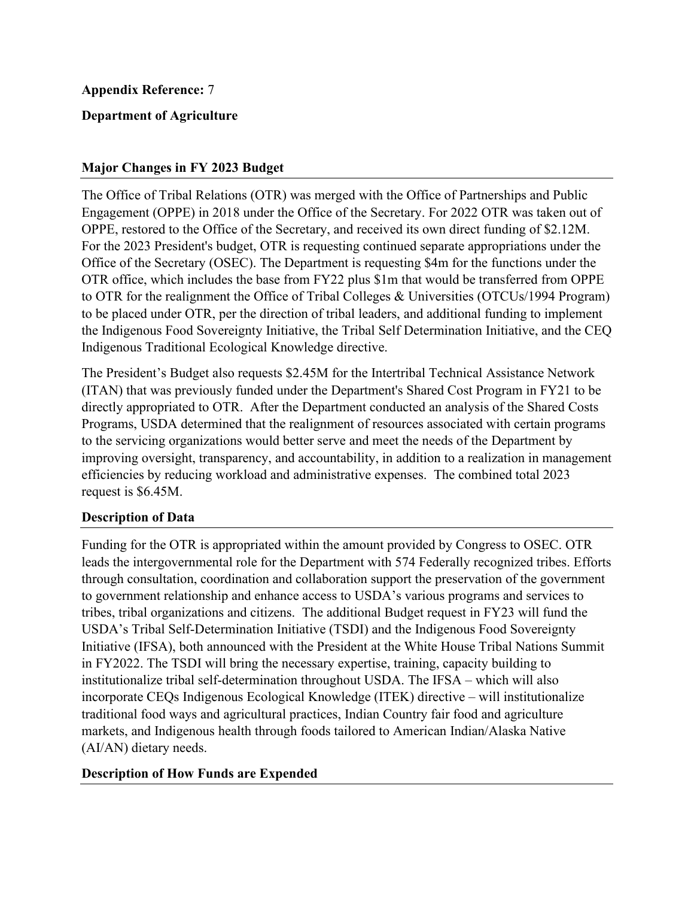**Appendix Reference:** 7

**Department of Agriculture**

## Major Changes in FY 2023 Budget

The Office of Tribal Relations (OTR) was merged with the Office of Partnerships and Public Engagement (OPPE) in 2018 under the Office of the Secretary. For 2022 OTR was taken out of OPPE, restored to the Office of the Secretary, and received its own direct funding of $2.12M. For the 2023 President's budget, OTR is requesting continued separate appropriations under the Office of the Secretary (OSEC). The Department is requesting $4m for the functions under the OTR office, which includes the base from FY22 plus $1m that would be transferred from OPPE to OTR for the realignment the Office of Tribal Colleges & Universities (OTCUs/1994 Program) to be placed under OTR, per the direction of tribal leaders, and additional funding to implement the Indigenous Food Sovereignty Initiative, the Tribal Self Determination Initiative, and the CEQ Indigenous Traditional Ecological Knowledge directive.

The President's Budget also requests $2.45M for the Intertribal Technical Assistance Network (ITAN) that was previously funded under the Department's Shared Cost Program in FY21 to be directly appropriated to OTR. After the Department conducted an analysis of the Shared Costs Programs, USDA determined that the realignment of resources associated with certain programs to the servicing organizations would better serve and meet the needs of the Department by improving oversight, transparency, and accountability, in addition to a realization in management efficiencies by reducing workload and administrative expenses. The combined total 2023 request is $6.45M.

## Description of Data

Funding for the OTR is appropriated within the amount provided by Congress to OSEC. OTR leads the intergovernmental role for the Department with 574 Federally recognized tribes. Efforts through consultation, coordination and collaboration support the preservation of the government to government relationship and enhance access to USDA's various programs and services to tribes, tribal organizations and citizens. The additional Budget request in FY23 will fund the USDA's Tribal Self-Determination Initiative (TSDI) and the Indigenous Food Sovereignty Initiative (IFSA), both announced with the President at the White House Tribal Nations Summit in FY2022. The TSDI will bring the necessary expertise, training, capacity building to institutionalize tribal self-determination throughout USDA. The IFSA – which will also incorporate CEQs Indigenous Ecological Knowledge (ITEK) directive – will institutionalize traditional food ways and agricultural practices, Indian Country fair food and agriculture markets, and Indigenous health through foods tailored to American Indian/Alaska Native (AI/AN) dietary needs.

## Description of How Funds are Expended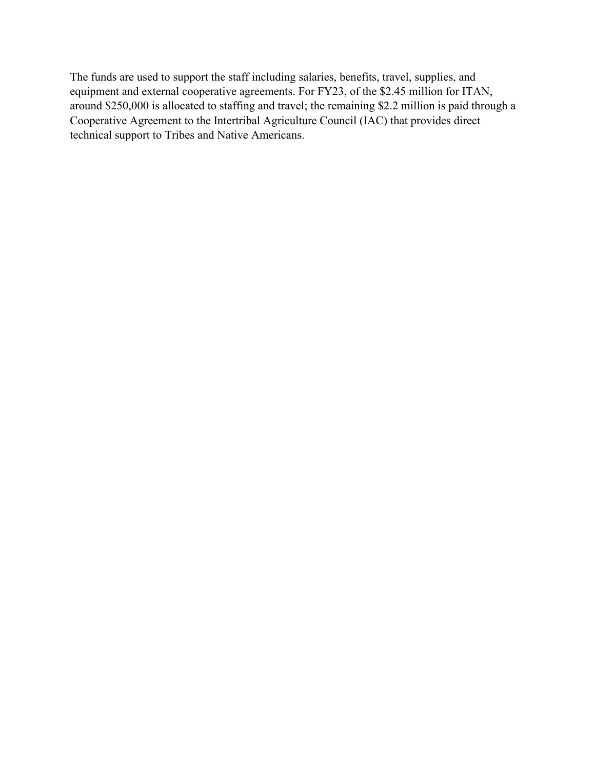The funds are used to support the staff including salaries, benefits, travel, supplies, and equipment and external cooperative agreements. For FY23, of the $2.45 million for ITAN, around $250,000 is allocated to staffing and travel; the remaining $2.2 million is paid through a Cooperative Agreement to the Intertribal Agriculture Council (IAC) that provides direct technical support to Tribes and Native Americans.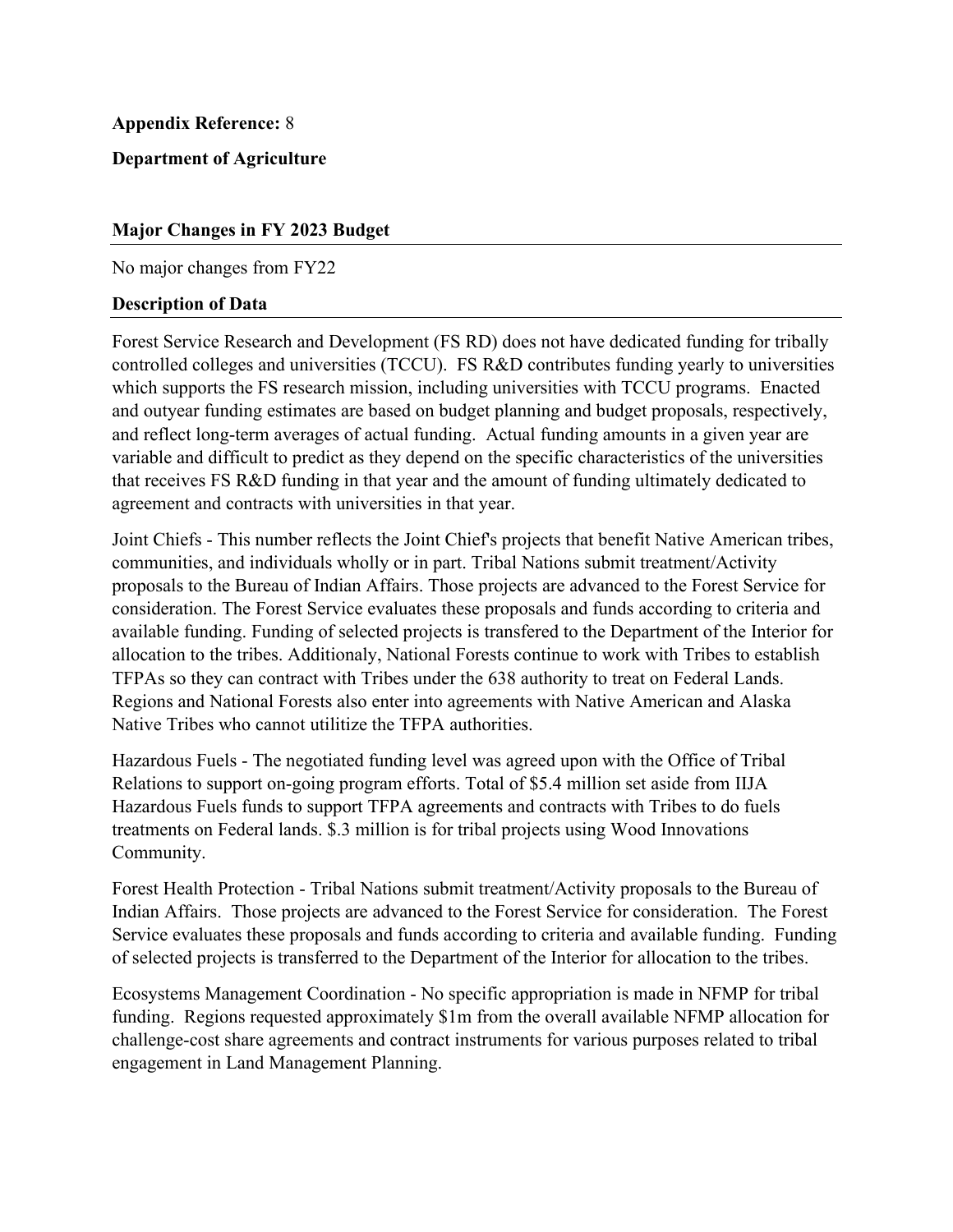**Appendix Reference:** 8

**Department of Agriculture**

## Major Changes in FY 2023 Budget

No major changes from FY22

## Description of Data

Forest Service Research and Development (FS RD) does not have dedicated funding for tribally controlled colleges and universities (TCCU). FS R&D contributes funding yearly to universities which supports the FS research mission, including universities with TCCU programs. Enacted and outyear funding estimates are based on budget planning and budget proposals, respectively, and reflect long-term averages of actual funding. Actual funding amounts in a given year are variable and difficult to predict as they depend on the specific characteristics of the universities that receives FS R&D funding in that year and the amount of funding ultimately dedicated to agreement and contracts with universities in that year.

Joint Chiefs - This number reflects the Joint Chief's projects that benefit Native American tribes, communities, and individuals wholly or in part. Tribal Nations submit treatment/Activity proposals to the Bureau of Indian Affairs. Those projects are advanced to the Forest Service for consideration. The Forest Service evaluates these proposals and funds according to criteria and available funding. Funding of selected projects is transfered to the Department of the Interior for allocation to the tribes. Additionaly, National Forests continue to work with Tribes to establish TFPAs so they can contract with Tribes under the 638 authority to treat on Federal Lands. Regions and National Forests also enter into agreements with Native American and Alaska Native Tribes who cannot utilize the TFPA authorities.

Hazardous Fuels - The negotiated funding level was agreed upon with the Office of Tribal Relations to support on-going program efforts. Total of $5.4 million set aside from IIJA Hazardous Fuels funds to support TFPA agreements and contracts with Tribes to do fuels treatments on Federal lands. $.3 million is for tribal projects using Wood Innovations Community.

Forest Health Protection - Tribal Nations submit treatment/Activity proposals to the Bureau of Indian Affairs. Those projects are advanced to the Forest Service for consideration. The Forest Service evaluates these proposals and funds according to criteria and available funding. Funding of selected projects is transferred to the Department of the Interior for allocation to the tribes.

Ecosystems Management Coordination - No specific appropriation is made in NFMP for tribal funding. Regions requested approximately $1m from the overall available NFMP allocation for challenge-cost share agreements and contract instruments for various purposes related to tribal engagement in Land Management Planning.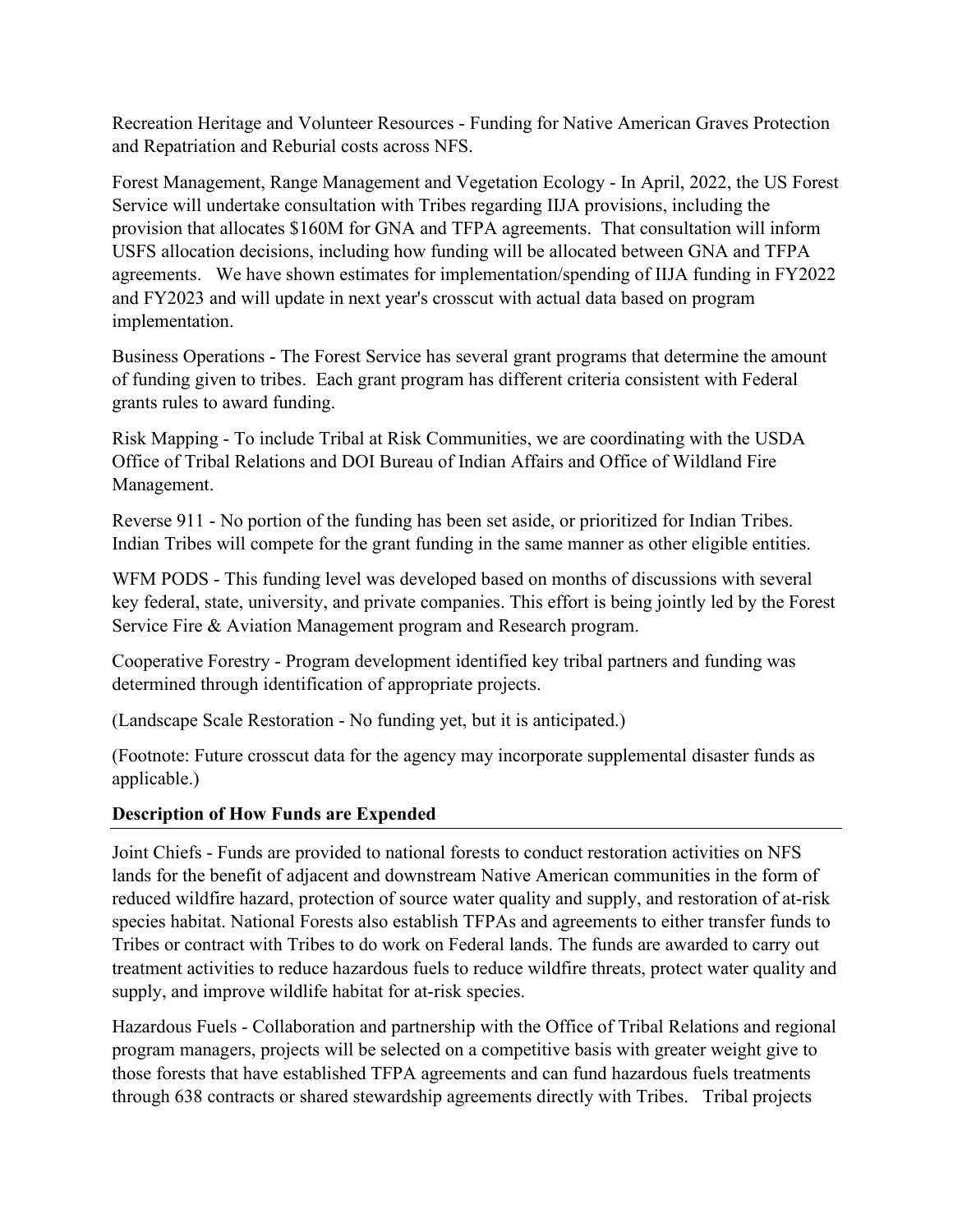Recreation Heritage and Volunteer Resources - Funding for Native American Graves Protection and Repatriation and Reburial costs across NFS.

Forest Management, Range Management and Vegetation Ecology - In April, 2022, the US Forest Service will undertake consultation with Tribes regarding IIJA provisions, including the provision that allocates $160M for GNA and TFPA agreements. That consultation will inform USFS allocation decisions, including how funding will be allocated between GNA and TFPA agreements. We have shown estimates for implementation/spending of IIJA funding in FY2022 and FY2023 and will update in next year's crosscut with actual data based on program implementation.

Business Operations - The Forest Service has several grant programs that determine the amount of funding given to tribes. Each grant program has different criteria consistent with Federal grants rules to award funding.

Risk Mapping - To include Tribal at Risk Communities, we are coordinating with the USDA Office of Tribal Relations and DOI Bureau of Indian Affairs and Office of Wildland Fire Management.

Reverse 911 - No portion of the funding has been set aside, or prioritized for Indian Tribes. Indian Tribes will compete for the grant funding in the same manner as other eligible entities.

WFM PODS - This funding level was developed based on months of discussions with several key federal, state, university, and private companies. This effort is being jointly led by the Forest Service Fire & Aviation Management program and Research program.

Cooperative Forestry - Program development identified key tribal partners and funding was determined through identification of appropriate projects.

(Landscape Scale Restoration - No funding yet, but it is anticipated.)

(Footnote: Future crosscut data for the agency may incorporate supplemental disaster funds as applicable.)

**Description of How Funds are Expended**

Joint Chiefs - Funds are provided to national forests to conduct restoration activities on NFS lands for the benefit of adjacent and downstream Native American communities in the form of reduced wildfire hazard, protection of source water quality and supply, and restoration of at-risk species habitat. National Forests also establish TFPAs and agreements to either transfer funds to Tribes or contract with Tribes to do work on Federal lands. The funds are awarded to carry out treatment activities to reduce hazardous fuels to reduce wildfire threats, protect water quality and supply, and improve wildlife habitat for at-risk species.

Hazardous Fuels - Collaboration and partnership with the Office of Tribal Relations and regional program managers, projects will be selected on a competitive basis with greater weight give to those forests that have established TFPA agreements and can fund hazardous fuels treatments through 638 contracts or shared stewardship agreements directly with Tribes. Tribal projects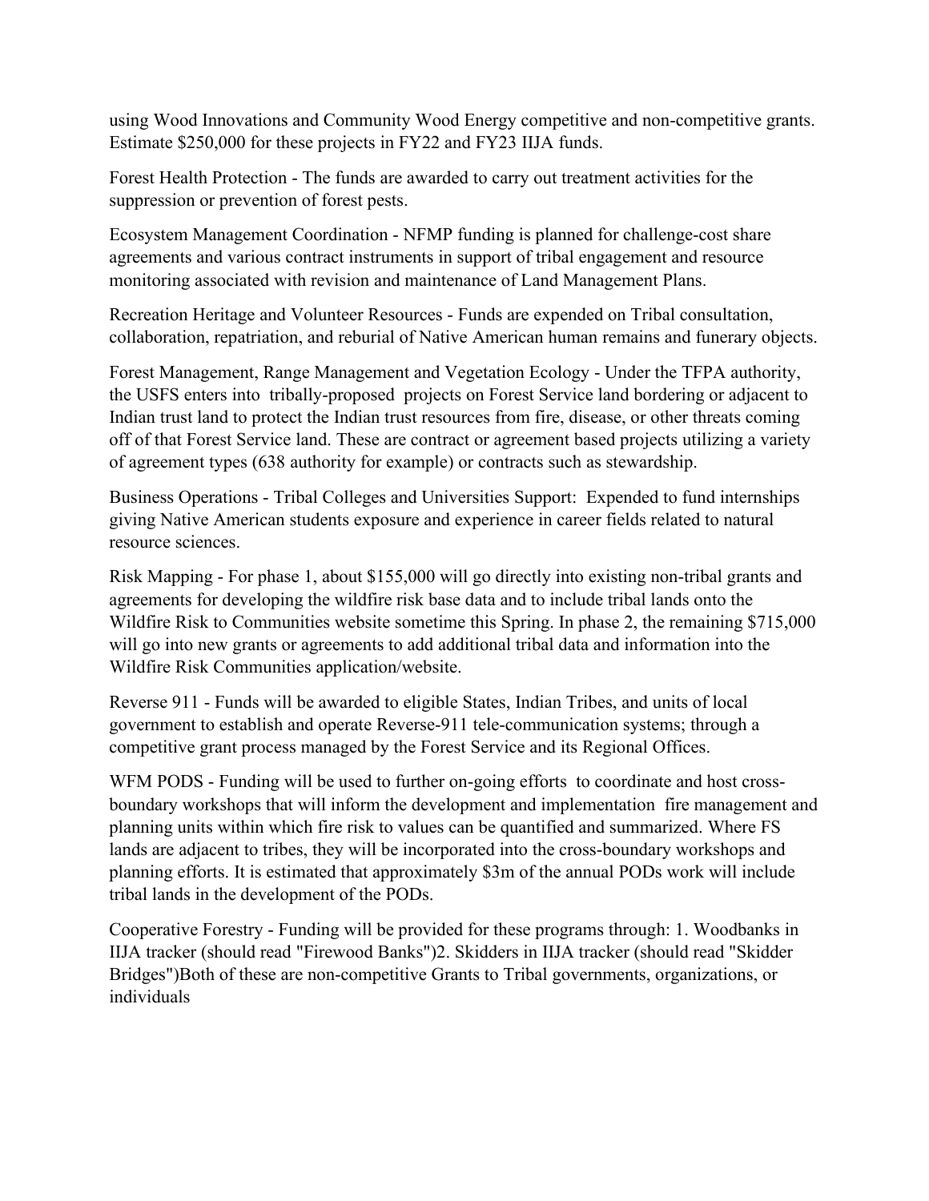using Wood Innovations and Community Wood Energy competitive and non-competitive grants. Estimate $250,000 for these projects in FY22 and FY23 IIJA funds.

Forest Health Protection - The funds are awarded to carry out treatment activities for the suppression or prevention of forest pests.

Ecosystem Management Coordination - NFMP funding is planned for challenge-cost share agreements and various contract instruments in support of tribal engagement and resource monitoring associated with revision and maintenance of Land Management Plans.

Recreation Heritage and Volunteer Resources - Funds are expended on Tribal consultation, collaboration, repatriation, and reburial of Native American human remains and funerary objects.

Forest Management, Range Management and Vegetation Ecology - Under the TFPA authority, the USFS enters into tribally-proposed projects on Forest Service land bordering or adjacent to Indian trust land to protect the Indian trust resources from fire, disease, or other threats coming off of that Forest Service land. These are contract or agreement based projects utilizing a variety of agreement types (638 authority for example) or contracts such as stewardship.

Business Operations - Tribal Colleges and Universities Support: Expended to fund internships giving Native American students exposure and experience in career fields related to natural resource sciences.

Risk Mapping - For phase 1, about $155,000 will go directly into existing non-tribal grants and agreements for developing the wildfire risk base data and to include tribal lands onto the Wildfire Risk to Communities website sometime this Spring. In phase 2, the remaining $715,000 will go into new grants or agreements to add additional tribal data and information into the Wildfire Risk Communities application/website.

Reverse 911 - Funds will be awarded to eligible States, Indian Tribes, and units of local government to establish and operate Reverse-911 tele-communication systems; through a competitive grant process managed by the Forest Service and its Regional Offices.

WFM PODS - Funding will be used to further on-going efforts to coordinate and host cross-boundary workshops that will inform the development and implementation fire management and planning units within which fire risk to values can be quantified and summarized. Where FS lands are adjacent to tribes, they will be incorporated into the cross-boundary workshops and planning efforts. It is estimated that approximately $3m of the annual PODs work will include tribal lands in the development of the PODs.

Cooperative Forestry - Funding will be provided for these programs through: 1. Woodbanks in IIJA tracker (should read "Firewood Banks")2. Skidders in IIJA tracker (should read "Skidder Bridges")Both of these are non-competitive Grants to Tribal governments, organizations, or individuals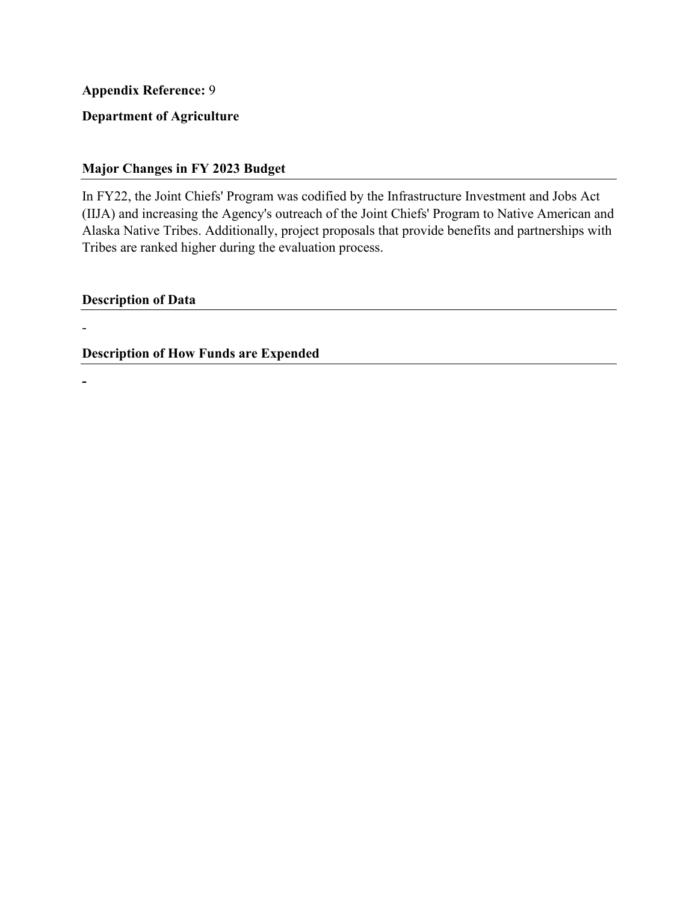**Appendix Reference:** 9

**Department of Agriculture**

## Major Changes in FY 2023 Budget

In FY22, the Joint Chiefs' Program was codified by the Infrastructure Investment and Jobs Act (IIJA) and increasing the Agency's outreach of the Joint Chiefs' Program to Native American and Alaska Native Tribes. Additionally, project proposals that provide benefits and partnerships with Tribes are ranked higher during the evaluation process.

## Description of Data

-

## Description of How Funds are Expended

**-**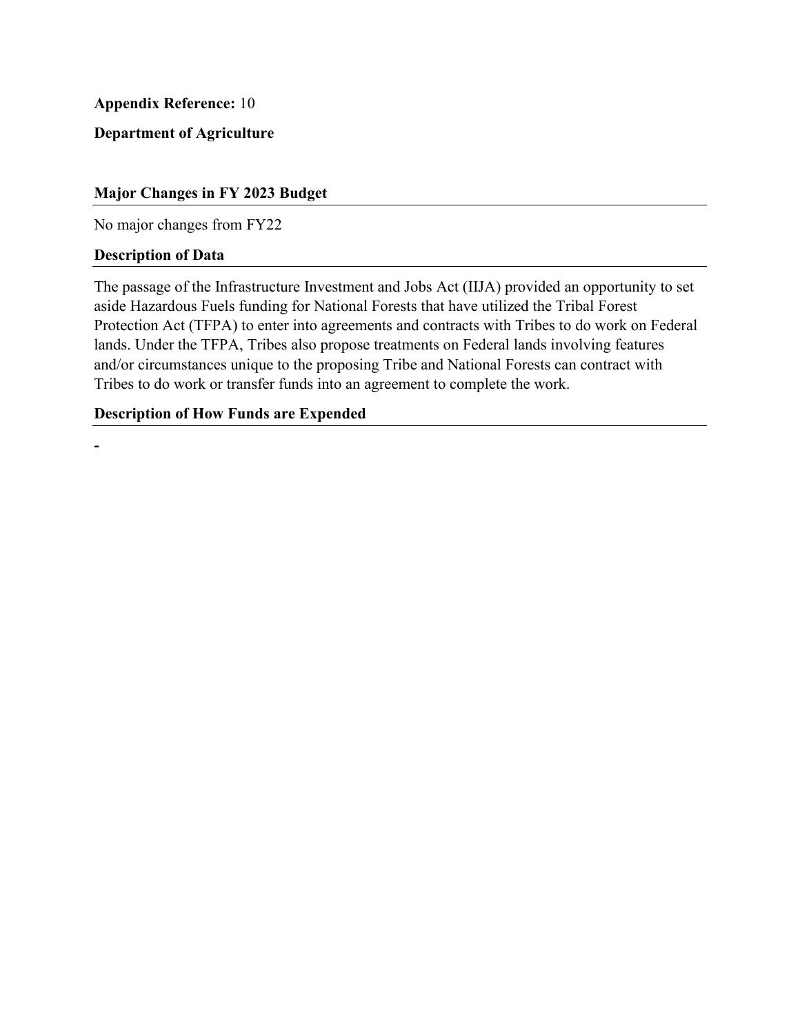**Appendix Reference:** 10

**Department of Agriculture**

## Major Changes in FY 2023 Budget

No major changes from FY22

## Description of Data

The passage of the Infrastructure Investment and Jobs Act (IIJA) provided an opportunity to set aside Hazardous Fuels funding for National Forests that have utilized the Tribal Forest Protection Act (TFPA) to enter into agreements and contracts with Tribes to do work on Federal lands. Under the TFPA, Tribes also propose treatments on Federal lands involving features and/or circumstances unique to the proposing Tribe and National Forests can contract with Tribes to do work or transfer funds into an agreement to complete the work.

## Description of How Funds are Expended

-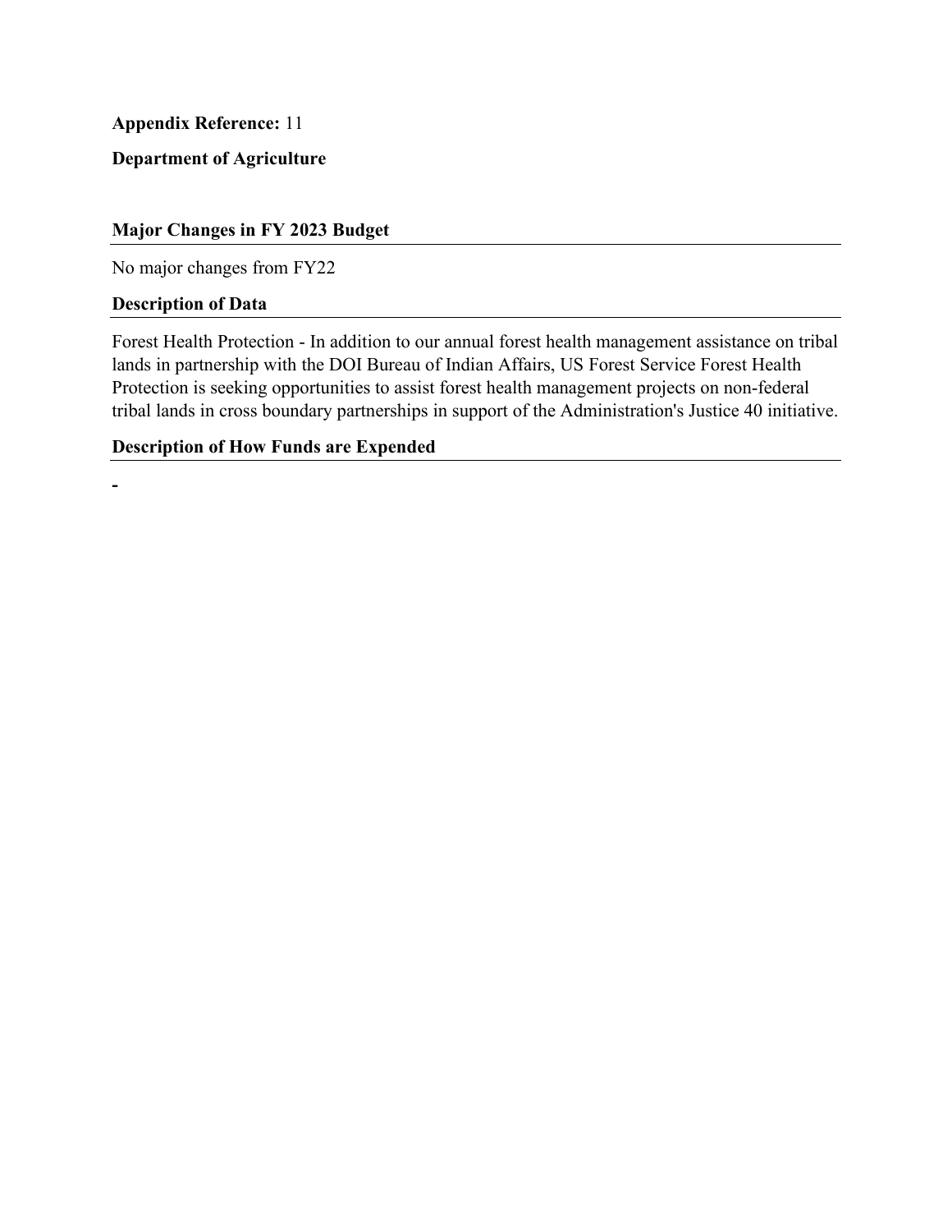**Appendix Reference:** 11

**Department of Agriculture**

### Major Changes in FY 2023 Budget

No major changes from FY22

### Description of Data

Forest Health Protection - In addition to our annual forest health management assistance on tribal lands in partnership with the DOI Bureau of Indian Affairs, US Forest Service Forest Health Protection is seeking opportunities to assist forest health management projects on non-federal tribal lands in cross boundary partnerships in support of the Administration's Justice 40 initiative.

### Description of How Funds are Expended

-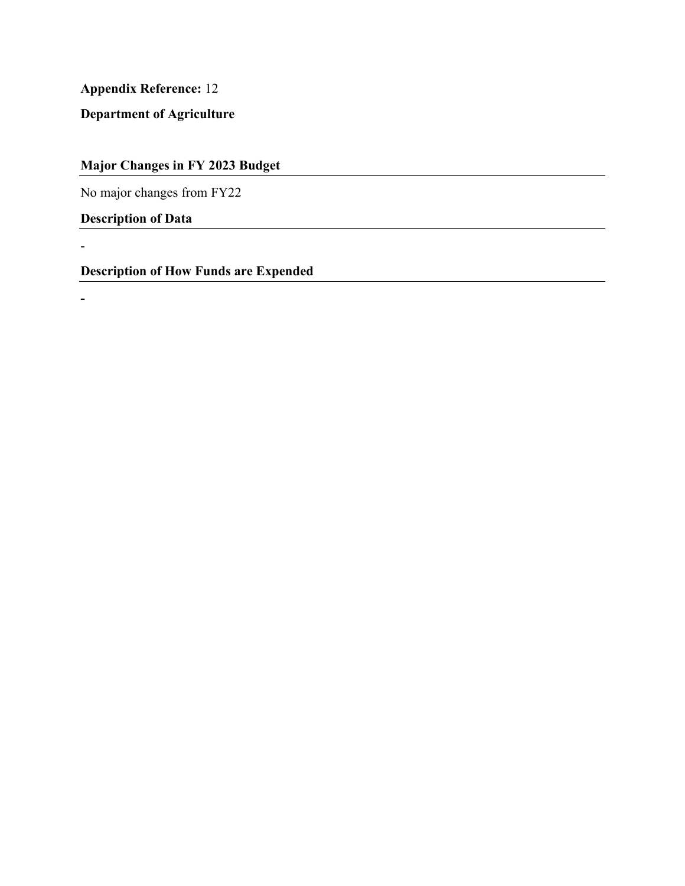**Appendix Reference:** 12

**Department of Agriculture**

## Major Changes in FY 2023 Budget

No major changes from FY22

## Description of Data

-

## Description of How Funds are Expended

**-**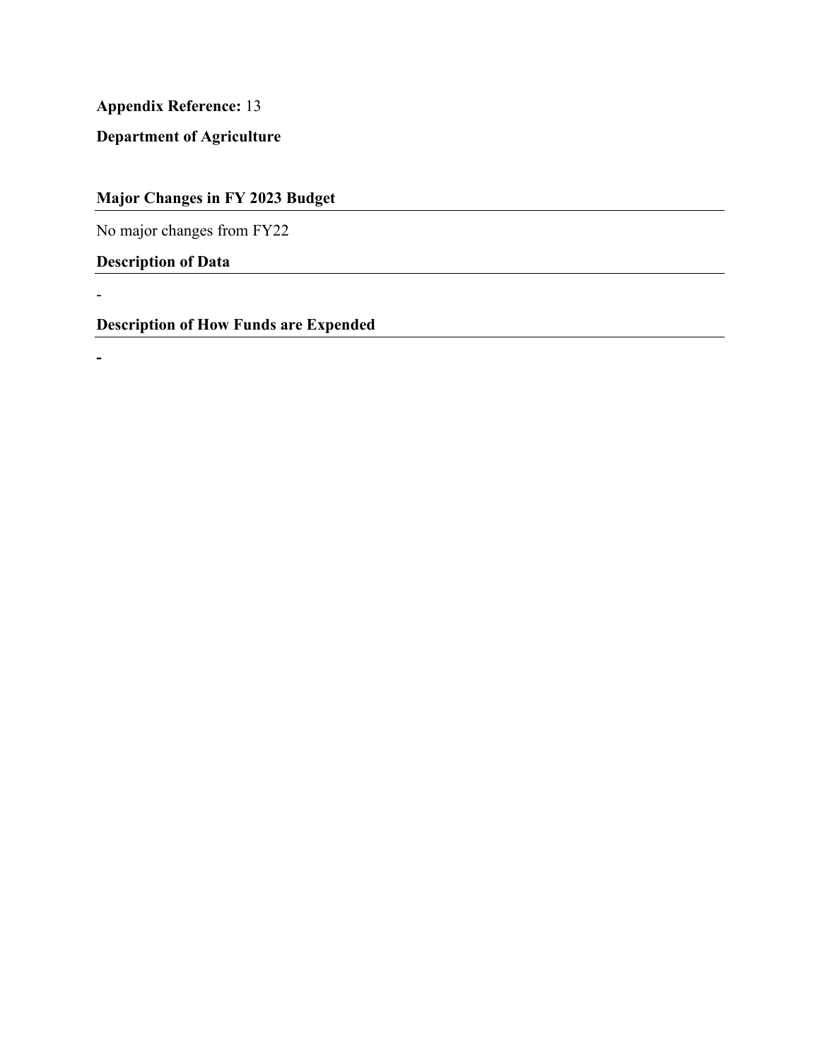**Appendix Reference:** 13

**Department of Agriculture**

## Major Changes in FY 2023 Budget

No major changes from FY22

## Description of Data

-

## Description of How Funds are Expended

**-**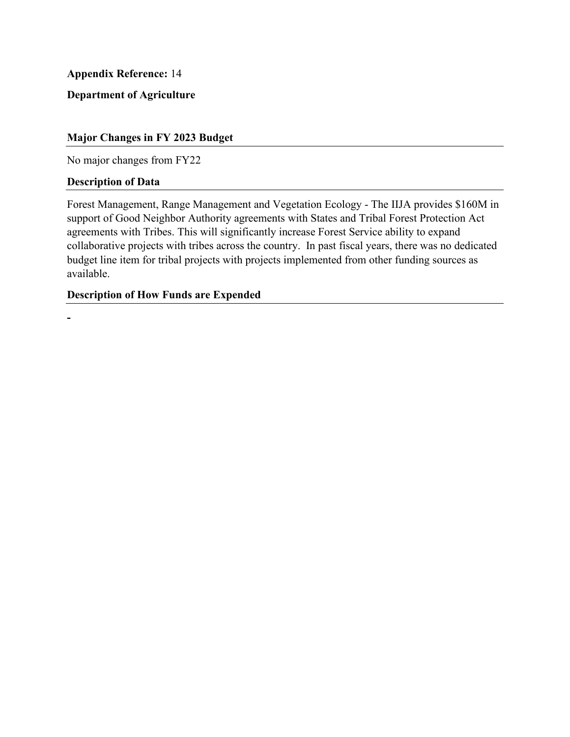**Appendix Reference:** 14

**Department of Agriculture**

### Major Changes in FY 2023 Budget

No major changes from FY22

### Description of Data

Forest Management, Range Management and Vegetation Ecology - The IIJA provides $160M in support of Good Neighbor Authority agreements with States and Tribal Forest Protection Act agreements with Tribes. This will significantly increase Forest Service ability to expand collaborative projects with tribes across the country.  In past fiscal years, there was no dedicated budget line item for tribal projects with projects implemented from other funding sources as available.

### Description of How Funds are Expended

-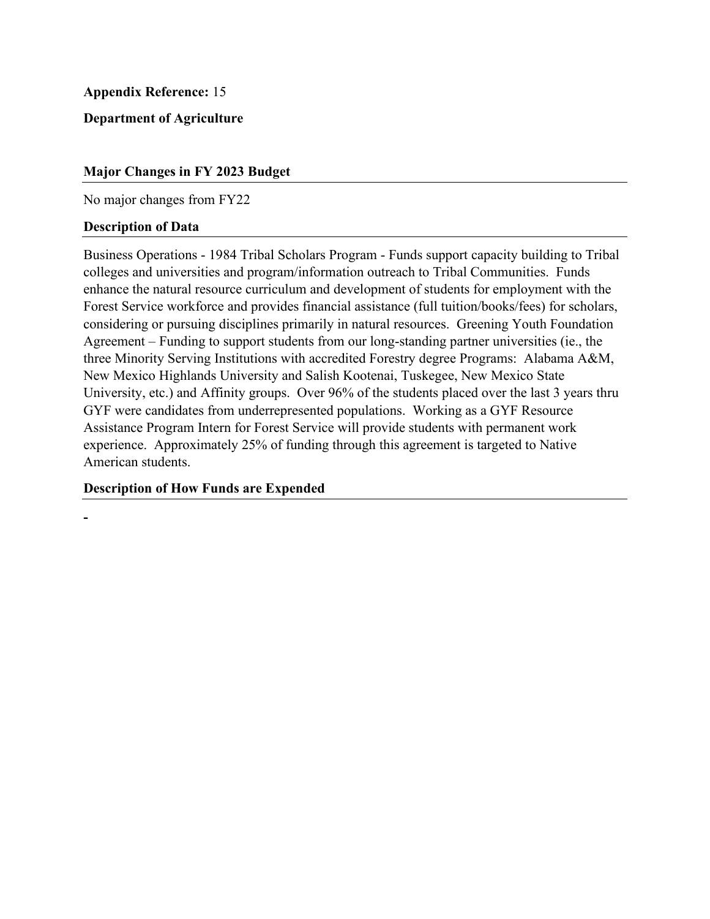**Appendix Reference:** 15

**Department of Agriculture**

## Major Changes in FY 2023 Budget

No major changes from FY22

## Description of Data

Business Operations - 1984 Tribal Scholars Program - Funds support capacity building to Tribal colleges and universities and program/information outreach to Tribal Communities. Funds enhance the natural resource curriculum and development of students for employment with the Forest Service workforce and provides financial assistance (full tuition/books/fees) for scholars, considering or pursuing disciplines primarily in natural resources. Greening Youth Foundation Agreement – Funding to support students from our long-standing partner universities (ie., the three Minority Serving Institutions with accredited Forestry degree Programs: Alabama A&M, New Mexico Highlands University and Salish Kootenai, Tuskegee, New Mexico State University, etc.) and Affinity groups. Over 96% of the students placed over the last 3 years thru GYF were candidates from underrepresented populations. Working as a GYF Resource Assistance Program Intern for Forest Service will provide students with permanent work experience. Approximately 25% of funding through this agreement is targeted to Native American students.

## Description of How Funds are Expended

-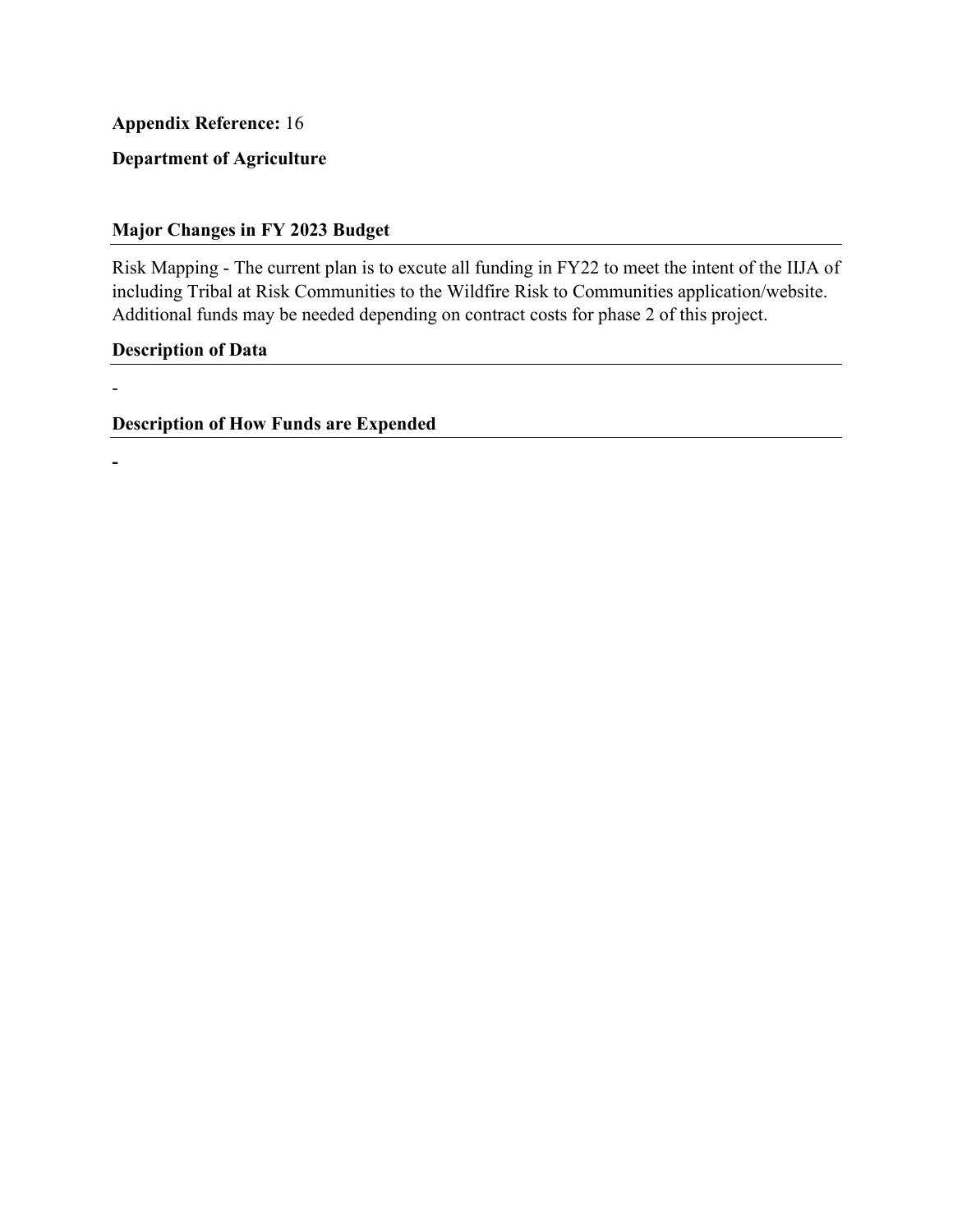**Appendix Reference:** 16

**Department of Agriculture**

## Major Changes in FY 2023 Budget

Risk Mapping - The current plan is to excute all funding in FY22 to meet the intent of the IIJA of including Tribal at Risk Communities to the Wildfire Risk to Communities application/website. Additional funds may be needed depending on contract costs for phase 2 of this project.

## Description of Data

-

## Description of How Funds are Expended

**-**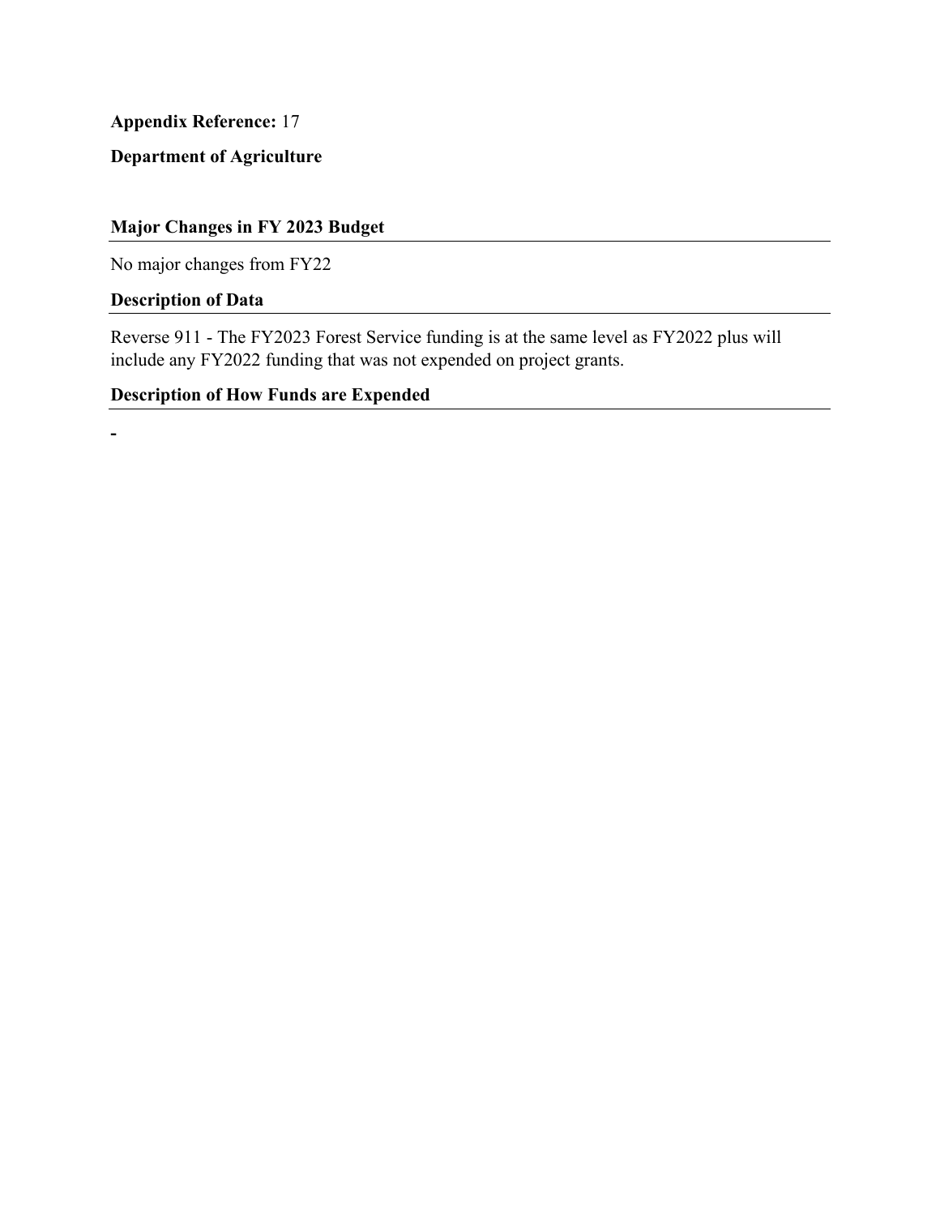**Appendix Reference:** 17

**Department of Agriculture**

### Major Changes in FY 2023 Budget

No major changes from FY22

### Description of Data

Reverse 911 - The FY2023 Forest Service funding is at the same level as FY2022 plus will include any FY2022 funding that was not expended on project grants.

### Description of How Funds are Expended

**-**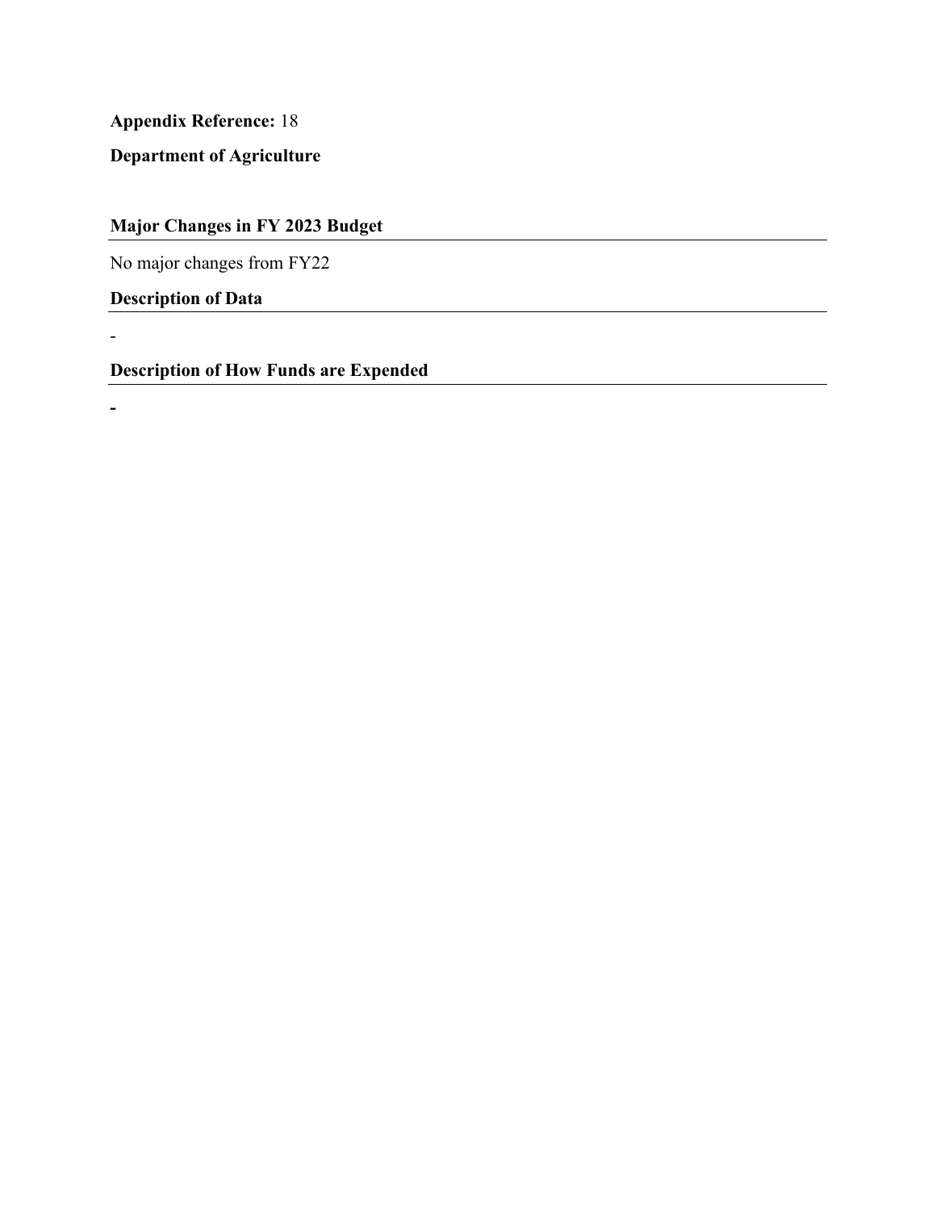**Appendix Reference:** 18

**Department of Agriculture**

## Major Changes in FY 2023 Budget

No major changes from FY22

## Description of Data

-

## Description of How Funds are Expended

**-**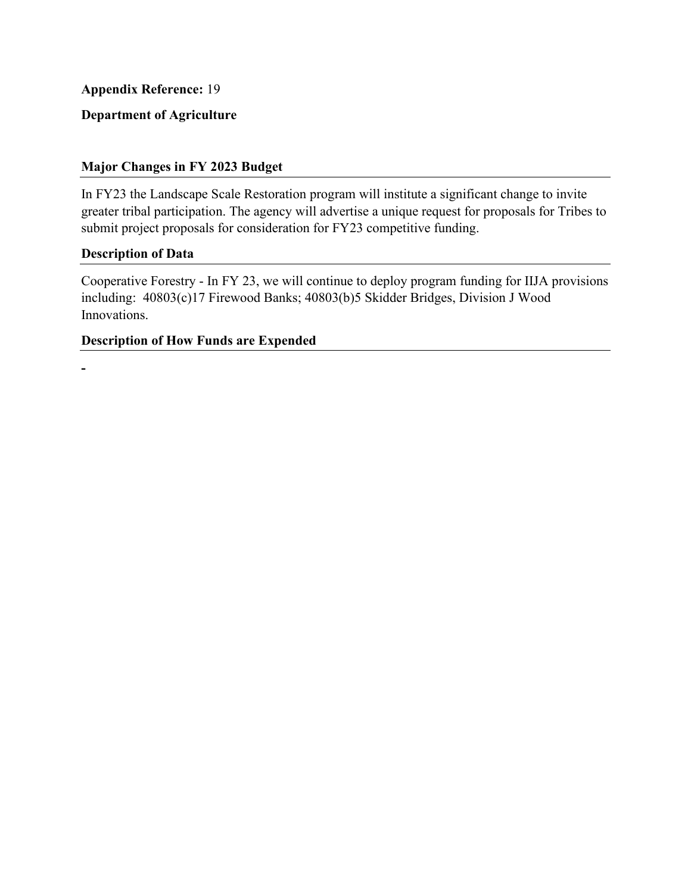**Appendix Reference:** 19

**Department of Agriculture**

### Major Changes in FY 2023 Budget

In FY23 the Landscape Scale Restoration program will institute a significant change to invite greater tribal participation. The agency will advertise a unique request for proposals for Tribes to submit project proposals for consideration for FY23 competitive funding.

### Description of Data

Cooperative Forestry - In FY 23, we will continue to deploy program funding for IIJA provisions including: 40803(c)17 Firewood Banks; 40803(b)5 Skidder Bridges, Division J Wood Innovations.

### Description of How Funds are Expended

-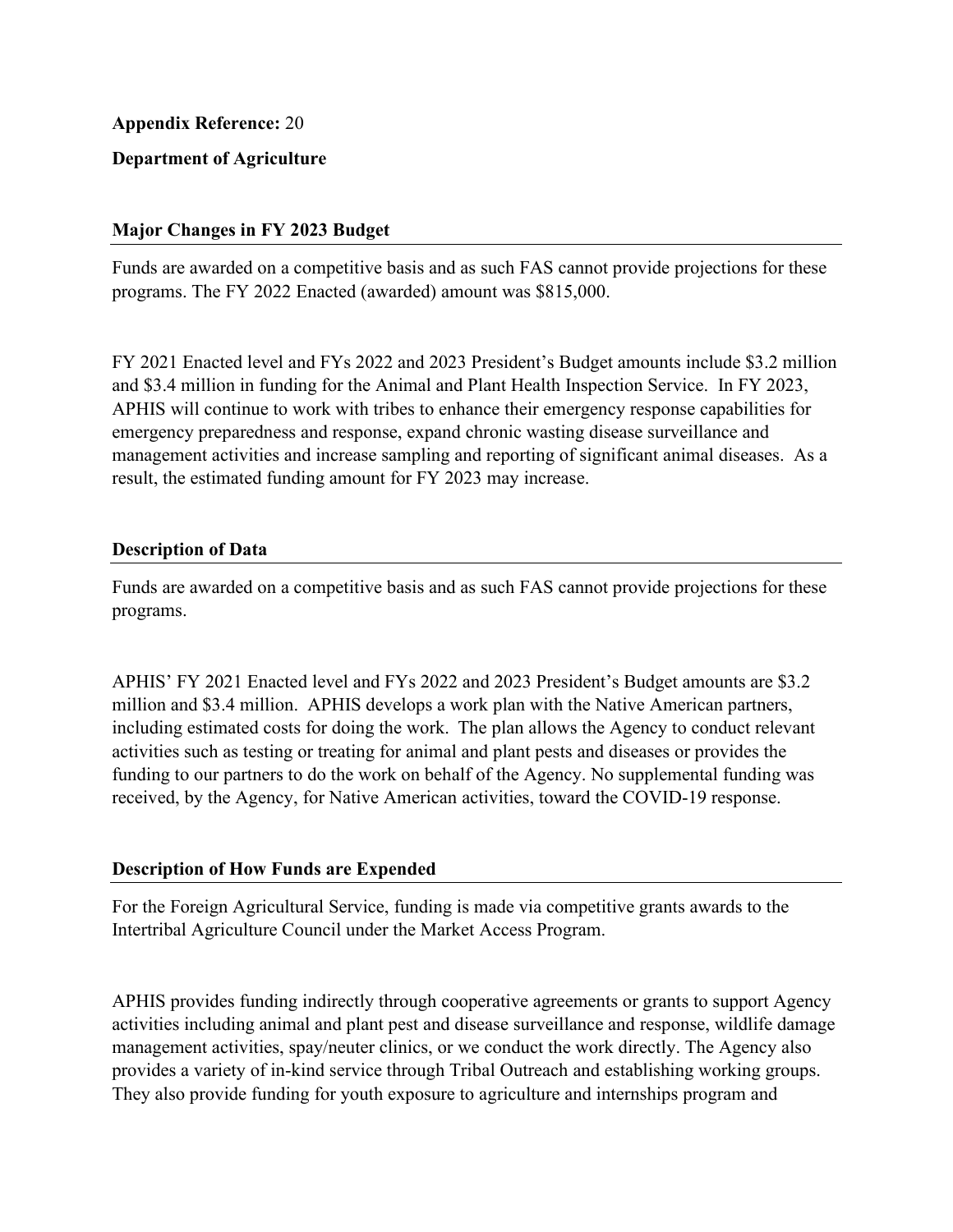**Appendix Reference:** 20

**Department of Agriculture**

**Major Changes in FY 2023 Budget**

Funds are awarded on a competitive basis and as such FAS cannot provide projections for these programs. The FY 2022 Enacted (awarded) amount was $815,000.

FY 2021 Enacted level and FYs 2022 and 2023 President's Budget amounts include $3.2 million and $3.4 million in funding for the Animal and Plant Health Inspection Service. In FY 2023, APHIS will continue to work with tribes to enhance their emergency response capabilities for emergency preparedness and response, expand chronic wasting disease surveillance and management activities and increase sampling and reporting of significant animal diseases. As a result, the estimated funding amount for FY 2023 may increase.

**Description of Data**

Funds are awarded on a competitive basis and as such FAS cannot provide projections for these programs.

APHIS' FY 2021 Enacted level and FYs 2022 and 2023 President's Budget amounts are $3.2 million and $3.4 million. APHIS develops a work plan with the Native American partners, including estimated costs for doing the work. The plan allows the Agency to conduct relevant activities such as testing or treating for animal and plant pests and diseases or provides the funding to our partners to do the work on behalf of the Agency. No supplemental funding was received, by the Agency, for Native American activities, toward the COVID-19 response.

**Description of How Funds are Expended**

For the Foreign Agricultural Service, funding is made via competitive grants awards to the Intertribal Agriculture Council under the Market Access Program.

APHIS provides funding indirectly through cooperative agreements or grants to support Agency activities including animal and plant pest and disease surveillance and response, wildlife damage management activities, spay/neuter clinics, or we conduct the work directly. The Agency also provides a variety of in-kind service through Tribal Outreach and establishing working groups. They also provide funding for youth exposure to agriculture and internships program and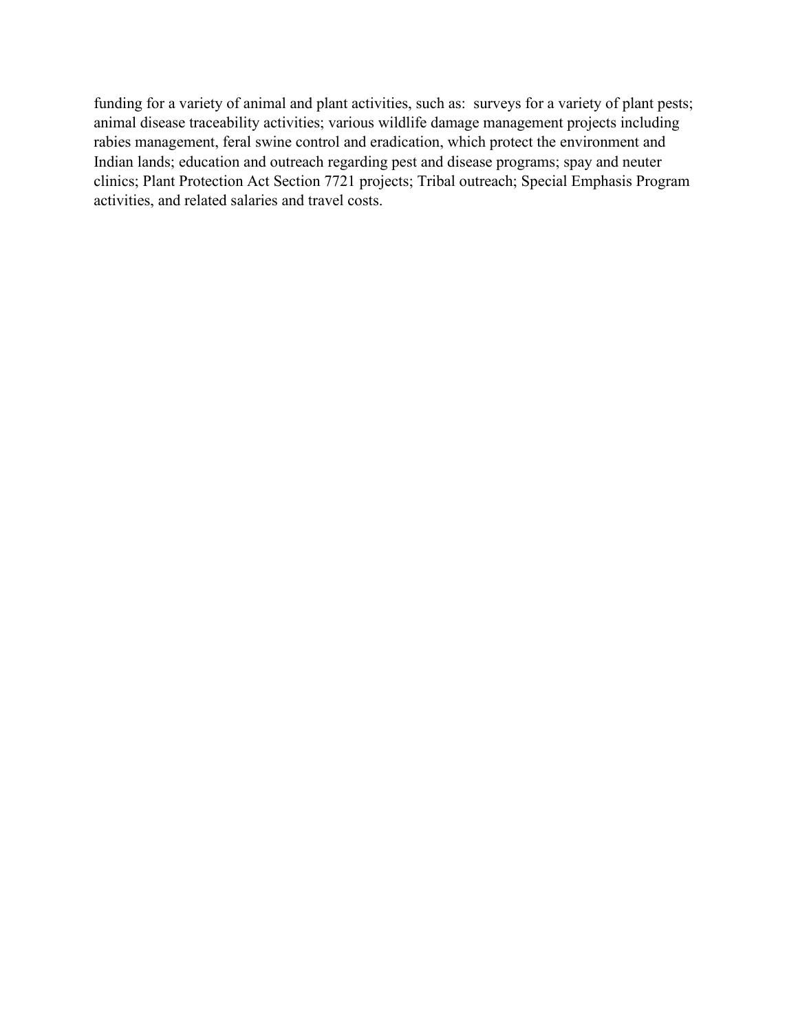funding for a variety of animal and plant activities, such as: surveys for a variety of plant pests; animal disease traceability activities; various wildlife damage management projects including rabies management, feral swine control and eradication, which protect the environment and Indian lands; education and outreach regarding pest and disease programs; spay and neuter clinics; Plant Protection Act Section 7721 projects; Tribal outreach; Special Emphasis Program activities, and related salaries and travel costs.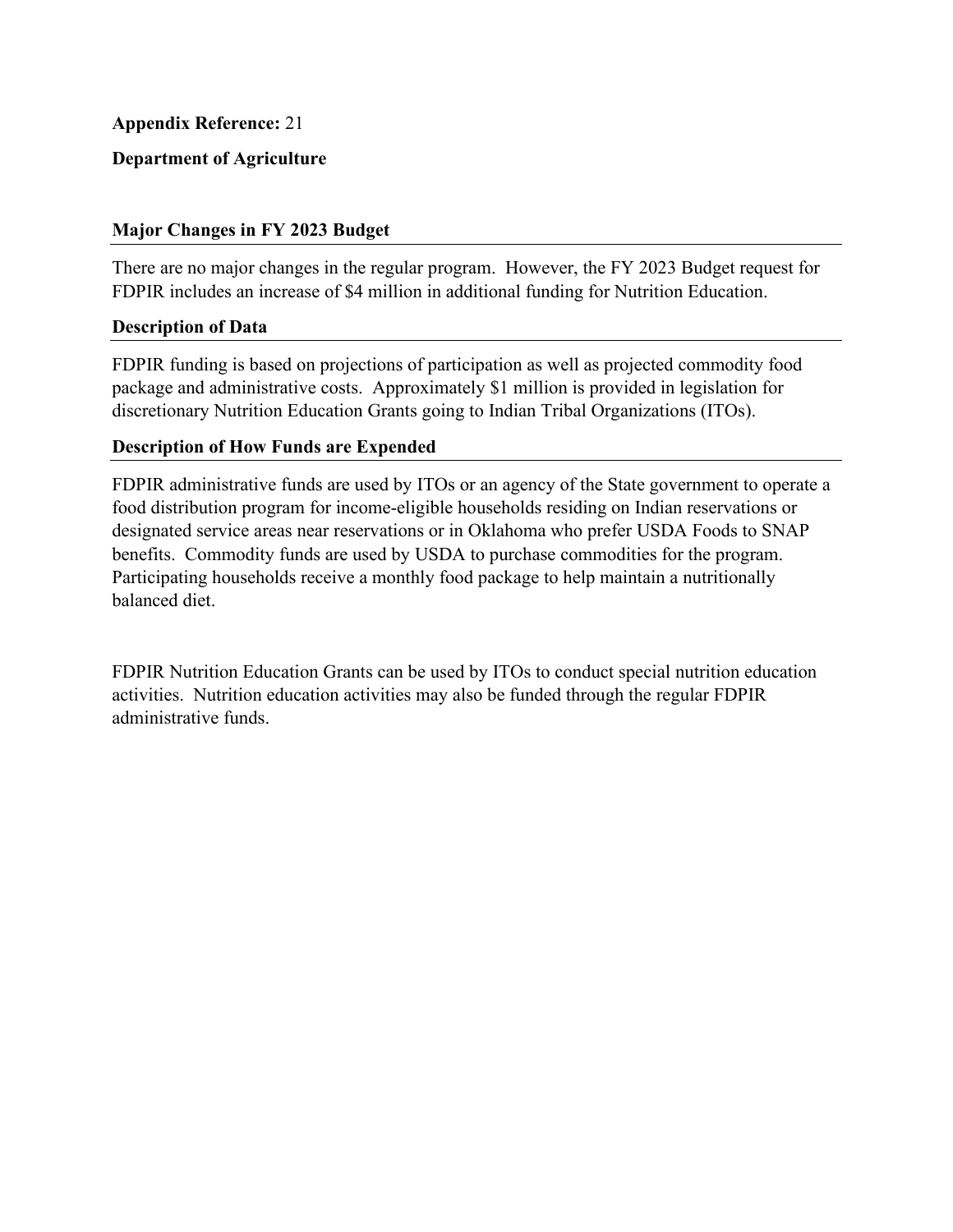**Appendix Reference:** 21

**Department of Agriculture**

## Major Changes in FY 2023 Budget

There are no major changes in the regular program. However, the FY 2023 Budget request for FDPIR includes an increase of $4 million in additional funding for Nutrition Education.

## Description of Data

FDPIR funding is based on projections of participation as well as projected commodity food package and administrative costs. Approximately $1 million is provided in legislation for discretionary Nutrition Education Grants going to Indian Tribal Organizations (ITOs).

## Description of How Funds are Expended

FDPIR administrative funds are used by ITOs or an agency of the State government to operate a food distribution program for income-eligible households residing on Indian reservations or designated service areas near reservations or in Oklahoma who prefer USDA Foods to SNAP benefits. Commodity funds are used by USDA to purchase commodities for the program. Participating households receive a monthly food package to help maintain a nutritionally balanced diet.

FDPIR Nutrition Education Grants can be used by ITOs to conduct special nutrition education activities. Nutrition education activities may also be funded through the regular FDPIR administrative funds.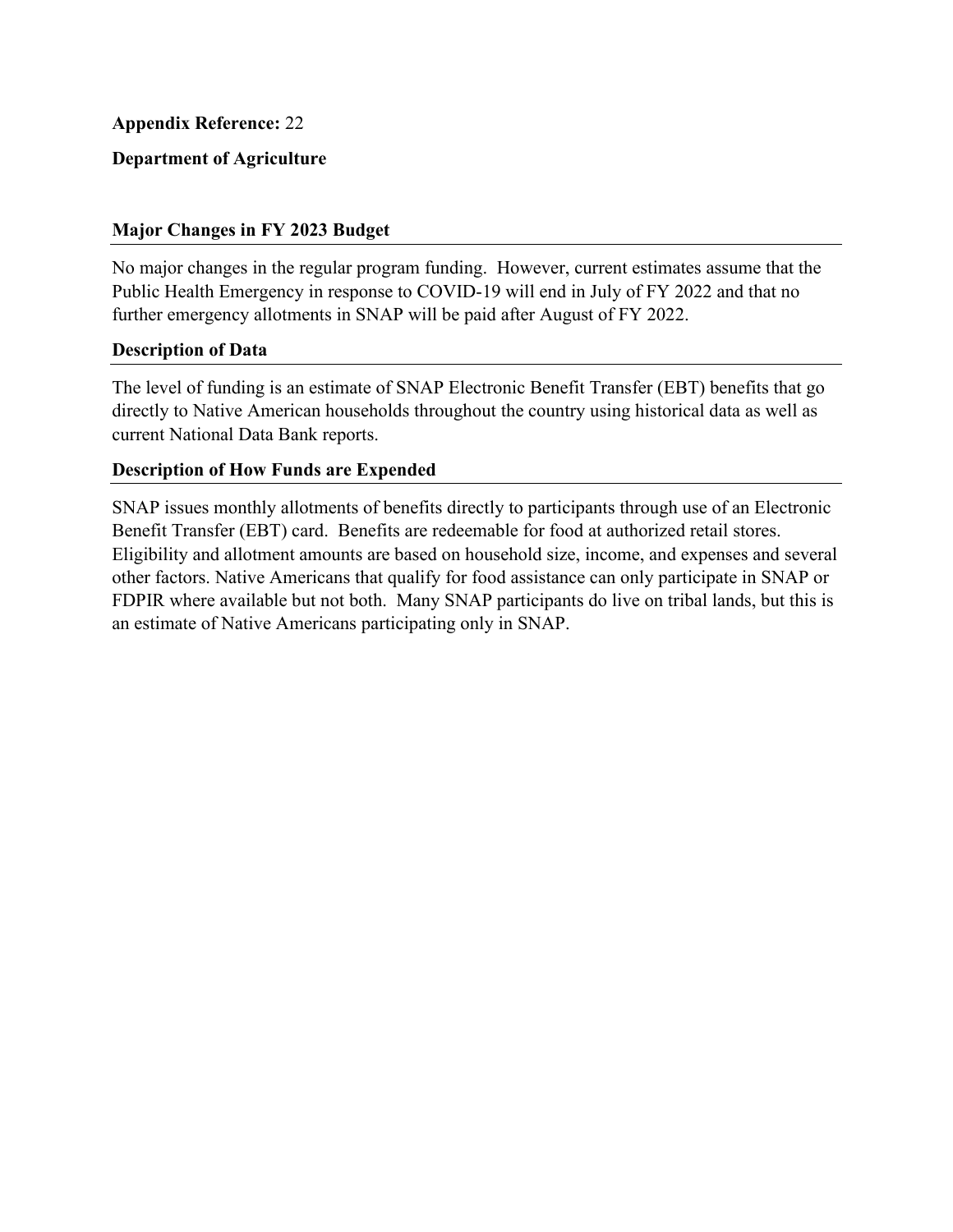**Appendix Reference:** 22

**Department of Agriculture**

### Major Changes in FY 2023 Budget

No major changes in the regular program funding. However, current estimates assume that the Public Health Emergency in response to COVID-19 will end in July of FY 2022 and that no further emergency allotments in SNAP will be paid after August of FY 2022.

### Description of Data

The level of funding is an estimate of SNAP Electronic Benefit Transfer (EBT) benefits that go directly to Native American households throughout the country using historical data as well as current National Data Bank reports.

### Description of How Funds are Expended

SNAP issues monthly allotments of benefits directly to participants through use of an Electronic Benefit Transfer (EBT) card. Benefits are redeemable for food at authorized retail stores. Eligibility and allotment amounts are based on household size, income, and expenses and several other factors. Native Americans that qualify for food assistance can only participate in SNAP or FDPIR where available but not both. Many SNAP participants do live on tribal lands, but this is an estimate of Native Americans participating only in SNAP.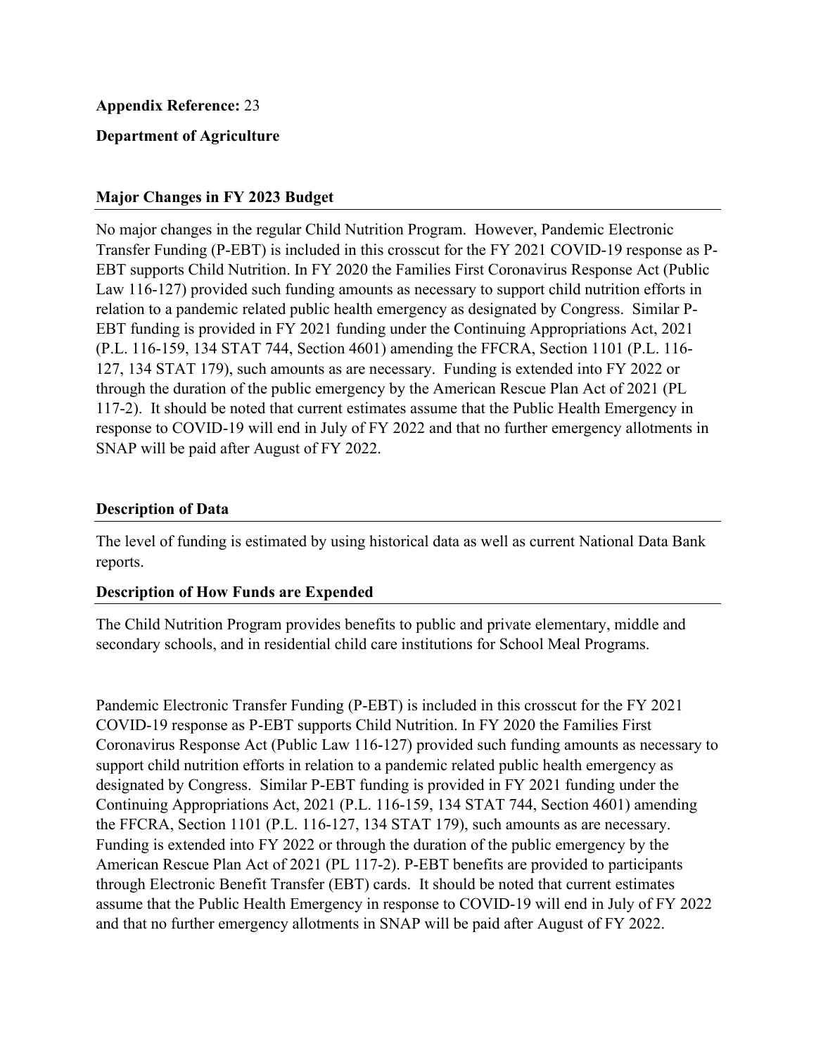**Appendix Reference:** 23

**Department of Agriculture**

## Major Changes in FY 2023 Budget

No major changes in the regular Child Nutrition Program. However, Pandemic Electronic Transfer Funding (P-EBT) is included in this crosscut for the FY 2021 COVID-19 response as P-EBT supports Child Nutrition. In FY 2020 the Families First Coronavirus Response Act (Public Law 116-127) provided such funding amounts as necessary to support child nutrition efforts in relation to a pandemic related public health emergency as designated by Congress. Similar P-EBT funding is provided in FY 2021 funding under the Continuing Appropriations Act, 2021 (P.L. 116-159, 134 STAT 744, Section 4601) amending the FFCRA, Section 1101 (P.L. 116-127, 134 STAT 179), such amounts as are necessary. Funding is extended into FY 2022 or through the duration of the public emergency by the American Rescue Plan Act of 2021 (PL 117-2). It should be noted that current estimates assume that the Public Health Emergency in response to COVID-19 will end in July of FY 2022 and that no further emergency allotments in SNAP will be paid after August of FY 2022.

## Description of Data

The level of funding is estimated by using historical data as well as current National Data Bank reports.

## Description of How Funds are Expended

The Child Nutrition Program provides benefits to public and private elementary, middle and secondary schools, and in residential child care institutions for School Meal Programs.

Pandemic Electronic Transfer Funding (P-EBT) is included in this crosscut for the FY 2021 COVID-19 response as P-EBT supports Child Nutrition. In FY 2020 the Families First Coronavirus Response Act (Public Law 116-127) provided such funding amounts as necessary to support child nutrition efforts in relation to a pandemic related public health emergency as designated by Congress. Similar P-EBT funding is provided in FY 2021 funding under the Continuing Appropriations Act, 2021 (P.L. 116-159, 134 STAT 744, Section 4601) amending the FFCRA, Section 1101 (P.L. 116-127, 134 STAT 179), such amounts as are necessary. Funding is extended into FY 2022 or through the duration of the public emergency by the American Rescue Plan Act of 2021 (PL 117-2). P-EBT benefits are provided to participants through Electronic Benefit Transfer (EBT) cards. It should be noted that current estimates assume that the Public Health Emergency in response to COVID-19 will end in July of FY 2022 and that no further emergency allotments in SNAP will be paid after August of FY 2022.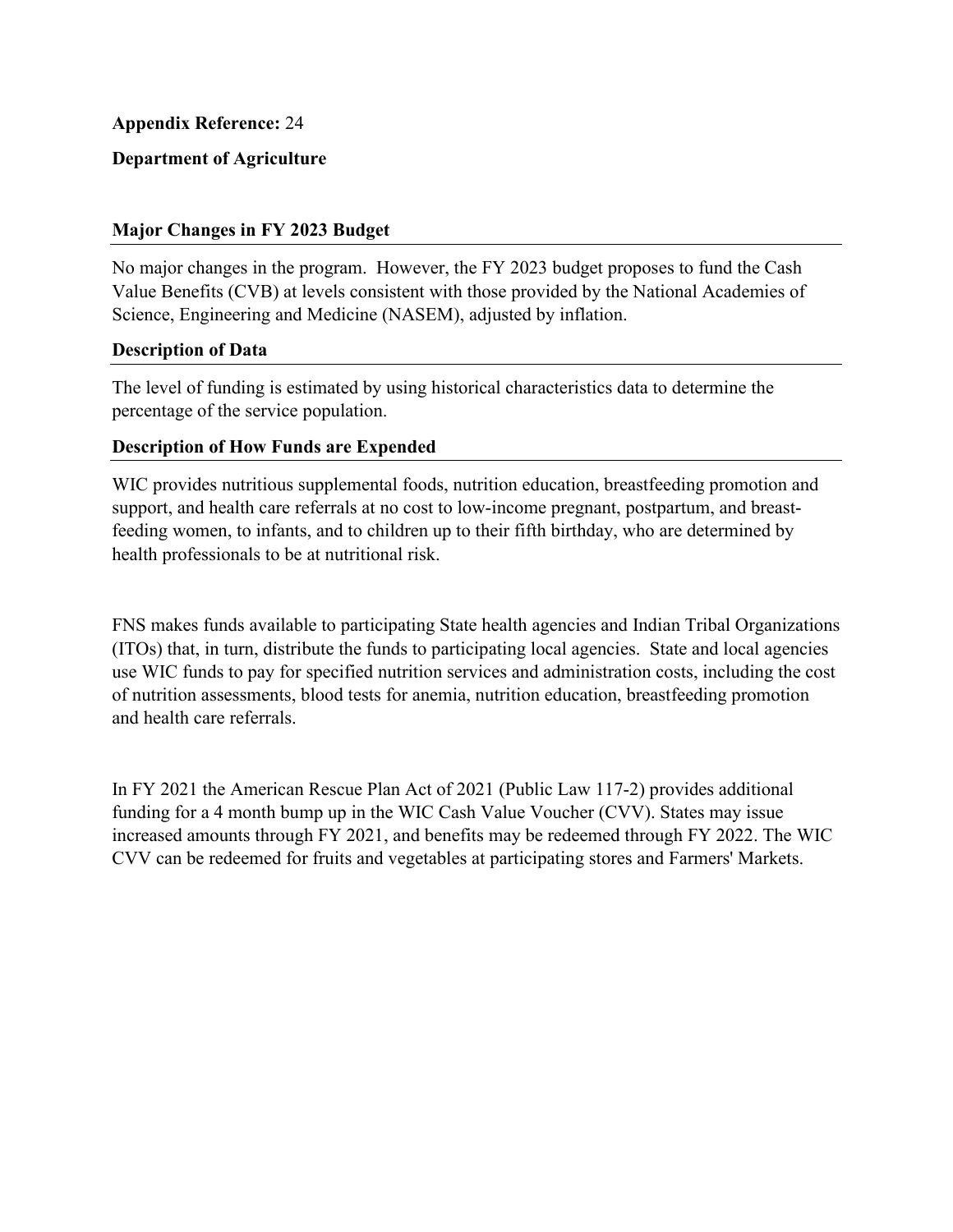**Appendix Reference:** 24

**Department of Agriculture**

### Major Changes in FY 2023 Budget

No major changes in the program. However, the FY 2023 budget proposes to fund the Cash Value Benefits (CVB) at levels consistent with those provided by the National Academies of Science, Engineering and Medicine (NASEM), adjusted by inflation.

### Description of Data

The level of funding is estimated by using historical characteristics data to determine the percentage of the service population.

### Description of How Funds are Expended

WIC provides nutritious supplemental foods, nutrition education, breastfeeding promotion and support, and health care referrals at no cost to low-income pregnant, postpartum, and breast-feeding women, to infants, and to children up to their fifth birthday, who are determined by health professionals to be at nutritional risk.

FNS makes funds available to participating State health agencies and Indian Tribal Organizations (ITOs) that, in turn, distribute the funds to participating local agencies. State and local agencies use WIC funds to pay for specified nutrition services and administration costs, including the cost of nutrition assessments, blood tests for anemia, nutrition education, breastfeeding promotion and health care referrals.

In FY 2021 the American Rescue Plan Act of 2021 (Public Law 117-2) provides additional funding for a 4 month bump up in the WIC Cash Value Voucher (CVV). States may issue increased amounts through FY 2021, and benefits may be redeemed through FY 2022. The WIC CVV can be redeemed for fruits and vegetables at participating stores and Farmers' Markets.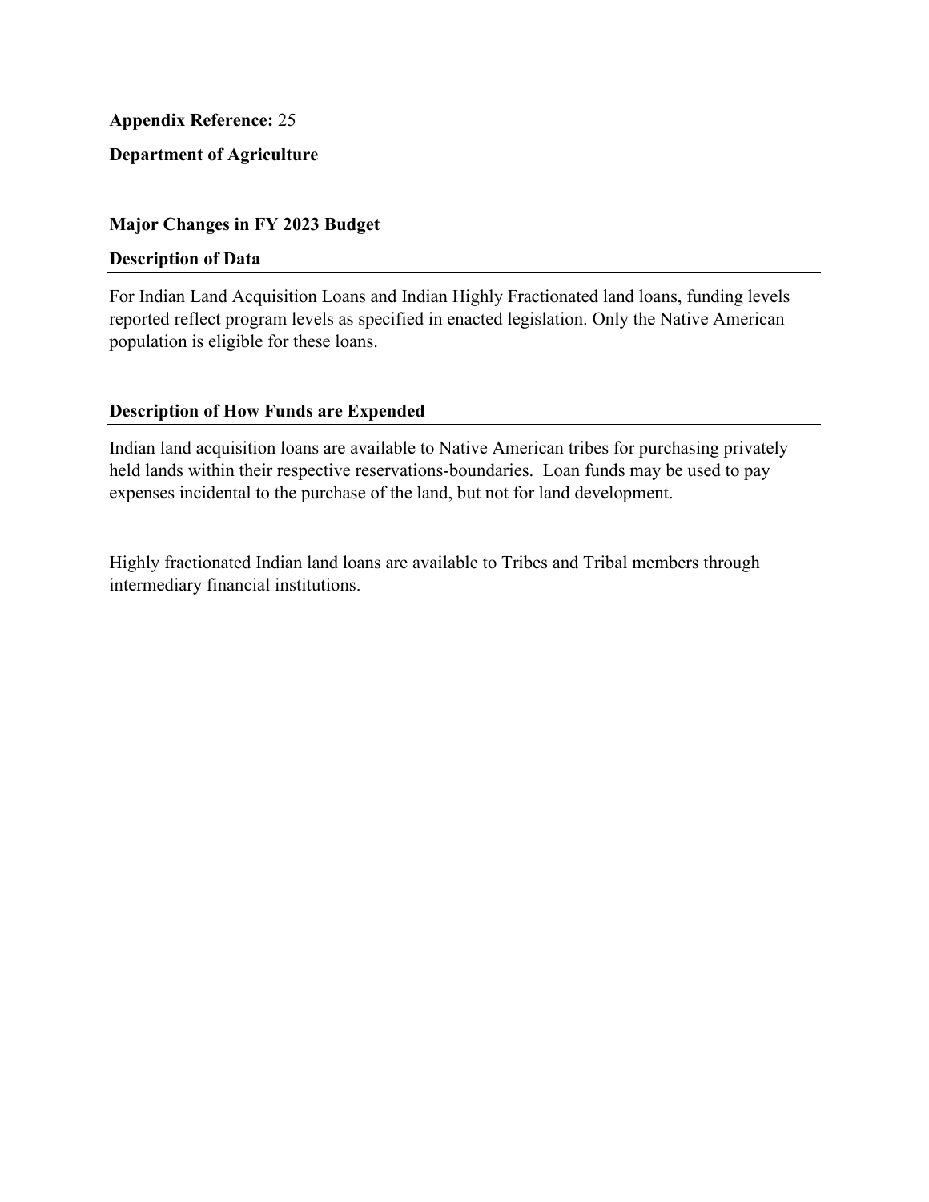**Appendix Reference:** 25

**Department of Agriculture**

**Major Changes in FY 2023 Budget**

**Description of Data**

For Indian Land Acquisition Loans and Indian Highly Fractionated land loans, funding levels reported reflect program levels as specified in enacted legislation. Only the Native American population is eligible for these loans.

**Description of How Funds are Expended**

Indian land acquisition loans are available to Native American tribes for purchasing privately held lands within their respective reservations-boundaries. Loan funds may be used to pay expenses incidental to the purchase of the land, but not for land development.

Highly fractionated Indian land loans are available to Tribes and Tribal members through intermediary financial institutions.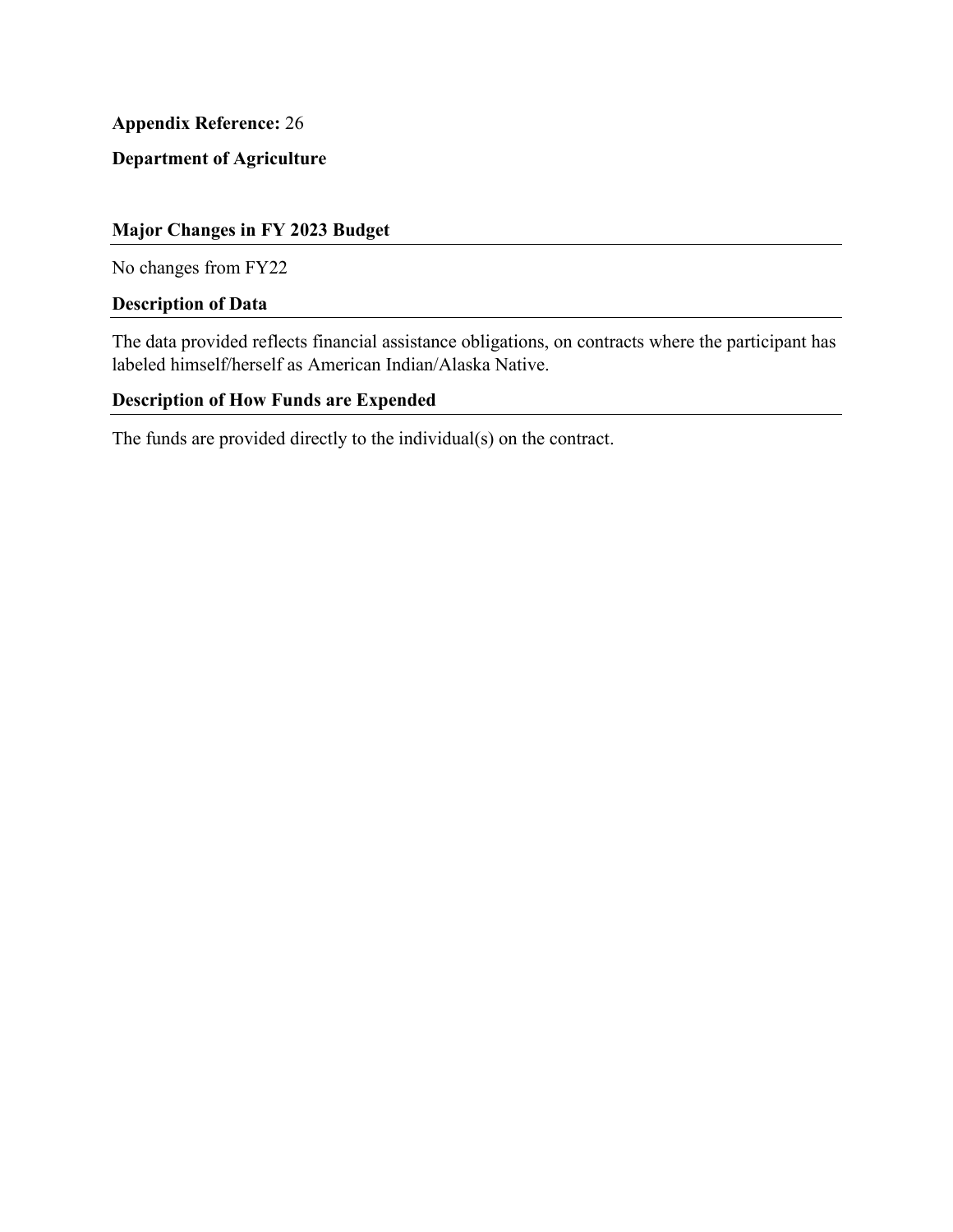**Appendix Reference:** 26

**Department of Agriculture**

### Major Changes in FY 2023 Budget

No changes from FY22

### Description of Data

The data provided reflects financial assistance obligations, on contracts where the participant has labeled himself/herself as American Indian/Alaska Native.

### Description of How Funds are Expended

The funds are provided directly to the individual(s) on the contract.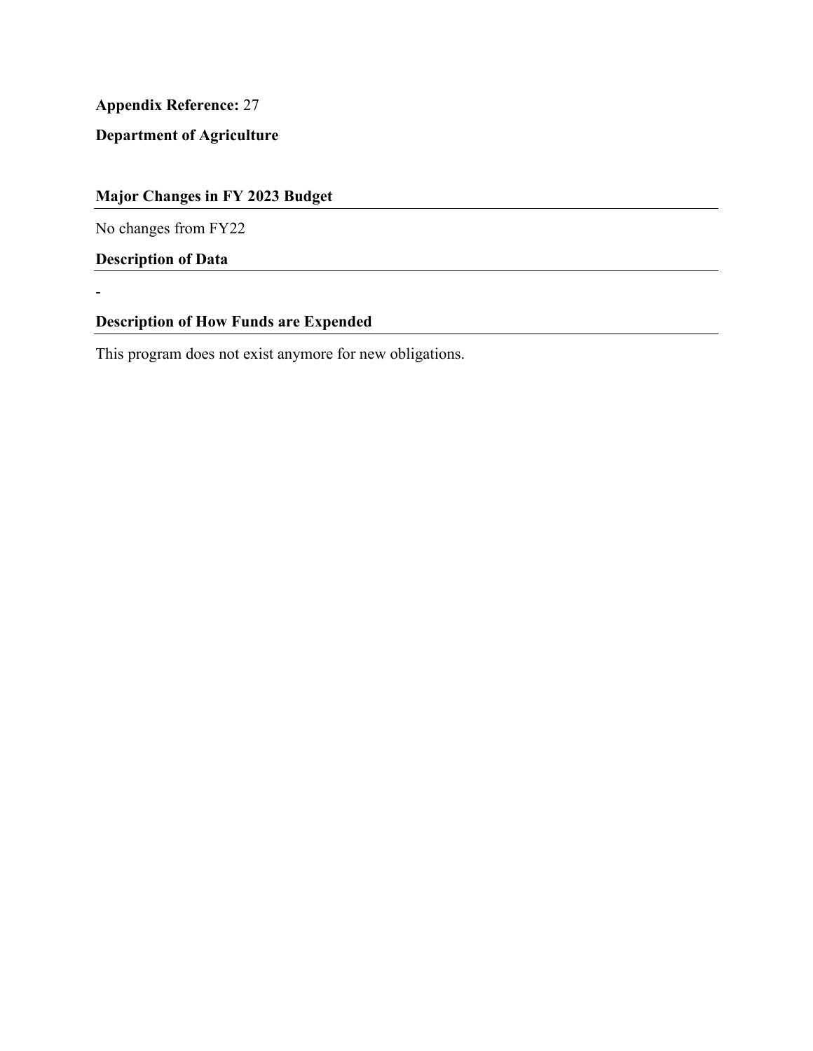**Appendix Reference:** 27

**Department of Agriculture**

## Major Changes in FY 2023 Budget

No changes from FY22

## Description of Data

-

## Description of How Funds are Expended

This program does not exist anymore for new obligations.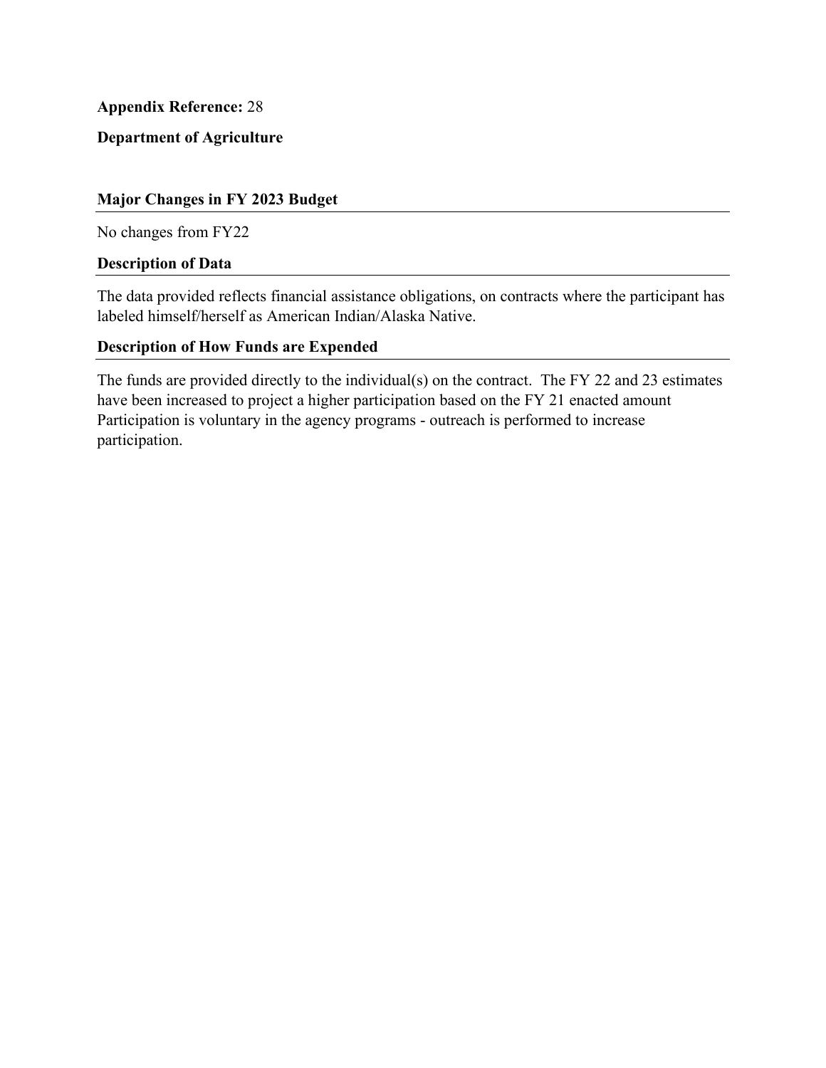**Appendix Reference:** 28

**Department of Agriculture**

### Major Changes in FY 2023 Budget

No changes from FY22

### Description of Data

The data provided reflects financial assistance obligations, on contracts where the participant has labeled himself/herself as American Indian/Alaska Native.

### Description of How Funds are Expended

The funds are provided directly to the individual(s) on the contract. The FY 22 and 23 estimates have been increased to project a higher participation based on the FY 21 enacted amount Participation is voluntary in the agency programs - outreach is performed to increase participation.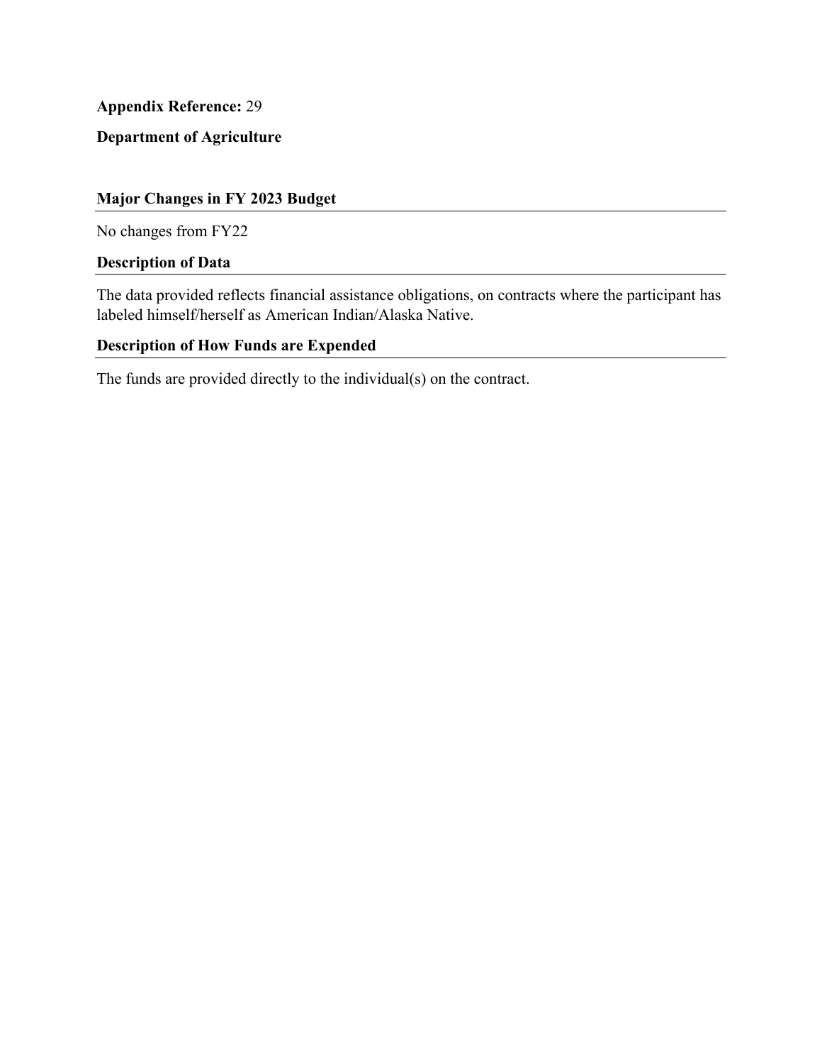**Appendix Reference:** 29

**Department of Agriculture**

### Major Changes in FY 2023 Budget

No changes from FY22

### Description of Data

The data provided reflects financial assistance obligations, on contracts where the participant has labeled himself/herself as American Indian/Alaska Native.

### Description of How Funds are Expended

The funds are provided directly to the individual(s) on the contract.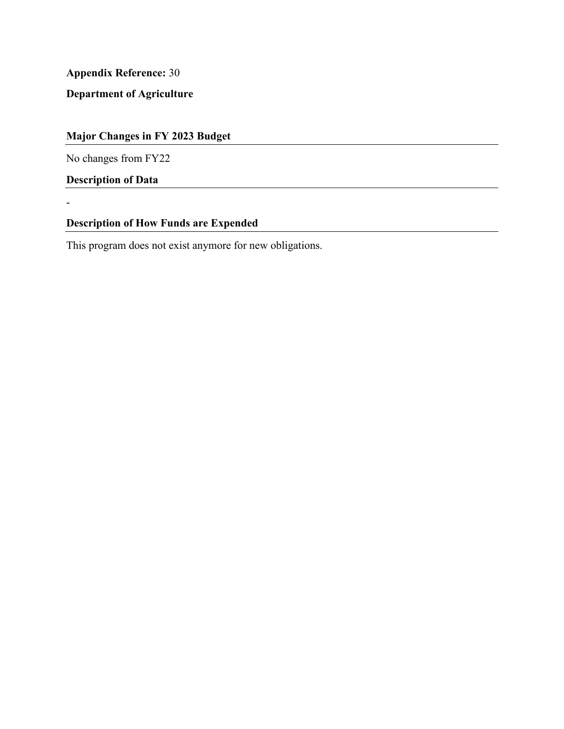**Appendix Reference:** 30

**Department of Agriculture**

## Major Changes in FY 2023 Budget

No changes from FY22

## Description of Data

-

## Description of How Funds are Expended

This program does not exist anymore for new obligations.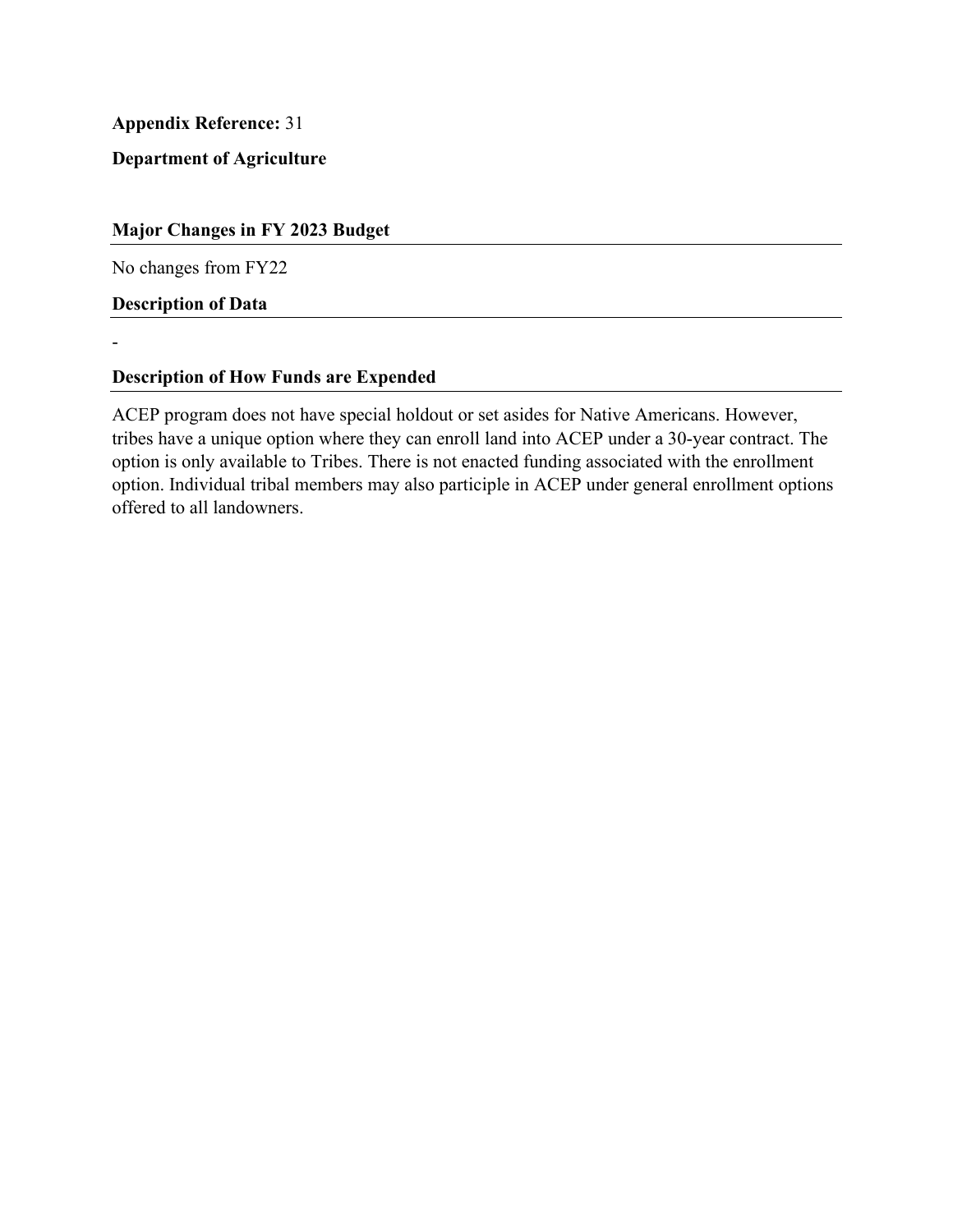**Appendix Reference:** 31

**Department of Agriculture**

### Major Changes in FY 2023 Budget

No changes from FY22

### Description of Data

-

### Description of How Funds are Expended

ACEP program does not have special holdout or set asides for Native Americans. However, tribes have a unique option where they can enroll land into ACEP under a 30-year contract. The option is only available to Tribes. There is not enacted funding associated with the enrollment option. Individual tribal members may also participle in ACEP under general enrollment options offered to all landowners.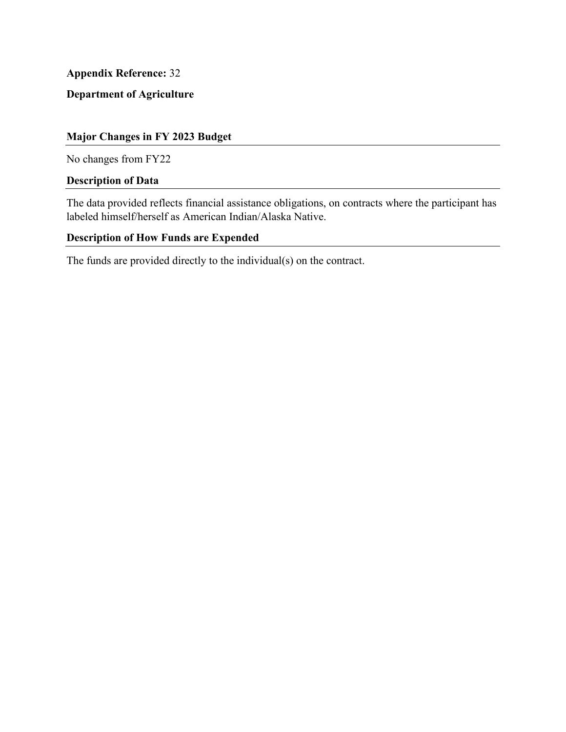**Appendix Reference:** 32

**Department of Agriculture**

### Major Changes in FY 2023 Budget

No changes from FY22

### Description of Data

The data provided reflects financial assistance obligations, on contracts where the participant has labeled himself/herself as American Indian/Alaska Native.

### Description of How Funds are Expended

The funds are provided directly to the individual(s) on the contract.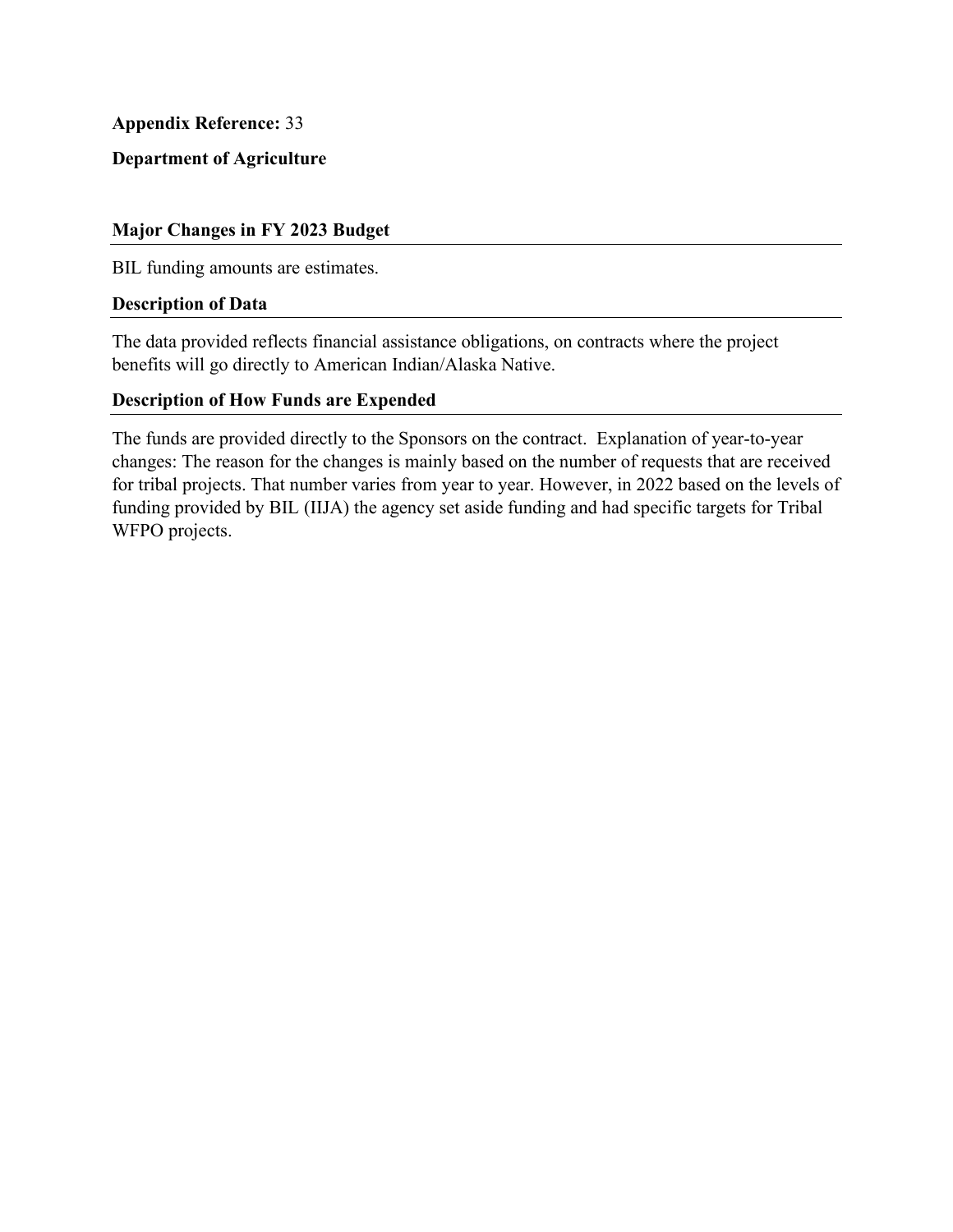**Appendix Reference:** 33

**Department of Agriculture**

## Major Changes in FY 2023 Budget

BIL funding amounts are estimates.

## Description of Data

The data provided reflects financial assistance obligations, on contracts where the project benefits will go directly to American Indian/Alaska Native.

## Description of How Funds are Expended

The funds are provided directly to the Sponsors on the contract. Explanation of year-to-year changes: The reason for the changes is mainly based on the number of requests that are received for tribal projects. That number varies from year to year. However, in 2022 based on the levels of funding provided by BIL (IIJA) the agency set aside funding and had specific targets for Tribal WFPO projects.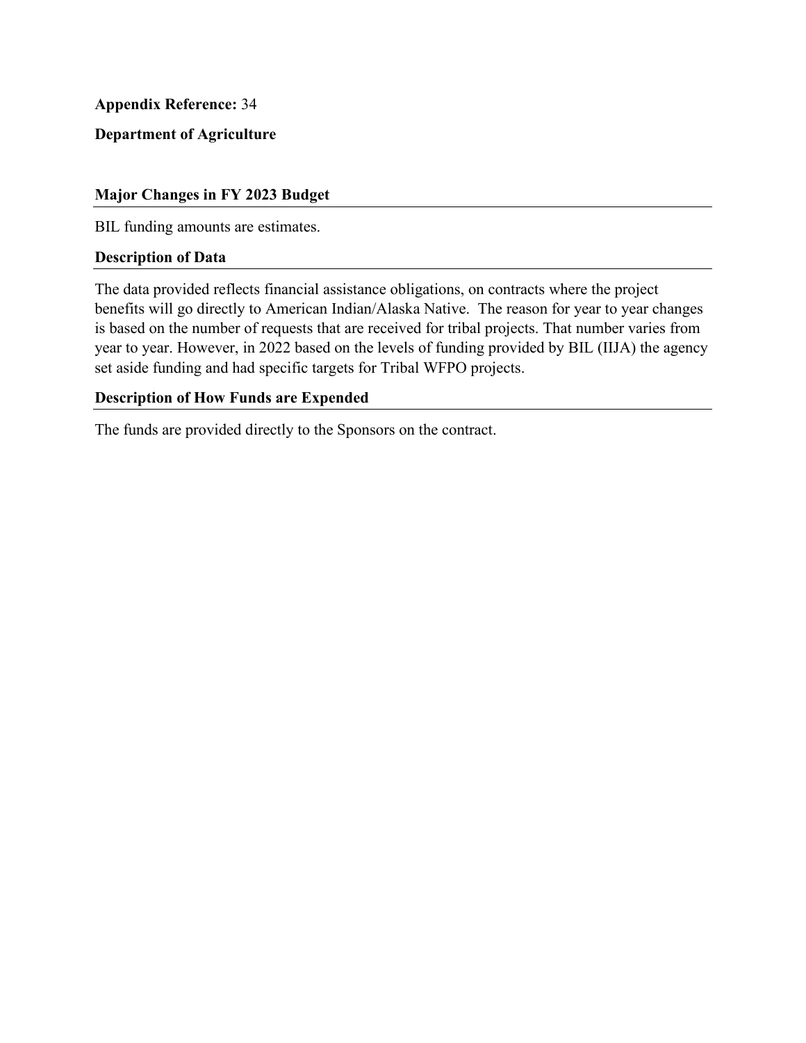**Appendix Reference:** 34

**Department of Agriculture**

## Major Changes in FY 2023 Budget

BIL funding amounts are estimates.

## Description of Data

The data provided reflects financial assistance obligations, on contracts where the project benefits will go directly to American Indian/Alaska Native. The reason for year to year changes is based on the number of requests that are received for tribal projects. That number varies from year to year. However, in 2022 based on the levels of funding provided by BIL (IIJA) the agency set aside funding and had specific targets for Tribal WFPO projects.

## Description of How Funds are Expended

The funds are provided directly to the Sponsors on the contract.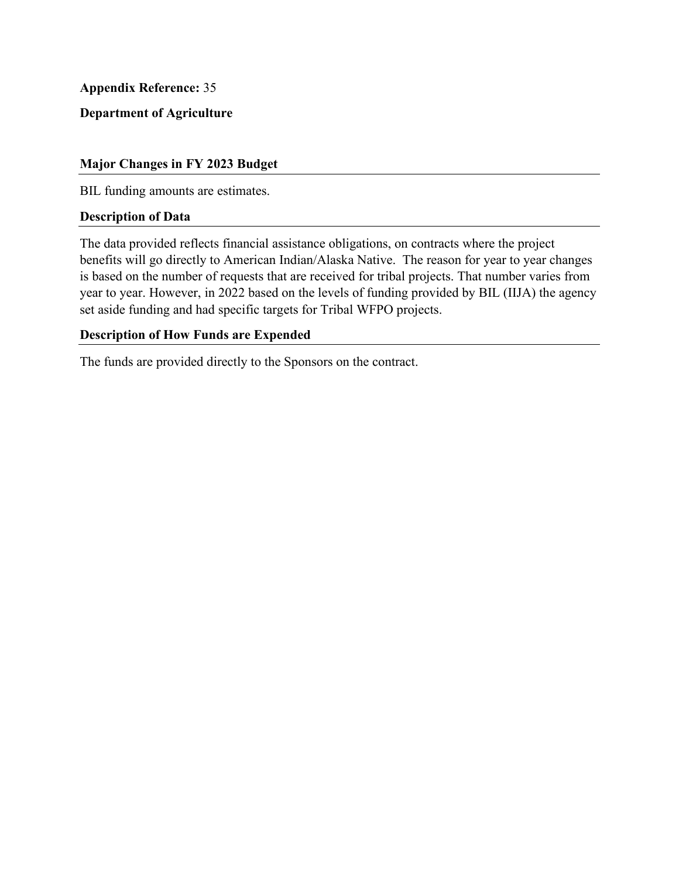**Appendix Reference:** 35

**Department of Agriculture**

## Major Changes in FY 2023 Budget

BIL funding amounts are estimates.

## Description of Data

The data provided reflects financial assistance obligations, on contracts where the project benefits will go directly to American Indian/Alaska Native. The reason for year to year changes is based on the number of requests that are received for tribal projects. That number varies from year to year. However, in 2022 based on the levels of funding provided by BIL (IIJA) the agency set aside funding and had specific targets for Tribal WFPO projects.

## Description of How Funds are Expended

The funds are provided directly to the Sponsors on the contract.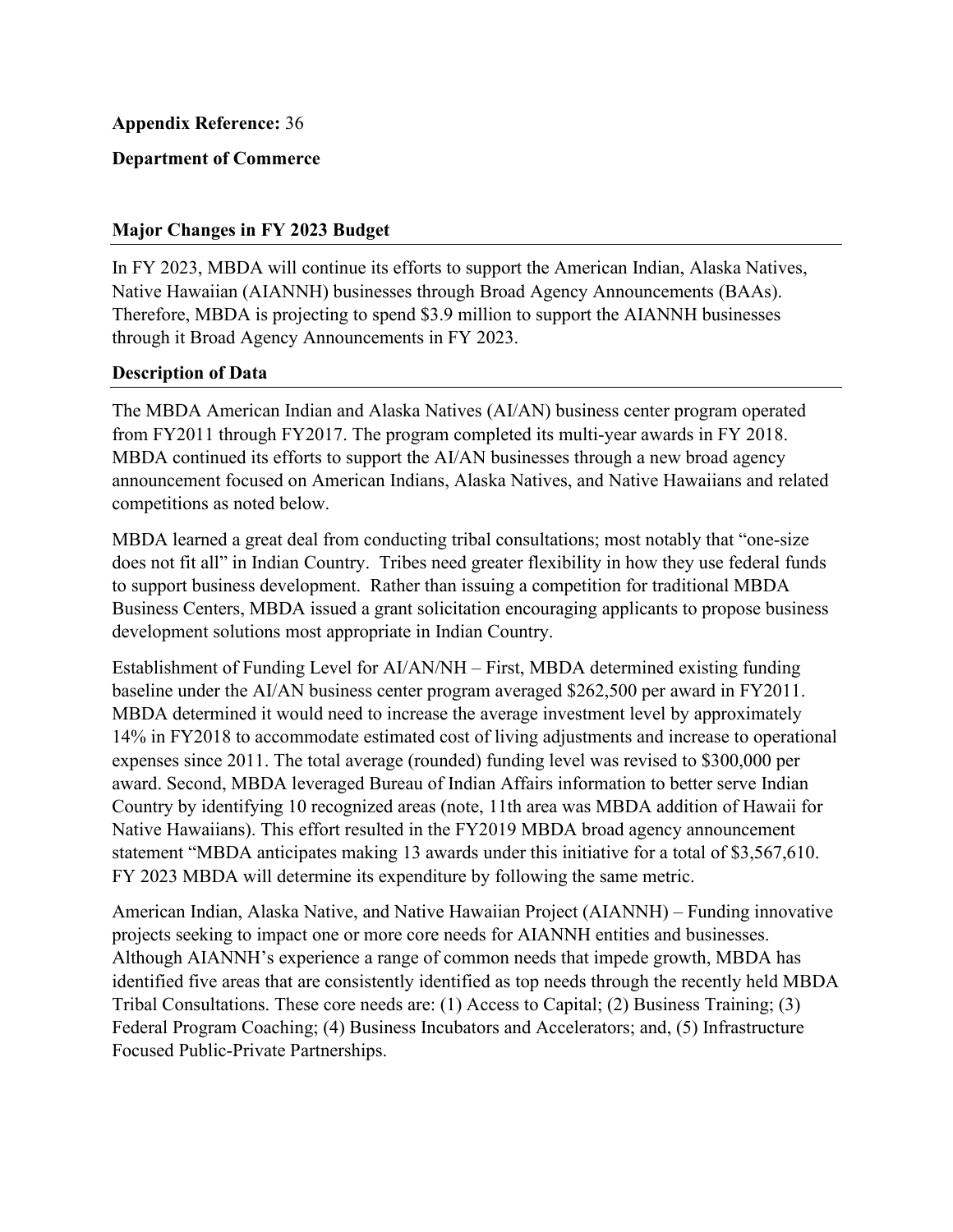**Appendix Reference:** 36

**Department of Commerce**

## Major Changes in FY 2023 Budget

In FY 2023, MBDA will continue its efforts to support the American Indian, Alaska Natives, Native Hawaiian (AIANNH) businesses through Broad Agency Announcements (BAAs). Therefore, MBDA is projecting to spend $3.9 million to support the AIANNH businesses through it Broad Agency Announcements in FY 2023.

## Description of Data

The MBDA American Indian and Alaska Natives (AI/AN) business center program operated from FY2011 through FY2017. The program completed its multi-year awards in FY 2018. MBDA continued its efforts to support the AI/AN businesses through a new broad agency announcement focused on American Indians, Alaska Natives, and Native Hawaiians and related competitions as noted below.

MBDA learned a great deal from conducting tribal consultations; most notably that "one-size does not fit all" in Indian Country. Tribes need greater flexibility in how they use federal funds to support business development. Rather than issuing a competition for traditional MBDA Business Centers, MBDA issued a grant solicitation encouraging applicants to propose business development solutions most appropriate in Indian Country.

Establishment of Funding Level for AI/AN/NH – First, MBDA determined existing funding baseline under the AI/AN business center program averaged $262,500 per award in FY2011. MBDA determined it would need to increase the average investment level by approximately 14% in FY2018 to accommodate estimated cost of living adjustments and increase to operational expenses since 2011. The total average (rounded) funding level was revised to $300,000 per award. Second, MBDA leveraged Bureau of Indian Affairs information to better serve Indian Country by identifying 10 recognized areas (note, 11th area was MBDA addition of Hawaii for Native Hawaiians). This effort resulted in the FY2019 MBDA broad agency announcement statement "MBDA anticipates making 13 awards under this initiative for a total of $3,567,610. FY 2023 MBDA will determine its expenditure by following the same metric.

American Indian, Alaska Native, and Native Hawaiian Project (AIANNH) – Funding innovative projects seeking to impact one or more core needs for AIANNH entities and businesses. Although AIANNH's experience a range of common needs that impede growth, MBDA has identified five areas that are consistently identified as top needs through the recently held MBDA Tribal Consultations. These core needs are: (1) Access to Capital; (2) Business Training; (3) Federal Program Coaching; (4) Business Incubators and Accelerators; and, (5) Infrastructure Focused Public-Private Partnerships.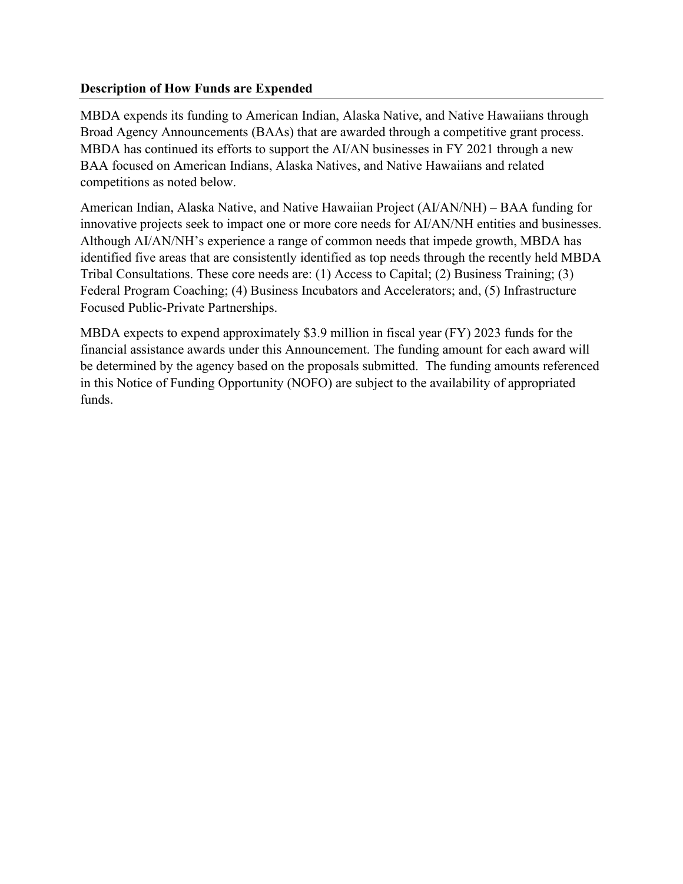**Description of How Funds are Expended**

MBDA expends its funding to American Indian, Alaska Native, and Native Hawaiians through Broad Agency Announcements (BAAs) that are awarded through a competitive grant process. MBDA has continued its efforts to support the AI/AN businesses in FY 2021 through a new BAA focused on American Indians, Alaska Natives, and Native Hawaiians and related competitions as noted below.

American Indian, Alaska Native, and Native Hawaiian Project (AI/AN/NH) – BAA funding for innovative projects seek to impact one or more core needs for AI/AN/NH entities and businesses. Although AI/AN/NH's experience a range of common needs that impede growth, MBDA has identified five areas that are consistently identified as top needs through the recently held MBDA Tribal Consultations. These core needs are: (1) Access to Capital; (2) Business Training; (3) Federal Program Coaching; (4) Business Incubators and Accelerators; and, (5) Infrastructure Focused Public-Private Partnerships.

MBDA expects to expend approximately $3.9 million in fiscal year (FY) 2023 funds for the financial assistance awards under this Announcement. The funding amount for each award will be determined by the agency based on the proposals submitted. The funding amounts referenced in this Notice of Funding Opportunity (NOFO) are subject to the availability of appropriated funds.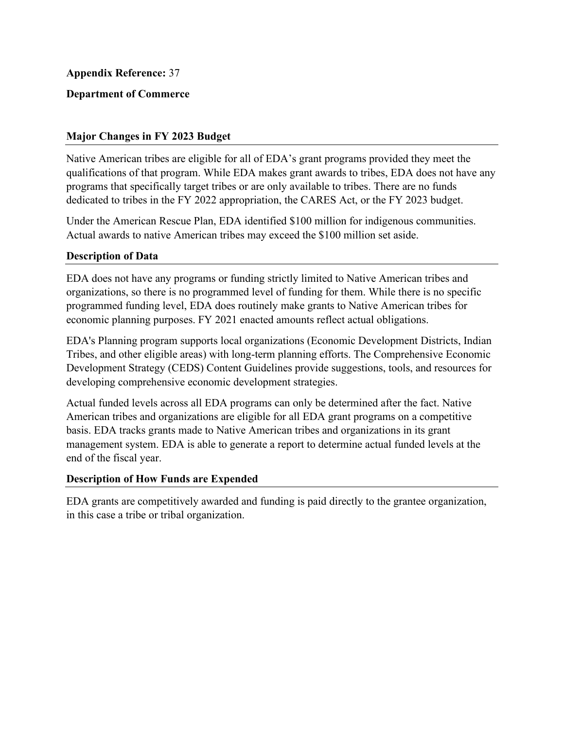**Appendix Reference:** 37

**Department of Commerce**

## Major Changes in FY 2023 Budget

Native American tribes are eligible for all of EDA's grant programs provided they meet the qualifications of that program. While EDA makes grant awards to tribes, EDA does not have any programs that specifically target tribes or are only available to tribes. There are no funds dedicated to tribes in the FY 2022 appropriation, the CARES Act, or the FY 2023 budget.

Under the American Rescue Plan, EDA identified $100 million for indigenous communities. Actual awards to native American tribes may exceed the $100 million set aside.

## Description of Data

EDA does not have any programs or funding strictly limited to Native American tribes and organizations, so there is no programmed level of funding for them. While there is no specific programmed funding level, EDA does routinely make grants to Native American tribes for economic planning purposes. FY 2021 enacted amounts reflect actual obligations.

EDA's Planning program supports local organizations (Economic Development Districts, Indian Tribes, and other eligible areas) with long-term planning efforts. The Comprehensive Economic Development Strategy (CEDS) Content Guidelines provide suggestions, tools, and resources for developing comprehensive economic development strategies.

Actual funded levels across all EDA programs can only be determined after the fact. Native American tribes and organizations are eligible for all EDA grant programs on a competitive basis. EDA tracks grants made to Native American tribes and organizations in its grant management system. EDA is able to generate a report to determine actual funded levels at the end of the fiscal year.

## Description of How Funds are Expended

EDA grants are competitively awarded and funding is paid directly to the grantee organization, in this case a tribe or tribal organization.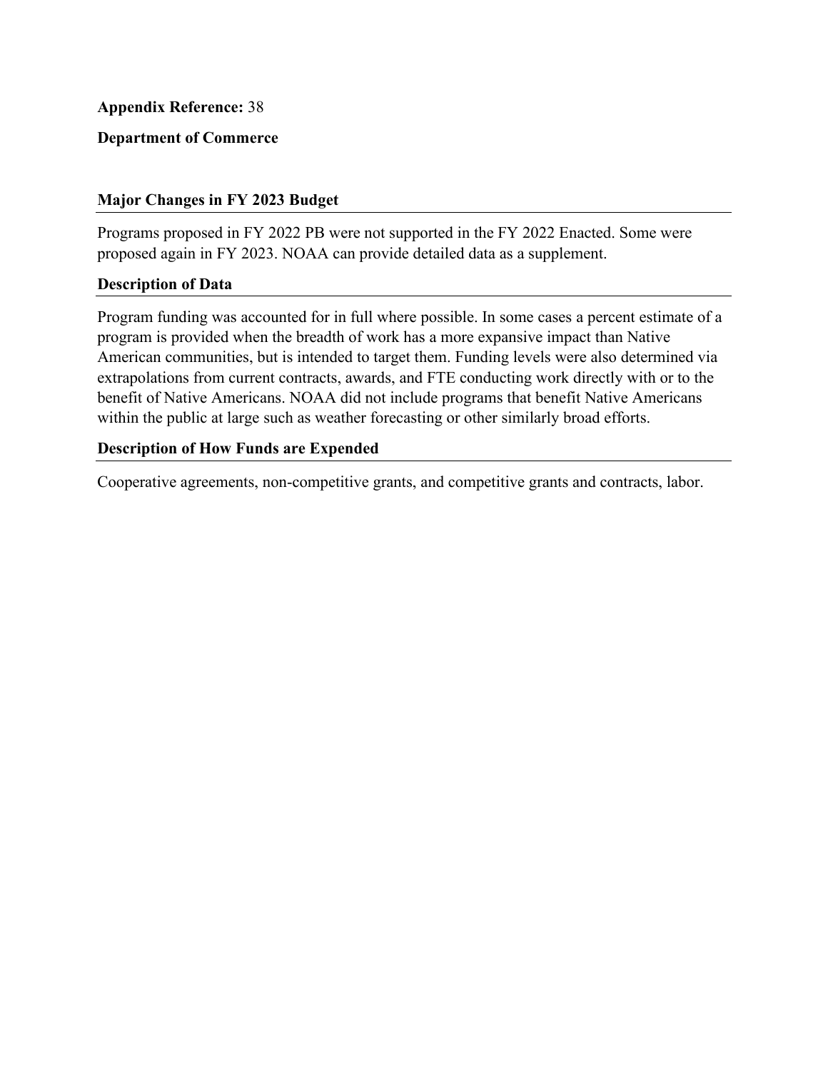**Appendix Reference:** 38

**Department of Commerce**

## Major Changes in FY 2023 Budget

Programs proposed in FY 2022 PB were not supported in the FY 2022 Enacted. Some were proposed again in FY 2023. NOAA can provide detailed data as a supplement.

## Description of Data

Program funding was accounted for in full where possible. In some cases a percent estimate of a program is provided when the breadth of work has a more expansive impact than Native American communities, but is intended to target them. Funding levels were also determined via extrapolations from current contracts, awards, and FTE conducting work directly with or to the benefit of Native Americans. NOAA did not include programs that benefit Native Americans within the public at large such as weather forecasting or other similarly broad efforts.

## Description of How Funds are Expended

Cooperative agreements, non-competitive grants, and competitive grants and contracts, labor.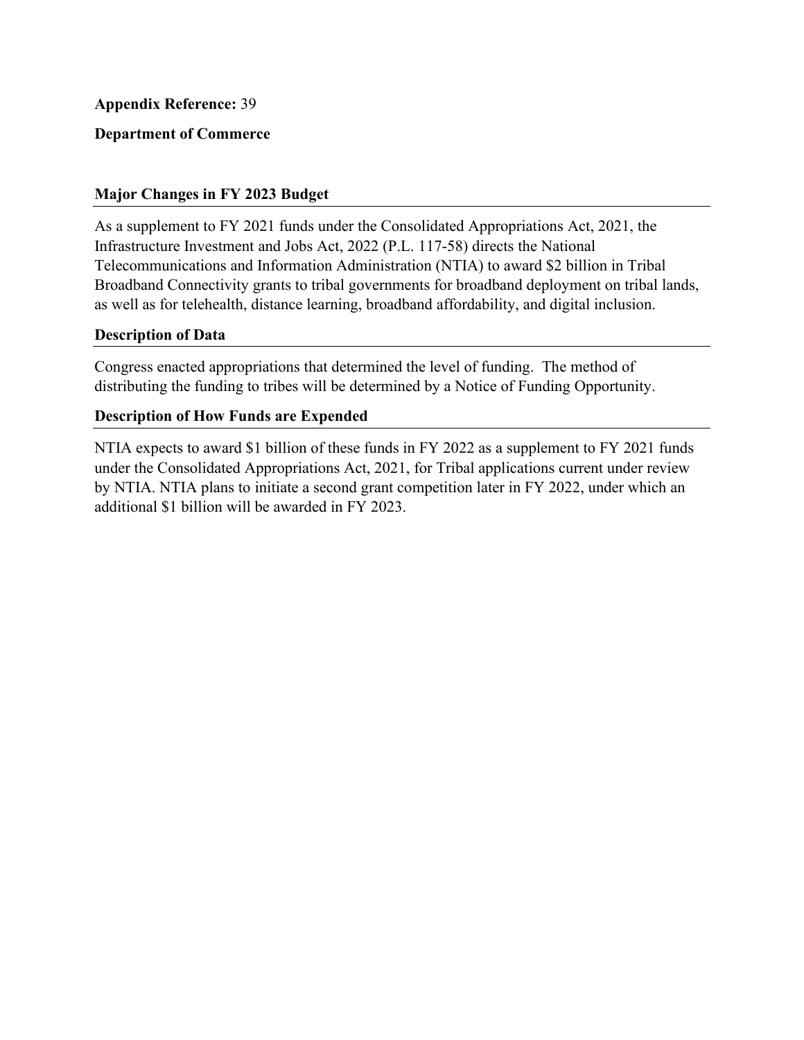**Appendix Reference:** 39

**Department of Commerce**

### Major Changes in FY 2023 Budget

As a supplement to FY 2021 funds under the Consolidated Appropriations Act, 2021, the Infrastructure Investment and Jobs Act, 2022 (P.L. 117-58) directs the National Telecommunications and Information Administration (NTIA) to award $2 billion in Tribal Broadband Connectivity grants to tribal governments for broadband deployment on tribal lands, as well as for telehealth, distance learning, broadband affordability, and digital inclusion.

### Description of Data

Congress enacted appropriations that determined the level of funding. The method of distributing the funding to tribes will be determined by a Notice of Funding Opportunity.

### Description of How Funds are Expended

NTIA expects to award $1 billion of these funds in FY 2022 as a supplement to FY 2021 funds under the Consolidated Appropriations Act, 2021, for Tribal applications current under review by NTIA. NTIA plans to initiate a second grant competition later in FY 2022, under which an additional $1 billion will be awarded in FY 2023.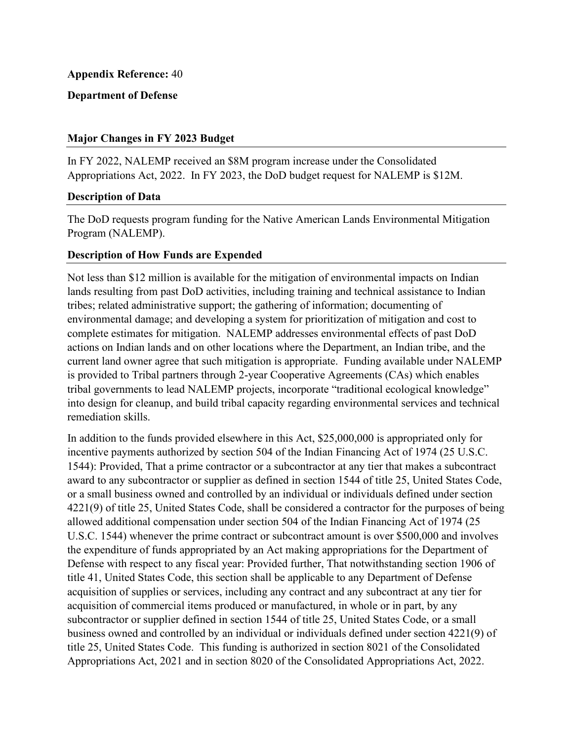**Appendix Reference:** 40

**Department of Defense**

## Major Changes in FY 2023 Budget

In FY 2022, NALEMP received an $8M program increase under the Consolidated Appropriations Act, 2022. In FY 2023, the DoD budget request for NALEMP is $12M.

## Description of Data

The DoD requests program funding for the Native American Lands Environmental Mitigation Program (NALEMP).

## Description of How Funds are Expended

Not less than $12 million is available for the mitigation of environmental impacts on Indian lands resulting from past DoD activities, including training and technical assistance to Indian tribes; related administrative support; the gathering of information; documenting of environmental damage; and developing a system for prioritization of mitigation and cost to complete estimates for mitigation. NALEMP addresses environmental effects of past DoD actions on Indian lands and on other locations where the Department, an Indian tribe, and the current land owner agree that such mitigation is appropriate. Funding available under NALEMP is provided to Tribal partners through 2-year Cooperative Agreements (CAs) which enables tribal governments to lead NALEMP projects, incorporate "traditional ecological knowledge" into design for cleanup, and build tribal capacity regarding environmental services and technical remediation skills.

In addition to the funds provided elsewhere in this Act, $25,000,000 is appropriated only for incentive payments authorized by section 504 of the Indian Financing Act of 1974 (25 U.S.C. 1544): Provided, That a prime contractor or a subcontractor at any tier that makes a subcontract award to any subcontractor or supplier as defined in section 1544 of title 25, United States Code, or a small business owned and controlled by an individual or individuals defined under section 4221(9) of title 25, United States Code, shall be considered a contractor for the purposes of being allowed additional compensation under section 504 of the Indian Financing Act of 1974 (25 U.S.C. 1544) whenever the prime contract or subcontract amount is over $500,000 and involves the expenditure of funds appropriated by an Act making appropriations for the Department of Defense with respect to any fiscal year: Provided further, That notwithstanding section 1906 of title 41, United States Code, this section shall be applicable to any Department of Defense acquisition of supplies or services, including any contract and any subcontract at any tier for acquisition of commercial items produced or manufactured, in whole or in part, by any subcontractor or supplier defined in section 1544 of title 25, United States Code, or a small business owned and controlled by an individual or individuals defined under section 4221(9) of title 25, United States Code. This funding is authorized in section 8021 of the Consolidated Appropriations Act, 2021 and in section 8020 of the Consolidated Appropriations Act, 2022.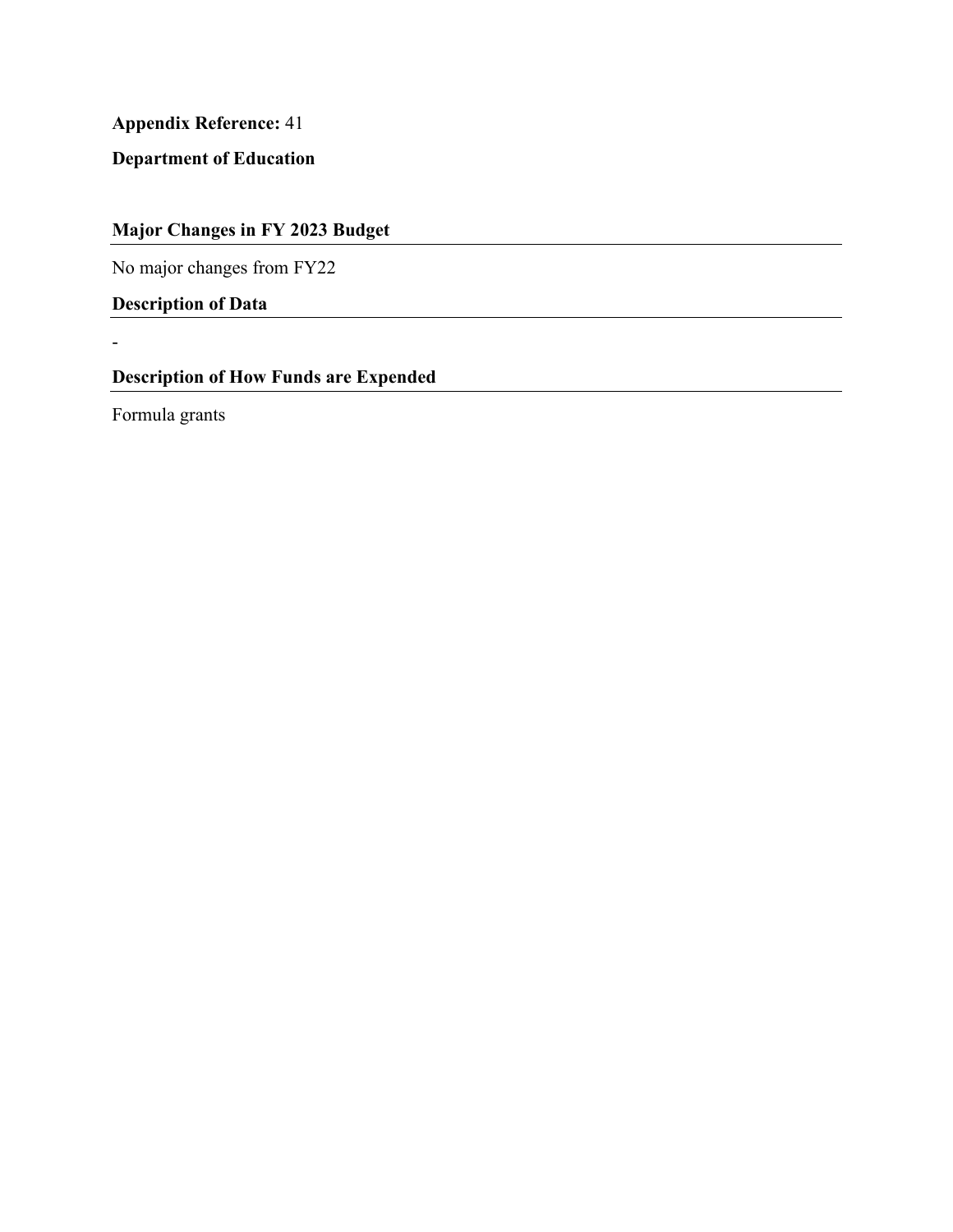**Appendix Reference:** 41

**Department of Education**

## Major Changes in FY 2023 Budget

No major changes from FY22

## Description of Data

-

## Description of How Funds are Expended

Formula grants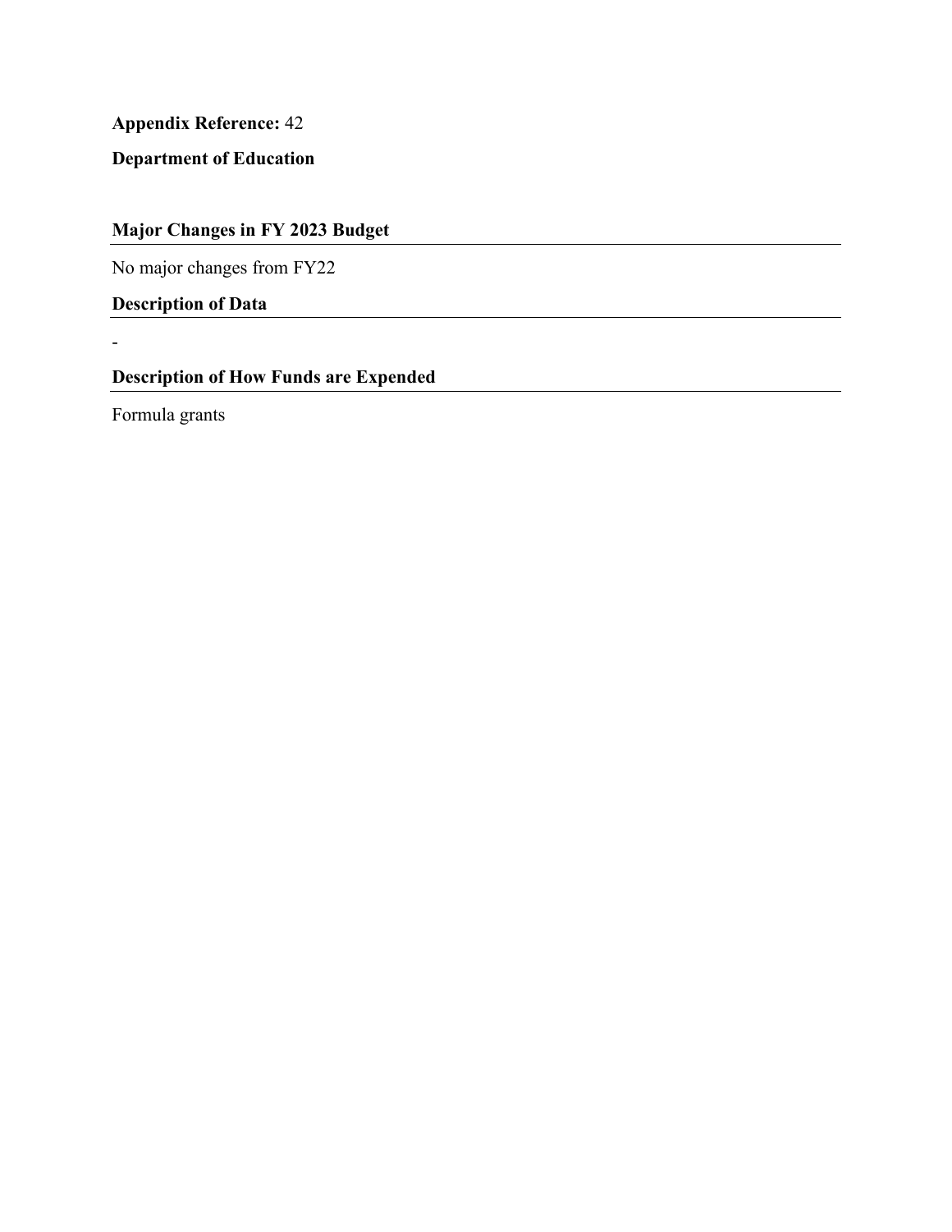**Appendix Reference:** 42

**Department of Education**

## Major Changes in FY 2023 Budget

No major changes from FY22

## Description of Data

-

## Description of How Funds are Expended

Formula grants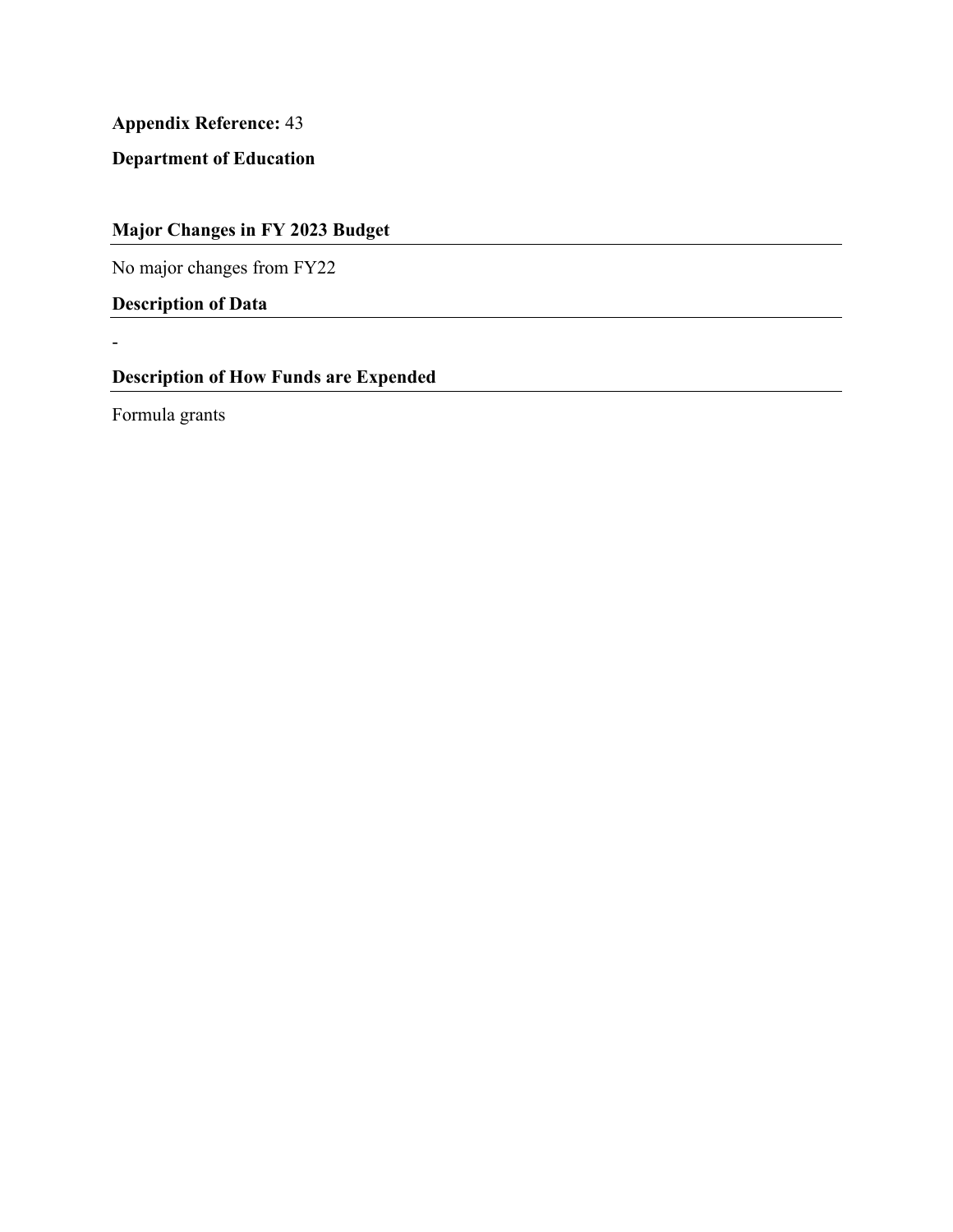**Appendix Reference:** 43

**Department of Education**

## Major Changes in FY 2023 Budget

No major changes from FY22

## Description of Data

-

## Description of How Funds are Expended

Formula grants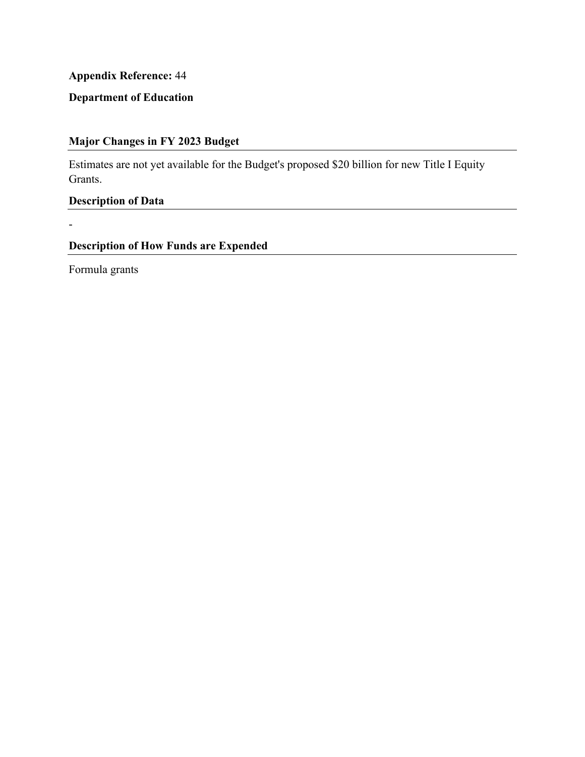**Appendix Reference:** 44

**Department of Education**

## Major Changes in FY 2023 Budget

Estimates are not yet available for the Budget's proposed $20 billion for new Title I Equity Grants.

## Description of Data

-

## Description of How Funds are Expended

Formula grants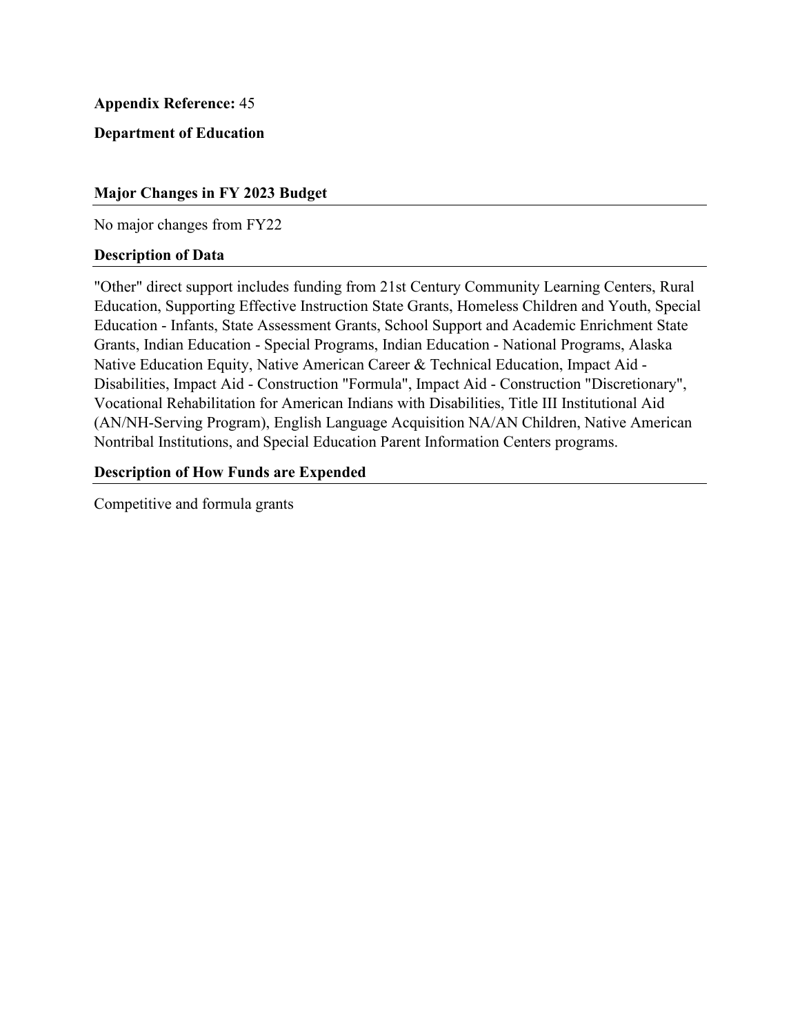**Appendix Reference:** 45

**Department of Education**

## Major Changes in FY 2023 Budget

No major changes from FY22

## Description of Data

"Other" direct support includes funding from 21st Century Community Learning Centers, Rural Education, Supporting Effective Instruction State Grants, Homeless Children and Youth, Special Education - Infants, State Assessment Grants, School Support and Academic Enrichment State Grants, Indian Education - Special Programs, Indian Education - National Programs, Alaska Native Education Equity, Native American Career & Technical Education, Impact Aid - Disabilities, Impact Aid - Construction "Formula", Impact Aid - Construction "Discretionary", Vocational Rehabilitation for American Indians with Disabilities, Title III Institutional Aid (AN/NH-Serving Program), English Language Acquisition NA/AN Children, Native American Nontribal Institutions, and Special Education Parent Information Centers programs.

## Description of How Funds are Expended

Competitive and formula grants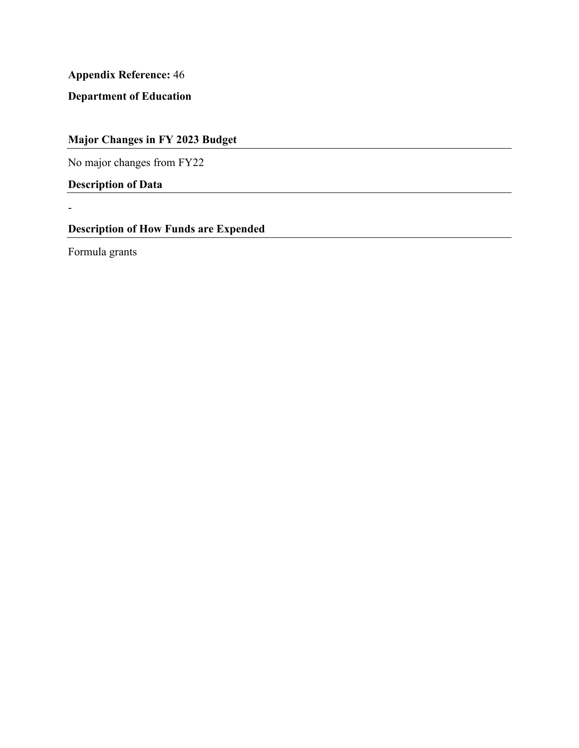**Appendix Reference:** 46

**Department of Education**

## Major Changes in FY 2023 Budget

No major changes from FY22

## Description of Data

-

## Description of How Funds are Expended

Formula grants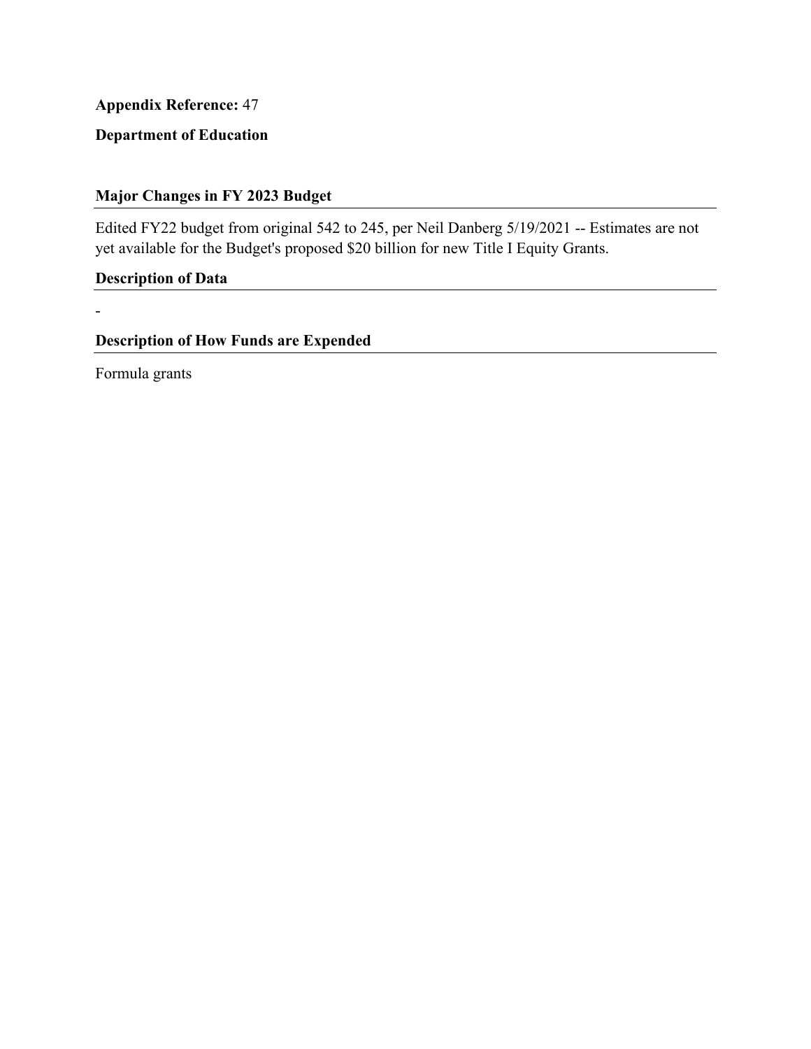**Appendix Reference:** 47

**Department of Education**

### Major Changes in FY 2023 Budget

Edited FY22 budget from original 542 to 245, per Neil Danberg 5/19/2021 -- Estimates are not yet available for the Budget's proposed $20 billion for new Title I Equity Grants.

### Description of Data

-

### Description of How Funds are Expended

Formula grants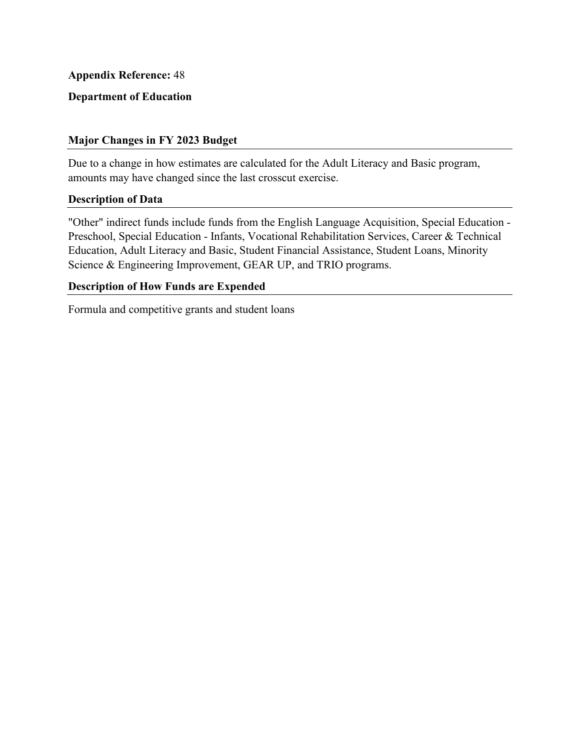**Appendix Reference:** 48

**Department of Education**

### Major Changes in FY 2023 Budget

Due to a change in how estimates are calculated for the Adult Literacy and Basic program, amounts may have changed since the last crosscut exercise.

### Description of Data

"Other" indirect funds include funds from the English Language Acquisition, Special Education - Preschool, Special Education - Infants, Vocational Rehabilitation Services, Career & Technical Education, Adult Literacy and Basic, Student Financial Assistance, Student Loans, Minority Science & Engineering Improvement, GEAR UP, and TRIO programs.

### Description of How Funds are Expended

Formula and competitive grants and student loans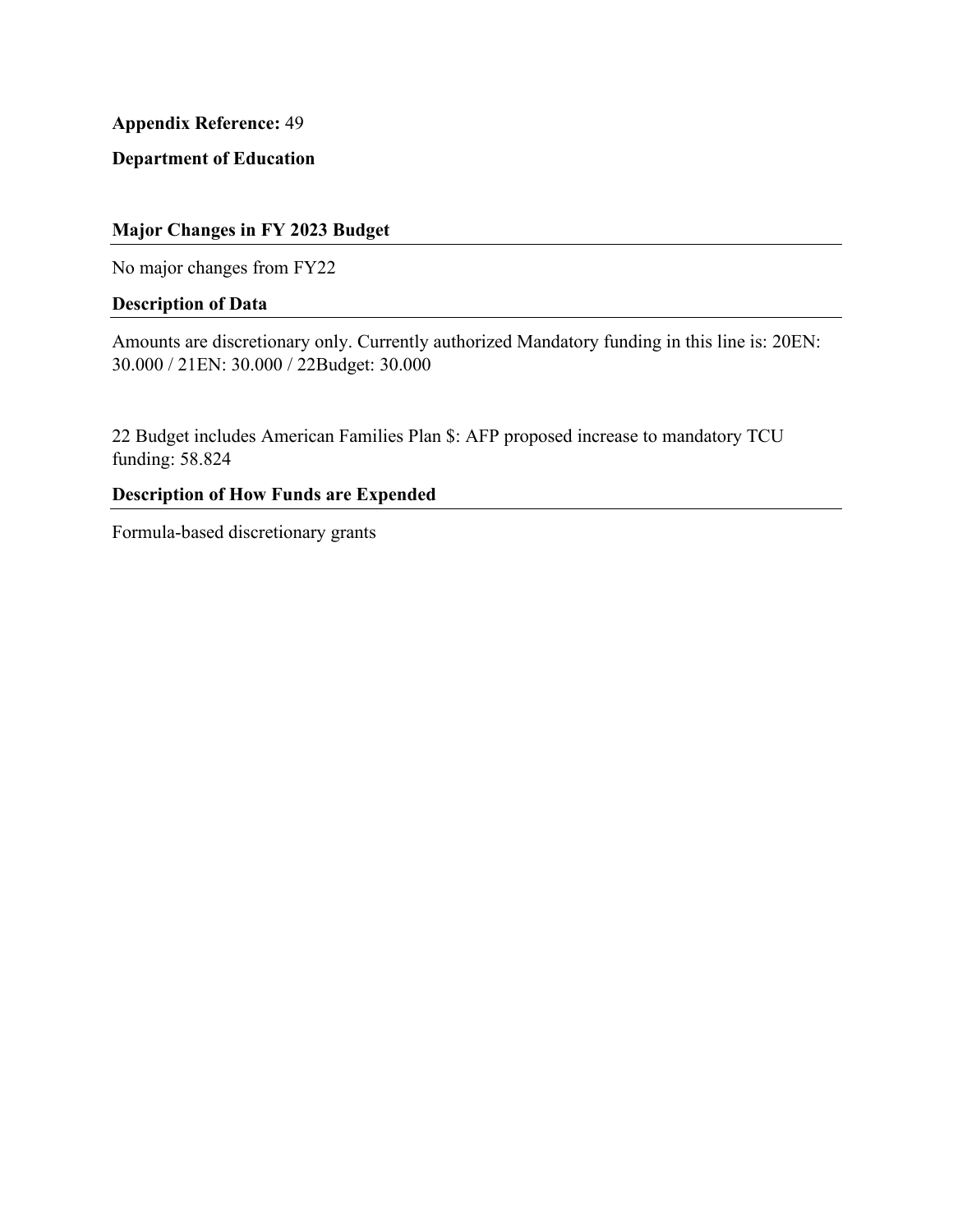**Appendix Reference:** 49

**Department of Education**

## Major Changes in FY 2023 Budget

No major changes from FY22

## Description of Data

Amounts are discretionary only. Currently authorized Mandatory funding in this line is: 20EN: 30.000 / 21EN: 30.000 / 22Budget: 30.000

22 Budget includes American Families Plan $: AFP proposed increase to mandatory TCU funding: 58.824

## Description of How Funds are Expended

Formula-based discretionary grants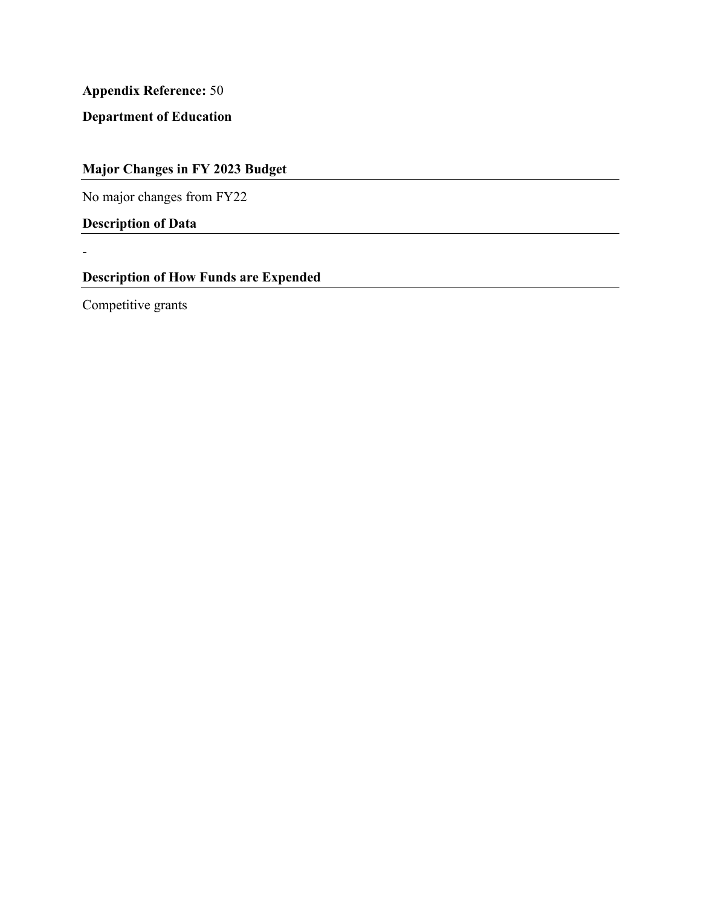**Appendix Reference:** 50

**Department of Education**

### Major Changes in FY 2023 Budget

No major changes from FY22

### Description of Data

-

### Description of How Funds are Expended

Competitive grants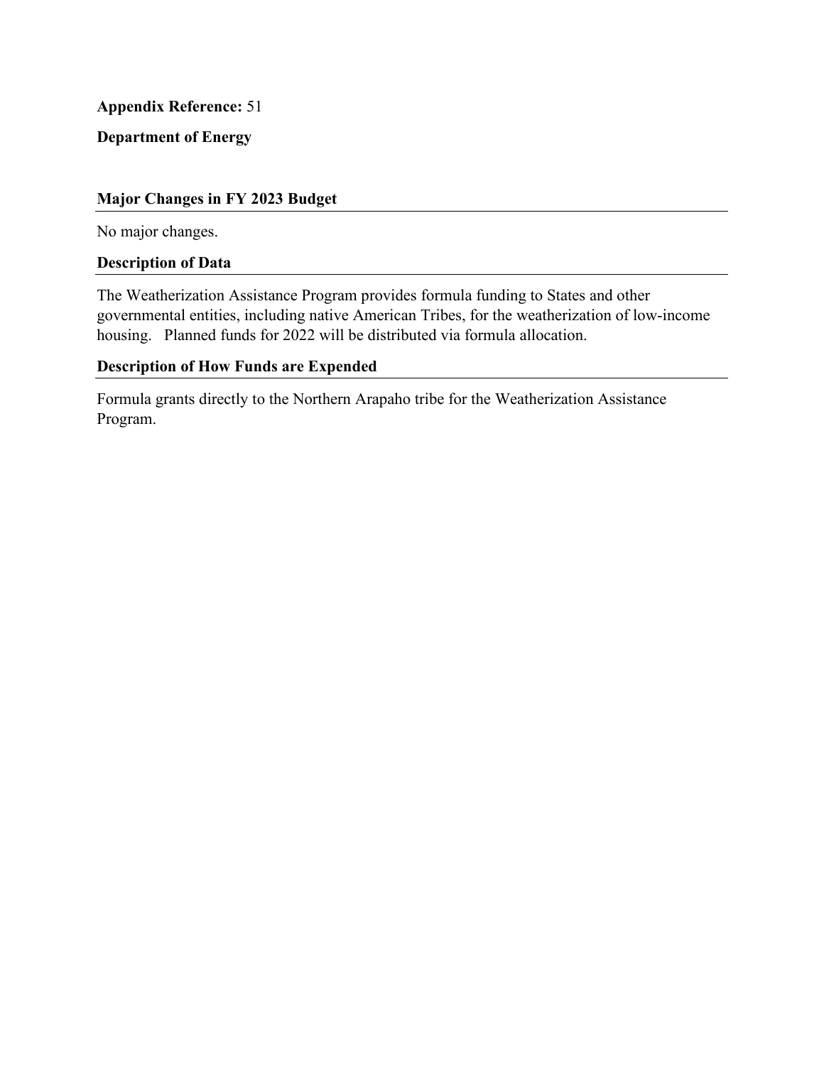**Appendix Reference:** 51

**Department of Energy**

## Major Changes in FY 2023 Budget

No major changes.

## Description of Data

The Weatherization Assistance Program provides formula funding to States and other governmental entities, including native American Tribes, for the weatherization of low-income housing. Planned funds for 2022 will be distributed via formula allocation.

## Description of How Funds are Expended

Formula grants directly to the Northern Arapaho tribe for the Weatherization Assistance Program.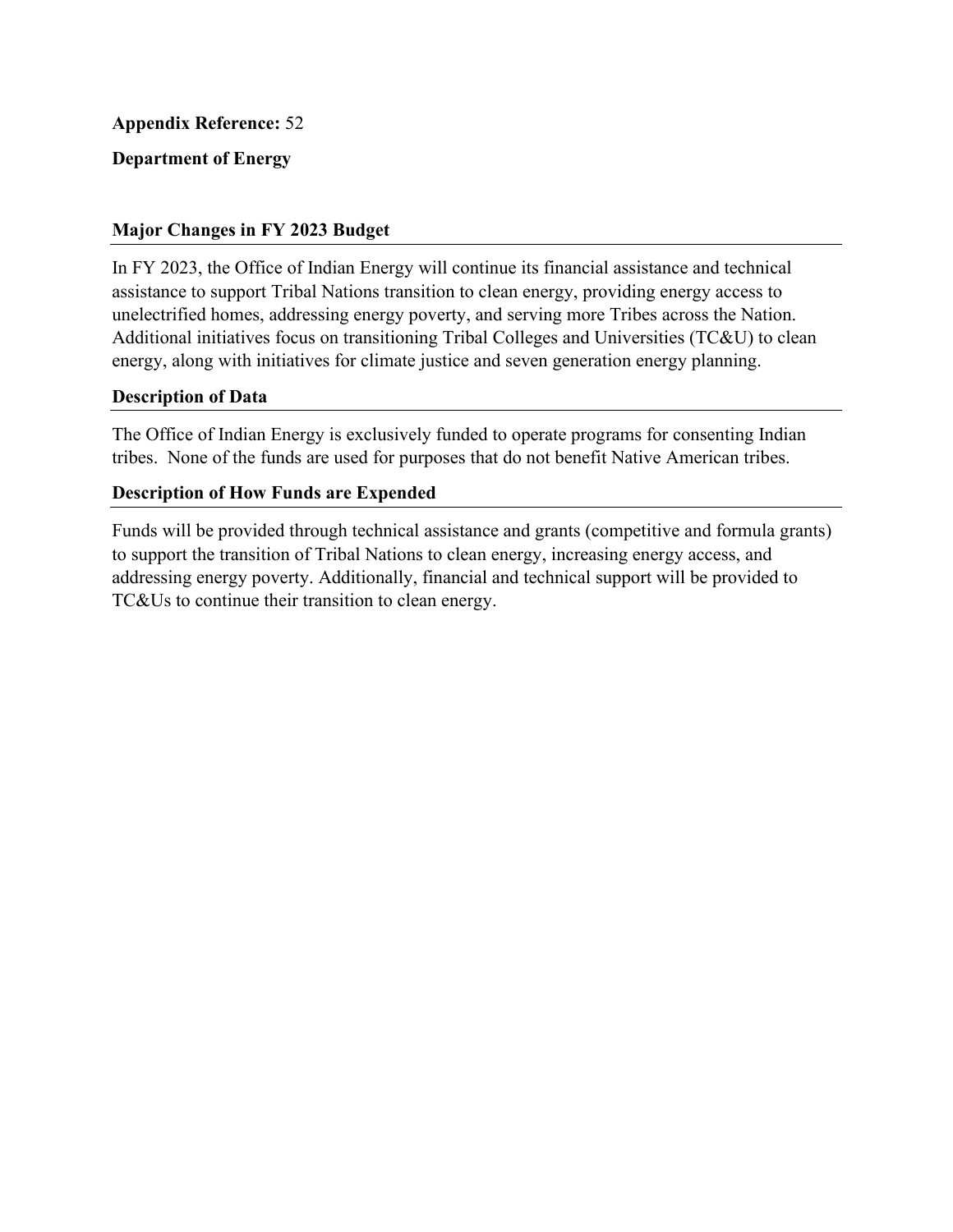**Appendix Reference:** 52

**Department of Energy**

## Major Changes in FY 2023 Budget

In FY 2023, the Office of Indian Energy will continue its financial assistance and technical assistance to support Tribal Nations transition to clean energy, providing energy access to unelectrified homes, addressing energy poverty, and serving more Tribes across the Nation. Additional initiatives focus on transitioning Tribal Colleges and Universities (TC&U) to clean energy, along with initiatives for climate justice and seven generation energy planning.

## Description of Data

The Office of Indian Energy is exclusively funded to operate programs for consenting Indian tribes. None of the funds are used for purposes that do not benefit Native American tribes.

## Description of How Funds are Expended

Funds will be provided through technical assistance and grants (competitive and formula grants) to support the transition of Tribal Nations to clean energy, increasing energy access, and addressing energy poverty. Additionally, financial and technical support will be provided to TC&Us to continue their transition to clean energy.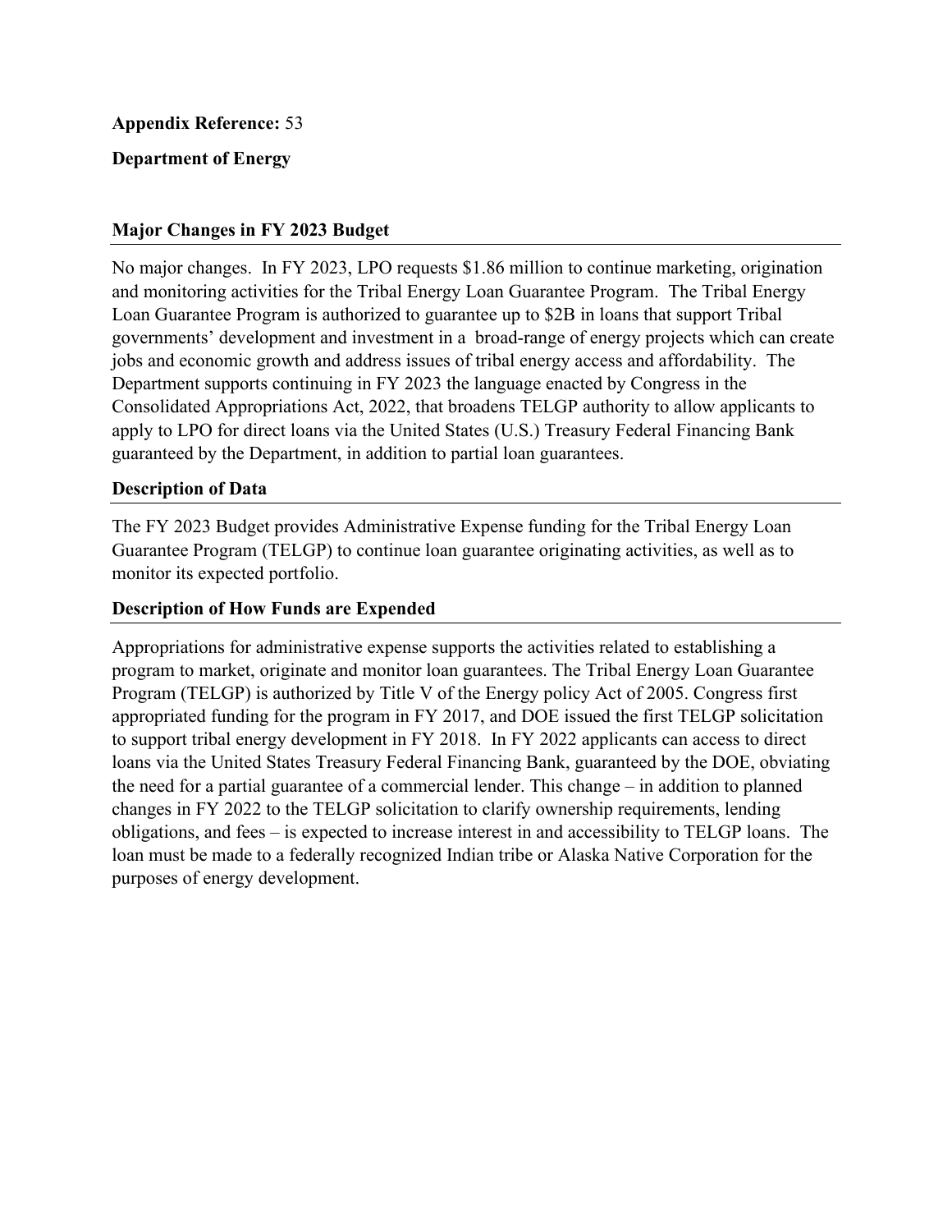**Appendix Reference:** 53

**Department of Energy**

## Major Changes in FY 2023 Budget

No major changes. In FY 2023, LPO requests $1.86 million to continue marketing, origination and monitoring activities for the Tribal Energy Loan Guarantee Program. The Tribal Energy Loan Guarantee Program is authorized to guarantee up to $2B in loans that support Tribal governments' development and investment in a broad-range of energy projects which can create jobs and economic growth and address issues of tribal energy access and affordability. The Department supports continuing in FY 2023 the language enacted by Congress in the Consolidated Appropriations Act, 2022, that broadens TELGP authority to allow applicants to apply to LPO for direct loans via the United States (U.S.) Treasury Federal Financing Bank guaranteed by the Department, in addition to partial loan guarantees.

## Description of Data

The FY 2023 Budget provides Administrative Expense funding for the Tribal Energy Loan Guarantee Program (TELGP) to continue loan guarantee originating activities, as well as to monitor its expected portfolio.

## Description of How Funds are Expended

Appropriations for administrative expense supports the activities related to establishing a program to market, originate and monitor loan guarantees. The Tribal Energy Loan Guarantee Program (TELGP) is authorized by Title V of the Energy policy Act of 2005. Congress first appropriated funding for the program in FY 2017, and DOE issued the first TELGP solicitation to support tribal energy development in FY 2018. In FY 2022 applicants can access to direct loans via the United States Treasury Federal Financing Bank, guaranteed by the DOE, obviating the need for a partial guarantee of a commercial lender. This change – in addition to planned changes in FY 2022 to the TELGP solicitation to clarify ownership requirements, lending obligations, and fees – is expected to increase interest in and accessibility to TELGP loans. The loan must be made to a federally recognized Indian tribe or Alaska Native Corporation for the purposes of energy development.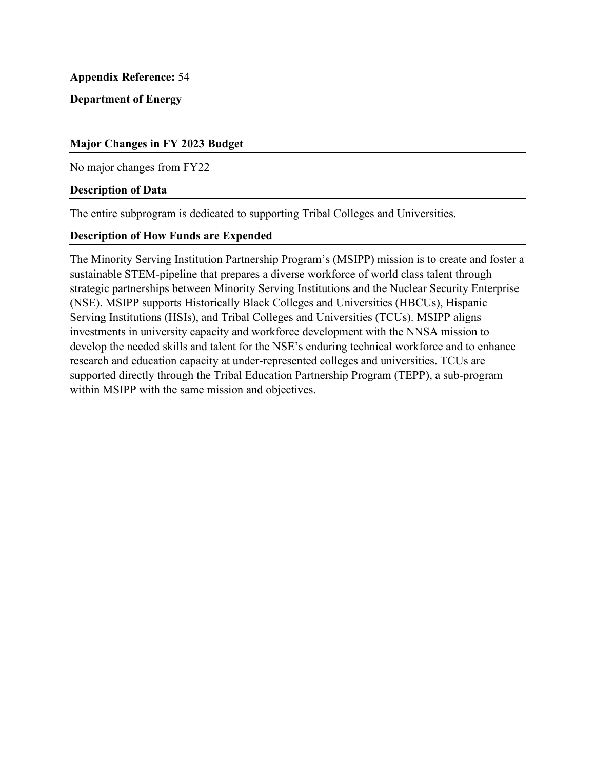**Appendix Reference:** 54

**Department of Energy**

### Major Changes in FY 2023 Budget

No major changes from FY22

### Description of Data

The entire subprogram is dedicated to supporting Tribal Colleges and Universities.

### Description of How Funds are Expended

The Minority Serving Institution Partnership Program's (MSIPP) mission is to create and foster a sustainable STEM-pipeline that prepares a diverse workforce of world class talent through strategic partnerships between Minority Serving Institutions and the Nuclear Security Enterprise (NSE). MSIPP supports Historically Black Colleges and Universities (HBCUs), Hispanic Serving Institutions (HSIs), and Tribal Colleges and Universities (TCUs). MSIPP aligns investments in university capacity and workforce development with the NNSA mission to develop the needed skills and talent for the NSE's enduring technical workforce and to enhance research and education capacity at under-represented colleges and universities. TCUs are supported directly through the Tribal Education Partnership Program (TEPP), a sub-program within MSIPP with the same mission and objectives.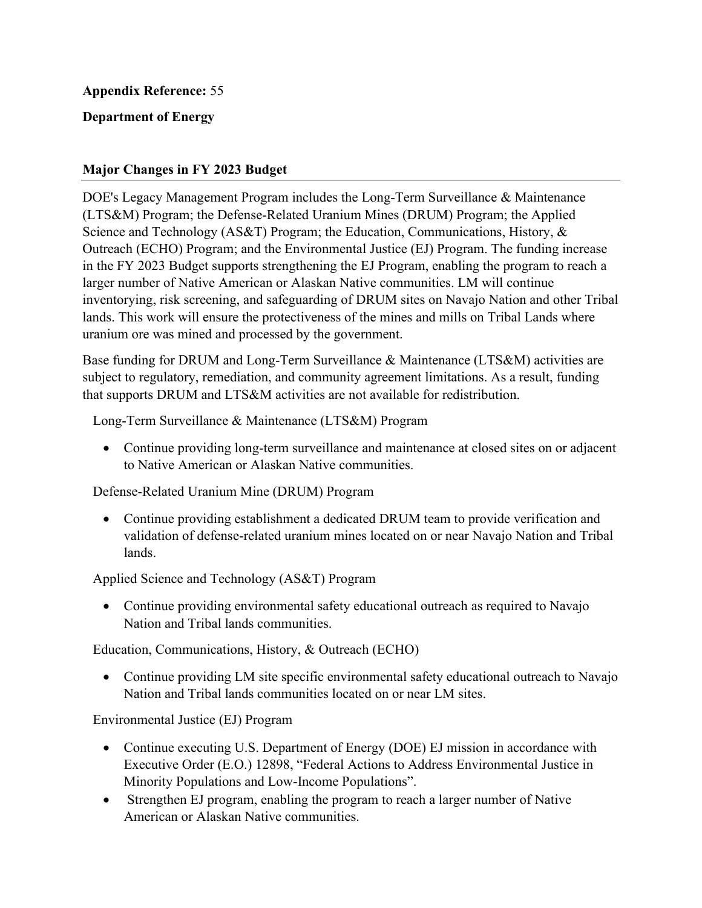**Appendix Reference:** 55

**Department of Energy**

## Major Changes in FY 2023 Budget

DOE's Legacy Management Program includes the Long-Term Surveillance & Maintenance (LTS&M) Program; the Defense-Related Uranium Mines (DRUM) Program; the Applied Science and Technology (AS&T) Program; the Education, Communications, History, & Outreach (ECHO) Program; and the Environmental Justice (EJ) Program. The funding increase in the FY 2023 Budget supports strengthening the EJ Program, enabling the program to reach a larger number of Native American or Alaskan Native communities. LM will continue inventorying, risk screening, and safeguarding of DRUM sites on Navajo Nation and other Tribal lands. This work will ensure the protectiveness of the mines and mills on Tribal Lands where uranium ore was mined and processed by the government.

Base funding for DRUM and Long-Term Surveillance & Maintenance (LTS&M) activities are subject to regulatory, remediation, and community agreement limitations. As a result, funding that supports DRUM and LTS&M activities are not available for redistribution.

Long-Term Surveillance & Maintenance (LTS&M) Program

- Continue providing long-term surveillance and maintenance at closed sites on or adjacent to Native American or Alaskan Native communities.

Defense-Related Uranium Mine (DRUM) Program

- Continue providing establishment a dedicated DRUM team to provide verification and validation of defense-related uranium mines located on or near Navajo Nation and Tribal lands.

Applied Science and Technology (AS&T) Program

- Continue providing environmental safety educational outreach as required to Navajo Nation and Tribal lands communities.

Education, Communications, History, & Outreach (ECHO)

- Continue providing LM site specific environmental safety educational outreach to Navajo Nation and Tribal lands communities located on or near LM sites.

Environmental Justice (EJ) Program

- Continue executing U.S. Department of Energy (DOE) EJ mission in accordance with Executive Order (E.O.) 12898, "Federal Actions to Address Environmental Justice in Minority Populations and Low-Income Populations".
- Strengthen EJ program, enabling the program to reach a larger number of Native American or Alaskan Native communities.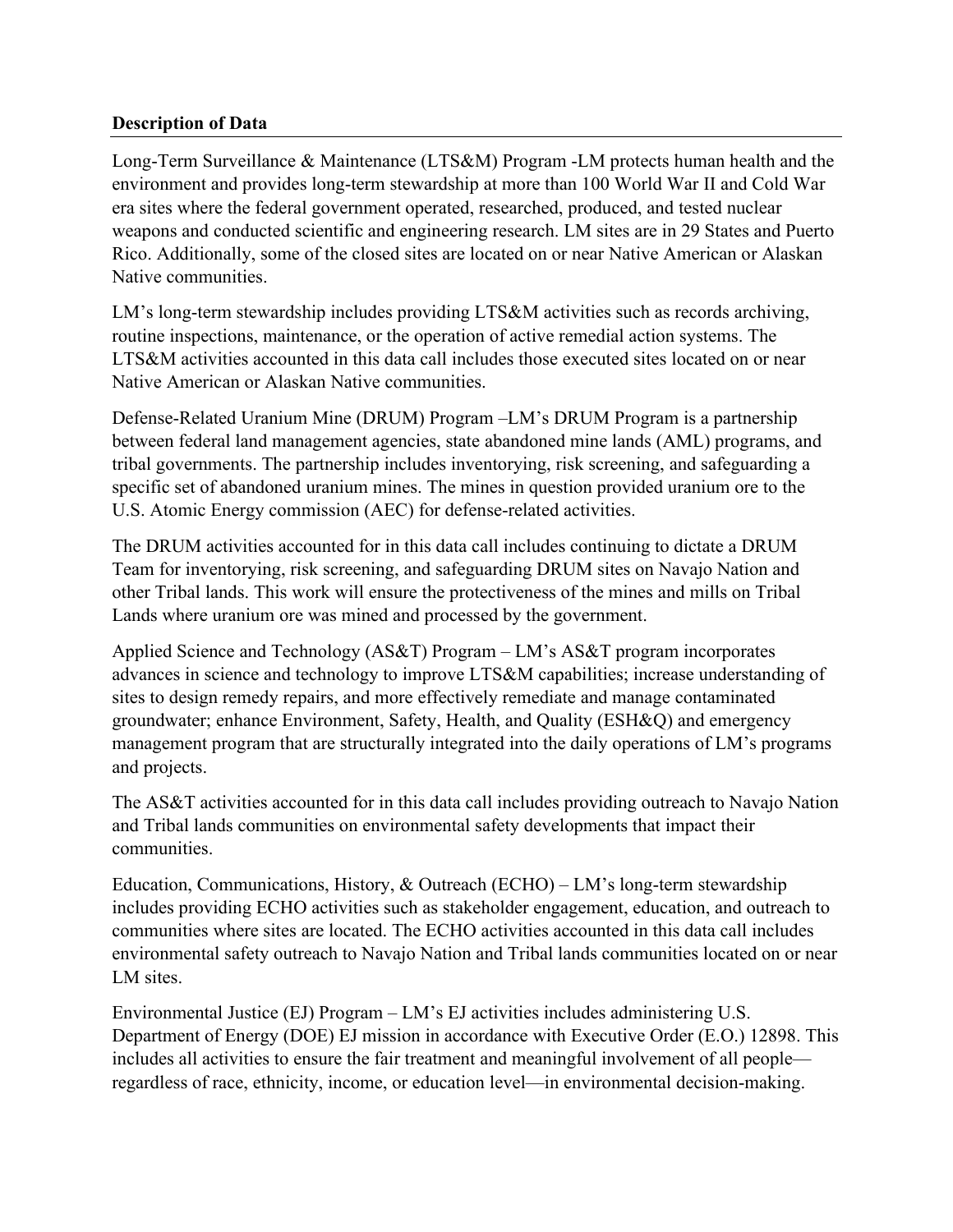**Description of Data**

Long-Term Surveillance & Maintenance (LTS&M) Program -LM protects human health and the environment and provides long-term stewardship at more than 100 World War II and Cold War era sites where the federal government operated, researched, produced, and tested nuclear weapons and conducted scientific and engineering research. LM sites are in 29 States and Puerto Rico. Additionally, some of the closed sites are located on or near Native American or Alaskan Native communities.

LM's long-term stewardship includes providing LTS&M activities such as records archiving, routine inspections, maintenance, or the operation of active remedial action systems. The LTS&M activities accounted in this data call includes those executed sites located on or near Native American or Alaskan Native communities.

Defense-Related Uranium Mine (DRUM) Program –LM's DRUM Program is a partnership between federal land management agencies, state abandoned mine lands (AML) programs, and tribal governments. The partnership includes inventorying, risk screening, and safeguarding a specific set of abandoned uranium mines. The mines in question provided uranium ore to the U.S. Atomic Energy commission (AEC) for defense-related activities.

The DRUM activities accounted for in this data call includes continuing to dictate a DRUM Team for inventorying, risk screening, and safeguarding DRUM sites on Navajo Nation and other Tribal lands. This work will ensure the protectiveness of the mines and mills on Tribal Lands where uranium ore was mined and processed by the government.

Applied Science and Technology (AS&T) Program – LM's AS&T program incorporates advances in science and technology to improve LTS&M capabilities; increase understanding of sites to design remedy repairs, and more effectively remediate and manage contaminated groundwater; enhance Environment, Safety, Health, and Quality (ESH&Q) and emergency management program that are structurally integrated into the daily operations of LM's programs and projects.

The AS&T activities accounted for in this data call includes providing outreach to Navajo Nation and Tribal lands communities on environmental safety developments that impact their communities.

Education, Communications, History, & Outreach (ECHO) – LM's long-term stewardship includes providing ECHO activities such as stakeholder engagement, education, and outreach to communities where sites are located. The ECHO activities accounted in this data call includes environmental safety outreach to Navajo Nation and Tribal lands communities located on or near LM sites.

Environmental Justice (EJ) Program – LM's EJ activities includes administering U.S. Department of Energy (DOE) EJ mission in accordance with Executive Order (E.O.) 12898. This includes all activities to ensure the fair treatment and meaningful involvement of all people—regardless of race, ethnicity, income, or education level—in environmental decision-making.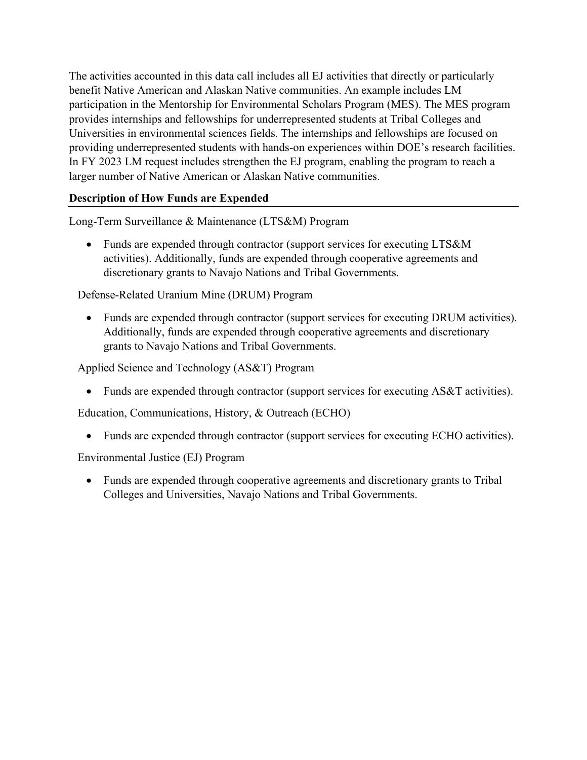The activities accounted in this data call includes all EJ activities that directly or particularly benefit Native American and Alaskan Native communities. An example includes LM participation in the Mentorship for Environmental Scholars Program (MES). The MES program provides internships and fellowships for underrepresented students at Tribal Colleges and Universities in environmental sciences fields. The internships and fellowships are focused on providing underrepresented students with hands-on experiences within DOE's research facilities. In FY 2023 LM request includes strengthen the EJ program, enabling the program to reach a larger number of Native American or Alaskan Native communities.

**Description of How Funds are Expended**

Long-Term Surveillance & Maintenance (LTS&M) Program

- Funds are expended through contractor (support services for executing LTS&M activities). Additionally, funds are expended through cooperative agreements and discretionary grants to Navajo Nations and Tribal Governments.

Defense-Related Uranium Mine (DRUM) Program

- Funds are expended through contractor (support services for executing DRUM activities). Additionally, funds are expended through cooperative agreements and discretionary grants to Navajo Nations and Tribal Governments.

Applied Science and Technology (AS&T) Program

- Funds are expended through contractor (support services for executing AS&T activities).

Education, Communications, History, & Outreach (ECHO)

- Funds are expended through contractor (support services for executing ECHO activities).

Environmental Justice (EJ) Program

- Funds are expended through cooperative agreements and discretionary grants to Tribal Colleges and Universities, Navajo Nations and Tribal Governments.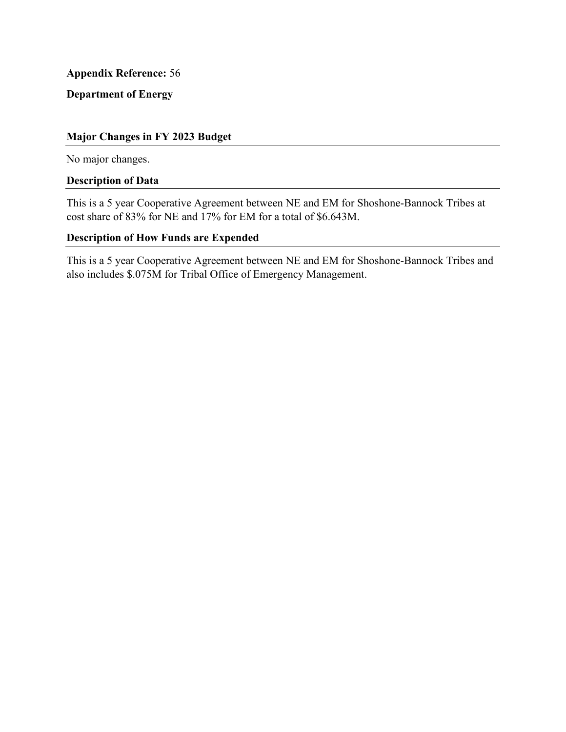**Appendix Reference:** 56

**Department of Energy**

## Major Changes in FY 2023 Budget

No major changes.

## Description of Data

This is a 5 year Cooperative Agreement between NE and EM for Shoshone-Bannock Tribes at cost share of 83% for NE and 17% for EM for a total of $6.643M.

## Description of How Funds are Expended

This is a 5 year Cooperative Agreement between NE and EM for Shoshone-Bannock Tribes and also includes $.075M for Tribal Office of Emergency Management.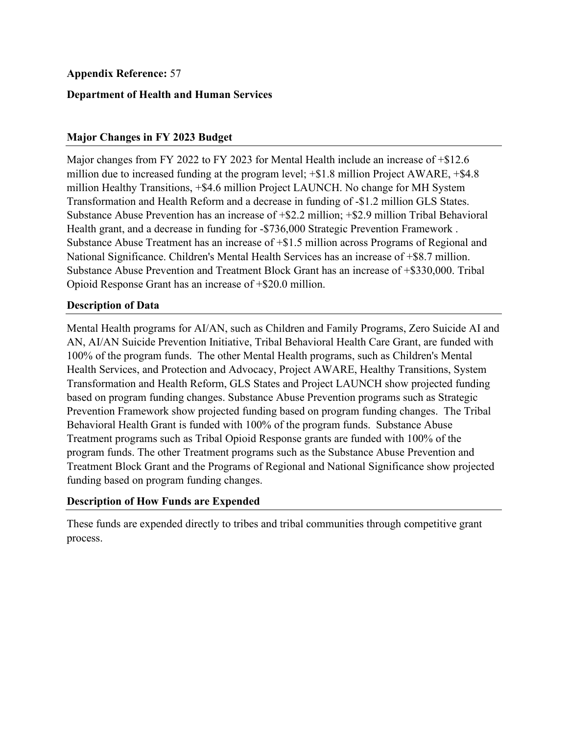**Appendix Reference:** 57

**Department of Health and Human Services**

## Major Changes in FY 2023 Budget

Major changes from FY 2022 to FY 2023 for Mental Health include an increase of +$12.6 million due to increased funding at the program level; +$1.8 million Project AWARE, +$4.8 million Healthy Transitions, +$4.6 million Project LAUNCH. No change for MH System Transformation and Health Reform and a decrease in funding of -$1.2 million GLS States. Substance Abuse Prevention has an increase of +$2.2 million; +$2.9 million Tribal Behavioral Health grant, and a decrease in funding for -$736,000 Strategic Prevention Framework . Substance Abuse Treatment has an increase of +$1.5 million across Programs of Regional and National Significance. Children's Mental Health Services has an increase of +$8.7 million. Substance Abuse Prevention and Treatment Block Grant has an increase of +$330,000. Tribal Opioid Response Grant has an increase of +$20.0 million.

## Description of Data

Mental Health programs for AI/AN, such as Children and Family Programs, Zero Suicide AI and AN, AI/AN Suicide Prevention Initiative, Tribal Behavioral Health Care Grant, are funded with 100% of the program funds. The other Mental Health programs, such as Children's Mental Health Services, and Protection and Advocacy, Project AWARE, Healthy Transitions, System Transformation and Health Reform, GLS States and Project LAUNCH show projected funding based on program funding changes. Substance Abuse Prevention programs such as Strategic Prevention Framework show projected funding based on program funding changes. The Tribal Behavioral Health Grant is funded with 100% of the program funds. Substance Abuse Treatment programs such as Tribal Opioid Response grants are funded with 100% of the program funds. The other Treatment programs such as the Substance Abuse Prevention and Treatment Block Grant and the Programs of Regional and National Significance show projected funding based on program funding changes.

## Description of How Funds are Expended

These funds are expended directly to tribes and tribal communities through competitive grant process.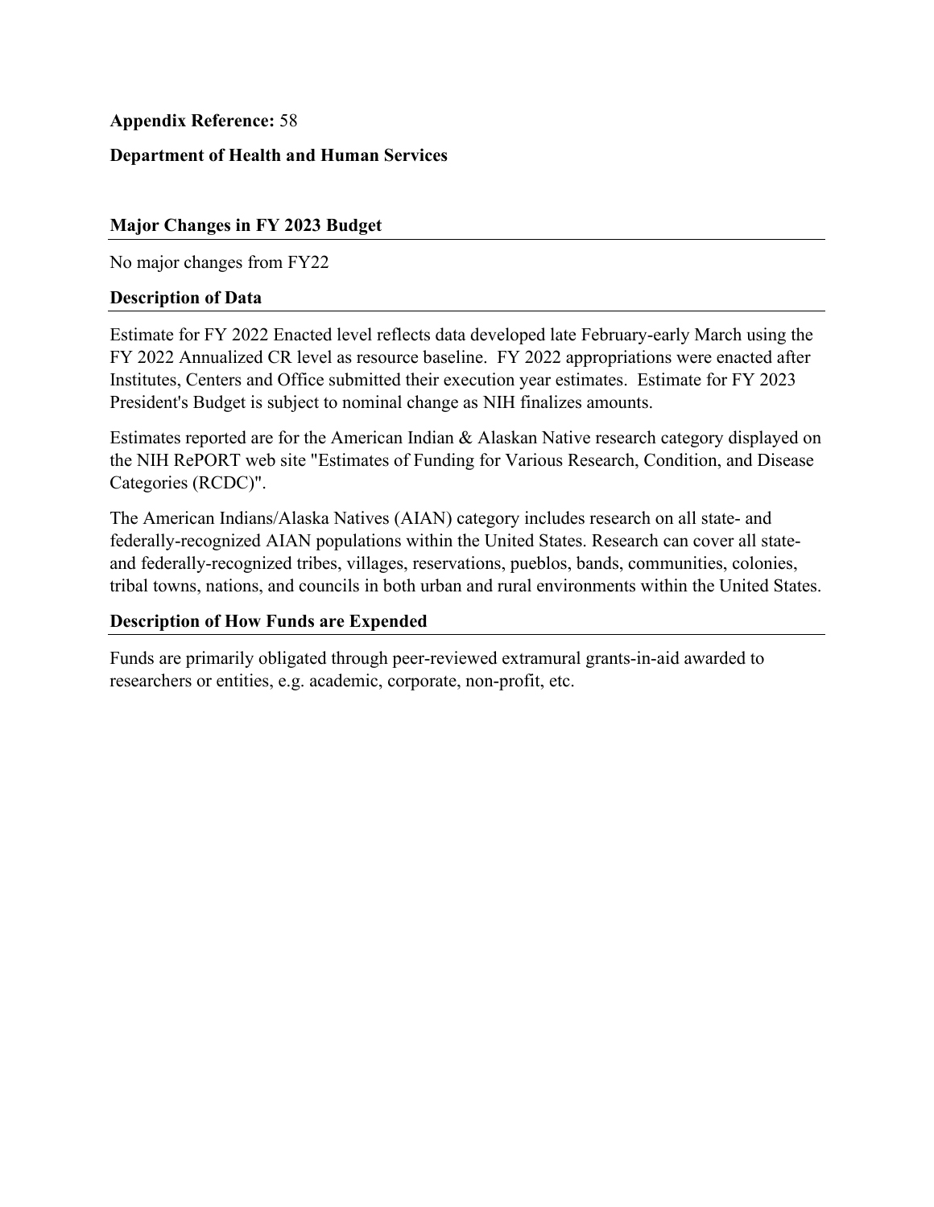**Appendix Reference:** 58

**Department of Health and Human Services**

### Major Changes in FY 2023 Budget

No major changes from FY22

### Description of Data

Estimate for FY 2022 Enacted level reflects data developed late February-early March using the FY 2022 Annualized CR level as resource baseline. FY 2022 appropriations were enacted after Institutes, Centers and Office submitted their execution year estimates. Estimate for FY 2023 President's Budget is subject to nominal change as NIH finalizes amounts.

Estimates reported are for the American Indian & Alaskan Native research category displayed on the NIH RePORT web site "Estimates of Funding for Various Research, Condition, and Disease Categories (RCDC)".

The American Indians/Alaska Natives (AIAN) category includes research on all state- and federally-recognized AIAN populations within the United States. Research can cover all state- and federally-recognized tribes, villages, reservations, pueblos, bands, communities, colonies, tribal towns, nations, and councils in both urban and rural environments within the United States.

### Description of How Funds are Expended

Funds are primarily obligated through peer-reviewed extramural grants-in-aid awarded to researchers or entities, e.g. academic, corporate, non-profit, etc.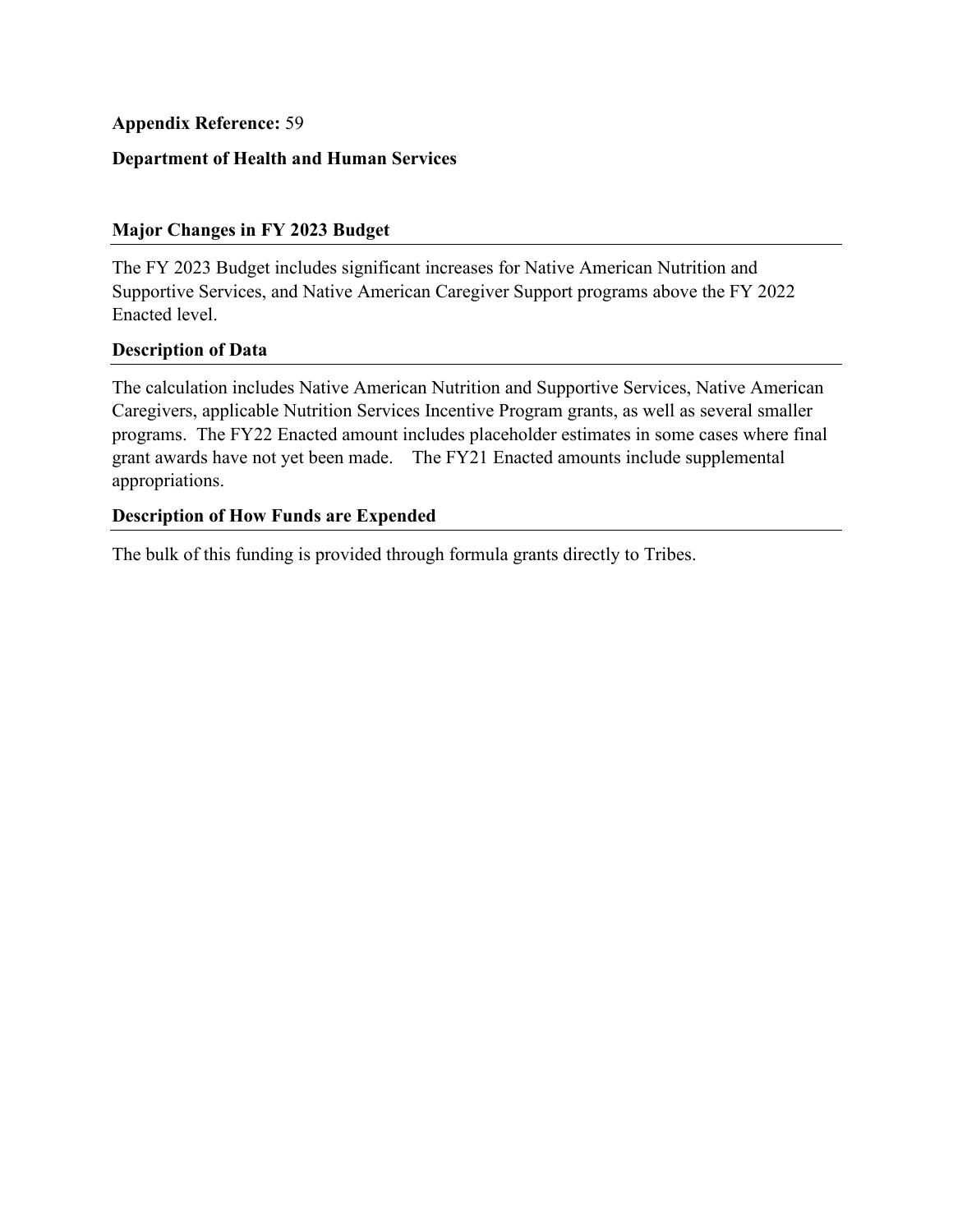**Appendix Reference:** 59

**Department of Health and Human Services**

## Major Changes in FY 2023 Budget

The FY 2023 Budget includes significant increases for Native American Nutrition and Supportive Services, and Native American Caregiver Support programs above the FY 2022 Enacted level.

## Description of Data

The calculation includes Native American Nutrition and Supportive Services, Native American Caregivers, applicable Nutrition Services Incentive Program grants, as well as several smaller programs. The FY22 Enacted amount includes placeholder estimates in some cases where final grant awards have not yet been made. The FY21 Enacted amounts include supplemental appropriations.

## Description of How Funds are Expended

The bulk of this funding is provided through formula grants directly to Tribes.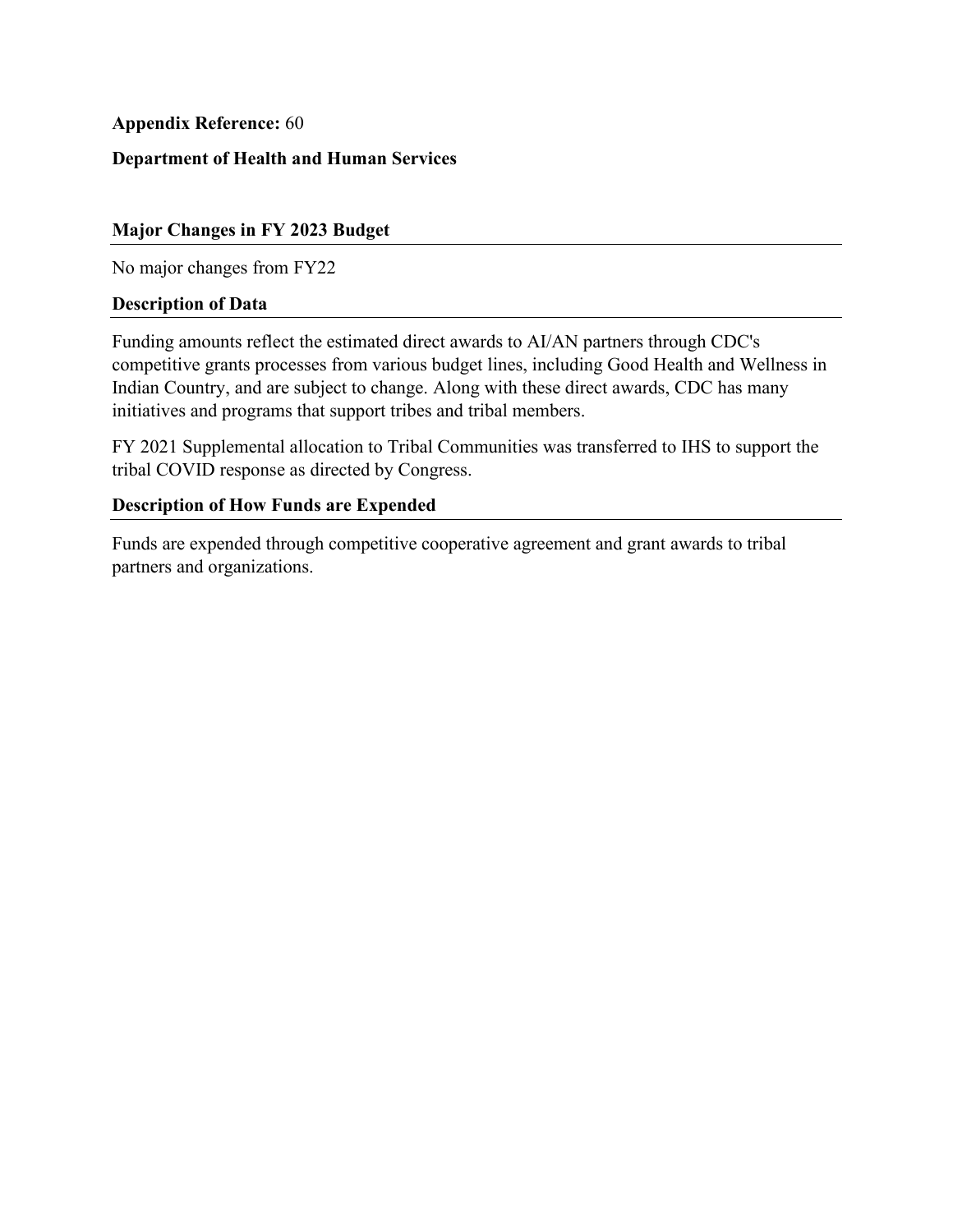**Appendix Reference:** 60

**Department of Health and Human Services**

### Major Changes in FY 2023 Budget

No major changes from FY22

### Description of Data

Funding amounts reflect the estimated direct awards to AI/AN partners through CDC's competitive grants processes from various budget lines, including Good Health and Wellness in Indian Country, and are subject to change. Along with these direct awards, CDC has many initiatives and programs that support tribes and tribal members.

FY 2021 Supplemental allocation to Tribal Communities was transferred to IHS to support the tribal COVID response as directed by Congress.

### Description of How Funds are Expended

Funds are expended through competitive cooperative agreement and grant awards to tribal partners and organizations.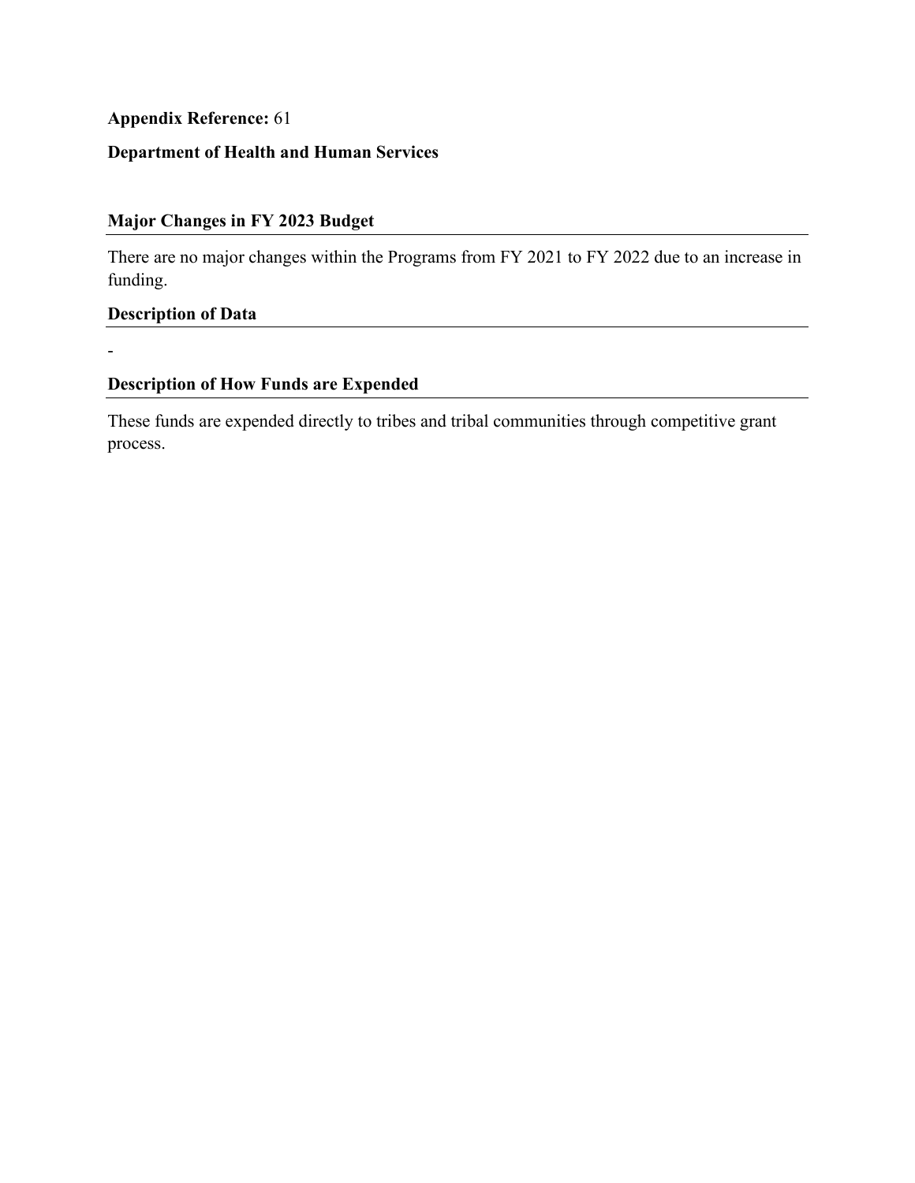**Appendix Reference:** 61

**Department of Health and Human Services**

## Major Changes in FY 2023 Budget

There are no major changes within the Programs from FY 2021 to FY 2022 due to an increase in funding.

## Description of Data

-

## Description of How Funds are Expended

These funds are expended directly to tribes and tribal communities through competitive grant process.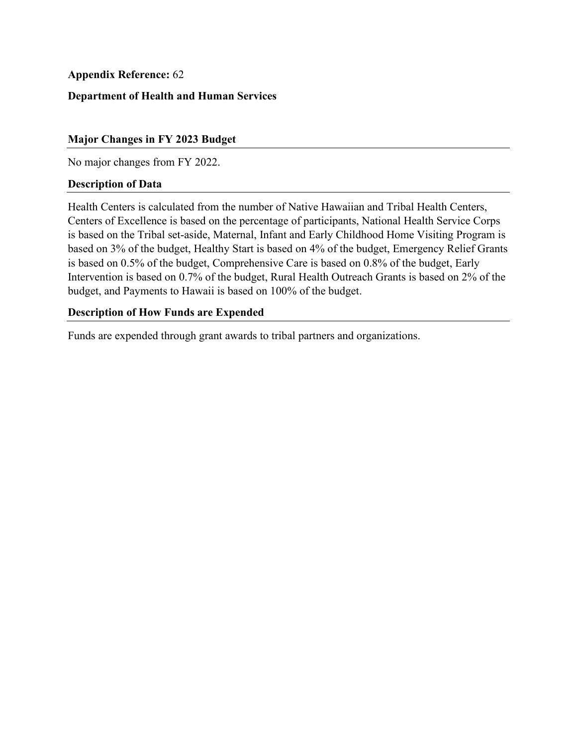**Appendix Reference:** 62

**Department of Health and Human Services**

### Major Changes in FY 2023 Budget

No major changes from FY 2022.

### Description of Data

Health Centers is calculated from the number of Native Hawaiian and Tribal Health Centers, Centers of Excellence is based on the percentage of participants, National Health Service Corps is based on the Tribal set-aside, Maternal, Infant and Early Childhood Home Visiting Program is based on 3% of the budget, Healthy Start is based on 4% of the budget, Emergency Relief Grants is based on 0.5% of the budget, Comprehensive Care is based on 0.8% of the budget, Early Intervention is based on 0.7% of the budget, Rural Health Outreach Grants is based on 2% of the budget, and Payments to Hawaii is based on 100% of the budget.

### Description of How Funds are Expended

Funds are expended through grant awards to tribal partners and organizations.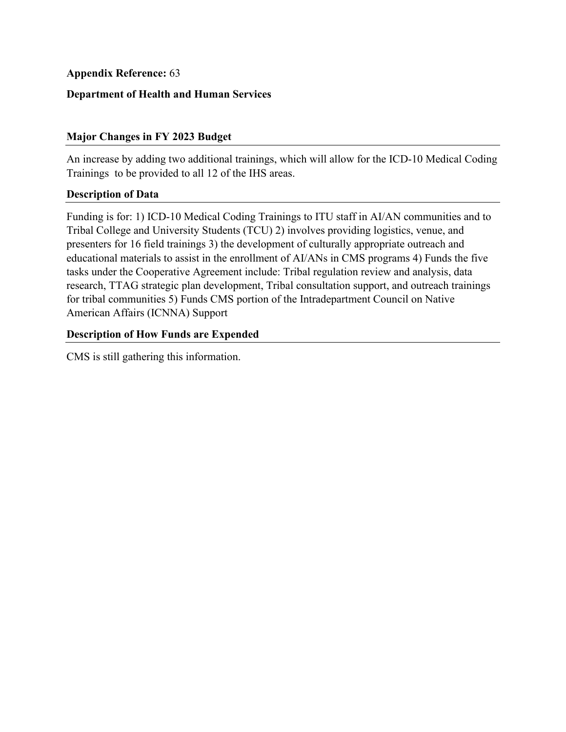**Appendix Reference:** 63

**Department of Health and Human Services**

### Major Changes in FY 2023 Budget

An increase by adding two additional trainings, which will allow for the ICD-10 Medical Coding Trainings to be provided to all 12 of the IHS areas.

### Description of Data

Funding is for: 1) ICD-10 Medical Coding Trainings to ITU staff in AI/AN communities and to Tribal College and University Students (TCU) 2) involves providing logistics, venue, and presenters for 16 field trainings 3) the development of culturally appropriate outreach and educational materials to assist in the enrollment of AI/ANs in CMS programs 4) Funds the five tasks under the Cooperative Agreement include: Tribal regulation review and analysis, data research, TTAG strategic plan development, Tribal consultation support, and outreach trainings for tribal communities 5) Funds CMS portion of the Intradepartment Council on Native American Affairs (ICNNA) Support

### Description of How Funds are Expended

CMS is still gathering this information.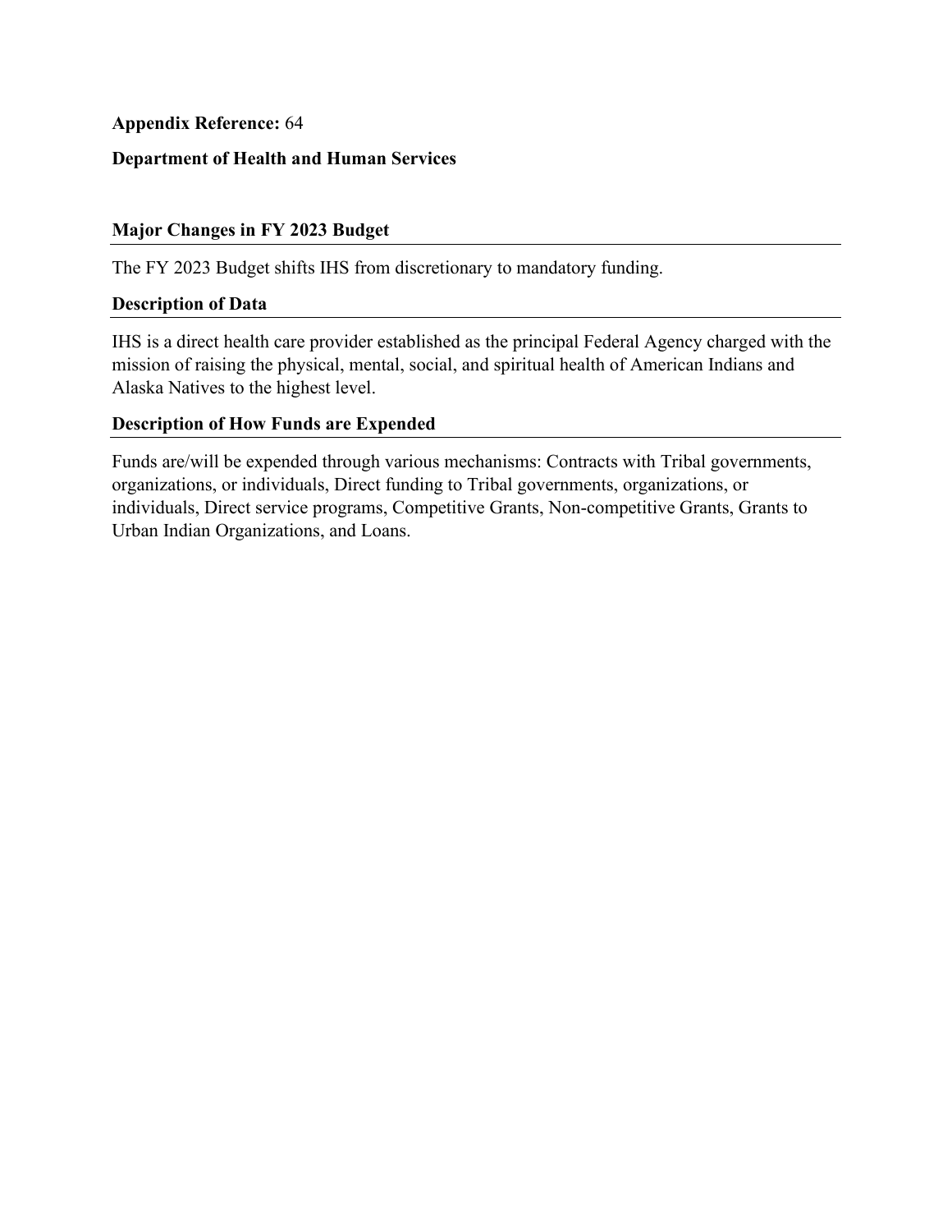**Appendix Reference:** 64

**Department of Health and Human Services**

### Major Changes in FY 2023 Budget

The FY 2023 Budget shifts IHS from discretionary to mandatory funding.

### Description of Data

IHS is a direct health care provider established as the principal Federal Agency charged with the mission of raising the physical, mental, social, and spiritual health of American Indians and Alaska Natives to the highest level.

### Description of How Funds are Expended

Funds are/will be expended through various mechanisms: Contracts with Tribal governments, organizations, or individuals, Direct funding to Tribal governments, organizations, or individuals, Direct service programs, Competitive Grants, Non-competitive Grants, Grants to Urban Indian Organizations, and Loans.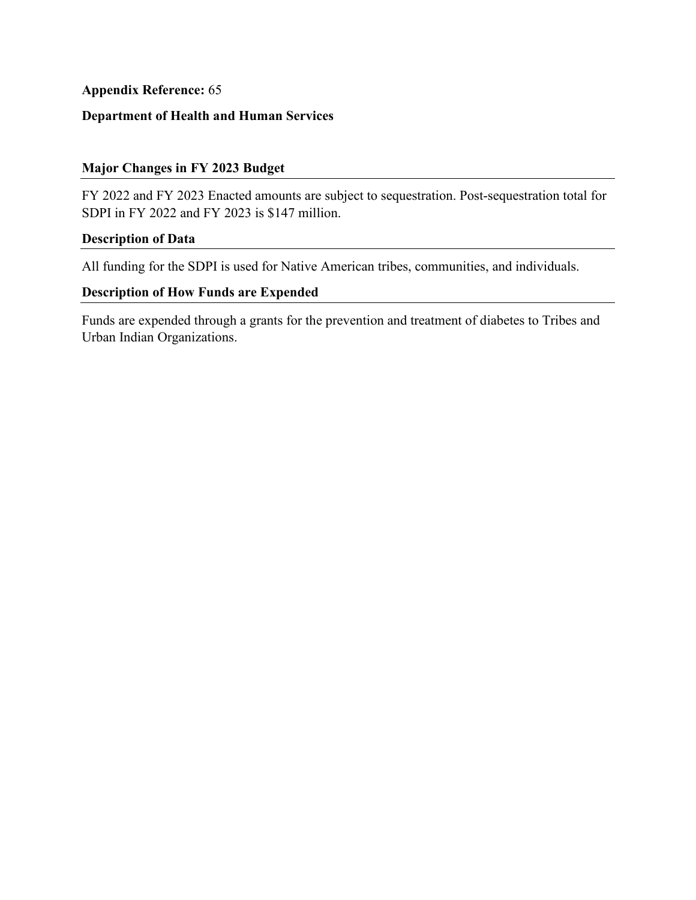**Appendix Reference:** 65

**Department of Health and Human Services**

### Major Changes in FY 2023 Budget

FY 2022 and FY 2023 Enacted amounts are subject to sequestration. Post-sequestration total for SDPI in FY 2022 and FY 2023 is $147 million.

### Description of Data

All funding for the SDPI is used for Native American tribes, communities, and individuals.

### Description of How Funds are Expended

Funds are expended through a grants for the prevention and treatment of diabetes to Tribes and Urban Indian Organizations.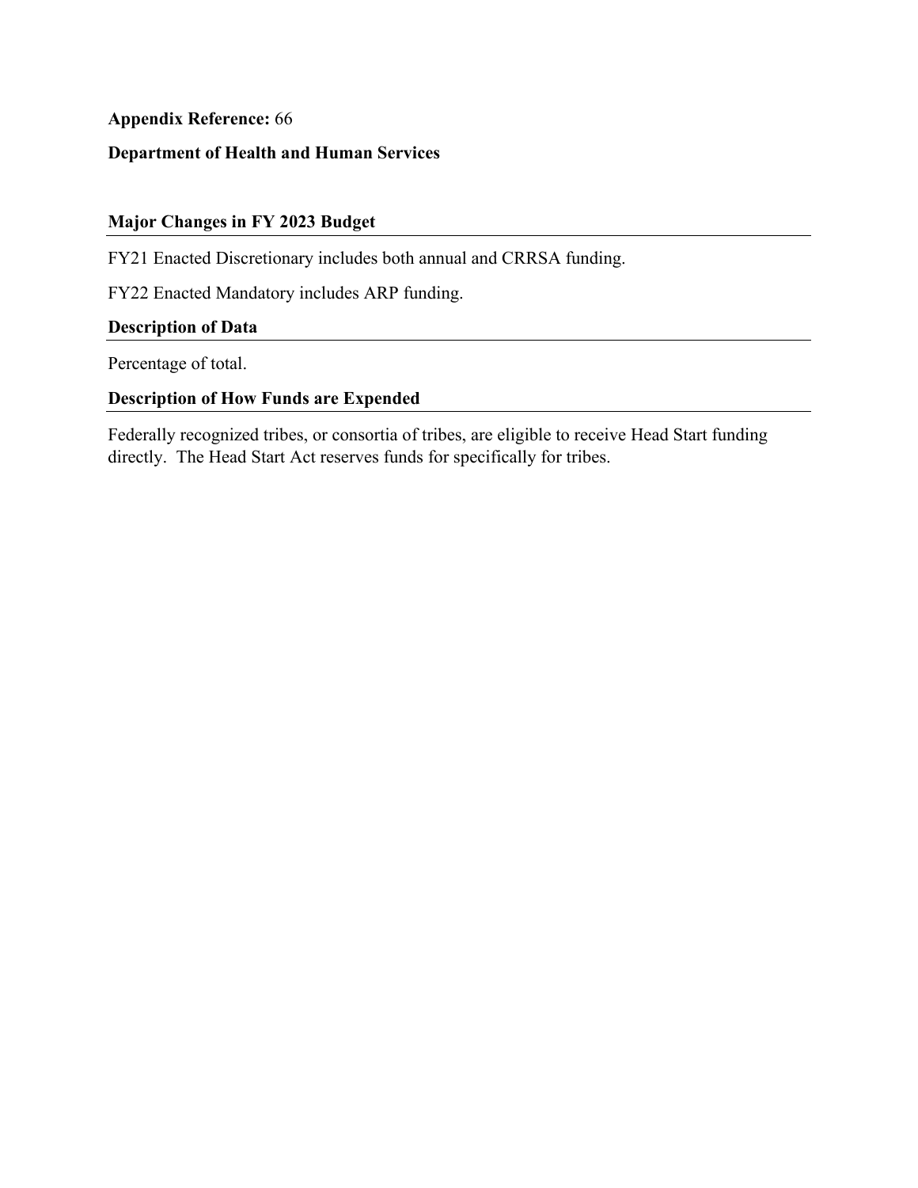**Appendix Reference:** 66

**Department of Health and Human Services**

### Major Changes in FY 2023 Budget

FY21 Enacted Discretionary includes both annual and CRRSA funding.

FY22 Enacted Mandatory includes ARP funding.

### Description of Data

Percentage of total.

### Description of How Funds are Expended

Federally recognized tribes, or consortia of tribes, are eligible to receive Head Start funding directly. The Head Start Act reserves funds for specifically for tribes.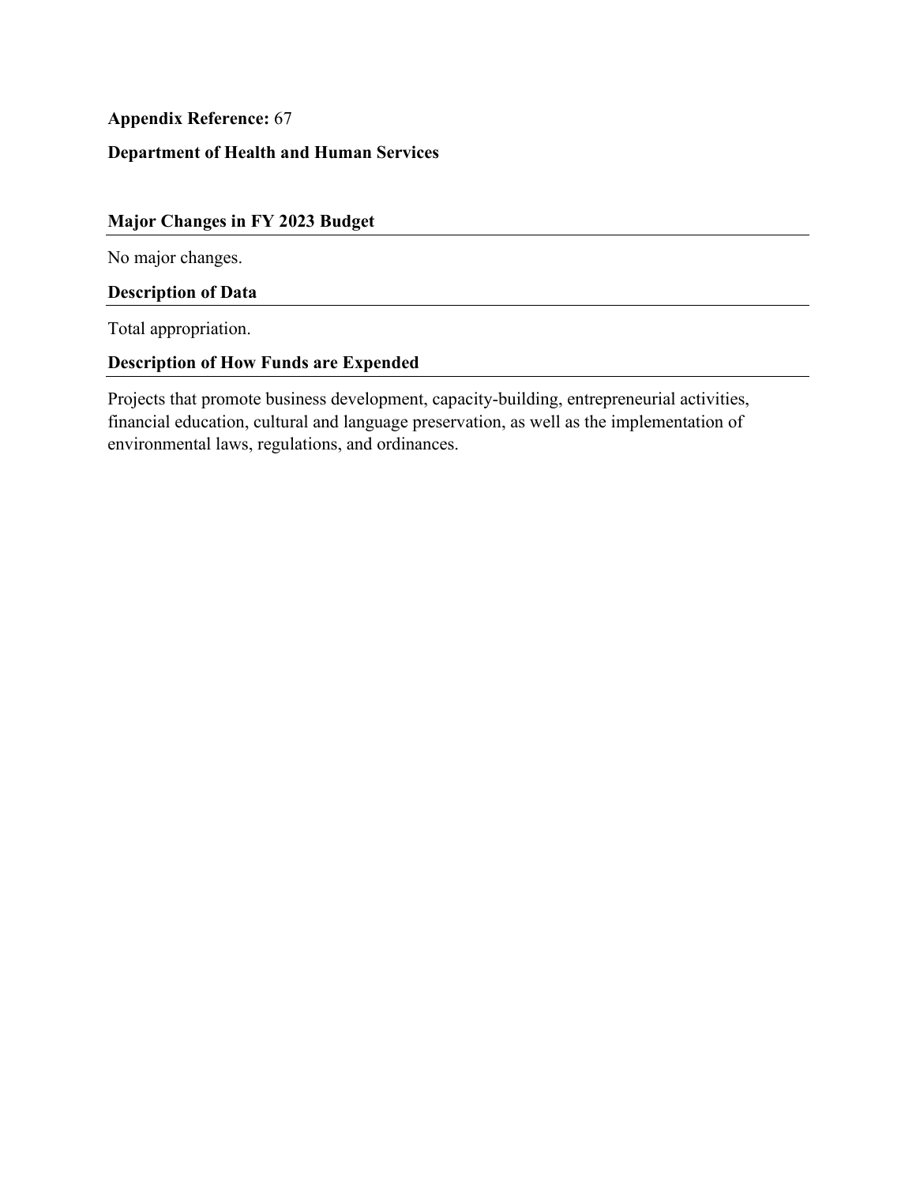**Appendix Reference:** 67

**Department of Health and Human Services**

### Major Changes in FY 2023 Budget

No major changes.

### Description of Data

Total appropriation.

### Description of How Funds are Expended

Projects that promote business development, capacity-building, entrepreneurial activities, financial education, cultural and language preservation, as well as the implementation of environmental laws, regulations, and ordinances.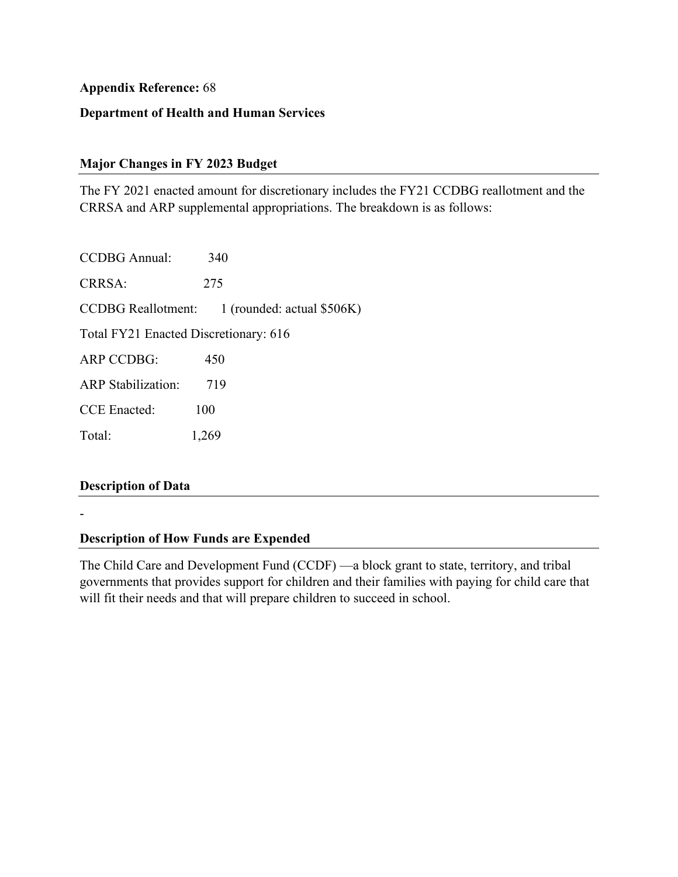**Appendix Reference:** 68

**Department of Health and Human Services**

## Major Changes in FY 2023 Budget

The FY 2021 enacted amount for discretionary includes the FY21 CCDBG reallotment and the CRRSA and ARP supplemental appropriations. The breakdown is as follows:

CCDBG Annual: 340

CRRSA: 275

CCDBG Reallotment: 1 (rounded: actual $506K)

Total FY21 Enacted Discretionary: 616

ARP CCDBG: 450

ARP Stabilization: 719

CCE Enacted: 100

Total: 1,269

## Description of Data

-

## Description of How Funds are Expended

The Child Care and Development Fund (CCDF) —a block grant to state, territory, and tribal governments that provides support for children and their families with paying for child care that will fit their needs and that will prepare children to succeed in school.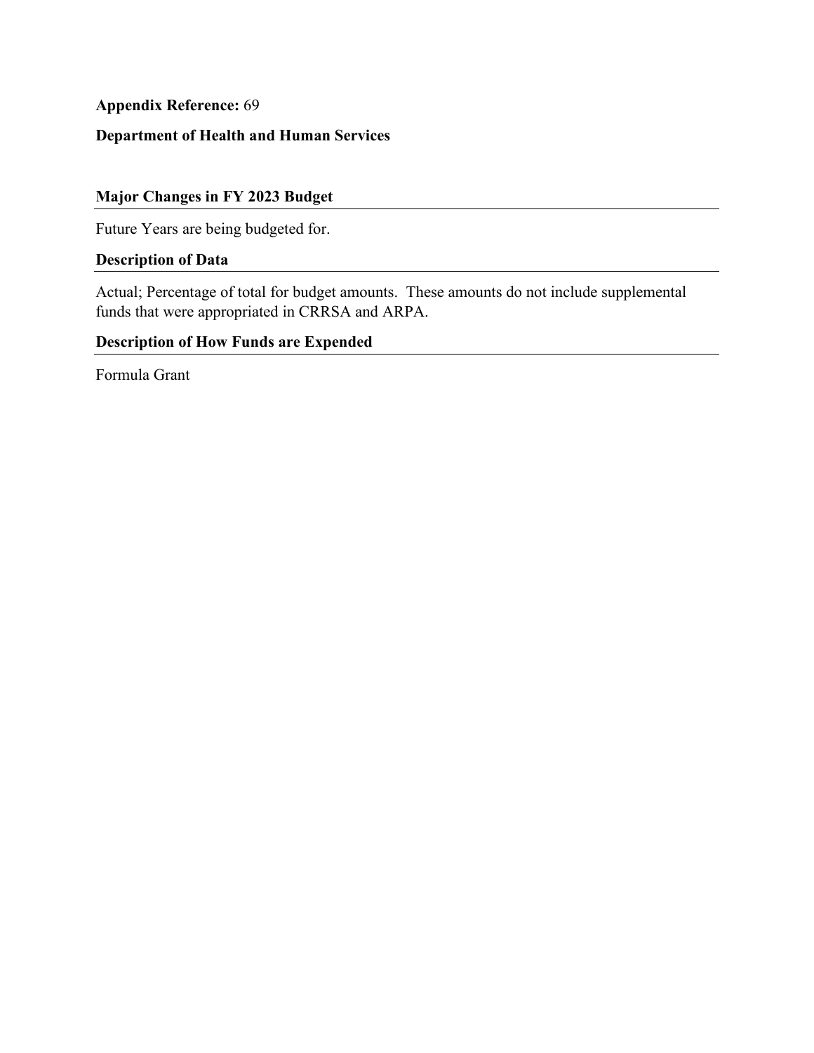**Appendix Reference:** 69

**Department of Health and Human Services**

## Major Changes in FY 2023 Budget

Future Years are being budgeted for.

## Description of Data

Actual; Percentage of total for budget amounts. These amounts do not include supplemental funds that were appropriated in CRRSA and ARPA.

## Description of How Funds are Expended

Formula Grant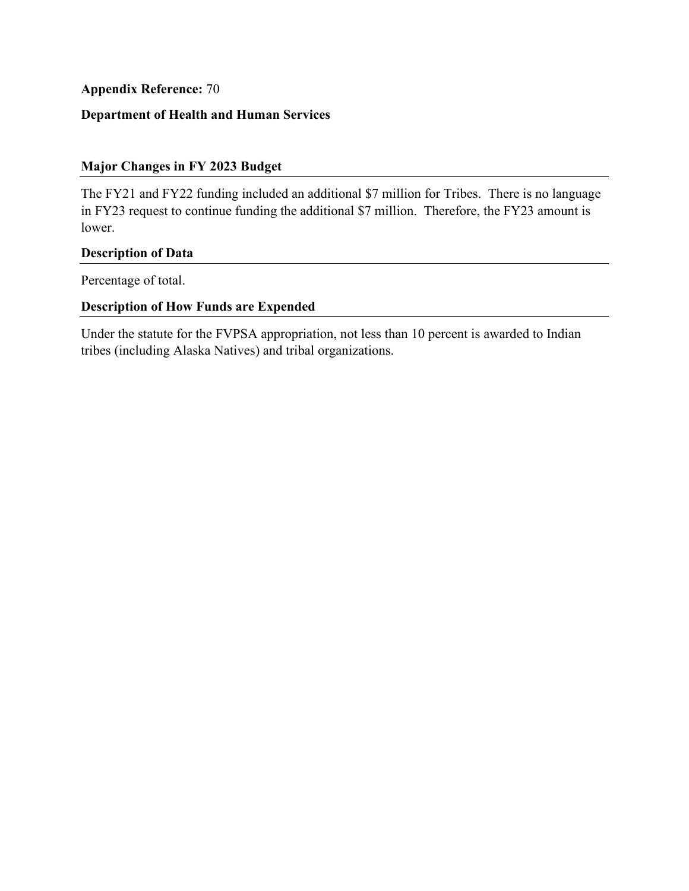**Appendix Reference:** 70

**Department of Health and Human Services**

### Major Changes in FY 2023 Budget

The FY21 and FY22 funding included an additional $7 million for Tribes. There is no language in FY23 request to continue funding the additional $7 million. Therefore, the FY23 amount is lower.

### Description of Data

Percentage of total.

### Description of How Funds are Expended

Under the statute for the FVPSA appropriation, not less than 10 percent is awarded to Indian tribes (including Alaska Natives) and tribal organizations.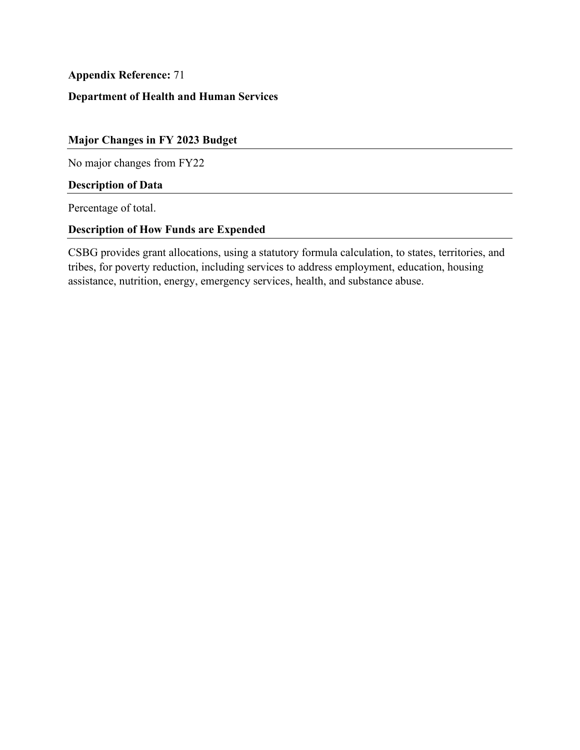**Appendix Reference:** 71

**Department of Health and Human Services**

## Major Changes in FY 2023 Budget

No major changes from FY22

## Description of Data

Percentage of total.

## Description of How Funds are Expended

CSBG provides grant allocations, using a statutory formula calculation, to states, territories, and tribes, for poverty reduction, including services to address employment, education, housing assistance, nutrition, energy, emergency services, health, and substance abuse.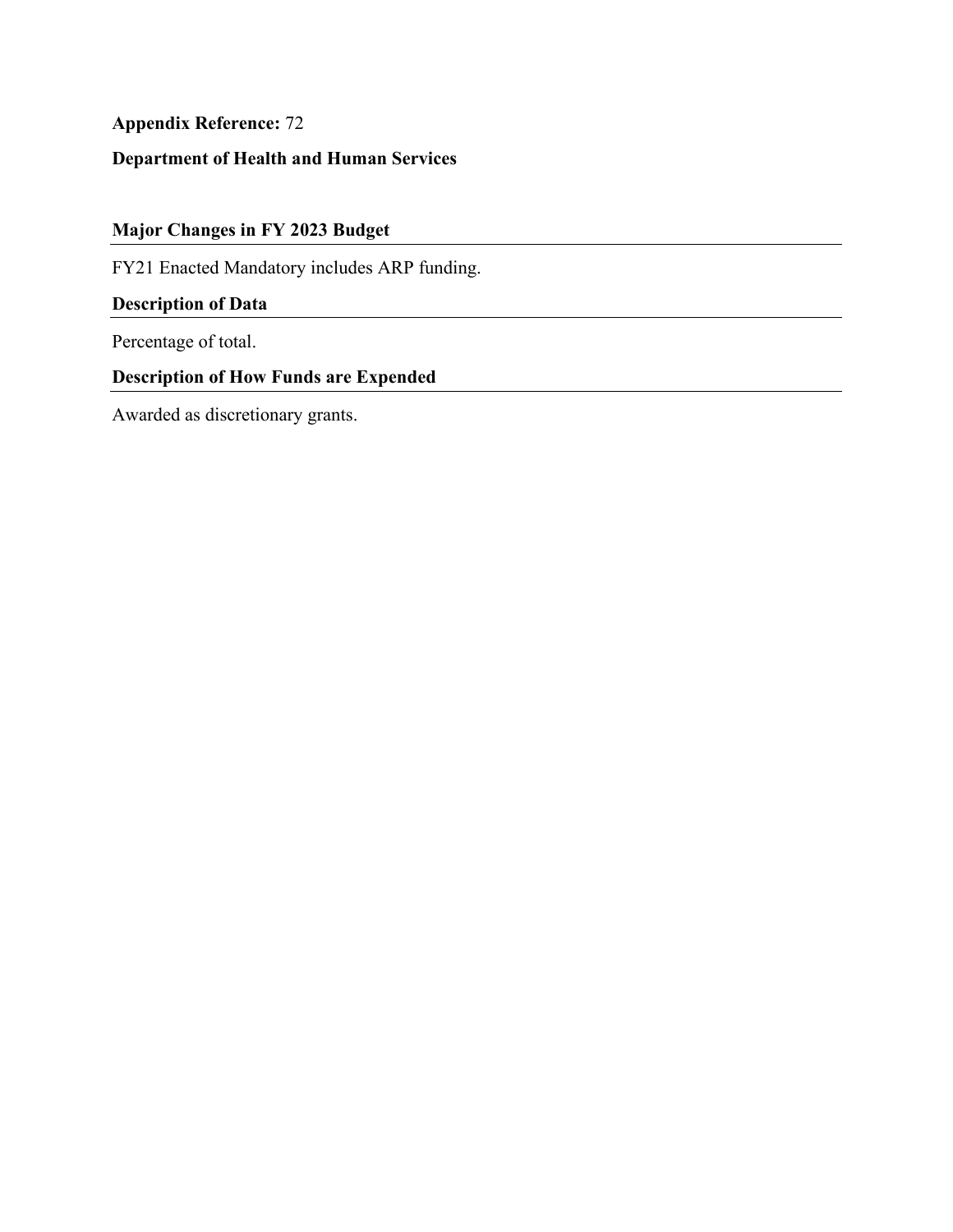**Appendix Reference:** 72

**Department of Health and Human Services**

## Major Changes in FY 2023 Budget

FY21 Enacted Mandatory includes ARP funding.

## Description of Data

Percentage of total.

## Description of How Funds are Expended

Awarded as discretionary grants.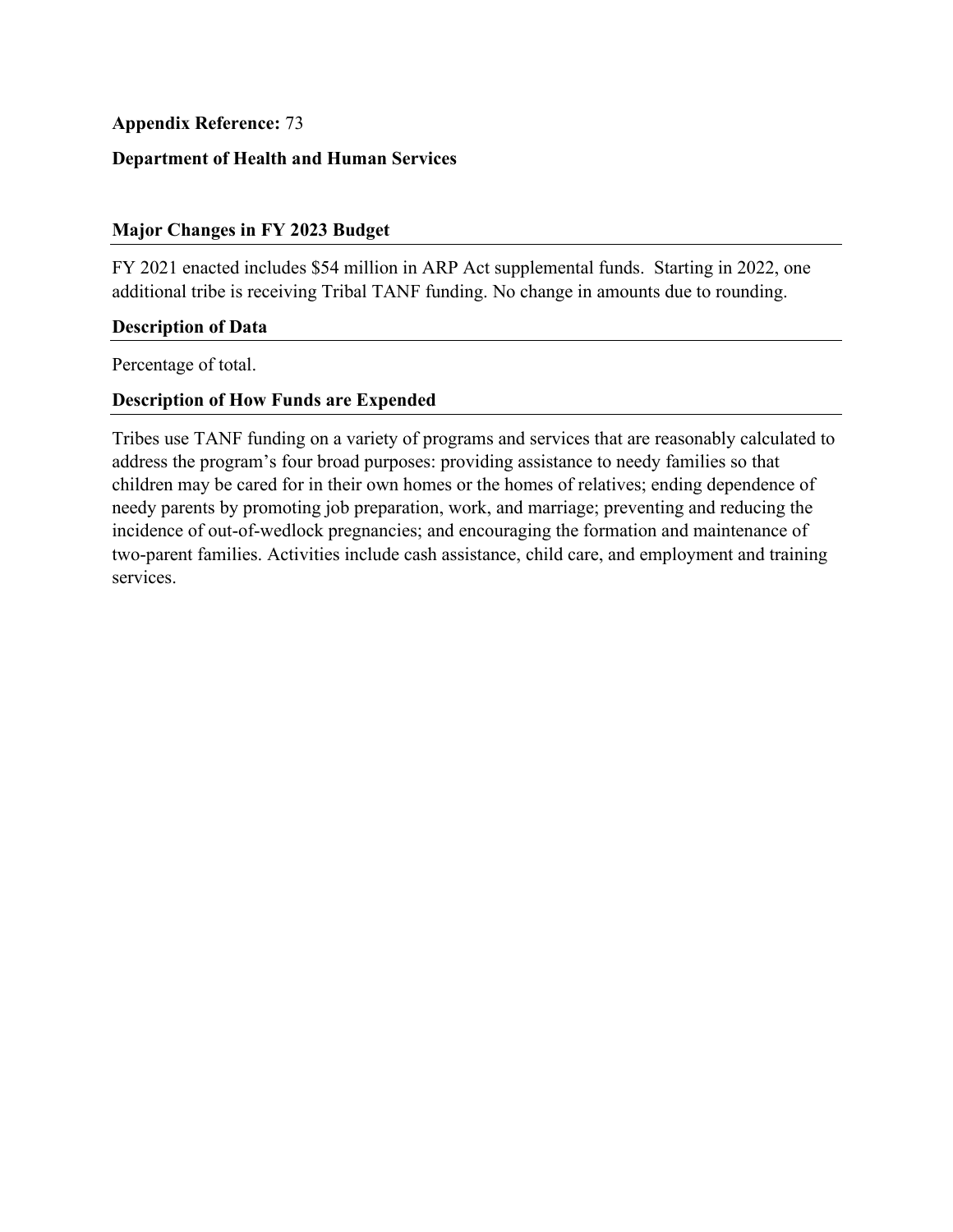**Appendix Reference:** 73

**Department of Health and Human Services**

### Major Changes in FY 2023 Budget

FY 2021 enacted includes $54 million in ARP Act supplemental funds. Starting in 2022, one additional tribe is receiving Tribal TANF funding. No change in amounts due to rounding.

### Description of Data

Percentage of total.

### Description of How Funds are Expended

Tribes use TANF funding on a variety of programs and services that are reasonably calculated to address the program's four broad purposes: providing assistance to needy families so that children may be cared for in their own homes or the homes of relatives; ending dependence of needy parents by promoting job preparation, work, and marriage; preventing and reducing the incidence of out-of-wedlock pregnancies; and encouraging the formation and maintenance of two-parent families. Activities include cash assistance, child care, and employment and training services.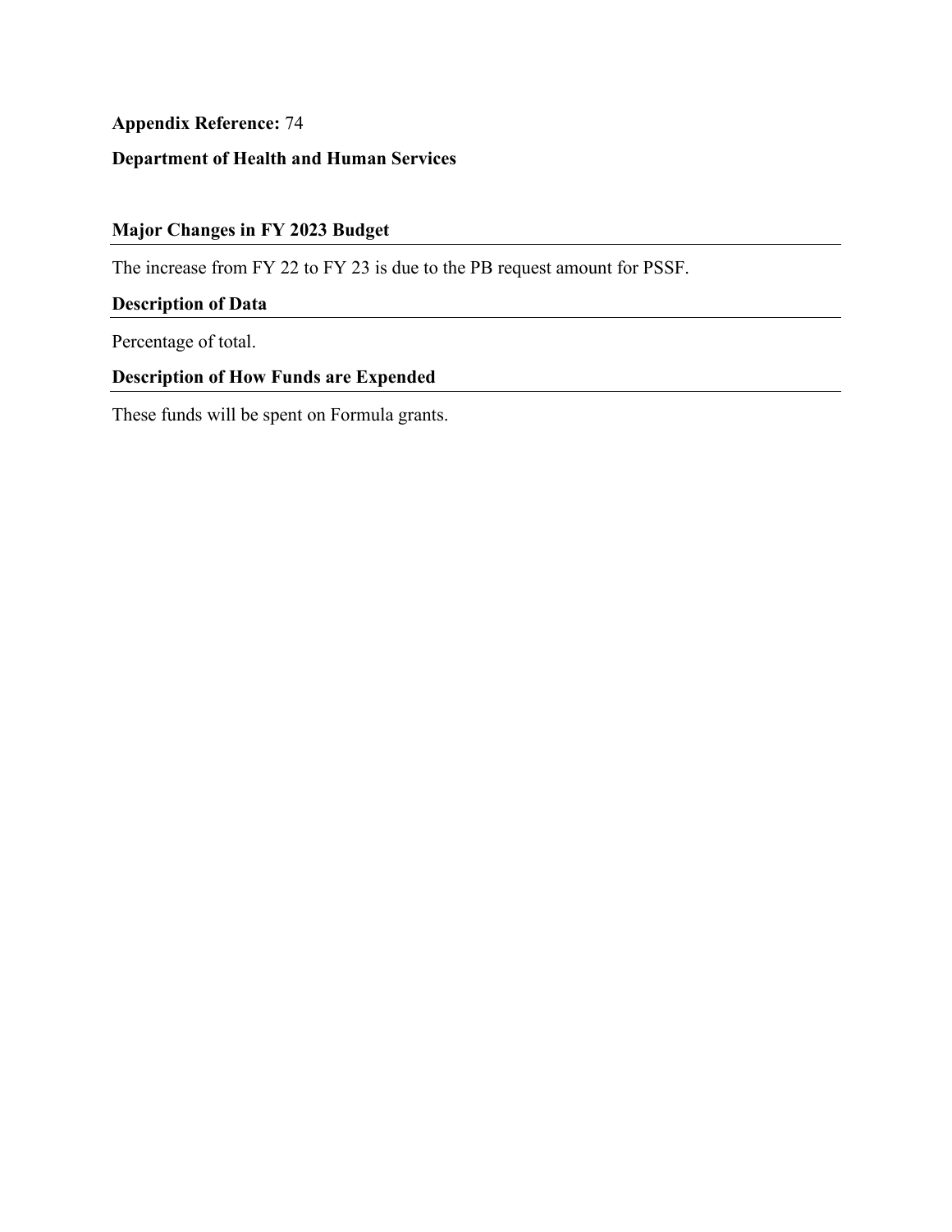**Appendix Reference:** 74

**Department of Health and Human Services**

## Major Changes in FY 2023 Budget

The increase from FY 22 to FY 23 is due to the PB request amount for PSSF.

## Description of Data

Percentage of total.

## Description of How Funds are Expended

These funds will be spent on Formula grants.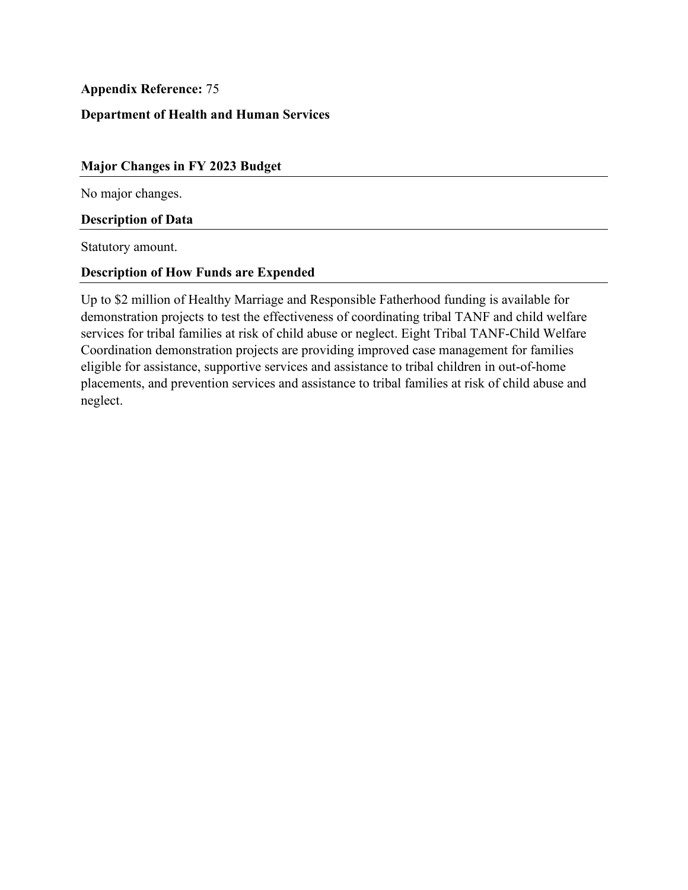**Appendix Reference:** 75

**Department of Health and Human Services**

### Major Changes in FY 2023 Budget

No major changes.

### Description of Data

Statutory amount.

### Description of How Funds are Expended

Up to $2 million of Healthy Marriage and Responsible Fatherhood funding is available for demonstration projects to test the effectiveness of coordinating tribal TANF and child welfare services for tribal families at risk of child abuse or neglect. Eight Tribal TANF-Child Welfare Coordination demonstration projects are providing improved case management for families eligible for assistance, supportive services and assistance to tribal children in out-of-home placements, and prevention services and assistance to tribal families at risk of child abuse and neglect.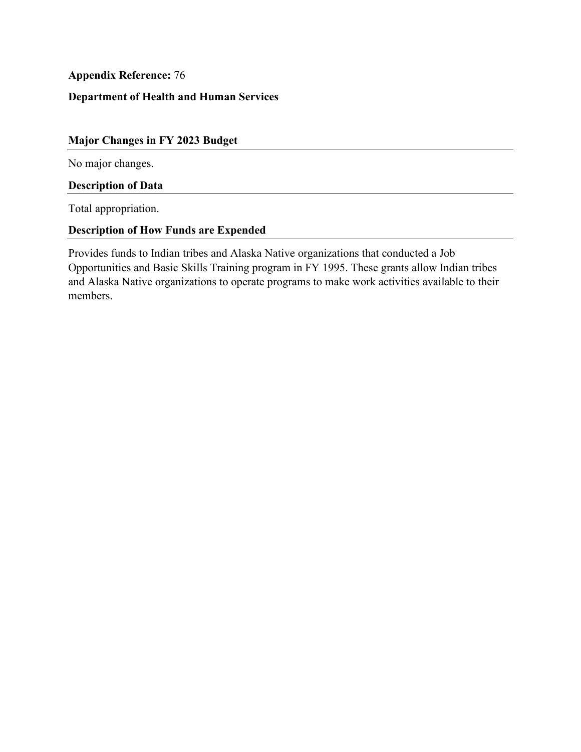**Appendix Reference:** 76

**Department of Health and Human Services**

### Major Changes in FY 2023 Budget

No major changes.

### Description of Data

Total appropriation.

### Description of How Funds are Expended

Provides funds to Indian tribes and Alaska Native organizations that conducted a Job Opportunities and Basic Skills Training program in FY 1995. These grants allow Indian tribes and Alaska Native organizations to operate programs to make work activities available to their members.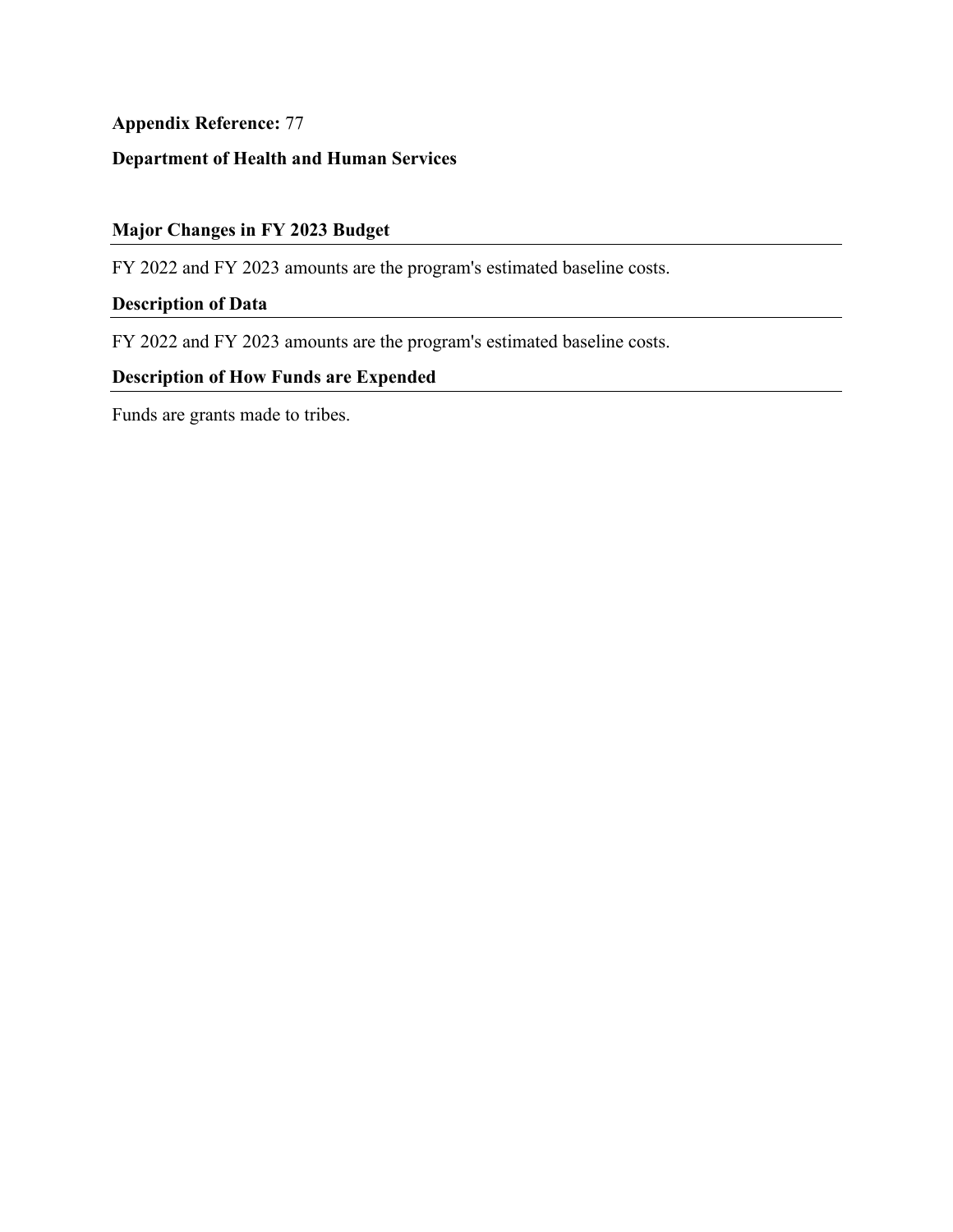**Appendix Reference:** 77

**Department of Health and Human Services**

## Major Changes in FY 2023 Budget

FY 2022 and FY 2023 amounts are the program's estimated baseline costs.

## Description of Data

FY 2022 and FY 2023 amounts are the program's estimated baseline costs.

## Description of How Funds are Expended

Funds are grants made to tribes.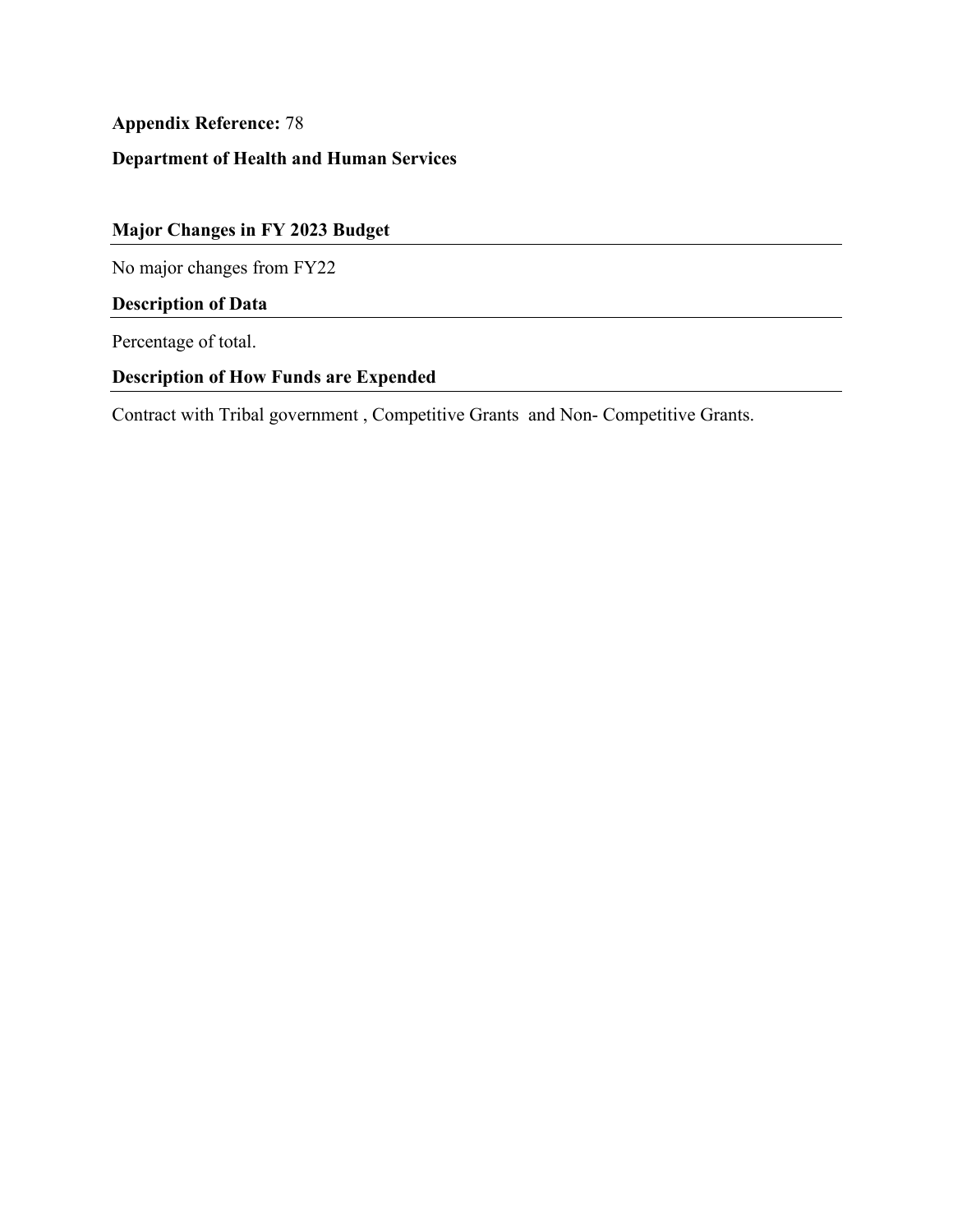**Appendix Reference:** 78

**Department of Health and Human Services**

## Major Changes in FY 2023 Budget

No major changes from FY22

## Description of Data

Percentage of total.

## Description of How Funds are Expended

Contract with Tribal government , Competitive Grants and Non- Competitive Grants.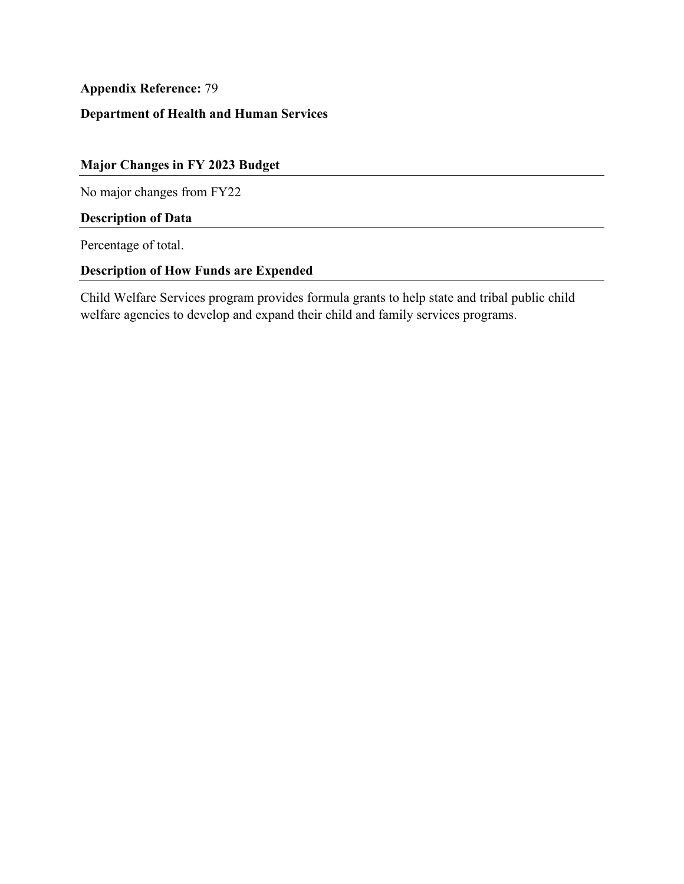**Appendix Reference:** 79

**Department of Health and Human Services**

## Major Changes in FY 2023 Budget

No major changes from FY22

## Description of Data

Percentage of total.

## Description of How Funds are Expended

Child Welfare Services program provides formula grants to help state and tribal public child welfare agencies to develop and expand their child and family services programs.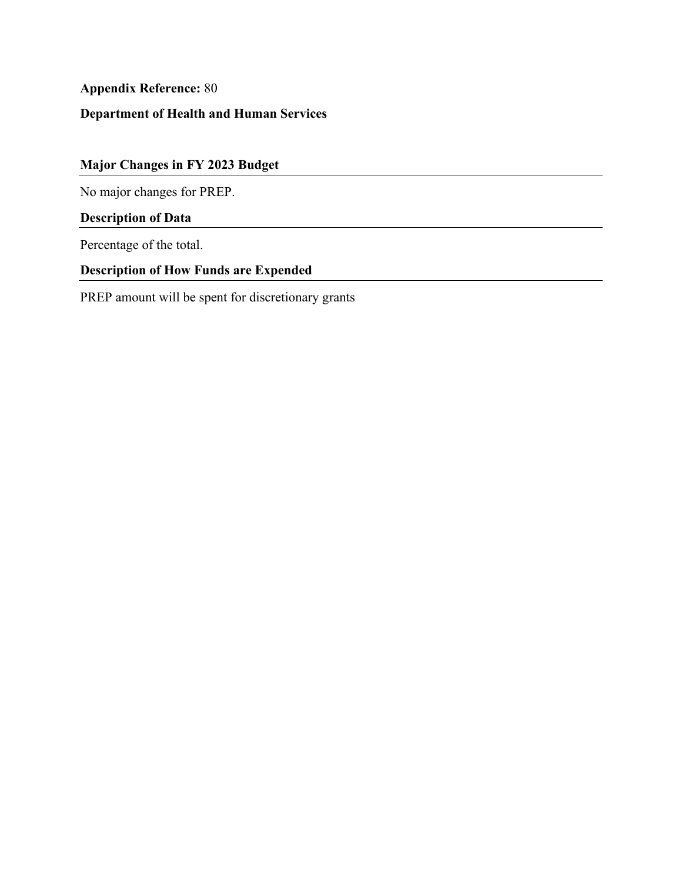**Appendix Reference:** 80

**Department of Health and Human Services**

## Major Changes in FY 2023 Budget

No major changes for PREP.

## Description of Data

Percentage of the total.

## Description of How Funds are Expended

PREP amount will be spent for discretionary grants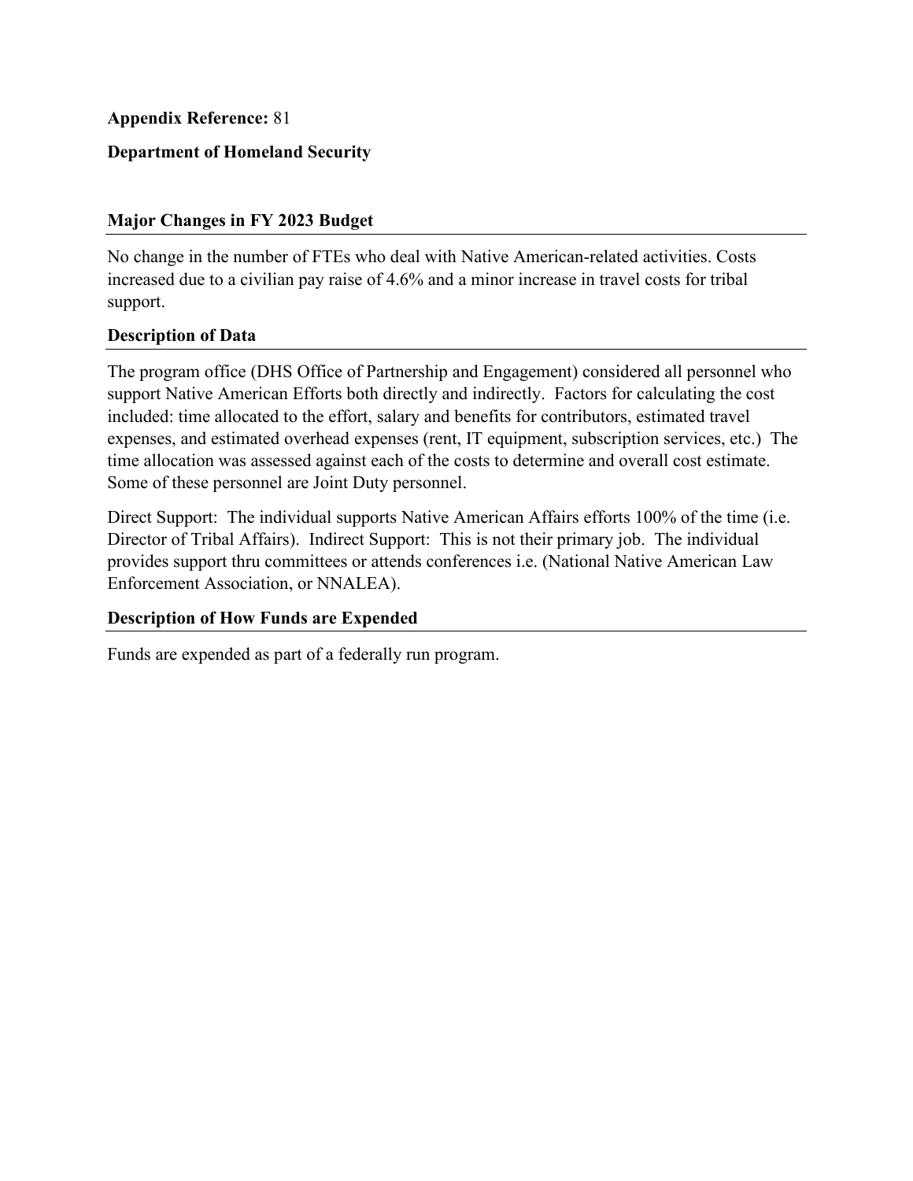**Appendix Reference:** 81

**Department of Homeland Security**

## Major Changes in FY 2023 Budget

No change in the number of FTEs who deal with Native American-related activities. Costs increased due to a civilian pay raise of 4.6% and a minor increase in travel costs for tribal support.

## Description of Data

The program office (DHS Office of Partnership and Engagement) considered all personnel who support Native American Efforts both directly and indirectly. Factors for calculating the cost included: time allocated to the effort, salary and benefits for contributors, estimated travel expenses, and estimated overhead expenses (rent, IT equipment, subscription services, etc.) The time allocation was assessed against each of the costs to determine and overall cost estimate. Some of these personnel are Joint Duty personnel.

Direct Support: The individual supports Native American Affairs efforts 100% of the time (i.e. Director of Tribal Affairs). Indirect Support: This is not their primary job. The individual provides support thru committees or attends conferences i.e. (National Native American Law Enforcement Association, or NNALEA).

## Description of How Funds are Expended

Funds are expended as part of a federally run program.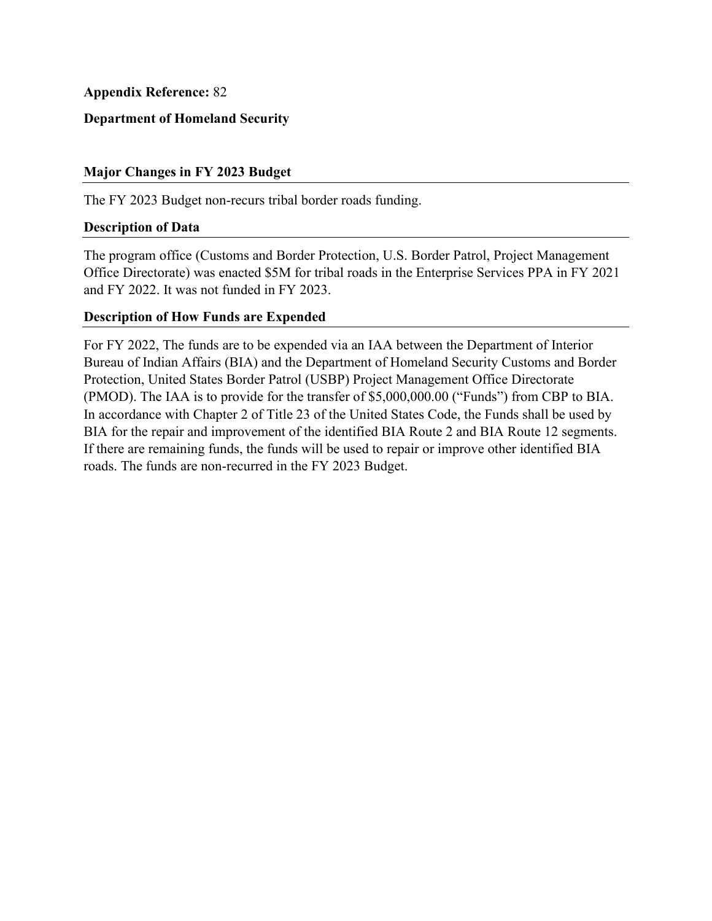**Appendix Reference:** 82

**Department of Homeland Security**

### Major Changes in FY 2023 Budget

The FY 2023 Budget non-recurs tribal border roads funding.

### Description of Data

The program office (Customs and Border Protection, U.S. Border Patrol, Project Management Office Directorate) was enacted $5M for tribal roads in the Enterprise Services PPA in FY 2021 and FY 2022. It was not funded in FY 2023.

### Description of How Funds are Expended

For FY 2022, The funds are to be expended via an IAA between the Department of Interior Bureau of Indian Affairs (BIA) and the Department of Homeland Security Customs and Border Protection, United States Border Patrol (USBP) Project Management Office Directorate (PMOD). The IAA is to provide for the transfer of $5,000,000.00 ("Funds") from CBP to BIA. In accordance with Chapter 2 of Title 23 of the United States Code, the Funds shall be used by BIA for the repair and improvement of the identified BIA Route 2 and BIA Route 12 segments. If there are remaining funds, the funds will be used to repair or improve other identified BIA roads. The funds are non-recurred in the FY 2023 Budget.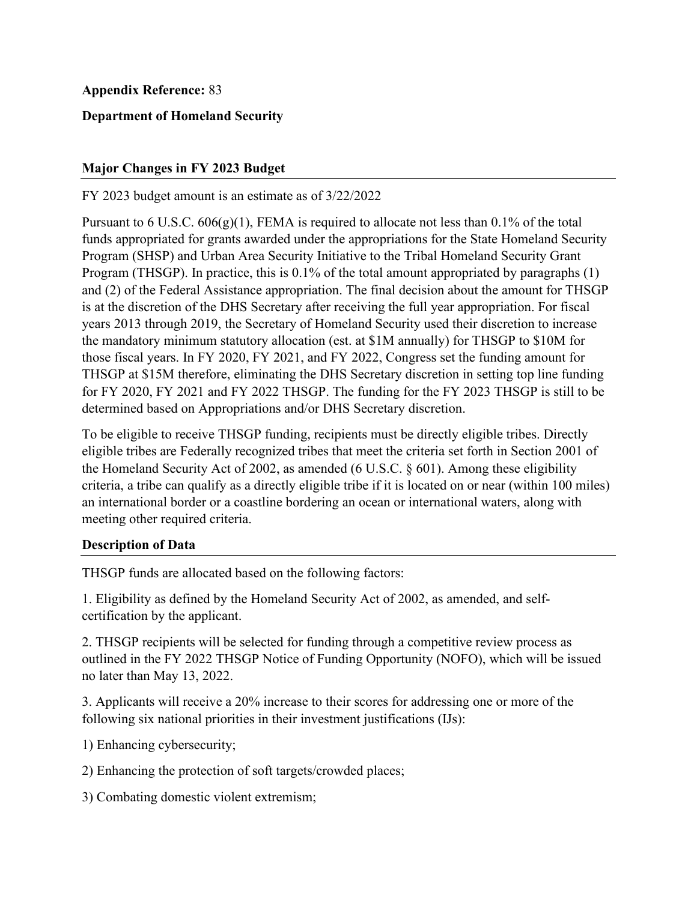**Appendix Reference:** 83

**Department of Homeland Security**

**Major Changes in FY 2023 Budget**

FY 2023 budget amount is an estimate as of 3/22/2022

Pursuant to 6 U.S.C. 606(g)(1), FEMA is required to allocate not less than 0.1% of the total funds appropriated for grants awarded under the appropriations for the State Homeland Security Program (SHSP) and Urban Area Security Initiative to the Tribal Homeland Security Grant Program (THSGP). In practice, this is 0.1% of the total amount appropriated by paragraphs (1) and (2) of the Federal Assistance appropriation. The final decision about the amount for THSGP is at the discretion of the DHS Secretary after receiving the full year appropriation. For fiscal years 2013 through 2019, the Secretary of Homeland Security used their discretion to increase the mandatory minimum statutory allocation (est. at $1M annually) for THSGP to $10M for those fiscal years. In FY 2020, FY 2021, and FY 2022, Congress set the funding amount for THSGP at $15M therefore, eliminating the DHS Secretary discretion in setting top line funding for FY 2020, FY 2021 and FY 2022 THSGP. The funding for the FY 2023 THSGP is still to be determined based on Appropriations and/or DHS Secretary discretion.

To be eligible to receive THSGP funding, recipients must be directly eligible tribes. Directly eligible tribes are Federally recognized tribes that meet the criteria set forth in Section 2001 of the Homeland Security Act of 2002, as amended (6 U.S.C. § 601). Among these eligibility criteria, a tribe can qualify as a directly eligible tribe if it is located on or near (within 100 miles) an international border or a coastline bordering an ocean or international waters, along with meeting other required criteria.

**Description of Data**

THSGP funds are allocated based on the following factors:

1. Eligibility as defined by the Homeland Security Act of 2002, as amended, and self-certification by the applicant.

2. THSGP recipients will be selected for funding through a competitive review process as outlined in the FY 2022 THSGP Notice of Funding Opportunity (NOFO), which will be issued no later than May 13, 2022.

3. Applicants will receive a 20% increase to their scores for addressing one or more of the following six national priorities in their investment justifications (IJs):

1) Enhancing cybersecurity;

2) Enhancing the protection of soft targets/crowded places;

3) Combating domestic violent extremism;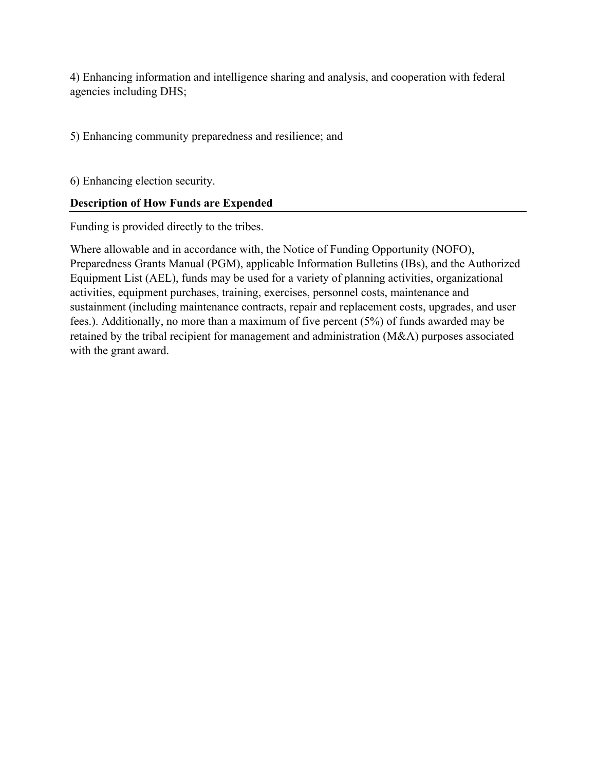4) Enhancing information and intelligence sharing and analysis, and cooperation with federal agencies including DHS;

5) Enhancing community preparedness and resilience; and

6) Enhancing election security.

**Description of How Funds are Expended**

Funding is provided directly to the tribes.

Where allowable and in accordance with, the Notice of Funding Opportunity (NOFO), Preparedness Grants Manual (PGM), applicable Information Bulletins (IBs), and the Authorized Equipment List (AEL), funds may be used for a variety of planning activities, organizational activities, equipment purchases, training, exercises, personnel costs, maintenance and sustainment (including maintenance contracts, repair and replacement costs, upgrades, and user fees.). Additionally, no more than a maximum of five percent (5%) of funds awarded may be retained by the tribal recipient for management and administration (M&A) purposes associated with the grant award.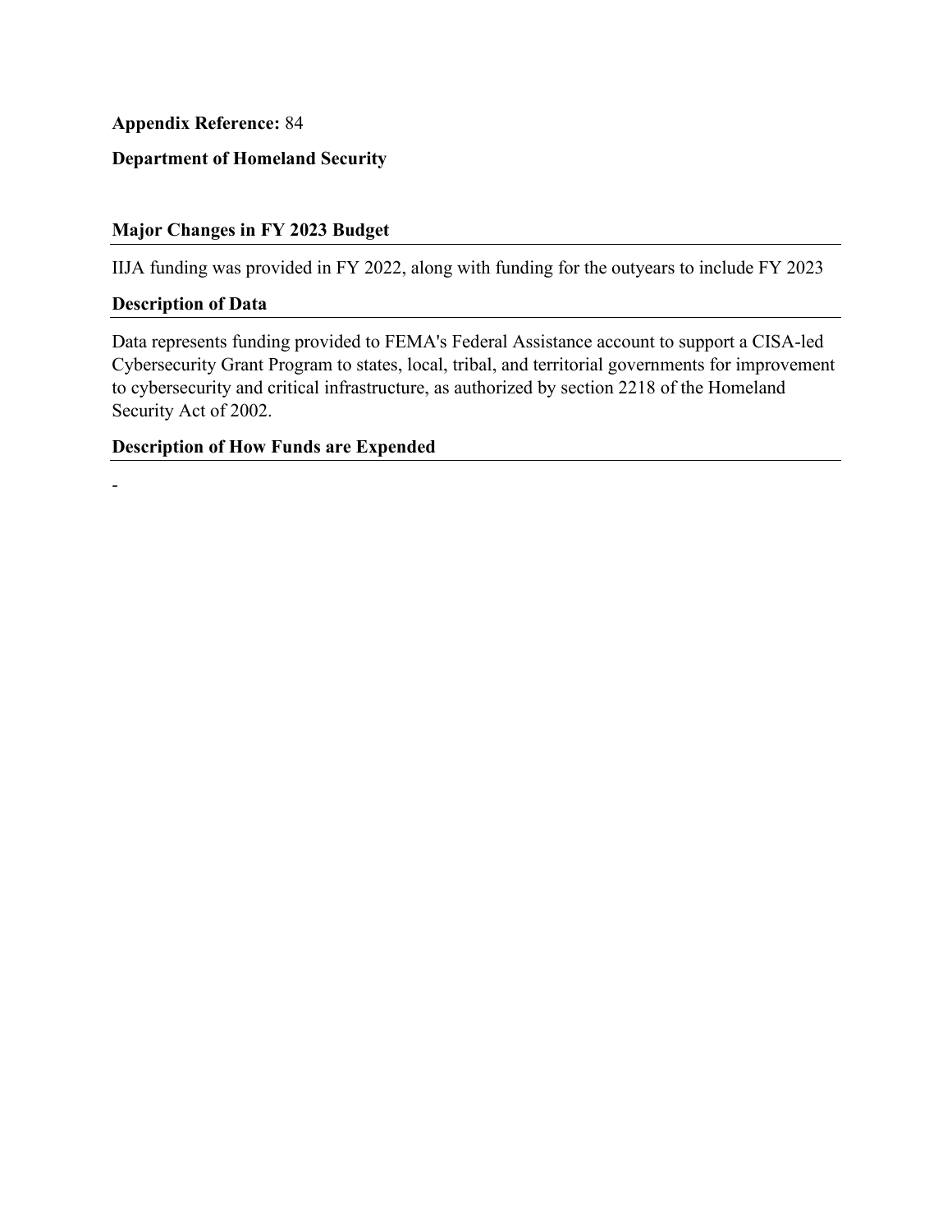**Appendix Reference:** 84

**Department of Homeland Security**

## Major Changes in FY 2023 Budget

IIJA funding was provided in FY 2022, along with funding for the outyears to include FY 2023

## Description of Data

Data represents funding provided to FEMA's Federal Assistance account to support a CISA-led Cybersecurity Grant Program to states, local, tribal, and territorial governments for improvement to cybersecurity and critical infrastructure, as authorized by section 2218 of the Homeland Security Act of 2002.

## Description of How Funds are Expended

-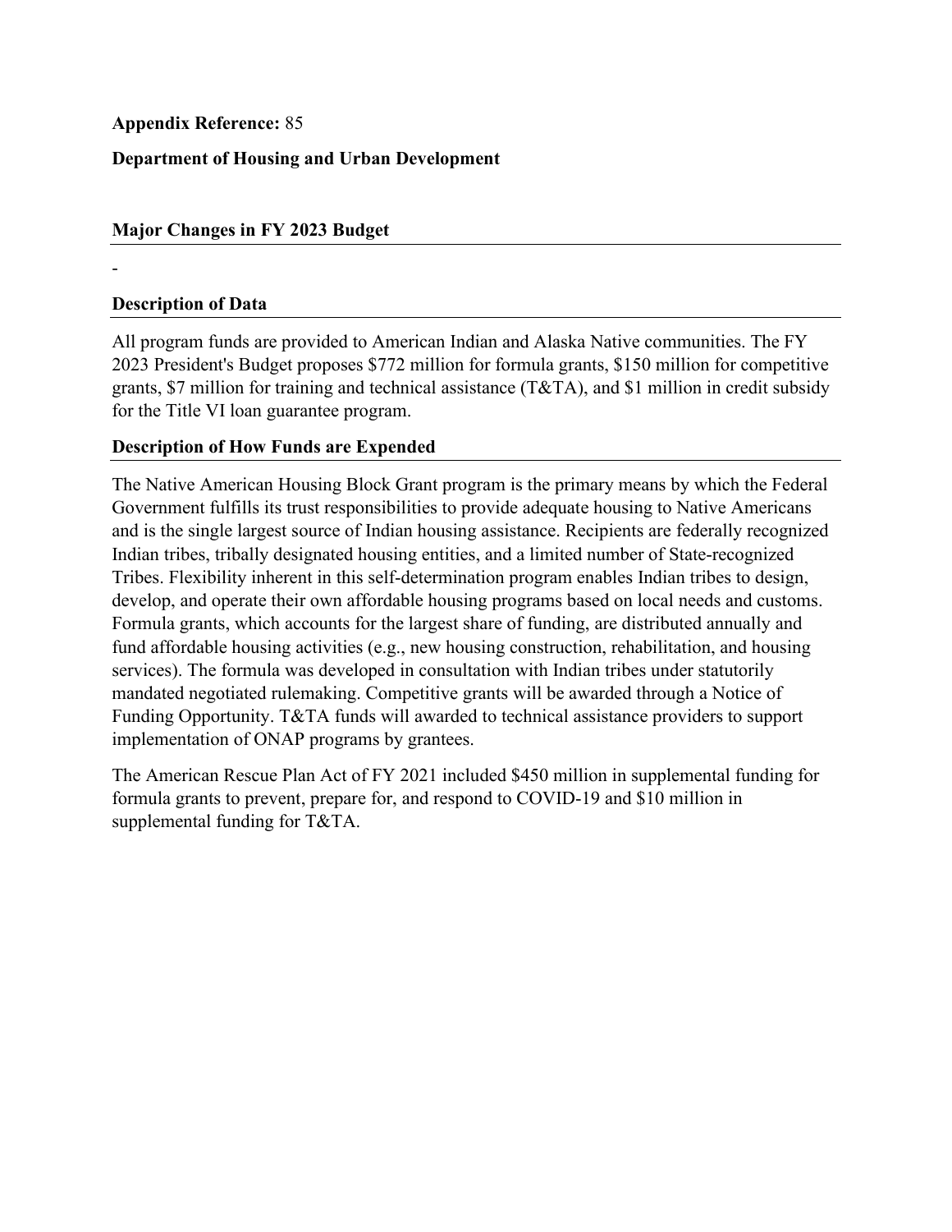**Appendix Reference:** 85

**Department of Housing and Urban Development**

## Major Changes in FY 2023 Budget

-

## Description of Data

All program funds are provided to American Indian and Alaska Native communities. The FY 2023 President's Budget proposes $772 million for formula grants, $150 million for competitive grants, $7 million for training and technical assistance (T&TA), and $1 million in credit subsidy for the Title VI loan guarantee program.

## Description of How Funds are Expended

The Native American Housing Block Grant program is the primary means by which the Federal Government fulfills its trust responsibilities to provide adequate housing to Native Americans and is the single largest source of Indian housing assistance. Recipients are federally recognized Indian tribes, tribally designated housing entities, and a limited number of State-recognized Tribes. Flexibility inherent in this self-determination program enables Indian tribes to design, develop, and operate their own affordable housing programs based on local needs and customs. Formula grants, which accounts for the largest share of funding, are distributed annually and fund affordable housing activities (e.g., new housing construction, rehabilitation, and housing services). The formula was developed in consultation with Indian tribes under statutorily mandated negotiated rulemaking. Competitive grants will be awarded through a Notice of Funding Opportunity. T&TA funds will awarded to technical assistance providers to support implementation of ONAP programs by grantees.

The American Rescue Plan Act of FY 2021 included $450 million in supplemental funding for formula grants to prevent, prepare for, and respond to COVID-19 and $10 million in supplemental funding for T&TA.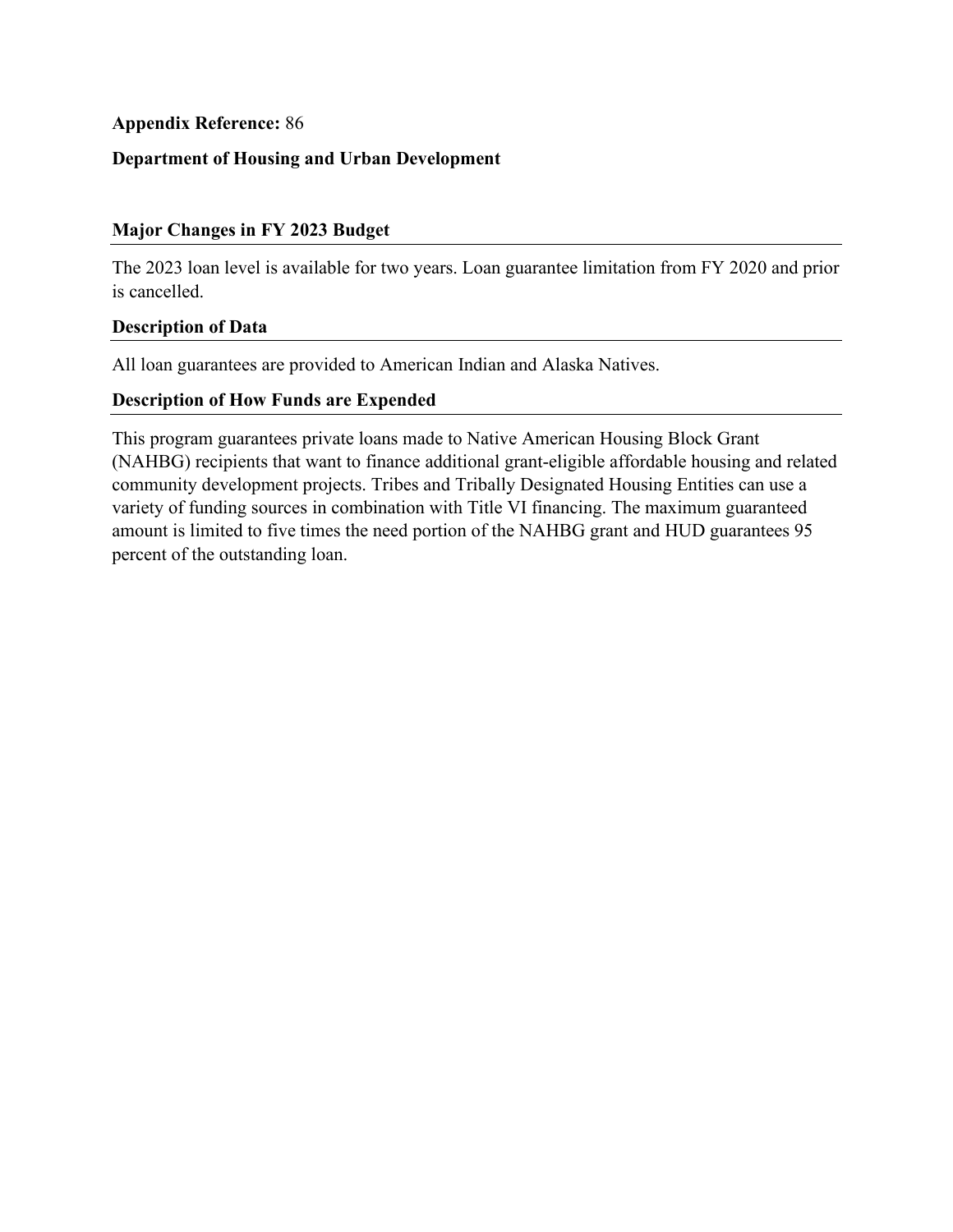**Appendix Reference:** 86

**Department of Housing and Urban Development**

### Major Changes in FY 2023 Budget

The 2023 loan level is available for two years. Loan guarantee limitation from FY 2020 and prior is cancelled.

### Description of Data

All loan guarantees are provided to American Indian and Alaska Natives.

### Description of How Funds are Expended

This program guarantees private loans made to Native American Housing Block Grant (NAHBG) recipients that want to finance additional grant-eligible affordable housing and related community development projects. Tribes and Tribally Designated Housing Entities can use a variety of funding sources in combination with Title VI financing. The maximum guaranteed amount is limited to five times the need portion of the NAHBG grant and HUD guarantees 95 percent of the outstanding loan.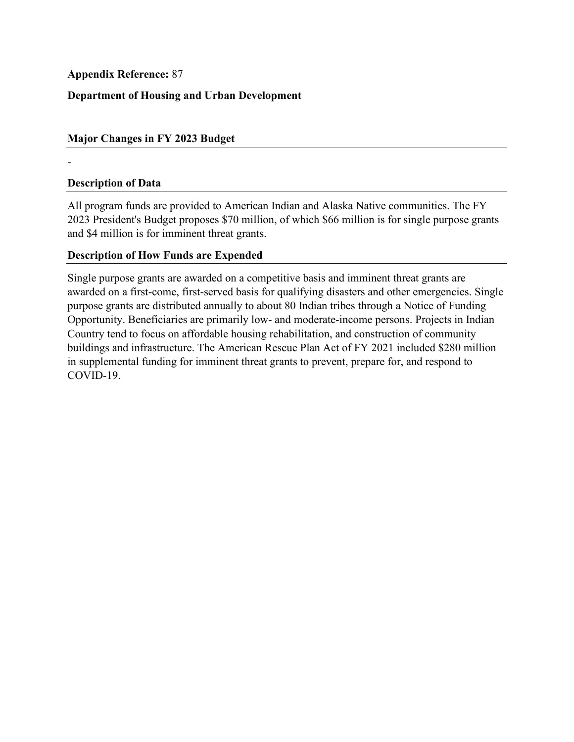**Appendix Reference:** 87

**Department of Housing and Urban Development**

## Major Changes in FY 2023 Budget

-

## Description of Data

All program funds are provided to American Indian and Alaska Native communities. The FY 2023 President's Budget proposes $70 million, of which $66 million is for single purpose grants and $4 million is for imminent threat grants.

## Description of How Funds are Expended

Single purpose grants are awarded on a competitive basis and imminent threat grants are awarded on a first-come, first-served basis for qualifying disasters and other emergencies. Single purpose grants are distributed annually to about 80 Indian tribes through a Notice of Funding Opportunity. Beneficiaries are primarily low- and moderate-income persons. Projects in Indian Country tend to focus on affordable housing rehabilitation, and construction of community buildings and infrastructure. The American Rescue Plan Act of FY 2021 included $280 million in supplemental funding for imminent threat grants to prevent, prepare for, and respond to COVID-19.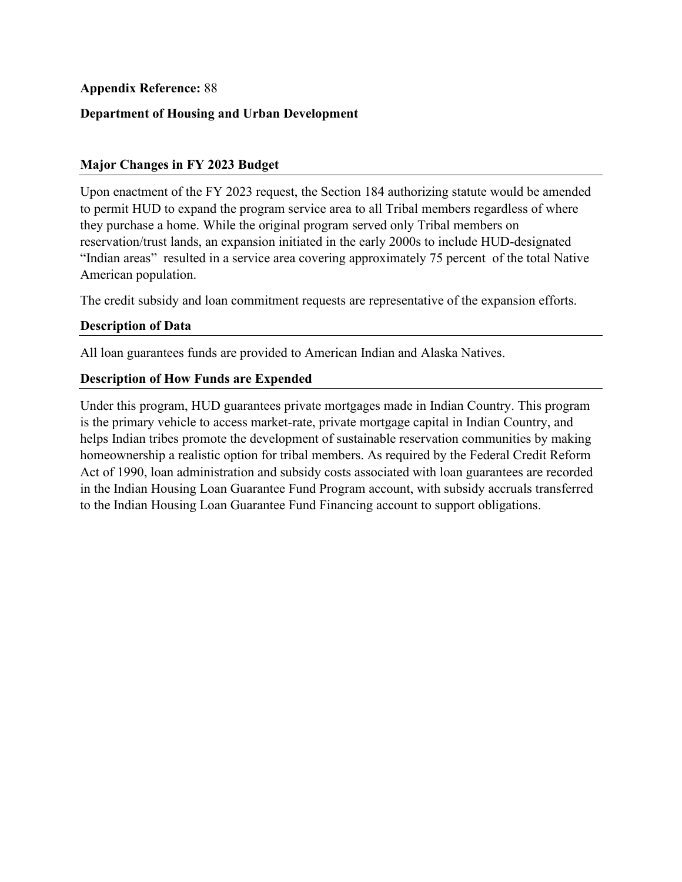**Appendix Reference:** 88

**Department of Housing and Urban Development**

## Major Changes in FY 2023 Budget

Upon enactment of the FY 2023 request, the Section 184 authorizing statute would be amended to permit HUD to expand the program service area to all Tribal members regardless of where they purchase a home. While the original program served only Tribal members on reservation/trust lands, an expansion initiated in the early 2000s to include HUD-designated "Indian areas" resulted in a service area covering approximately 75 percent of the total Native American population.

The credit subsidy and loan commitment requests are representative of the expansion efforts.

## Description of Data

All loan guarantees funds are provided to American Indian and Alaska Natives.

## Description of How Funds are Expended

Under this program, HUD guarantees private mortgages made in Indian Country. This program is the primary vehicle to access market-rate, private mortgage capital in Indian Country, and helps Indian tribes promote the development of sustainable reservation communities by making homeownership a realistic option for tribal members. As required by the Federal Credit Reform Act of 1990, loan administration and subsidy costs associated with loan guarantees are recorded in the Indian Housing Loan Guarantee Fund Program account, with subsidy accruals transferred to the Indian Housing Loan Guarantee Fund Financing account to support obligations.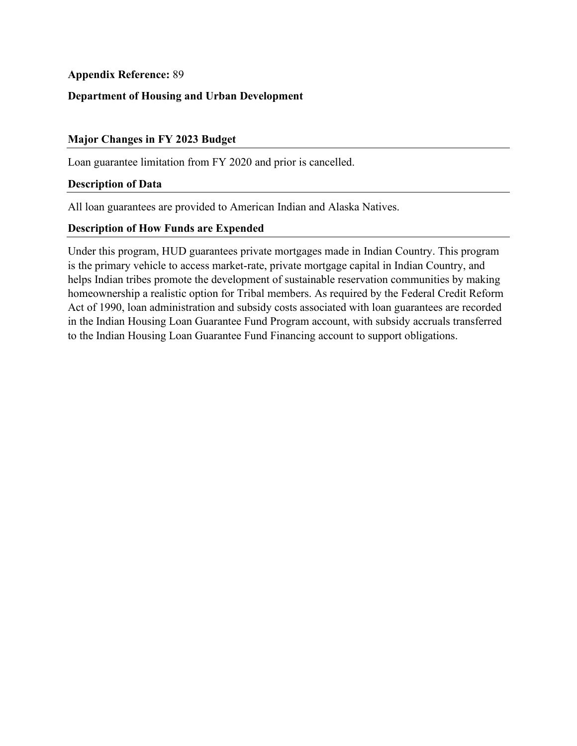**Appendix Reference:** 89

**Department of Housing and Urban Development**

### Major Changes in FY 2023 Budget

Loan guarantee limitation from FY 2020 and prior is cancelled.

### Description of Data

All loan guarantees are provided to American Indian and Alaska Natives.

### Description of How Funds are Expended

Under this program, HUD guarantees private mortgages made in Indian Country. This program is the primary vehicle to access market-rate, private mortgage capital in Indian Country, and helps Indian tribes promote the development of sustainable reservation communities by making homeownership a realistic option for Tribal members. As required by the Federal Credit Reform Act of 1990, loan administration and subsidy costs associated with loan guarantees are recorded in the Indian Housing Loan Guarantee Fund Program account, with subsidy accruals transferred to the Indian Housing Loan Guarantee Fund Financing account to support obligations.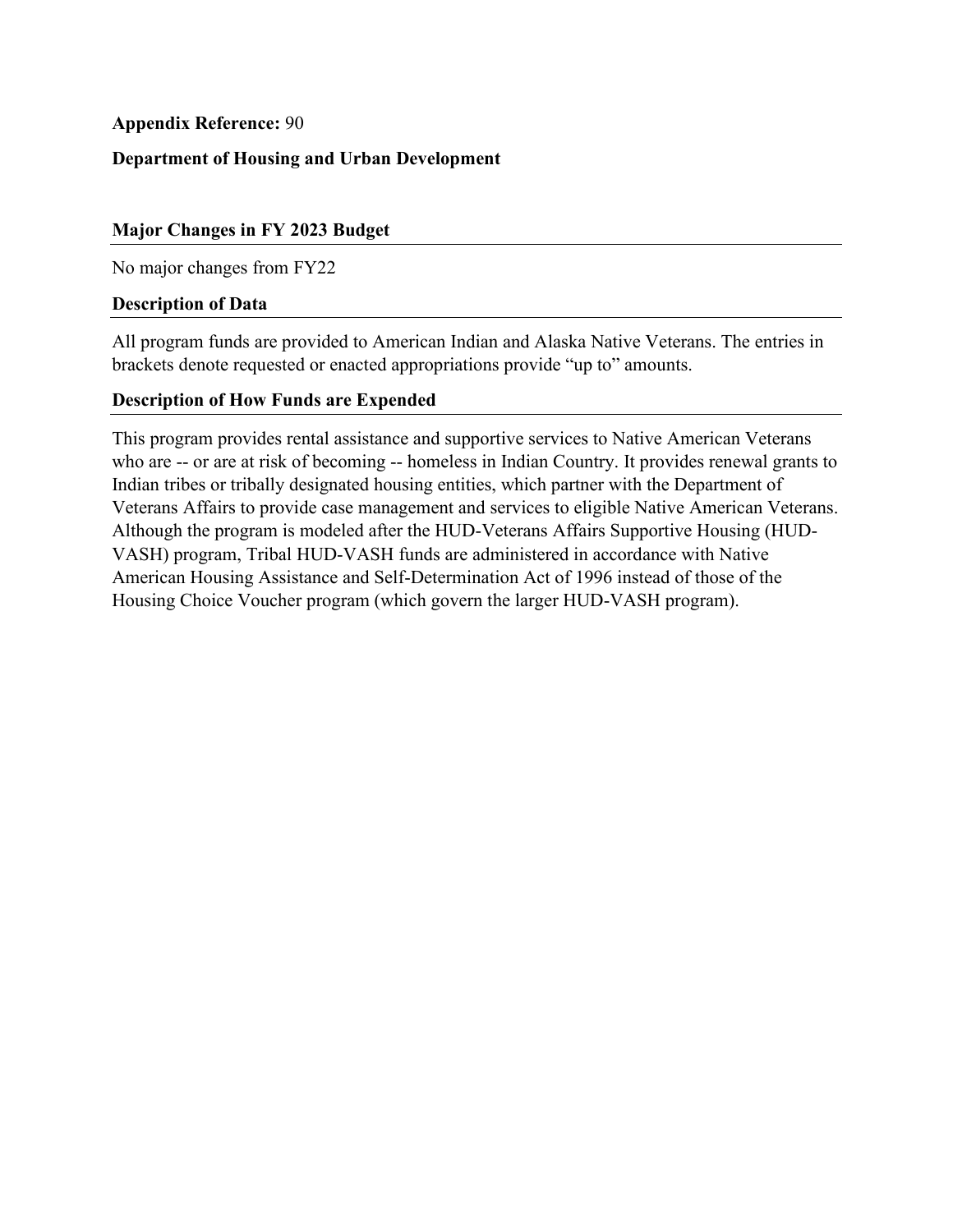**Appendix Reference:** 90

**Department of Housing and Urban Development**

### Major Changes in FY 2023 Budget

No major changes from FY22

### Description of Data

All program funds are provided to American Indian and Alaska Native Veterans. The entries in brackets denote requested or enacted appropriations provide "up to" amounts.

### Description of How Funds are Expended

This program provides rental assistance and supportive services to Native American Veterans who are -- or are at risk of becoming -- homeless in Indian Country. It provides renewal grants to Indian tribes or tribally designated housing entities, which partner with the Department of Veterans Affairs to provide case management and services to eligible Native American Veterans. Although the program is modeled after the HUD-Veterans Affairs Supportive Housing (HUD-VASH) program, Tribal HUD-VASH funds are administered in accordance with Native American Housing Assistance and Self-Determination Act of 1996 instead of those of the Housing Choice Voucher program (which govern the larger HUD-VASH program).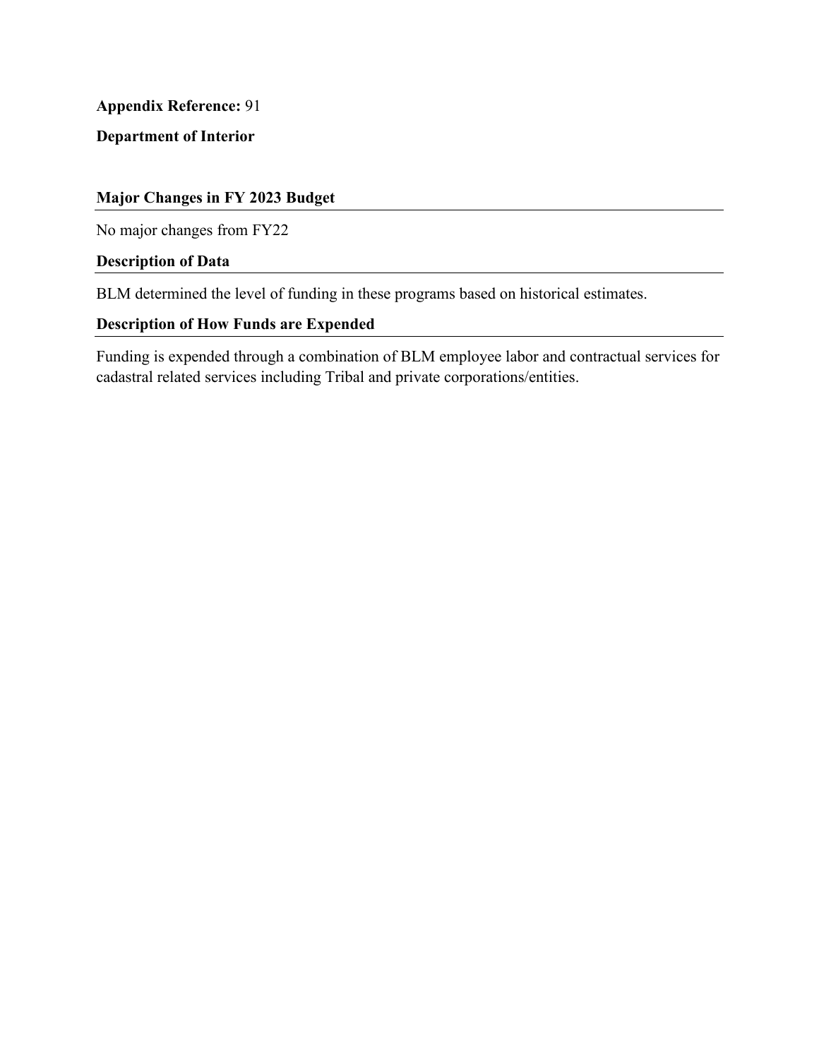**Appendix Reference:** 91

**Department of Interior**

## Major Changes in FY 2023 Budget

No major changes from FY22

## Description of Data

BLM determined the level of funding in these programs based on historical estimates.

## Description of How Funds are Expended

Funding is expended through a combination of BLM employee labor and contractual services for cadastral related services including Tribal and private corporations/entities.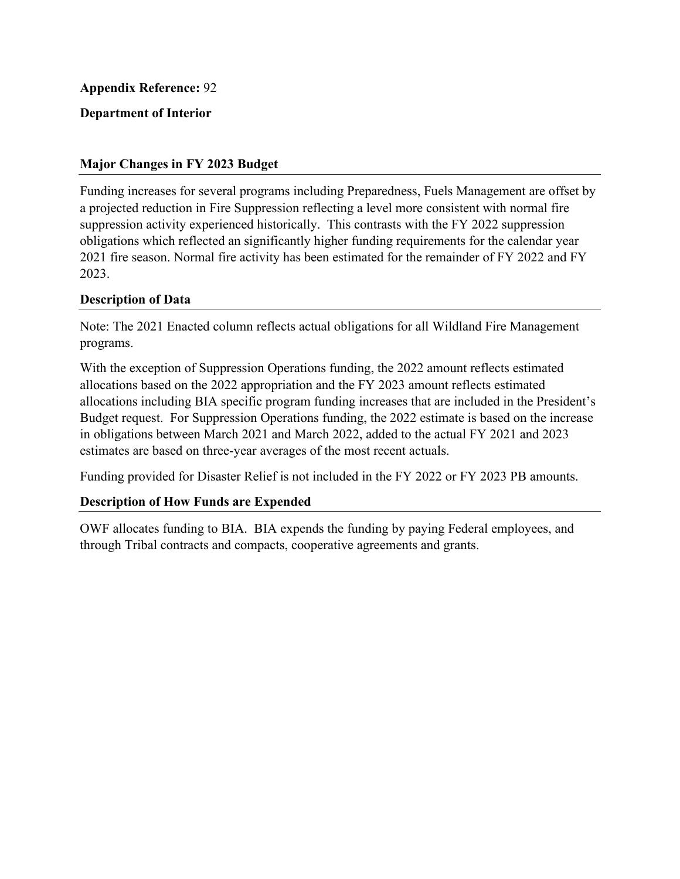**Appendix Reference:** 92

**Department of Interior**

## Major Changes in FY 2023 Budget

Funding increases for several programs including Preparedness, Fuels Management are offset by a projected reduction in Fire Suppression reflecting a level more consistent with normal fire suppression activity experienced historically. This contrasts with the FY 2022 suppression obligations which reflected an significantly higher funding requirements for the calendar year 2021 fire season. Normal fire activity has been estimated for the remainder of FY 2022 and FY 2023.

## Description of Data

Note: The 2021 Enacted column reflects actual obligations for all Wildland Fire Management programs.

With the exception of Suppression Operations funding, the 2022 amount reflects estimated allocations based on the 2022 appropriation and the FY 2023 amount reflects estimated allocations including BIA specific program funding increases that are included in the President's Budget request. For Suppression Operations funding, the 2022 estimate is based on the increase in obligations between March 2021 and March 2022, added to the actual FY 2021 and 2023 estimates are based on three-year averages of the most recent actuals.

Funding provided for Disaster Relief is not included in the FY 2022 or FY 2023 PB amounts.

## Description of How Funds are Expended

OWF allocates funding to BIA. BIA expends the funding by paying Federal employees, and through Tribal contracts and compacts, cooperative agreements and grants.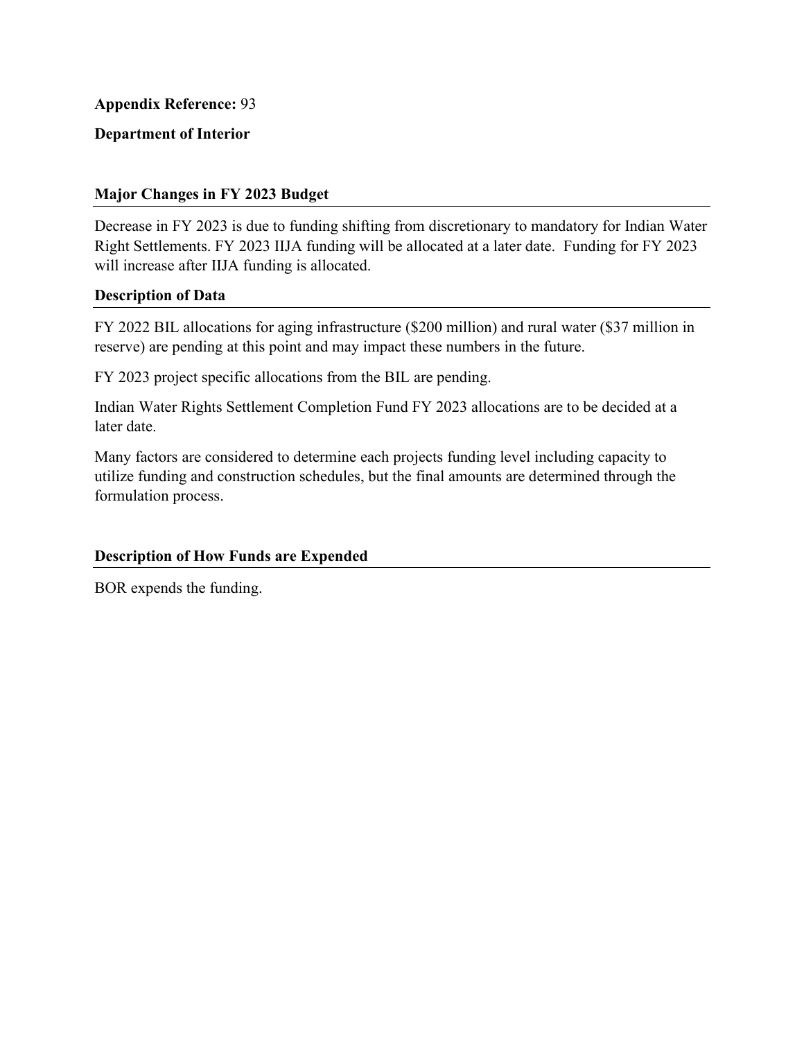**Appendix Reference:** 93

**Department of Interior**

## Major Changes in FY 2023 Budget

Decrease in FY 2023 is due to funding shifting from discretionary to mandatory for Indian Water Right Settlements. FY 2023 IIJA funding will be allocated at a later date. Funding for FY 2023 will increase after IIJA funding is allocated.

## Description of Data

FY 2022 BIL allocations for aging infrastructure ($200 million) and rural water ($37 million in reserve) are pending at this point and may impact these numbers in the future.

FY 2023 project specific allocations from the BIL are pending.

Indian Water Rights Settlement Completion Fund FY 2023 allocations are to be decided at a later date.

Many factors are considered to determine each projects funding level including capacity to utilize funding and construction schedules, but the final amounts are determined through the formulation process.

## Description of How Funds are Expended

BOR expends the funding.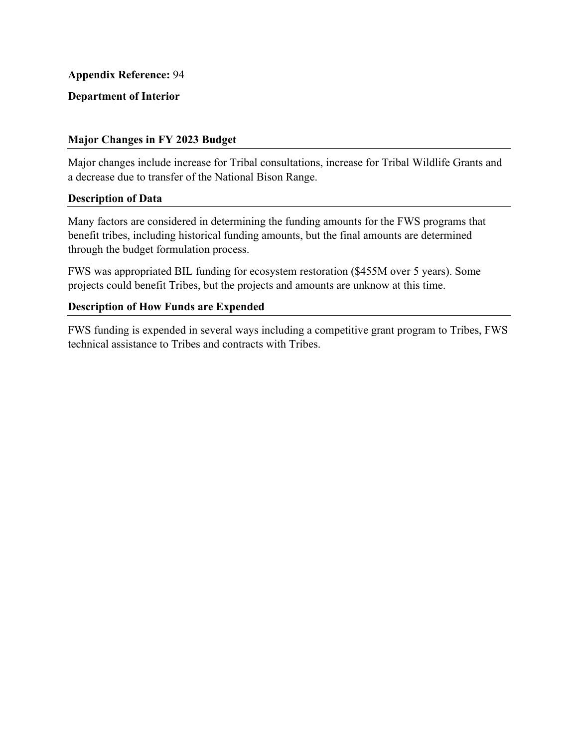**Appendix Reference:** 94

**Department of Interior**

## Major Changes in FY 2023 Budget

Major changes include increase for Tribal consultations, increase for Tribal Wildlife Grants and a decrease due to transfer of the National Bison Range.

## Description of Data

Many factors are considered in determining the funding amounts for the FWS programs that benefit tribes, including historical funding amounts, but the final amounts are determined through the budget formulation process.

FWS was appropriated BIL funding for ecosystem restoration ($455M over 5 years). Some projects could benefit Tribes, but the projects and amounts are unknow at this time.

## Description of How Funds are Expended

FWS funding is expended in several ways including a competitive grant program to Tribes, FWS technical assistance to Tribes and contracts with Tribes.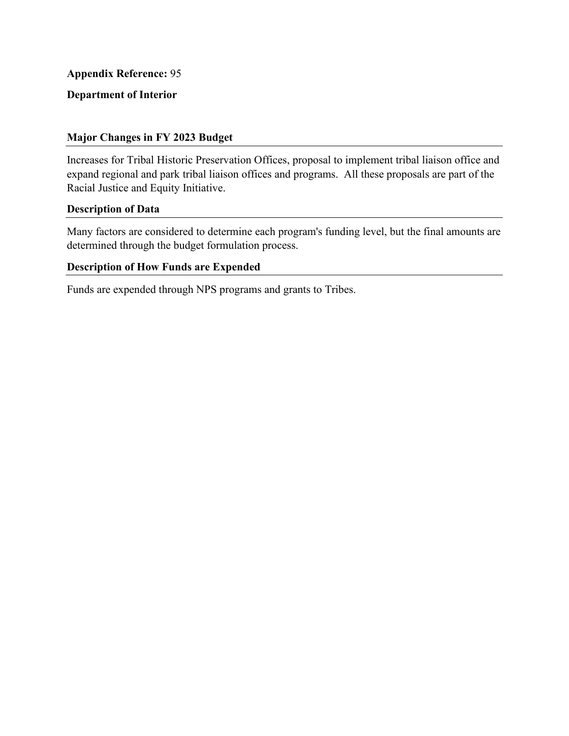**Appendix Reference:** 95

**Department of Interior**

### Major Changes in FY 2023 Budget

Increases for Tribal Historic Preservation Offices, proposal to implement tribal liaison office and expand regional and park tribal liaison offices and programs.  All these proposals are part of the Racial Justice and Equity Initiative.

### Description of Data

Many factors are considered to determine each program's funding level, but the final amounts are determined through the budget formulation process.

### Description of How Funds are Expended

Funds are expended through NPS programs and grants to Tribes.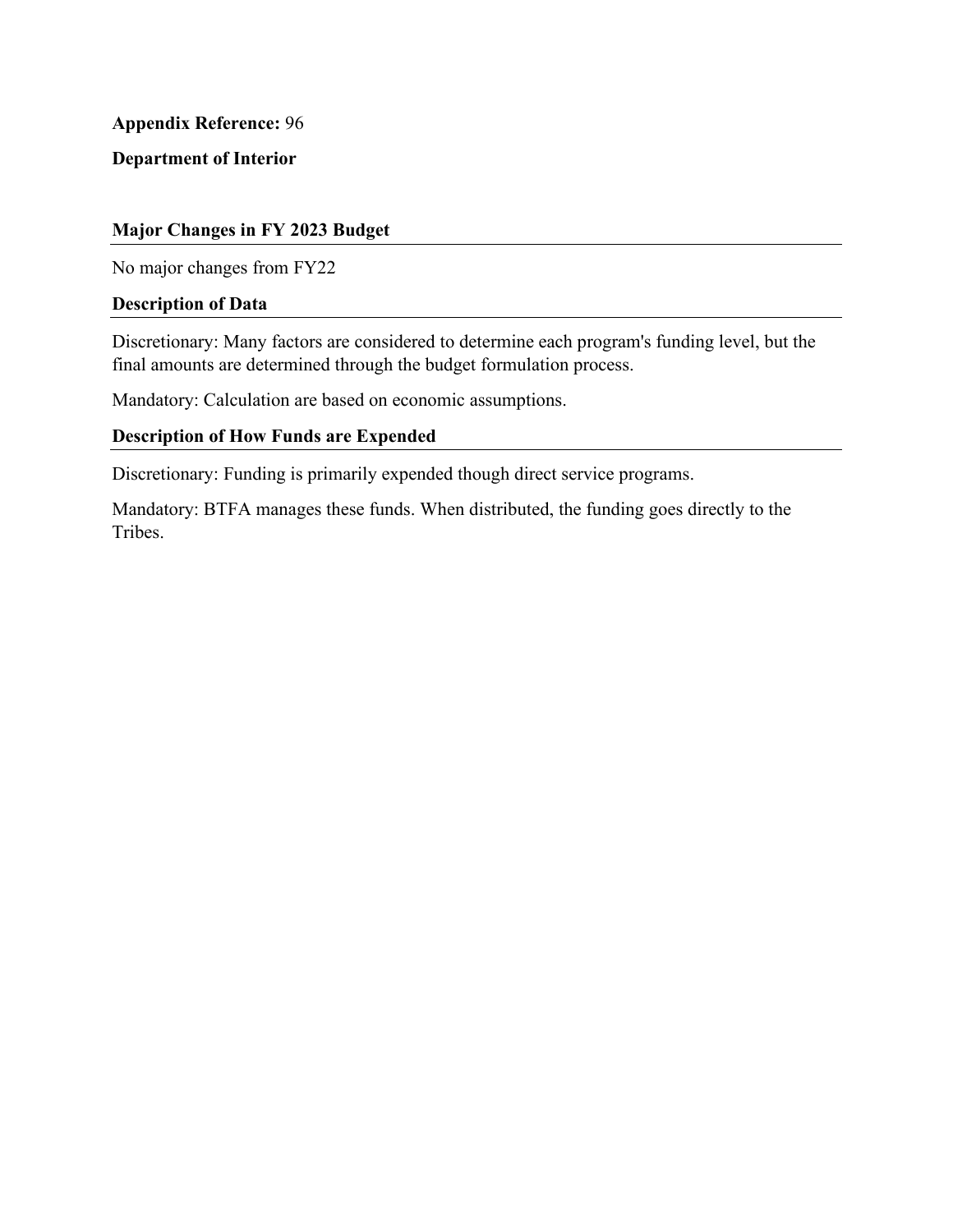**Appendix Reference:** 96

**Department of Interior**

## Major Changes in FY 2023 Budget

No major changes from FY22

## Description of Data

Discretionary: Many factors are considered to determine each program's funding level, but the final amounts are determined through the budget formulation process.

Mandatory: Calculation are based on economic assumptions.

## Description of How Funds are Expended

Discretionary: Funding is primarily expended though direct service programs.

Mandatory: BTFA manages these funds. When distributed, the funding goes directly to the Tribes.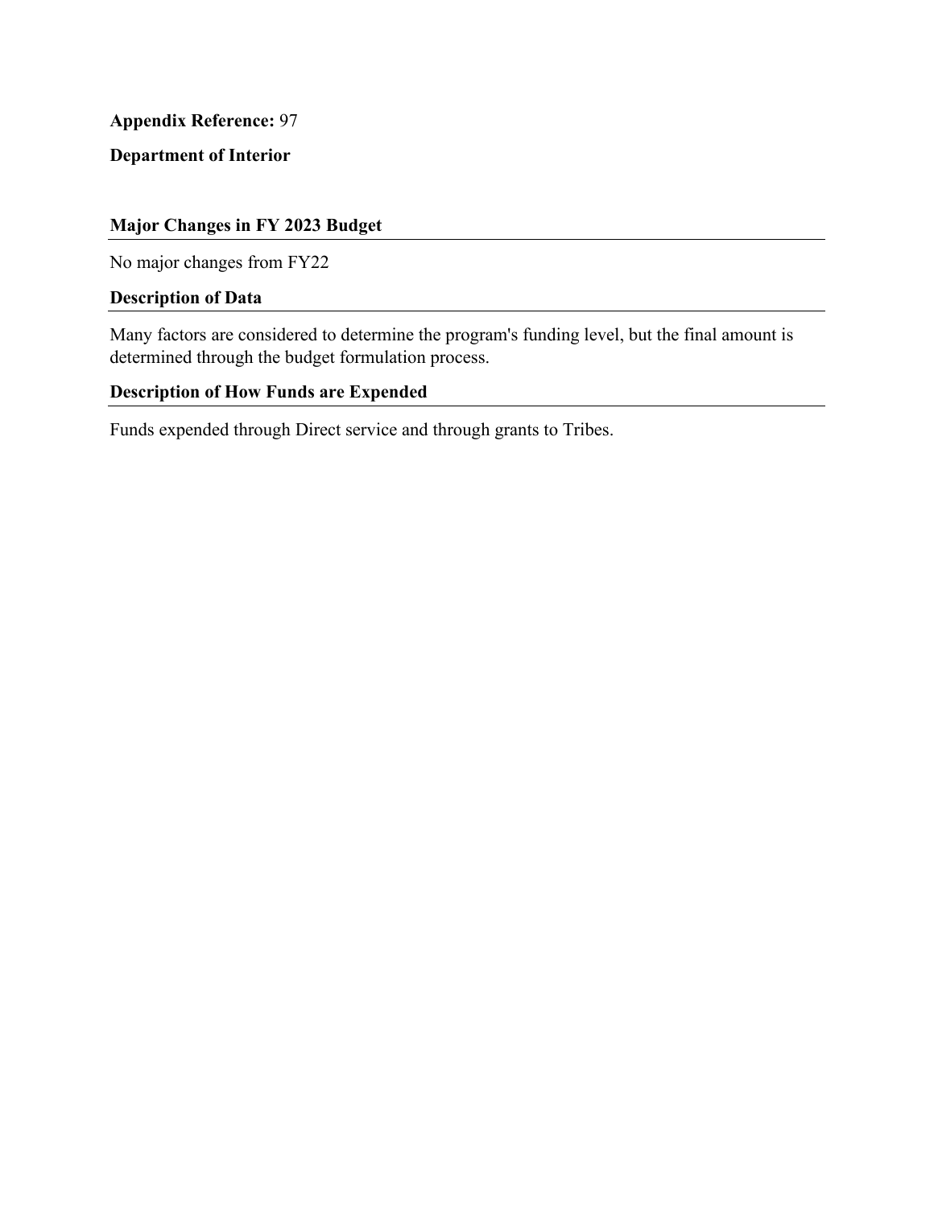**Appendix Reference:** 97

**Department of Interior**

### Major Changes in FY 2023 Budget

No major changes from FY22

### Description of Data

Many factors are considered to determine the program's funding level, but the final amount is determined through the budget formulation process.

### Description of How Funds are Expended

Funds expended through Direct service and through grants to Tribes.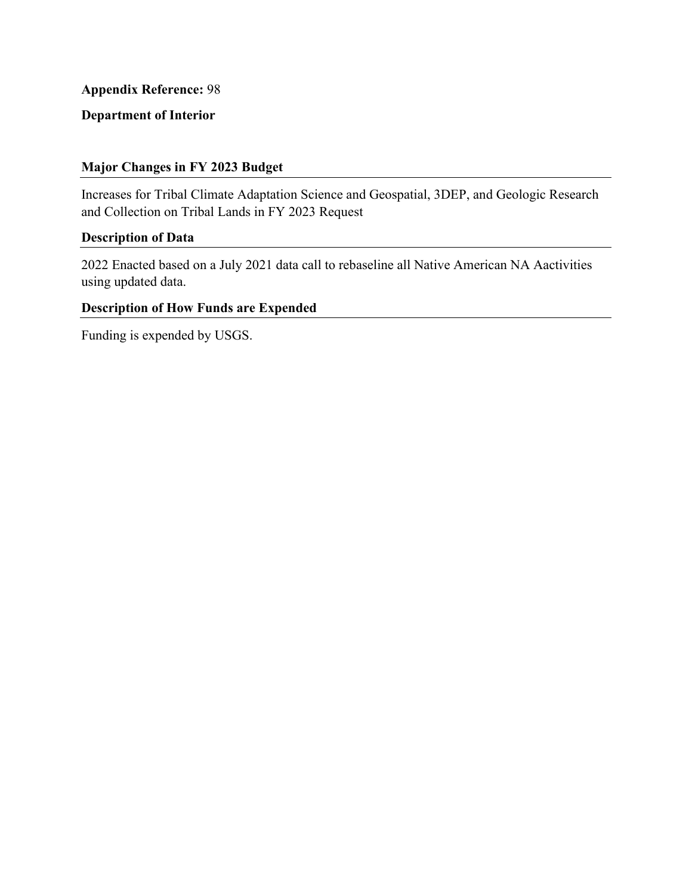**Appendix Reference:** 98

**Department of Interior**

### Major Changes in FY 2023 Budget

Increases for Tribal Climate Adaptation Science and Geospatial, 3DEP, and Geologic Research and Collection on Tribal Lands in FY 2023 Request

### Description of Data

2022 Enacted based on a July 2021 data call to rebaseline all Native American NA Aactivities using updated data.

### Description of How Funds are Expended

Funding is expended by USGS.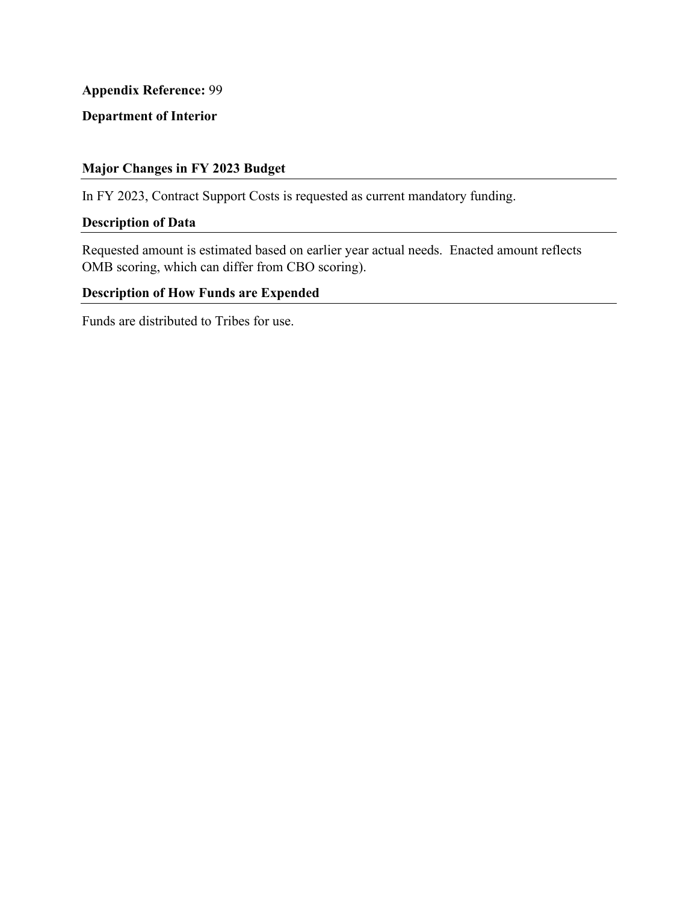**Appendix Reference:** 99

**Department of Interior**

### Major Changes in FY 2023 Budget

In FY 2023, Contract Support Costs is requested as current mandatory funding.

### Description of Data

Requested amount is estimated based on earlier year actual needs. Enacted amount reflects OMB scoring, which can differ from CBO scoring).

### Description of How Funds are Expended

Funds are distributed to Tribes for use.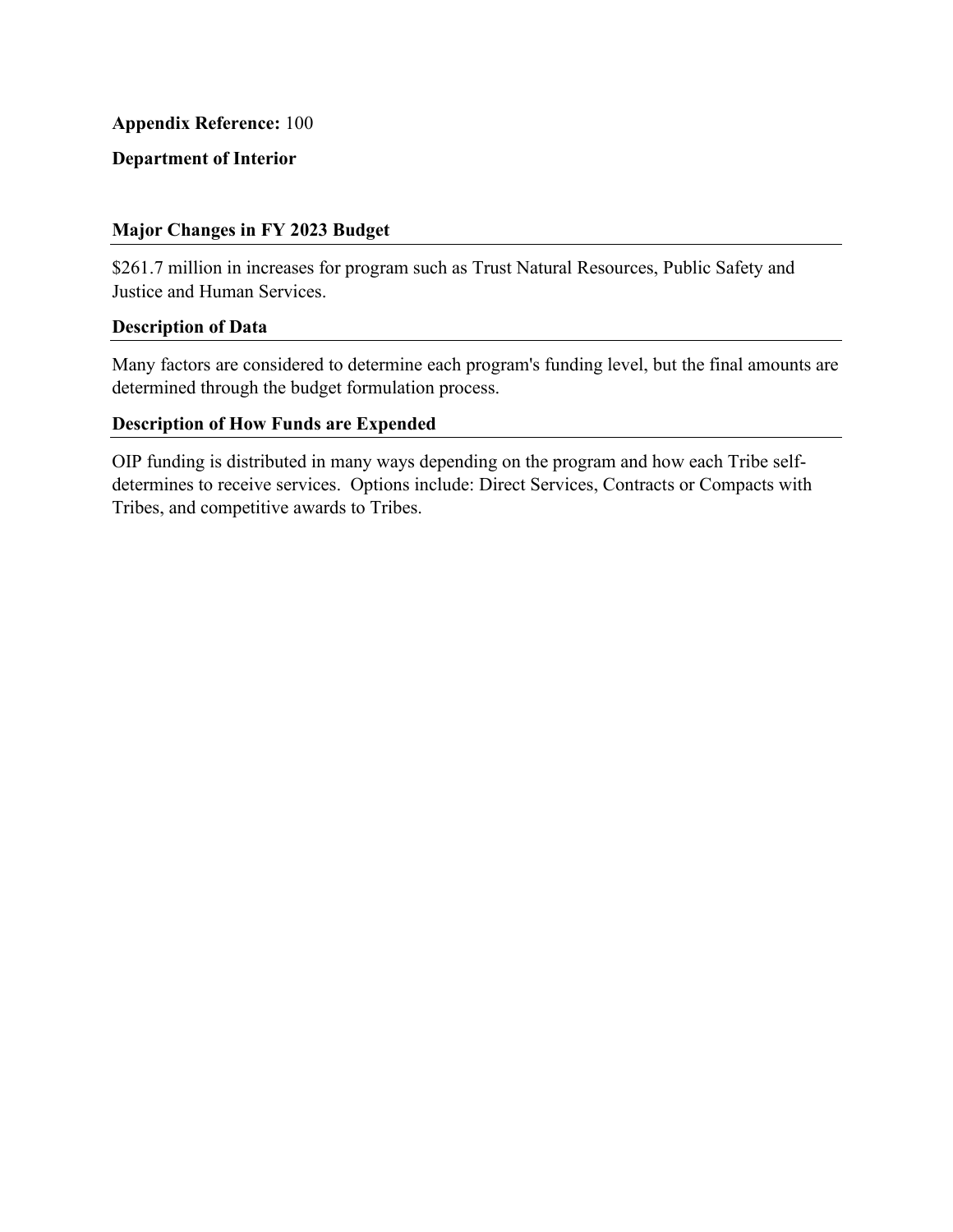**Appendix Reference:** 100

**Department of Interior**

### Major Changes in FY 2023 Budget

$261.7 million in increases for program such as Trust Natural Resources, Public Safety and Justice and Human Services.

### Description of Data

Many factors are considered to determine each program's funding level, but the final amounts are determined through the budget formulation process.

### Description of How Funds are Expended

OIP funding is distributed in many ways depending on the program and how each Tribe self-determines to receive services. Options include: Direct Services, Contracts or Compacts with Tribes, and competitive awards to Tribes.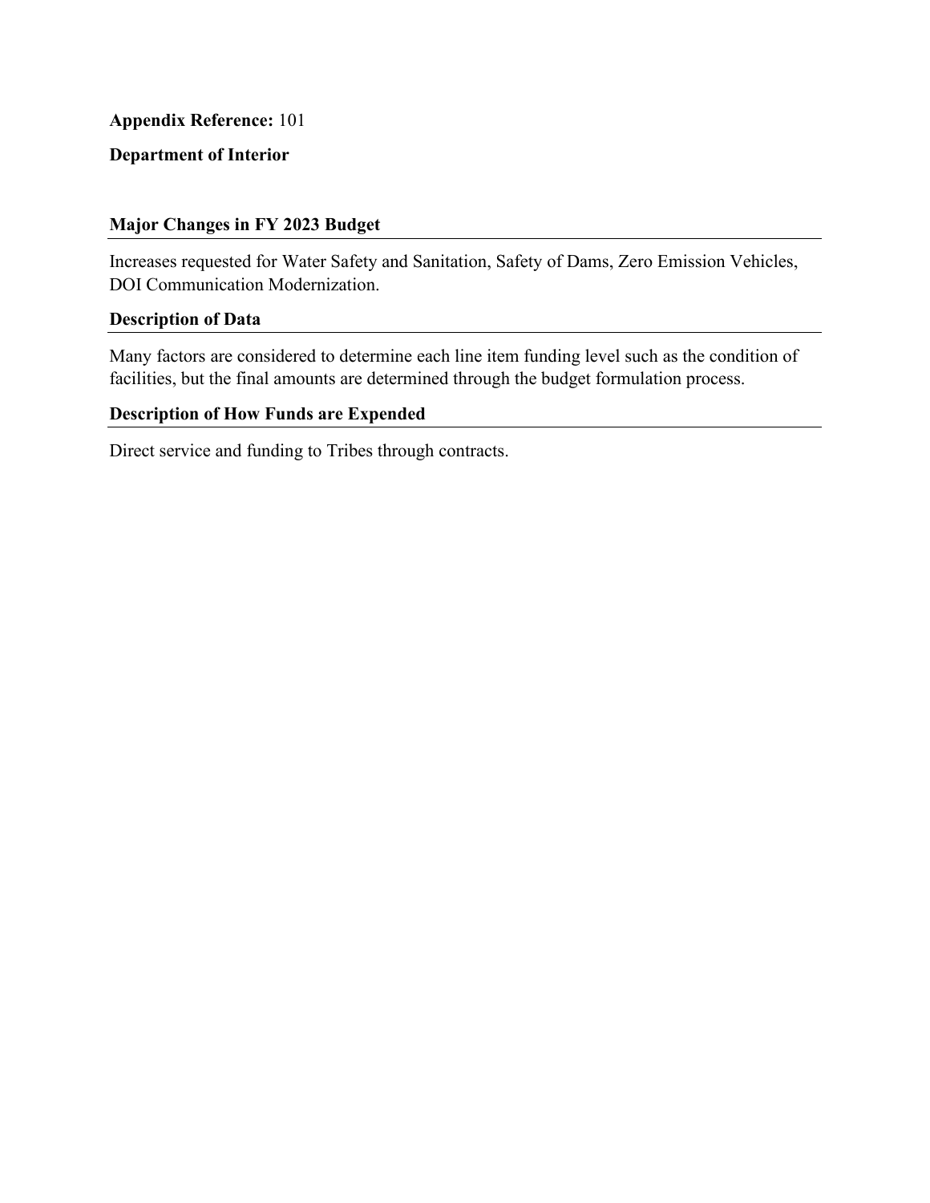**Appendix Reference:** 101

**Department of Interior**

## Major Changes in FY 2023 Budget

Increases requested for Water Safety and Sanitation, Safety of Dams, Zero Emission Vehicles, DOI Communication Modernization.

## Description of Data

Many factors are considered to determine each line item funding level such as the condition of facilities, but the final amounts are determined through the budget formulation process.

## Description of How Funds are Expended

Direct service and funding to Tribes through contracts.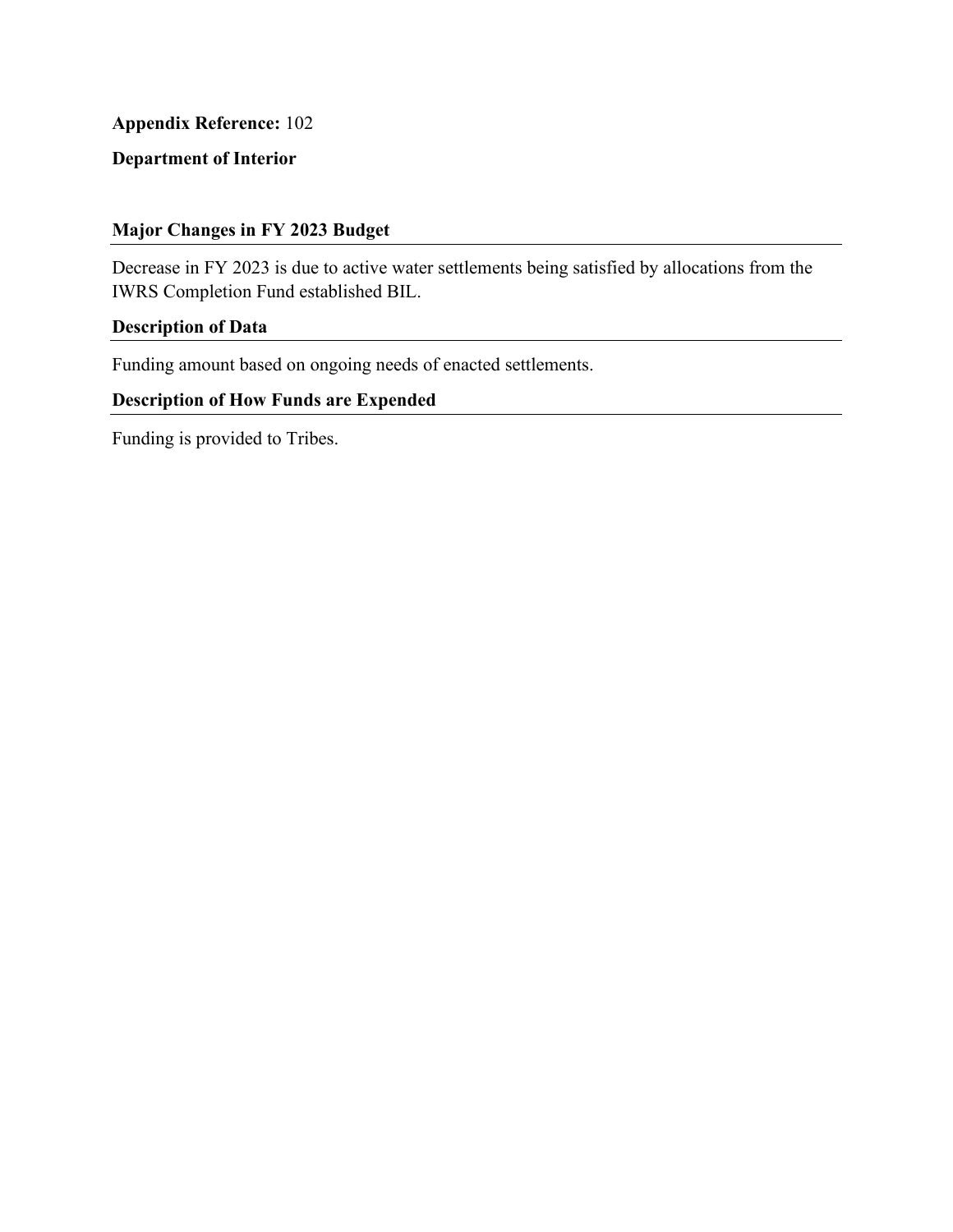**Appendix Reference:** 102

**Department of Interior**

## Major Changes in FY 2023 Budget

Decrease in FY 2023 is due to active water settlements being satisfied by allocations from the IWRS Completion Fund established BIL.

## Description of Data

Funding amount based on ongoing needs of enacted settlements.

## Description of How Funds are Expended

Funding is provided to Tribes.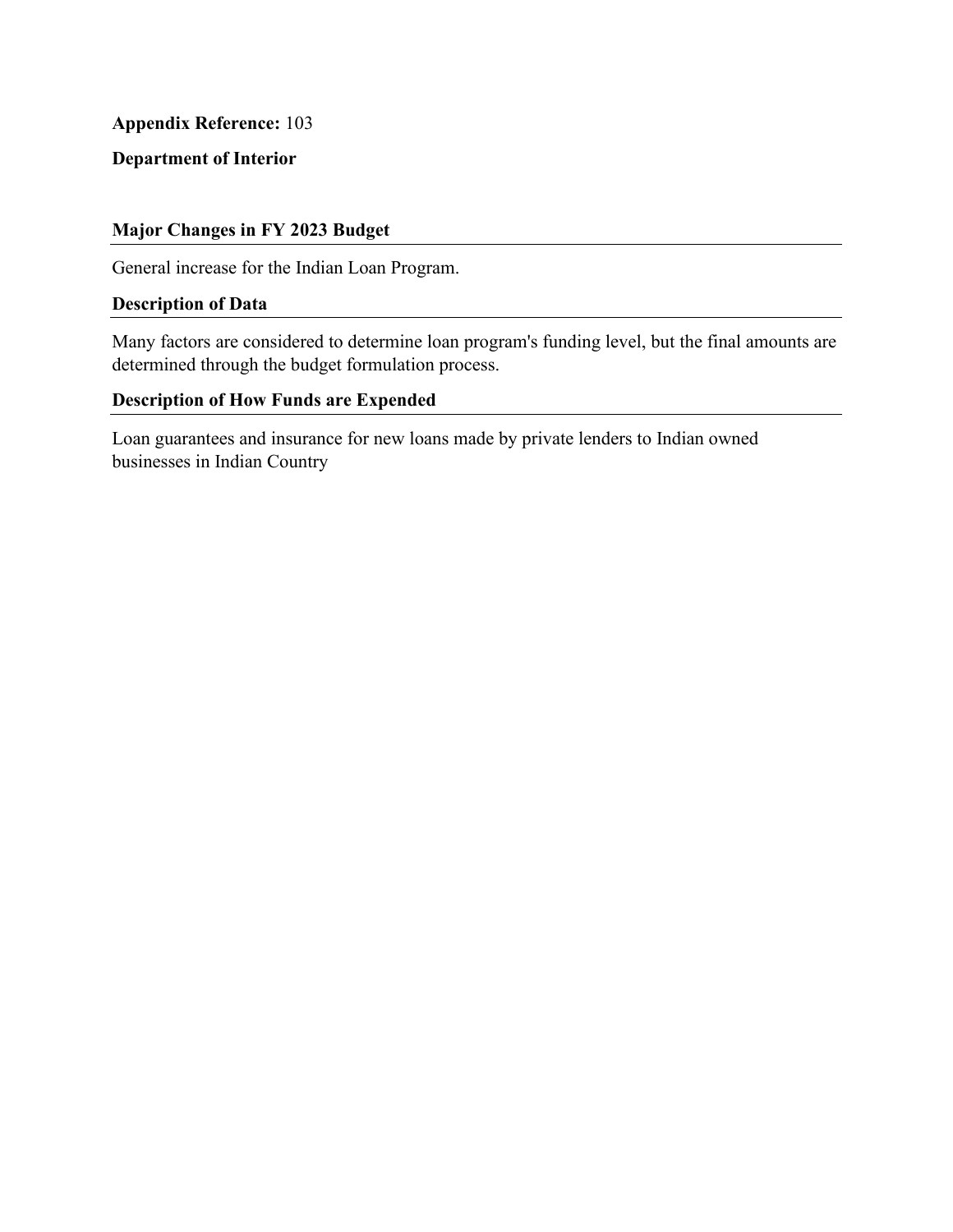**Appendix Reference:** 103

**Department of Interior**

### Major Changes in FY 2023 Budget

General increase for the Indian Loan Program.

### Description of Data

Many factors are considered to determine loan program's funding level, but the final amounts are determined through the budget formulation process.

### Description of How Funds are Expended

Loan guarantees and insurance for new loans made by private lenders to Indian owned businesses in Indian Country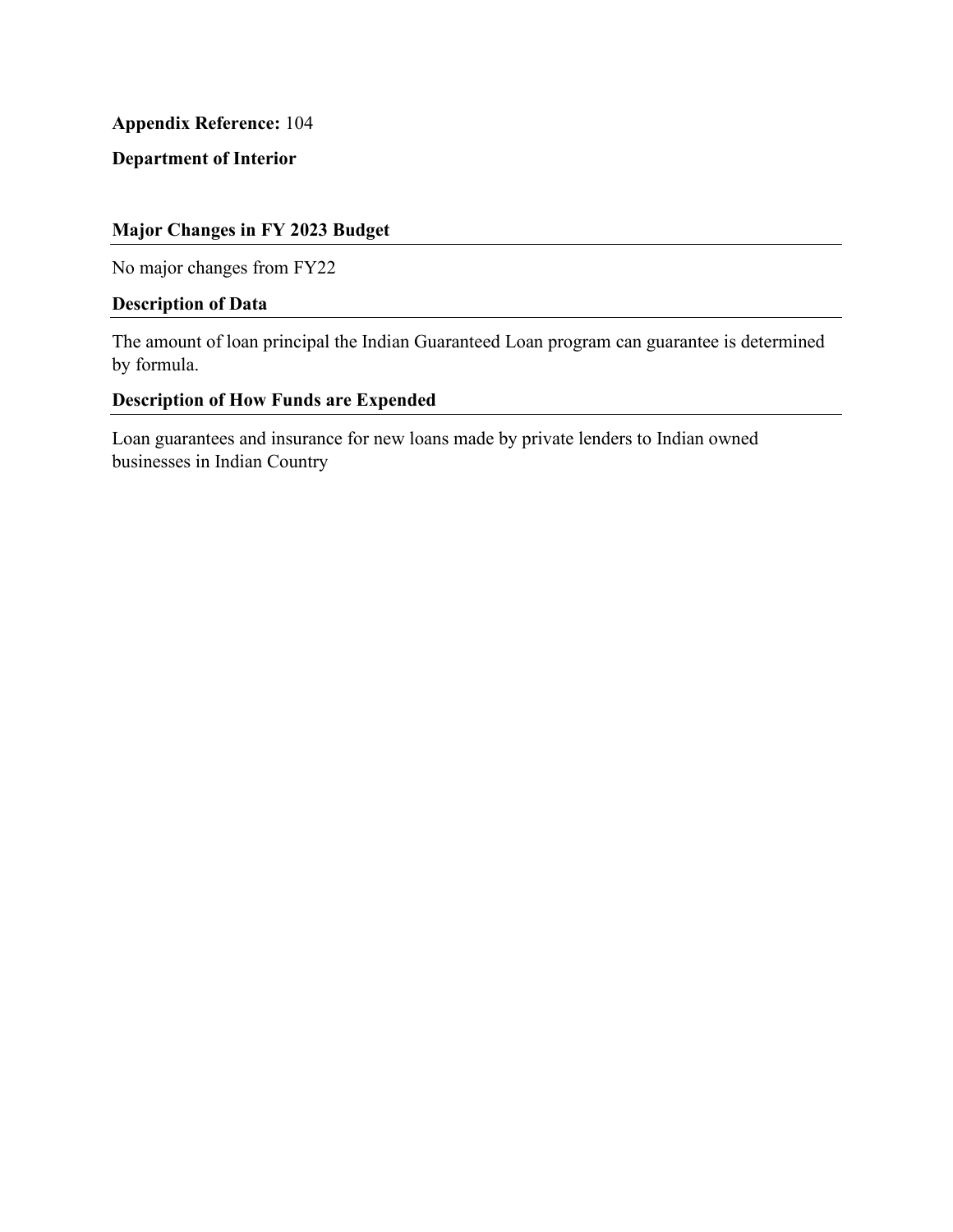**Appendix Reference:** 104

**Department of Interior**

## Major Changes in FY 2023 Budget

No major changes from FY22

## Description of Data

The amount of loan principal the Indian Guaranteed Loan program can guarantee is determined by formula.

## Description of How Funds are Expended

Loan guarantees and insurance for new loans made by private lenders to Indian owned businesses in Indian Country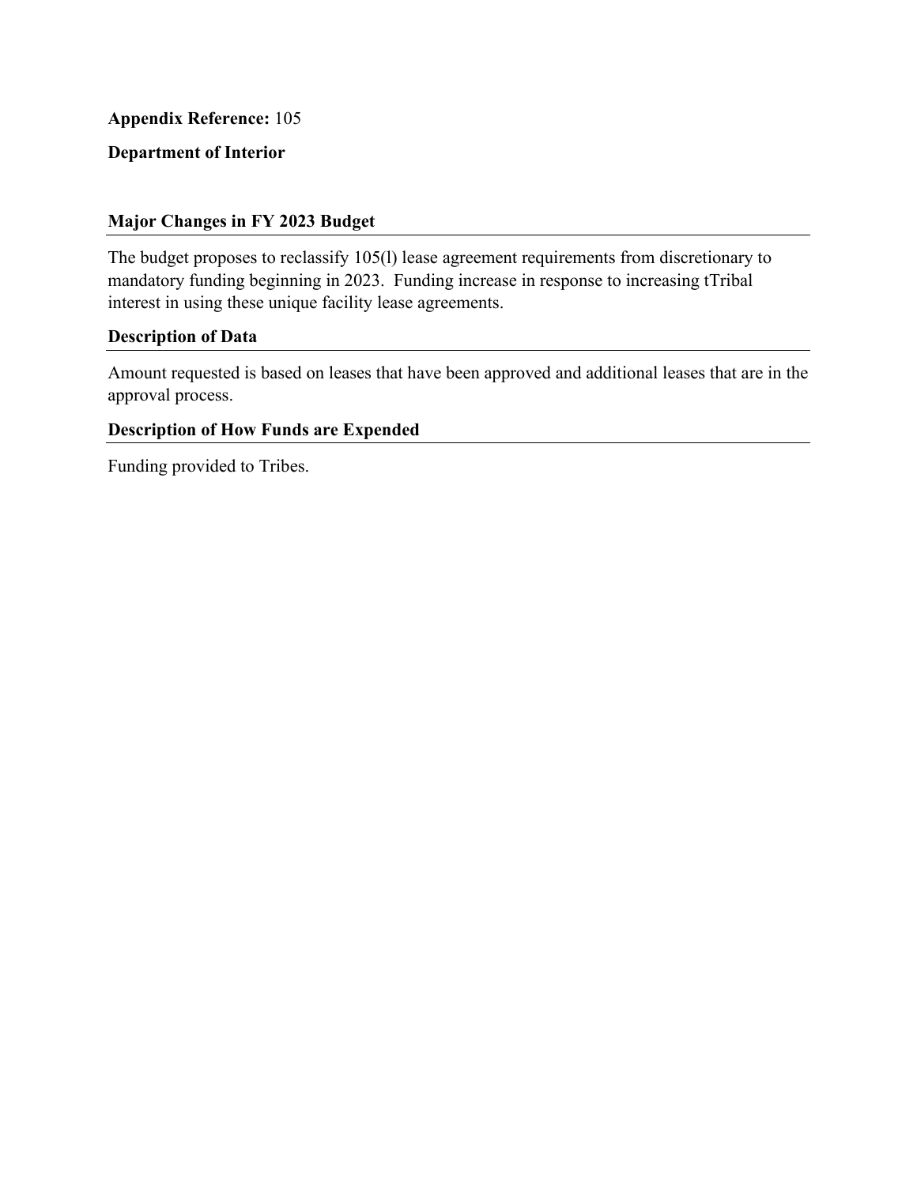**Appendix Reference:** 105

**Department of Interior**

## Major Changes in FY 2023 Budget

The budget proposes to reclassify 105(l) lease agreement requirements from discretionary to mandatory funding beginning in 2023. Funding increase in response to increasing tTribal interest in using these unique facility lease agreements.

## Description of Data

Amount requested is based on leases that have been approved and additional leases that are in the approval process.

## Description of How Funds are Expended

Funding provided to Tribes.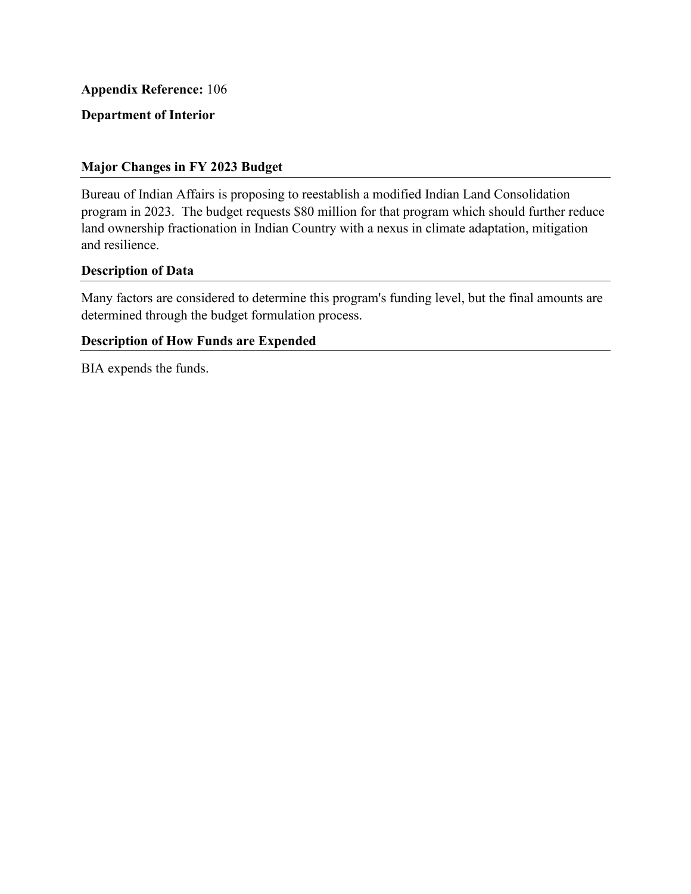**Appendix Reference:** 106

**Department of Interior**

## Major Changes in FY 2023 Budget

Bureau of Indian Affairs is proposing to reestablish a modified Indian Land Consolidation program in 2023. The budget requests $80 million for that program which should further reduce land ownership fractionation in Indian Country with a nexus in climate adaptation, mitigation and resilience.

## Description of Data

Many factors are considered to determine this program's funding level, but the final amounts are determined through the budget formulation process.

## Description of How Funds are Expended

BIA expends the funds.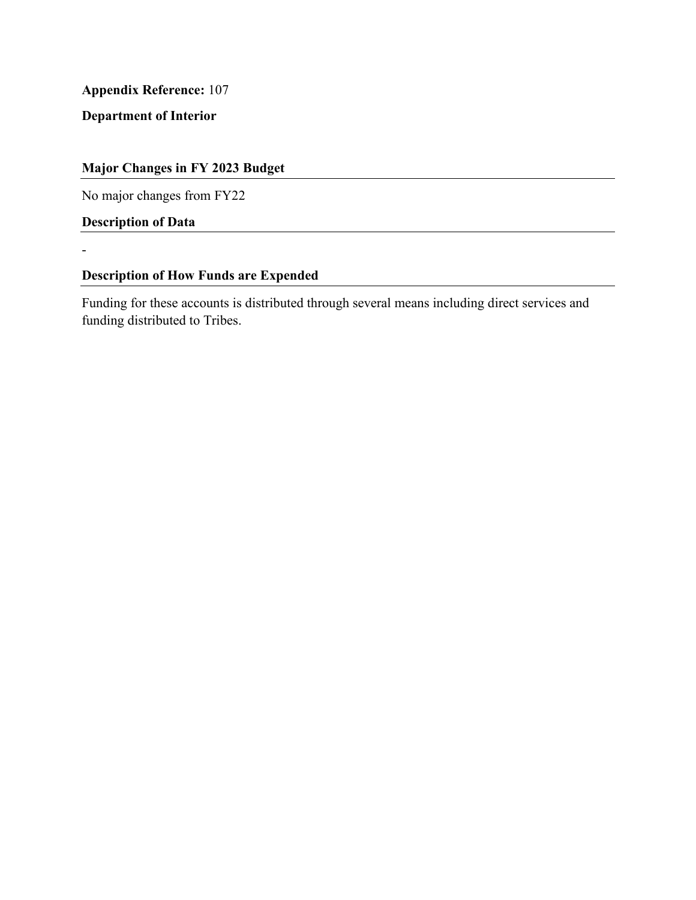**Appendix Reference:** 107

**Department of Interior**

## Major Changes in FY 2023 Budget

No major changes from FY22

## Description of Data

-

## Description of How Funds are Expended

Funding for these accounts is distributed through several means including direct services and funding distributed to Tribes.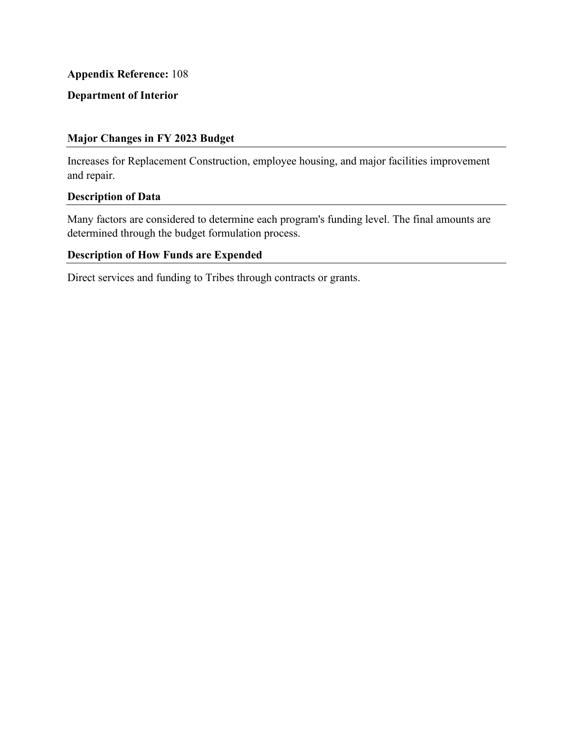**Appendix Reference:** 108

**Department of Interior**

## Major Changes in FY 2023 Budget

Increases for Replacement Construction, employee housing, and major facilities improvement and repair.

## Description of Data

Many factors are considered to determine each program's funding level. The final amounts are determined through the budget formulation process.

## Description of How Funds are Expended

Direct services and funding to Tribes through contracts or grants.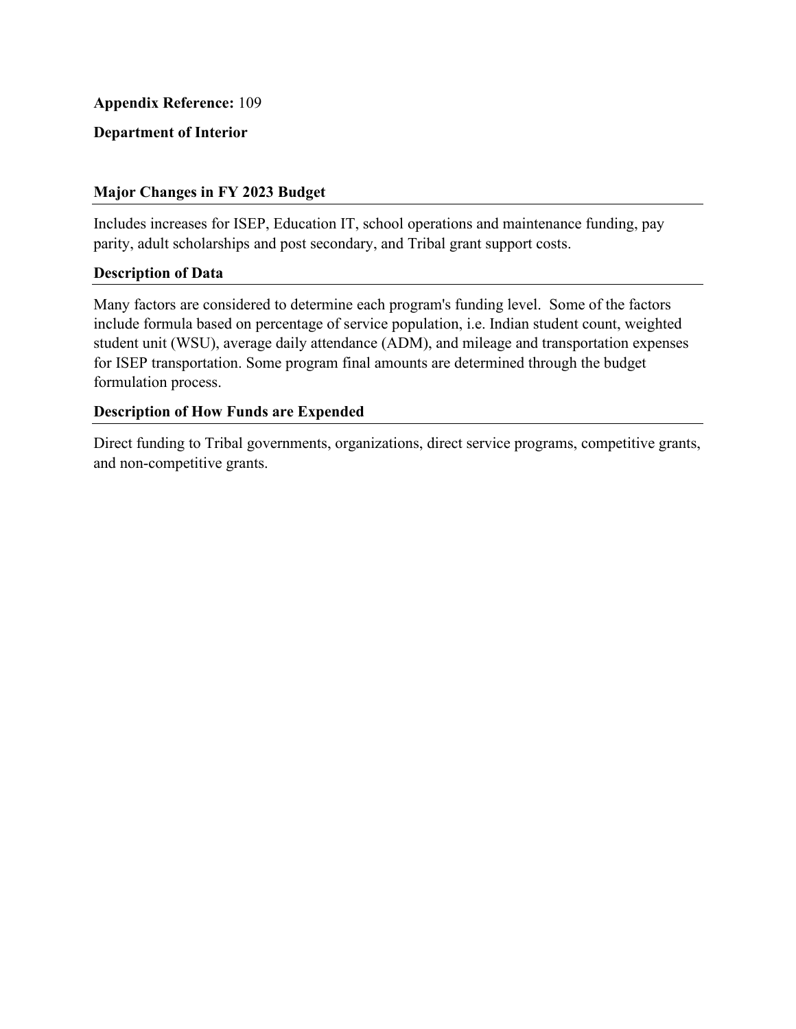**Appendix Reference:** 109

**Department of Interior**

## Major Changes in FY 2023 Budget

Includes increases for ISEP, Education IT, school operations and maintenance funding, pay parity, adult scholarships and post secondary, and Tribal grant support costs.

## Description of Data

Many factors are considered to determine each program's funding level. Some of the factors include formula based on percentage of service population, i.e. Indian student count, weighted student unit (WSU), average daily attendance (ADM), and mileage and transportation expenses for ISEP transportation. Some program final amounts are determined through the budget formulation process.

## Description of How Funds are Expended

Direct funding to Tribal governments, organizations, direct service programs, competitive grants, and non-competitive grants.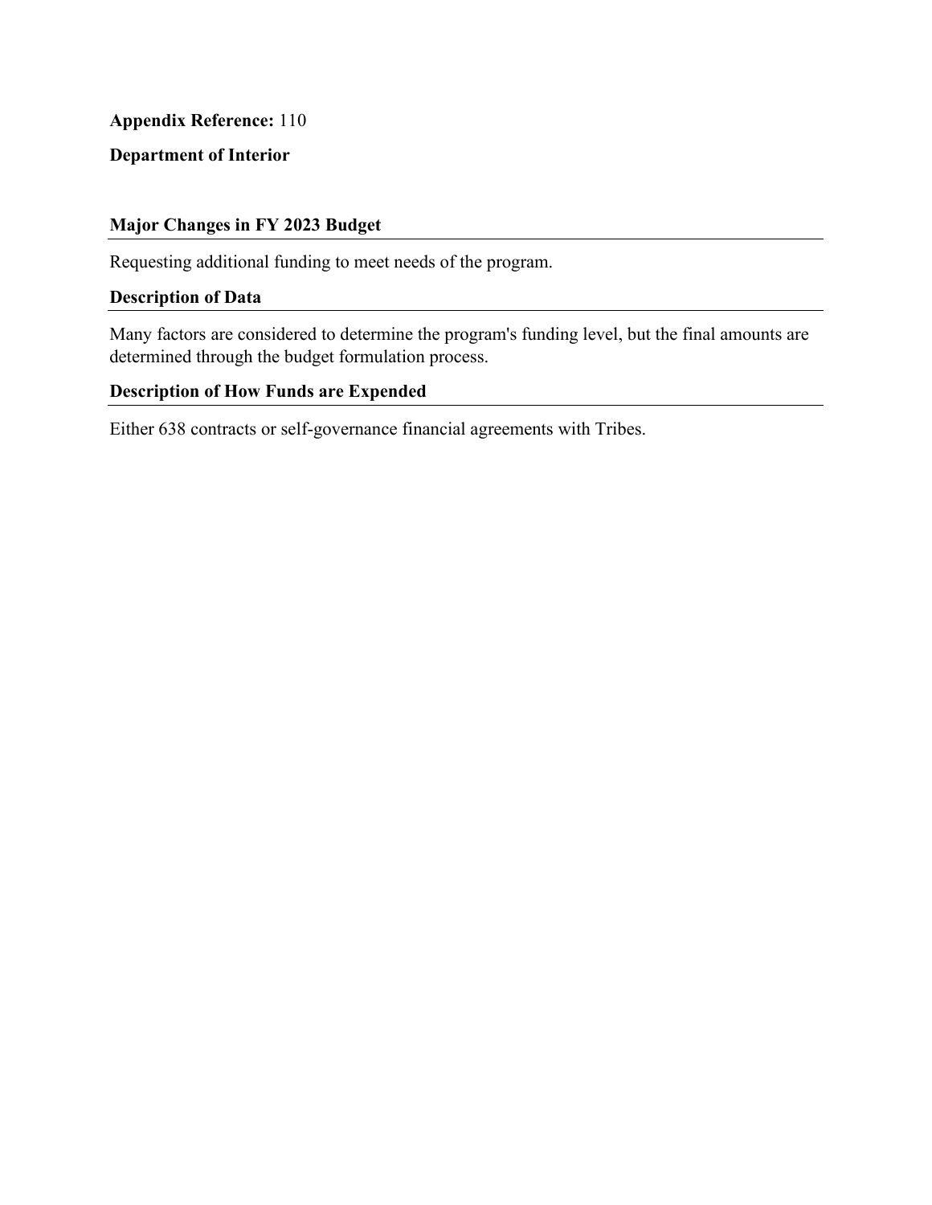**Appendix Reference:** 110

**Department of Interior**

### Major Changes in FY 2023 Budget

Requesting additional funding to meet needs of the program.

### Description of Data

Many factors are considered to determine the program's funding level, but the final amounts are determined through the budget formulation process.

### Description of How Funds are Expended

Either 638 contracts or self-governance financial agreements with Tribes.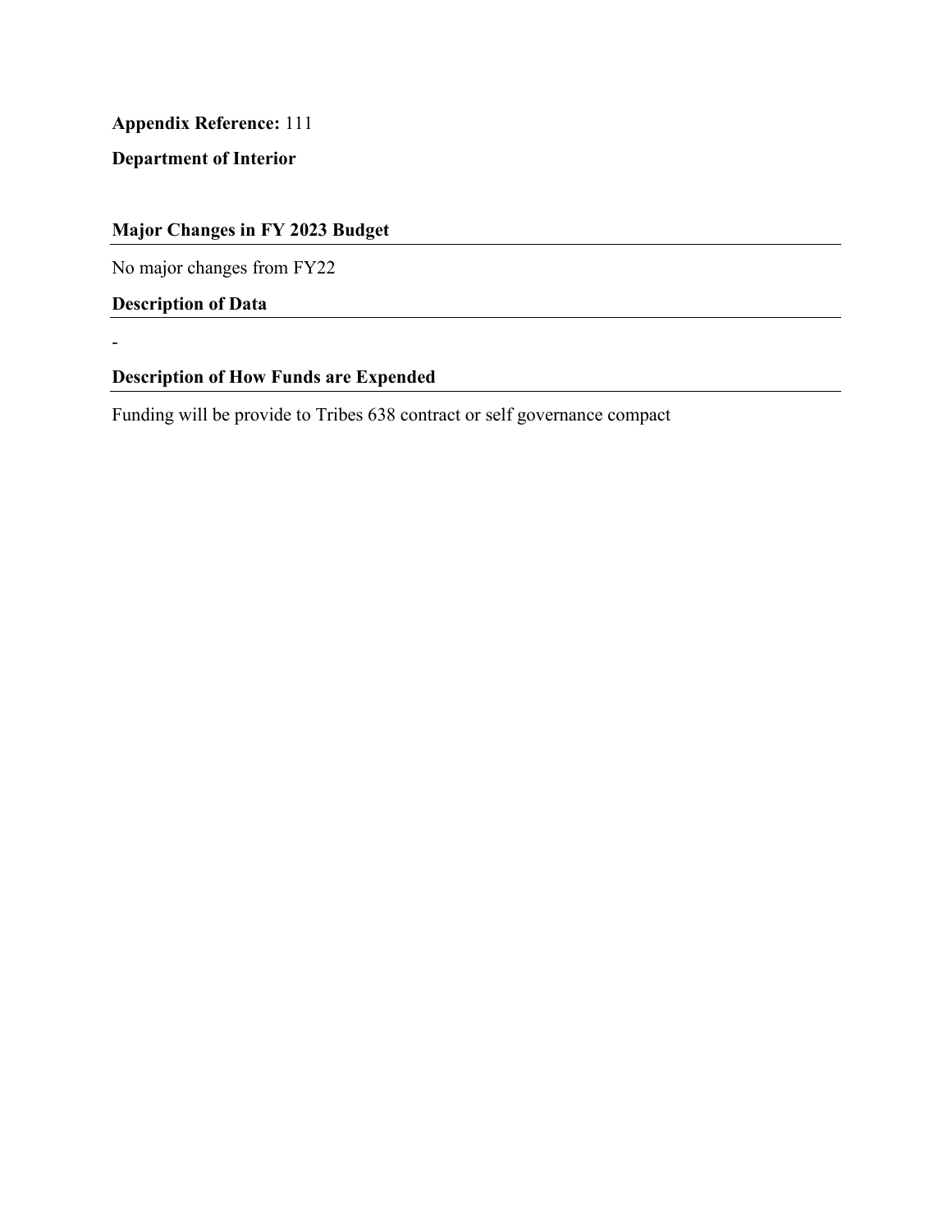**Appendix Reference:** 111

**Department of Interior**

## Major Changes in FY 2023 Budget

No major changes from FY22

## Description of Data

-

## Description of How Funds are Expended

Funding will be provide to Tribes 638 contract or self governance compact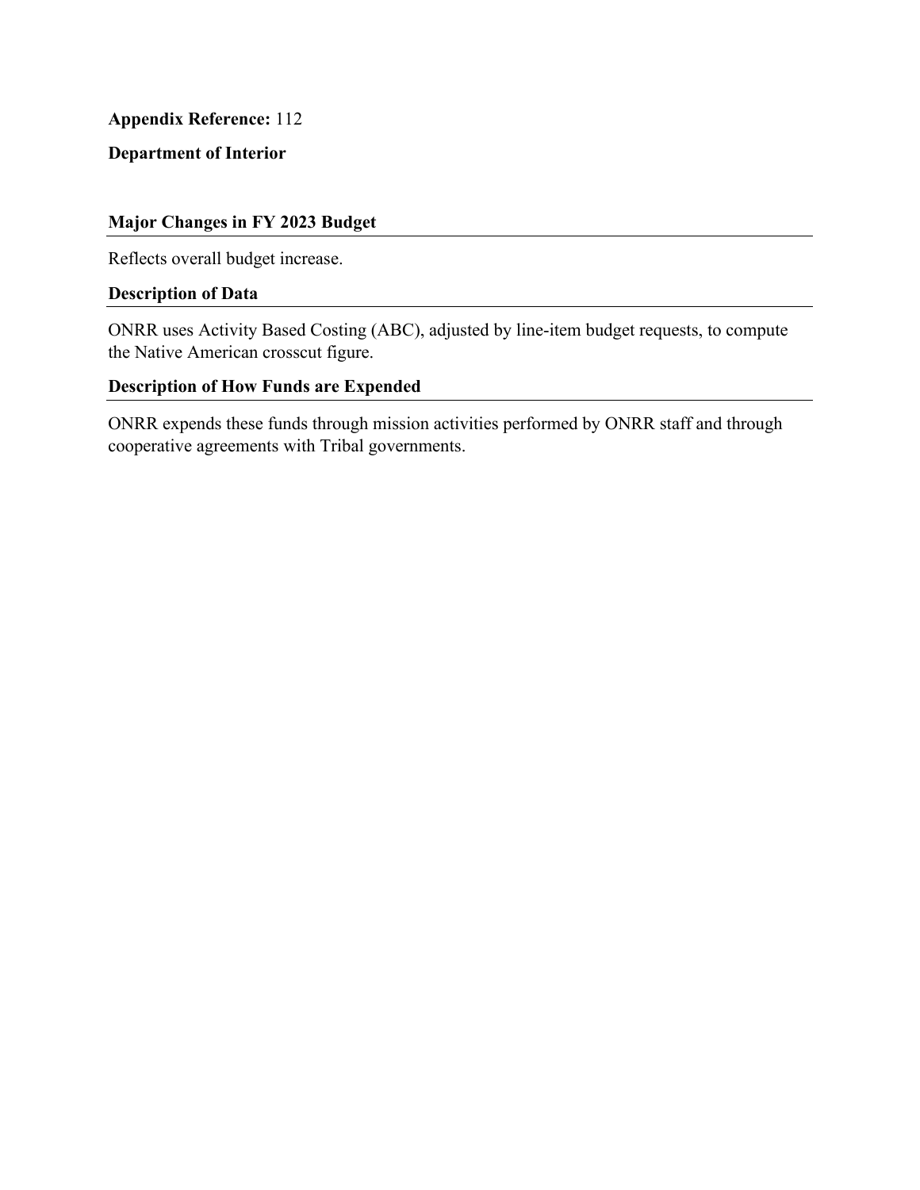**Appendix Reference:** 112

**Department of Interior**

### Major Changes in FY 2023 Budget

Reflects overall budget increase.

### Description of Data

ONRR uses Activity Based Costing (ABC), adjusted by line-item budget requests, to compute the Native American crosscut figure.

### Description of How Funds are Expended

ONRR expends these funds through mission activities performed by ONRR staff and through cooperative agreements with Tribal governments.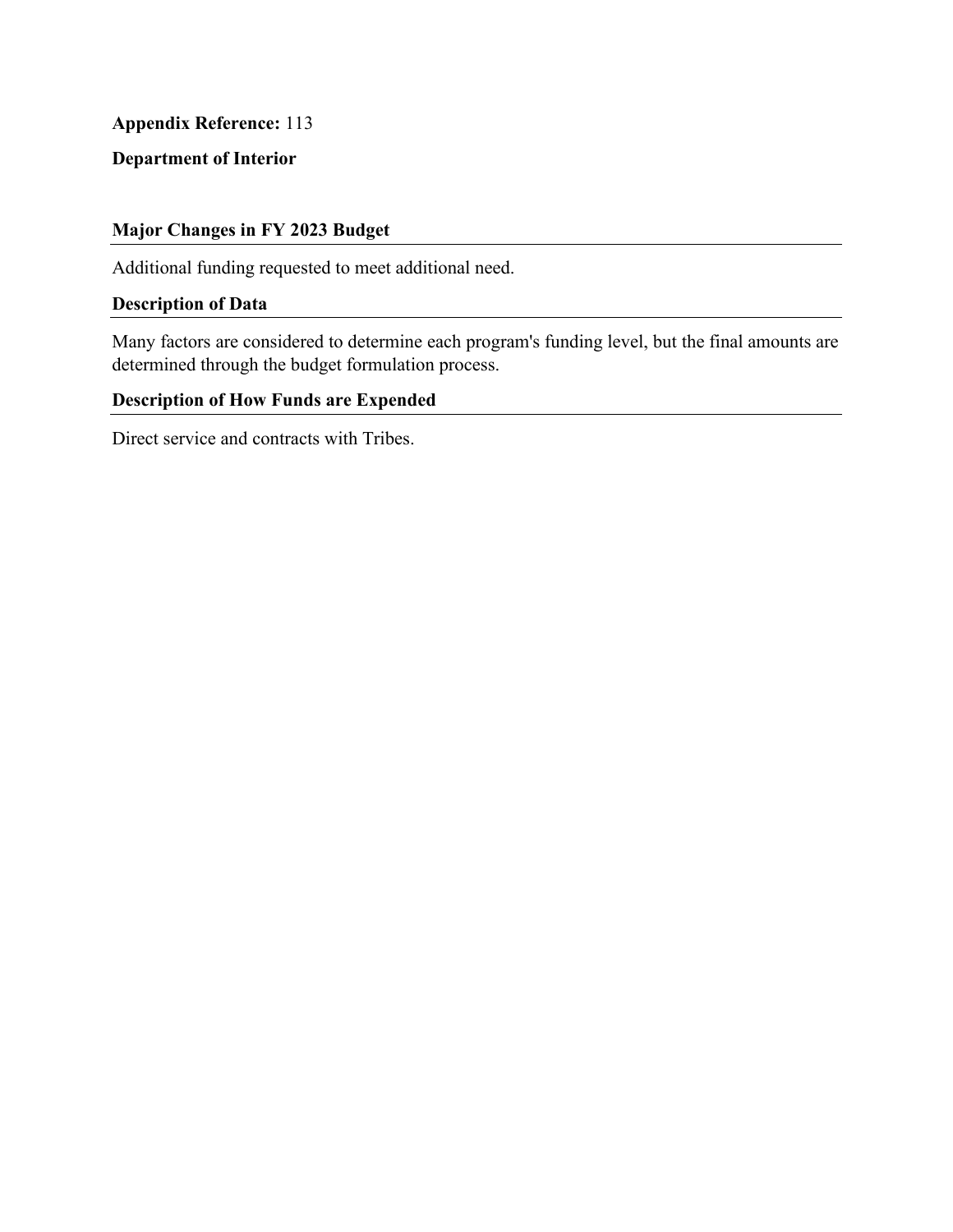**Appendix Reference:** 113

**Department of Interior**

### Major Changes in FY 2023 Budget

Additional funding requested to meet additional need.

### Description of Data

Many factors are considered to determine each program's funding level, but the final amounts are determined through the budget formulation process.

### Description of How Funds are Expended

Direct service and contracts with Tribes.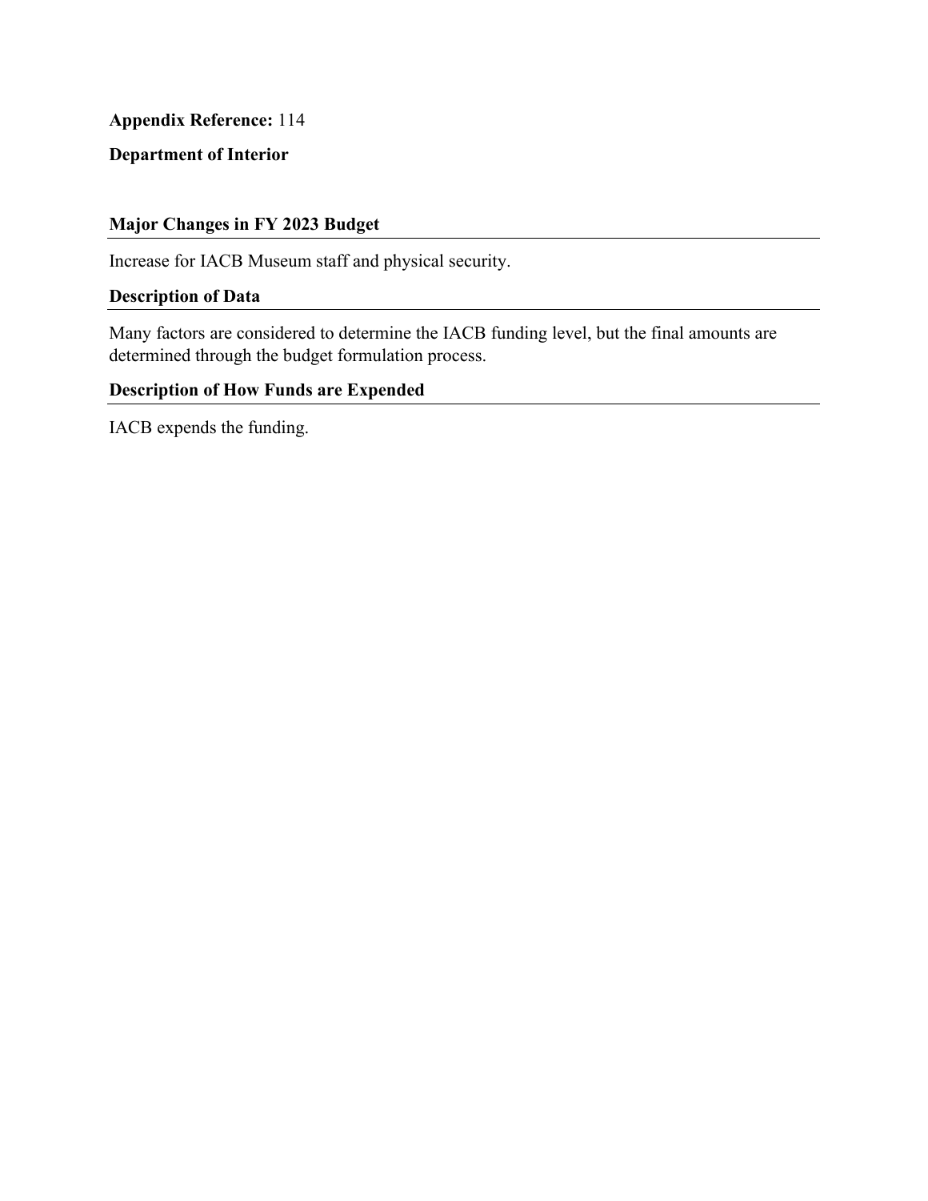**Appendix Reference:** 114

**Department of Interior**

### Major Changes in FY 2023 Budget

Increase for IACB Museum staff and physical security.

### Description of Data

Many factors are considered to determine the IACB funding level, but the final amounts are determined through the budget formulation process.

### Description of How Funds are Expended

IACB expends the funding.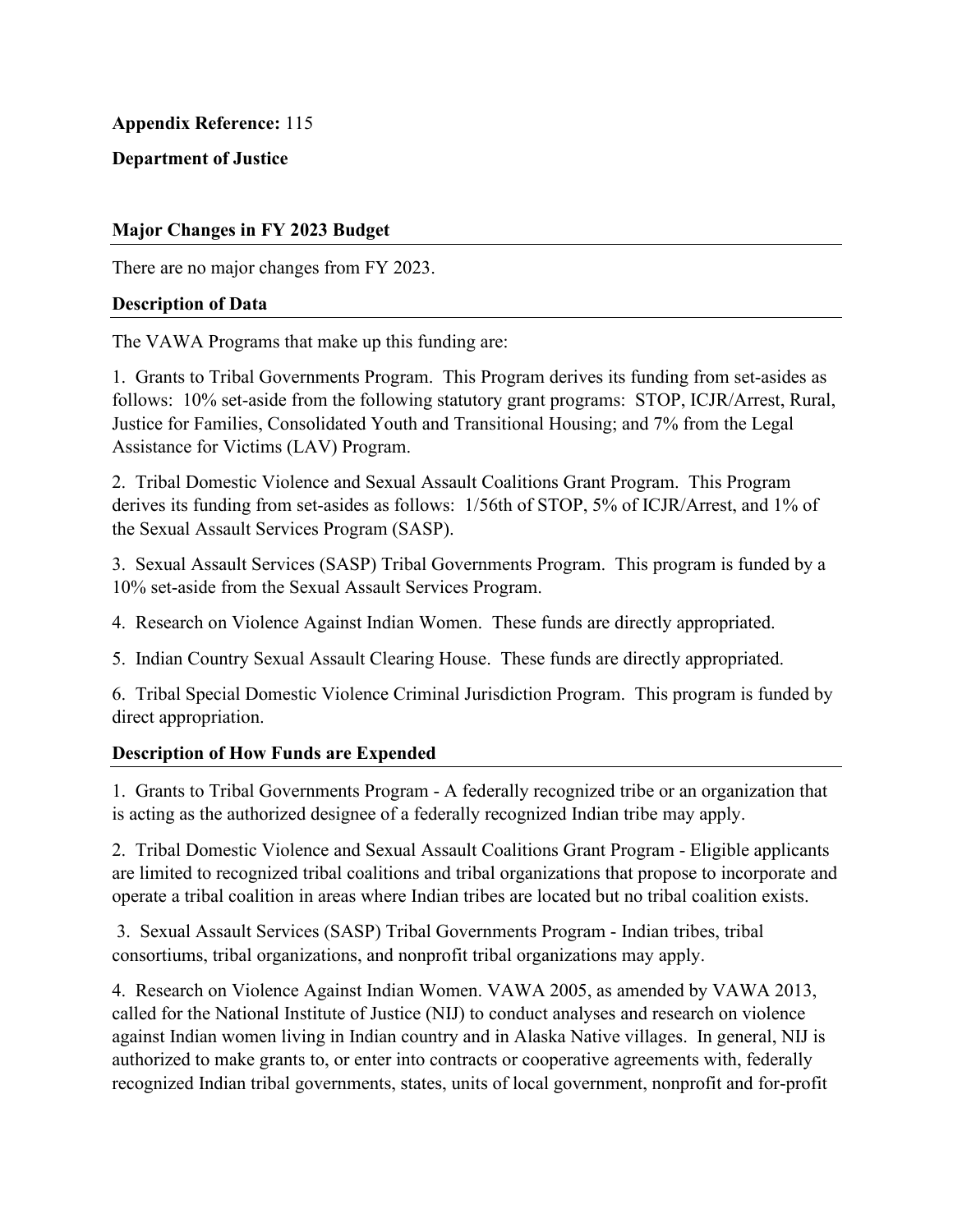**Appendix Reference:** 115

**Department of Justice**

## Major Changes in FY 2023 Budget

There are no major changes from FY 2023.

## Description of Data

The VAWA Programs that make up this funding are:

1. Grants to Tribal Governments Program. This Program derives its funding from set-asides as follows: 10% set-aside from the following statutory grant programs: STOP, ICJR/Arrest, Rural, Justice for Families, Consolidated Youth and Transitional Housing; and 7% from the Legal Assistance for Victims (LAV) Program.

2. Tribal Domestic Violence and Sexual Assault Coalitions Grant Program. This Program derives its funding from set-asides as follows: 1/56th of STOP, 5% of ICJR/Arrest, and 1% of the Sexual Assault Services Program (SASP).

3. Sexual Assault Services (SASP) Tribal Governments Program. This program is funded by a 10% set-aside from the Sexual Assault Services Program.

4. Research on Violence Against Indian Women. These funds are directly appropriated.

5. Indian Country Sexual Assault Clearing House. These funds are directly appropriated.

6. Tribal Special Domestic Violence Criminal Jurisdiction Program. This program is funded by direct appropriation.

## Description of How Funds are Expended

1. Grants to Tribal Governments Program - A federally recognized tribe or an organization that is acting as the authorized designee of a federally recognized Indian tribe may apply.

2. Tribal Domestic Violence and Sexual Assault Coalitions Grant Program - Eligible applicants are limited to recognized tribal coalitions and tribal organizations that propose to incorporate and operate a tribal coalition in areas where Indian tribes are located but no tribal coalition exists.

3. Sexual Assault Services (SASP) Tribal Governments Program - Indian tribes, tribal consortiums, tribal organizations, and nonprofit tribal organizations may apply.

4. Research on Violence Against Indian Women. VAWA 2005, as amended by VAWA 2013, called for the National Institute of Justice (NIJ) to conduct analyses and research on violence against Indian women living in Indian country and in Alaska Native villages. In general, NIJ is authorized to make grants to, or enter into contracts or cooperative agreements with, federally recognized Indian tribal governments, states, units of local government, nonprofit and for-profit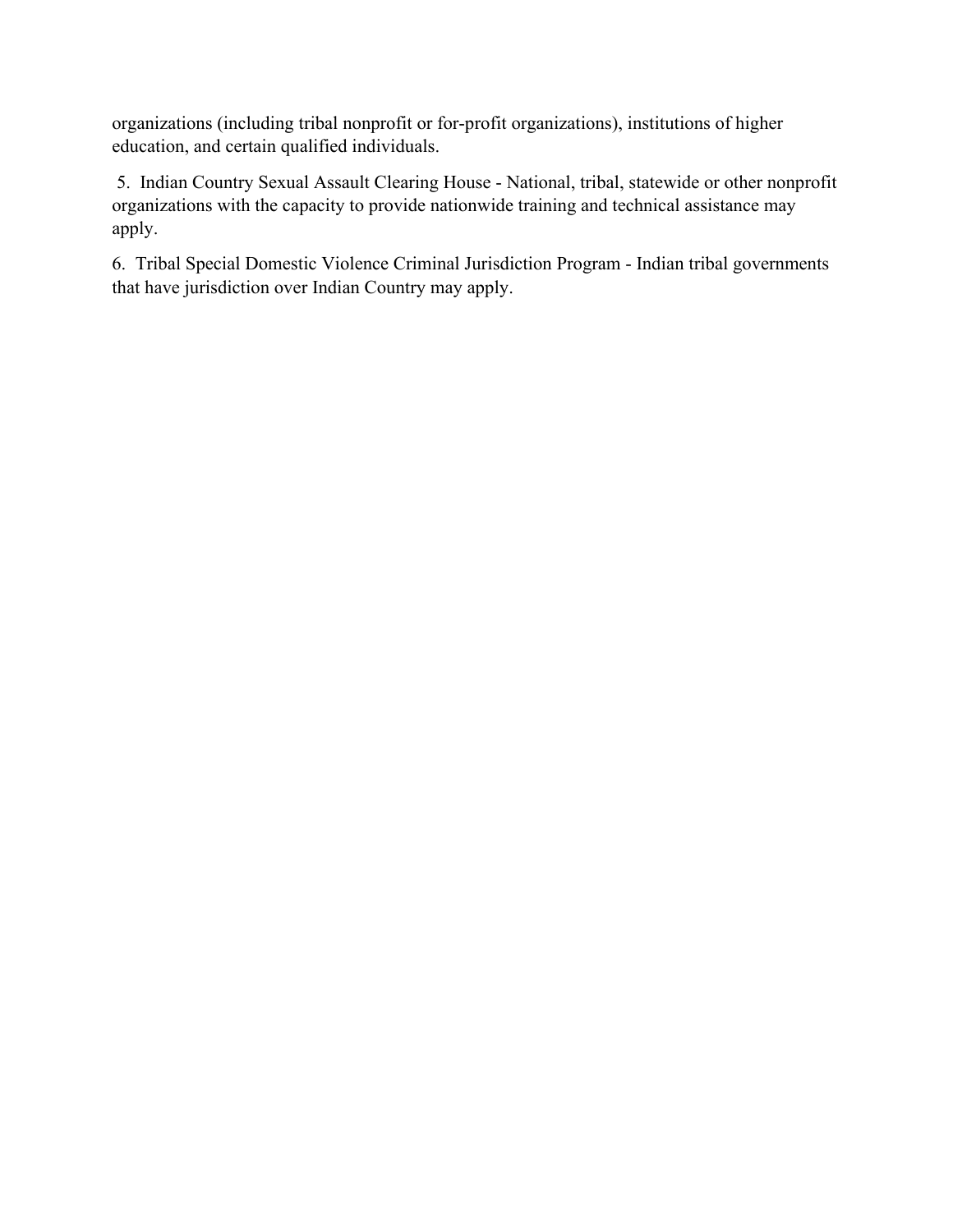organizations (including tribal nonprofit or for-profit organizations), institutions of higher education, and certain qualified individuals.

5. Indian Country Sexual Assault Clearing House - National, tribal, statewide or other nonprofit organizations with the capacity to provide nationwide training and technical assistance may apply.

6. Tribal Special Domestic Violence Criminal Jurisdiction Program - Indian tribal governments that have jurisdiction over Indian Country may apply.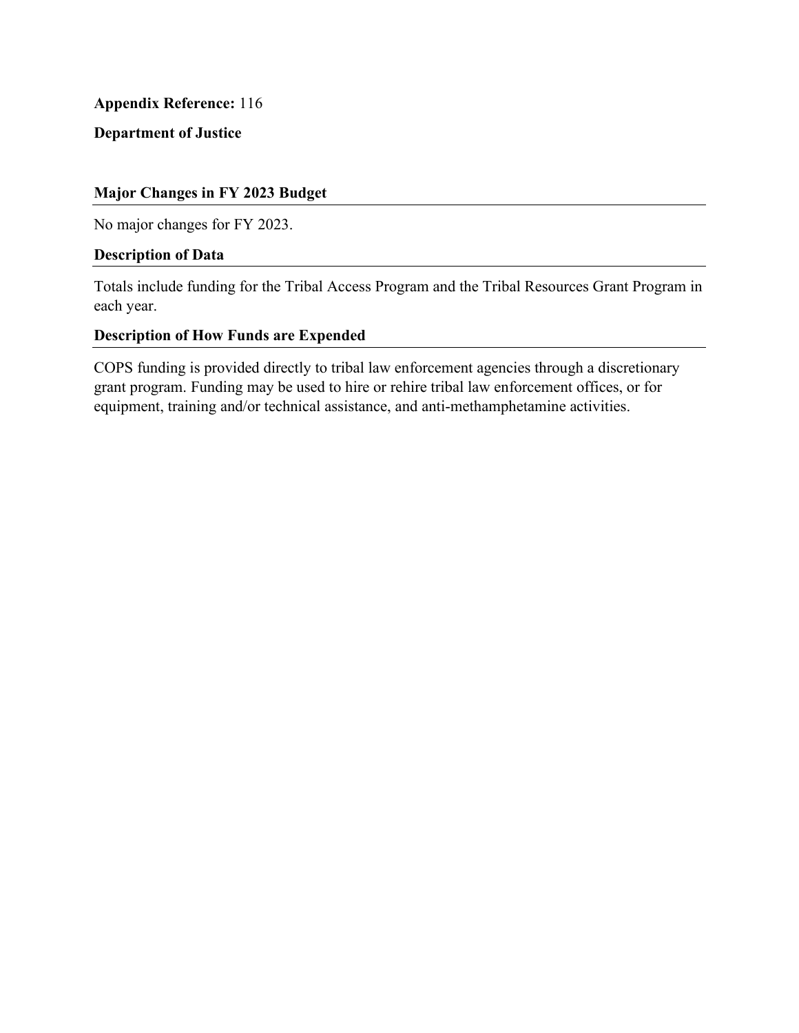**Appendix Reference:** 116

**Department of Justice**

## Major Changes in FY 2023 Budget

No major changes for FY 2023.

## Description of Data

Totals include funding for the Tribal Access Program and the Tribal Resources Grant Program in each year.

## Description of How Funds are Expended

COPS funding is provided directly to tribal law enforcement agencies through a discretionary grant program. Funding may be used to hire or rehire tribal law enforcement offices, or for equipment, training and/or technical assistance, and anti-methamphetamine activities.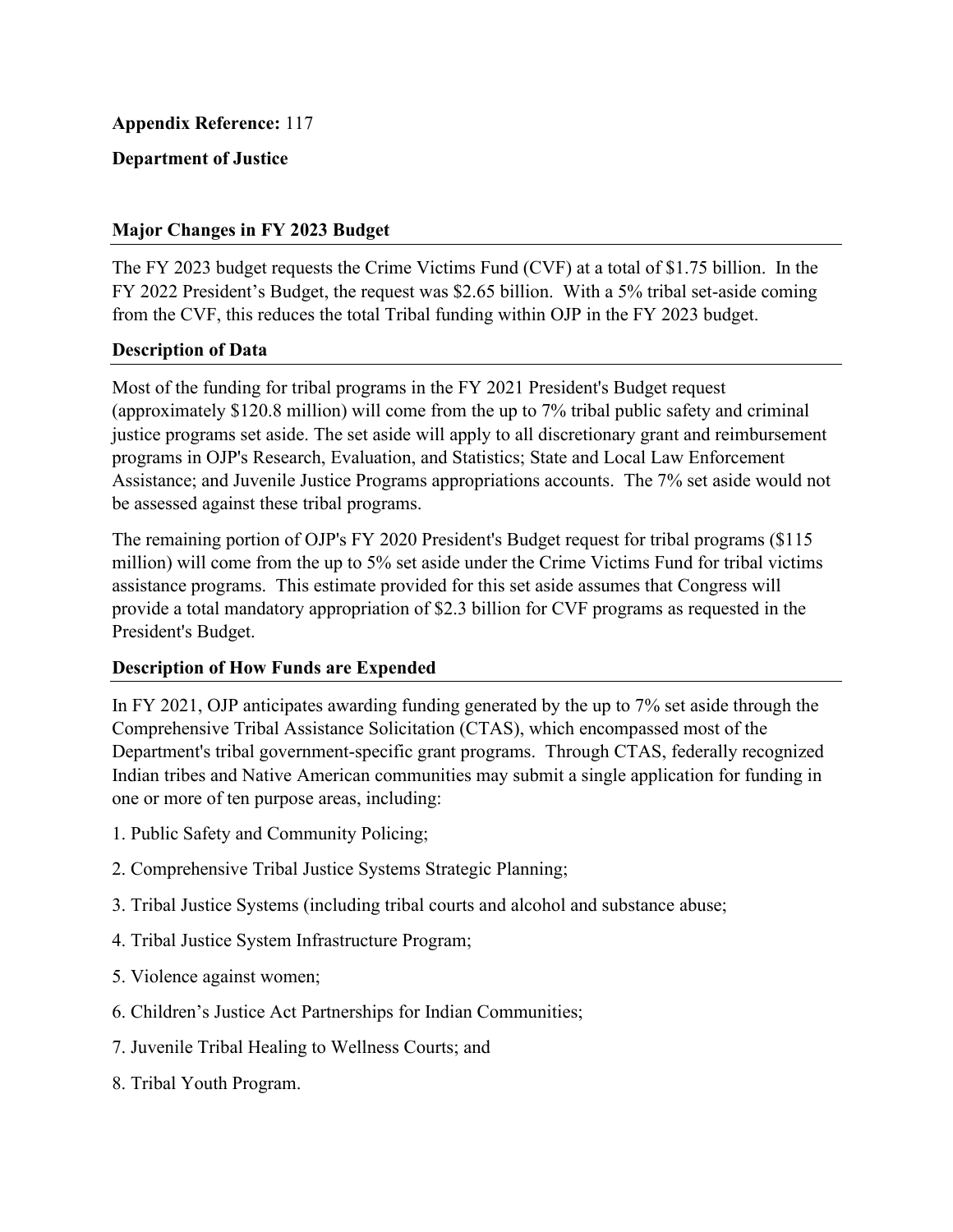**Appendix Reference:** 117

**Department of Justice**

**Major Changes in FY 2023 Budget**

The FY 2023 budget requests the Crime Victims Fund (CVF) at a total of $1.75 billion. In the FY 2022 President's Budget, the request was $2.65 billion. With a 5% tribal set-aside coming from the CVF, this reduces the total Tribal funding within OJP in the FY 2023 budget.

**Description of Data**

Most of the funding for tribal programs in the FY 2021 President's Budget request (approximately $120.8 million) will come from the up to 7% tribal public safety and criminal justice programs set aside. The set aside will apply to all discretionary grant and reimbursement programs in OJP's Research, Evaluation, and Statistics; State and Local Law Enforcement Assistance; and Juvenile Justice Programs appropriations accounts. The 7% set aside would not be assessed against these tribal programs.

The remaining portion of OJP's FY 2020 President's Budget request for tribal programs ($115 million) will come from the up to 5% set aside under the Crime Victims Fund for tribal victims assistance programs. This estimate provided for this set aside assumes that Congress will provide a total mandatory appropriation of $2.3 billion for CVF programs as requested in the President's Budget.

**Description of How Funds are Expended**

In FY 2021, OJP anticipates awarding funding generated by the up to 7% set aside through the Comprehensive Tribal Assistance Solicitation (CTAS), which encompassed most of the Department's tribal government-specific grant programs. Through CTAS, federally recognized Indian tribes and Native American communities may submit a single application for funding in one or more of ten purpose areas, including:

1. Public Safety and Community Policing;
2. Comprehensive Tribal Justice Systems Strategic Planning;
3. Tribal Justice Systems (including tribal courts and alcohol and substance abuse;
4. Tribal Justice System Infrastructure Program;
5. Violence against women;
6. Children's Justice Act Partnerships for Indian Communities;
7. Juvenile Tribal Healing to Wellness Courts; and
8. Tribal Youth Program.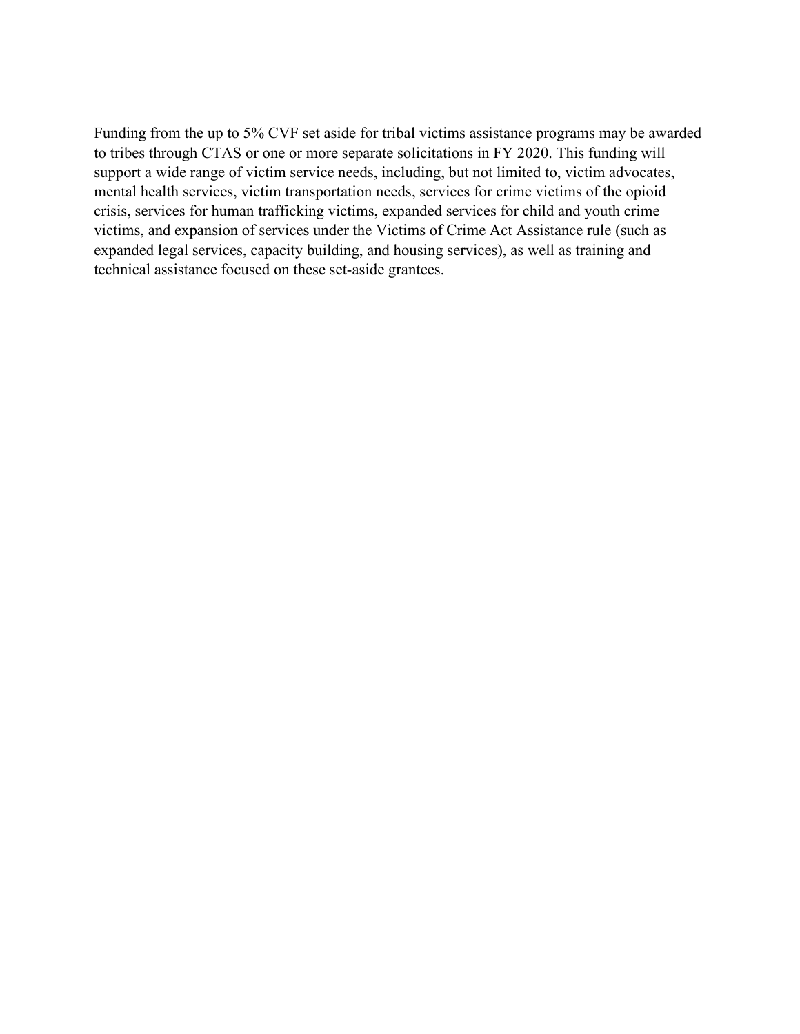Funding from the up to 5% CVF set aside for tribal victims assistance programs may be awarded to tribes through CTAS or one or more separate solicitations in FY 2020. This funding will support a wide range of victim service needs, including, but not limited to, victim advocates, mental health services, victim transportation needs, services for crime victims of the opioid crisis, services for human trafficking victims, expanded services for child and youth crime victims, and expansion of services under the Victims of Crime Act Assistance rule (such as expanded legal services, capacity building, and housing services), as well as training and technical assistance focused on these set-aside grantees.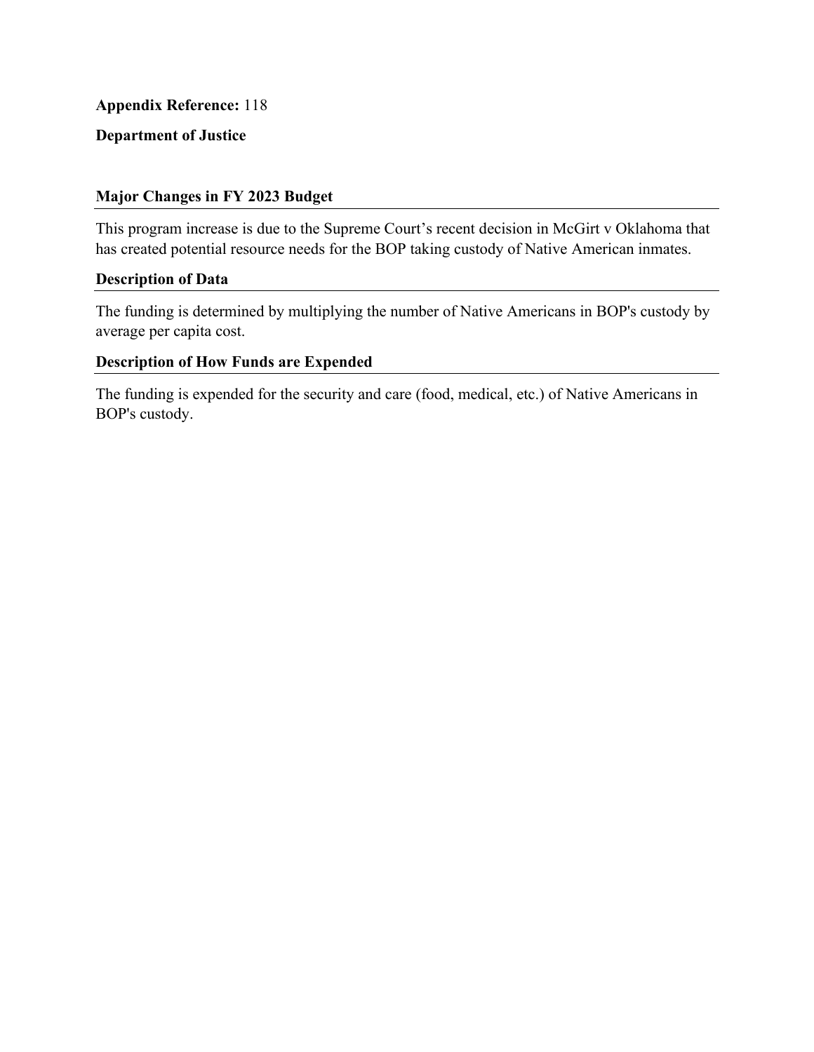**Appendix Reference:** 118

**Department of Justice**

### Major Changes in FY 2023 Budget

This program increase is due to the Supreme Court's recent decision in McGirt v Oklahoma that has created potential resource needs for the BOP taking custody of Native American inmates.

### Description of Data

The funding is determined by multiplying the number of Native Americans in BOP's custody by average per capita cost.

### Description of How Funds are Expended

The funding is expended for the security and care (food, medical, etc.) of Native Americans in BOP's custody.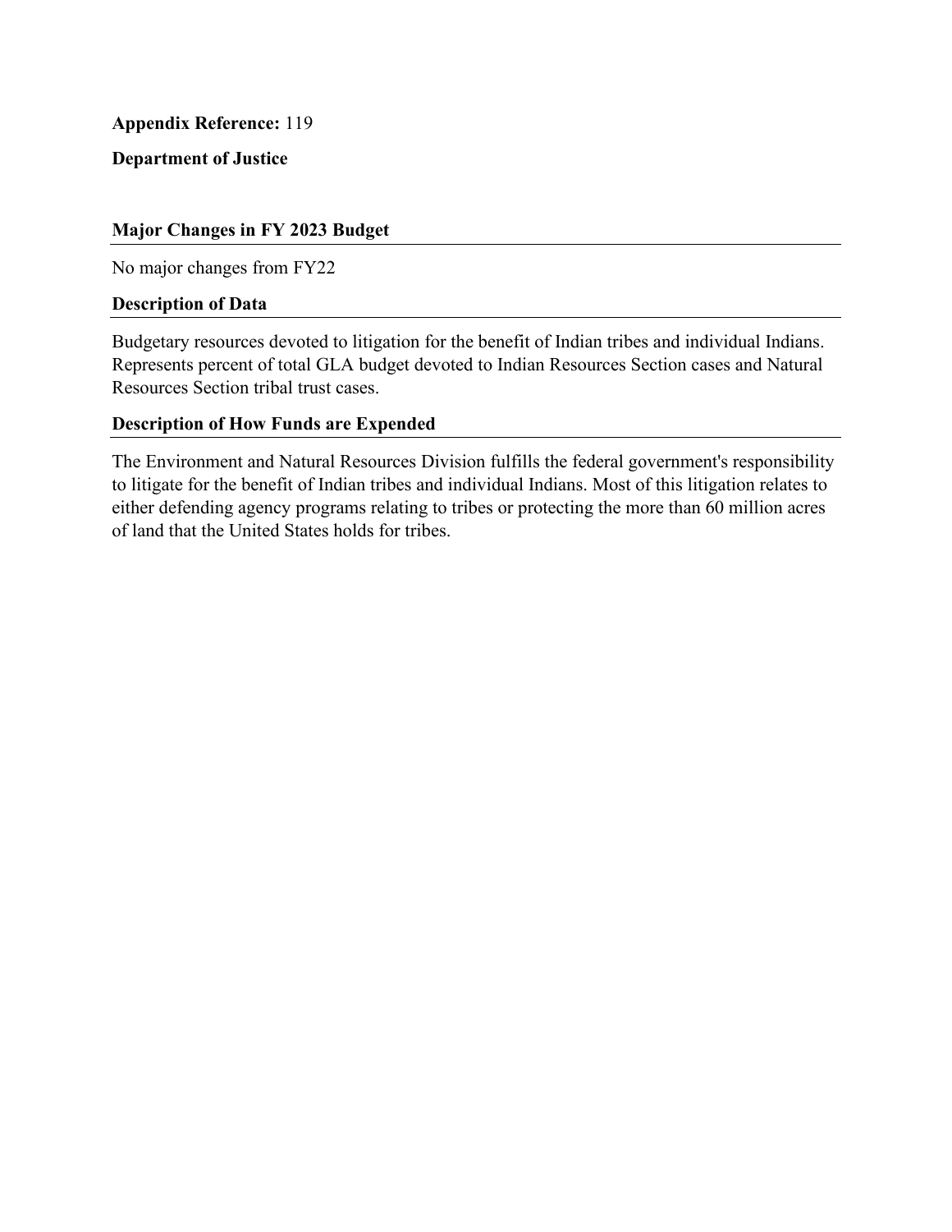**Appendix Reference:** 119

**Department of Justice**

### Major Changes in FY 2023 Budget

No major changes from FY22

### Description of Data

Budgetary resources devoted to litigation for the benefit of Indian tribes and individual Indians. Represents percent of total GLA budget devoted to Indian Resources Section cases and Natural Resources Section tribal trust cases.

### Description of How Funds are Expended

The Environment and Natural Resources Division fulfills the federal government's responsibility to litigate for the benefit of Indian tribes and individual Indians. Most of this litigation relates to either defending agency programs relating to tribes or protecting the more than 60 million acres of land that the United States holds for tribes.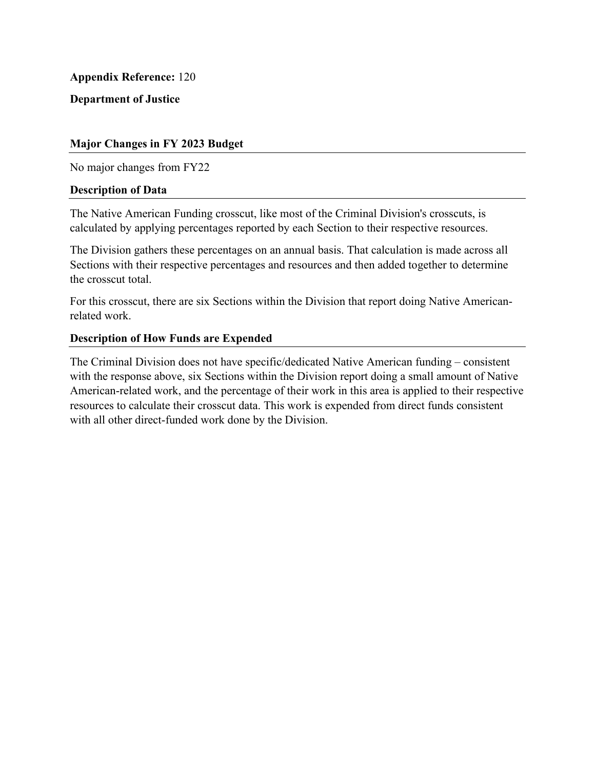**Appendix Reference:** 120

**Department of Justice**

### Major Changes in FY 2023 Budget

No major changes from FY22

### Description of Data

The Native American Funding crosscut, like most of the Criminal Division's crosscuts, is calculated by applying percentages reported by each Section to their respective resources.

The Division gathers these percentages on an annual basis. That calculation is made across all Sections with their respective percentages and resources and then added together to determine the crosscut total.

For this crosscut, there are six Sections within the Division that report doing Native American-related work.

### Description of How Funds are Expended

The Criminal Division does not have specific/dedicated Native American funding – consistent with the response above, six Sections within the Division report doing a small amount of Native American-related work, and the percentage of their work in this area is applied to their respective resources to calculate their crosscut data. This work is expended from direct funds consistent with all other direct-funded work done by the Division.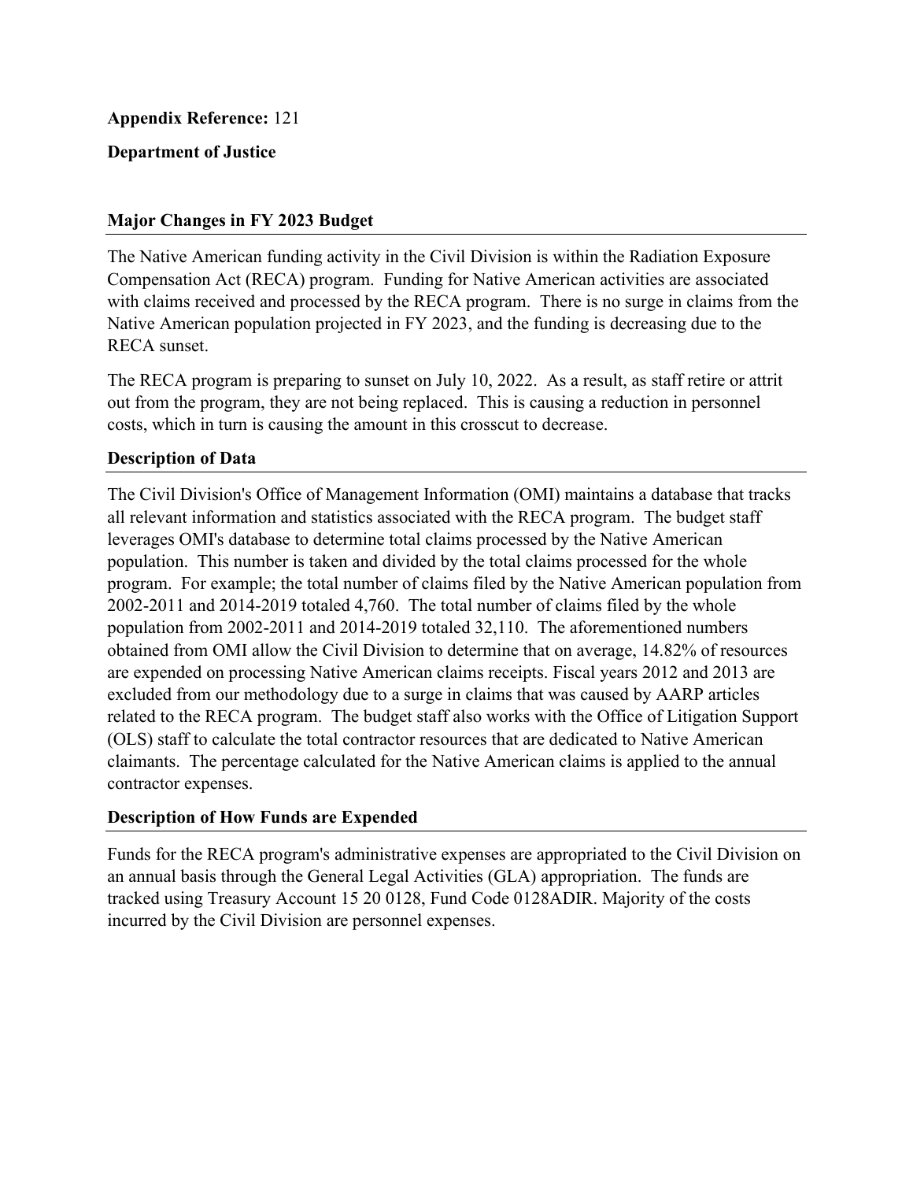**Appendix Reference:** 121

**Department of Justice**

## Major Changes in FY 2023 Budget

The Native American funding activity in the Civil Division is within the Radiation Exposure Compensation Act (RECA) program. Funding for Native American activities are associated with claims received and processed by the RECA program. There is no surge in claims from the Native American population projected in FY 2023, and the funding is decreasing due to the RECA sunset.

The RECA program is preparing to sunset on July 10, 2022. As a result, as staff retire or attrit out from the program, they are not being replaced. This is causing a reduction in personnel costs, which in turn is causing the amount in this crosscut to decrease.

## Description of Data

The Civil Division's Office of Management Information (OMI) maintains a database that tracks all relevant information and statistics associated with the RECA program. The budget staff leverages OMI's database to determine total claims processed by the Native American population. This number is taken and divided by the total claims processed for the whole program. For example; the total number of claims filed by the Native American population from 2002-2011 and 2014-2019 totaled 4,760. The total number of claims filed by the whole population from 2002-2011 and 2014-2019 totaled 32,110. The aforementioned numbers obtained from OMI allow the Civil Division to determine that on average, 14.82% of resources are expended on processing Native American claims receipts. Fiscal years 2012 and 2013 are excluded from our methodology due to a surge in claims that was caused by AARP articles related to the RECA program. The budget staff also works with the Office of Litigation Support (OLS) staff to calculate the total contractor resources that are dedicated to Native American claimants. The percentage calculated for the Native American claims is applied to the annual contractor expenses.

## Description of How Funds are Expended

Funds for the RECA program's administrative expenses are appropriated to the Civil Division on an annual basis through the General Legal Activities (GLA) appropriation. The funds are tracked using Treasury Account 15 20 0128, Fund Code 0128ADIR. Majority of the costs incurred by the Civil Division are personnel expenses.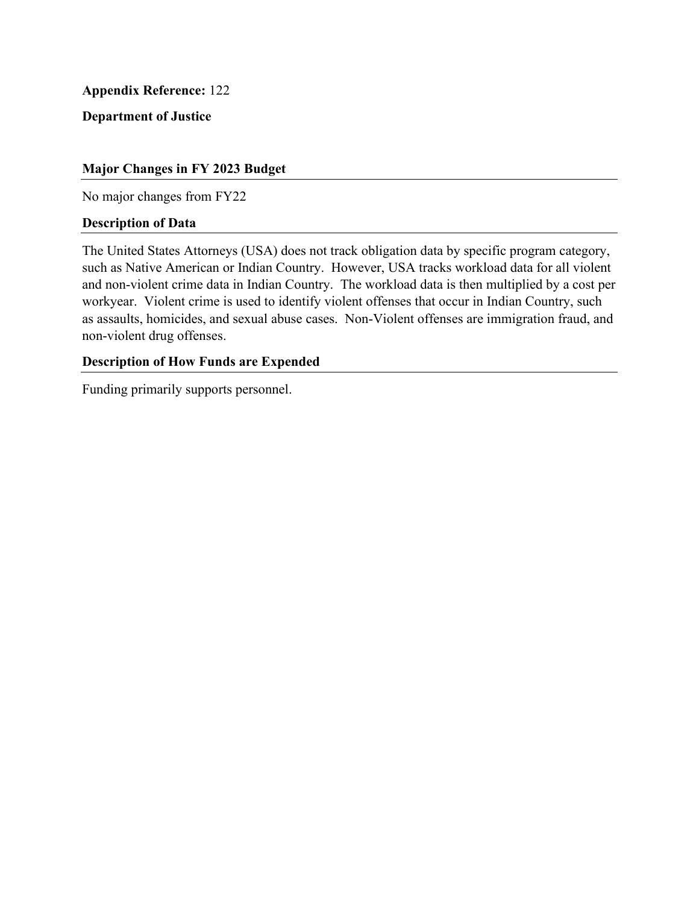**Appendix Reference:** 122

**Department of Justice**

### Major Changes in FY 2023 Budget

No major changes from FY22

### Description of Data

The United States Attorneys (USA) does not track obligation data by specific program category, such as Native American or Indian Country. However, USA tracks workload data for all violent and non-violent crime data in Indian Country. The workload data is then multiplied by a cost per workyear. Violent crime is used to identify violent offenses that occur in Indian Country, such as assaults, homicides, and sexual abuse cases. Non-Violent offenses are immigration fraud, and non-violent drug offenses.

### Description of How Funds are Expended

Funding primarily supports personnel.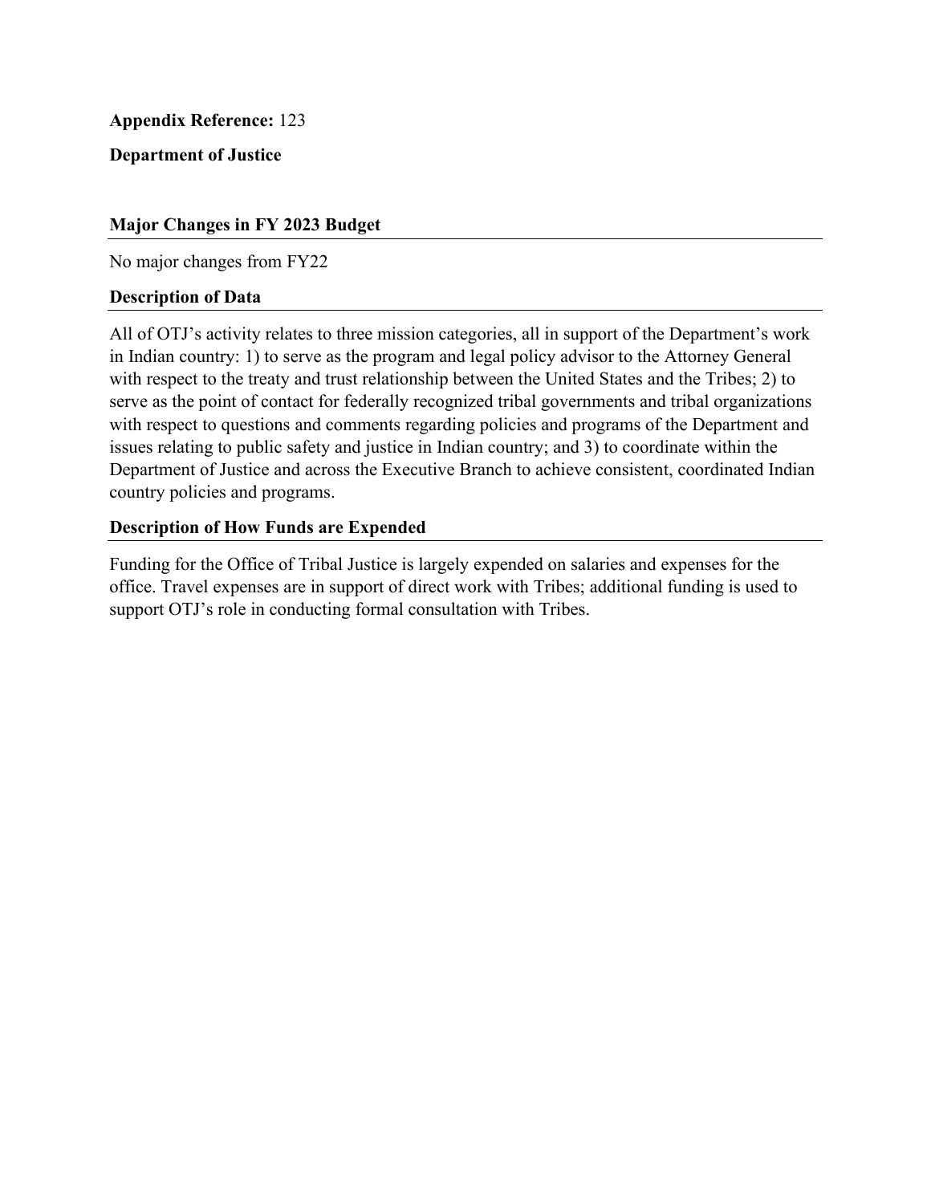**Appendix Reference:** 123

**Department of Justice**

## Major Changes in FY 2023 Budget

No major changes from FY22

## Description of Data

All of OTJ's activity relates to three mission categories, all in support of the Department's work in Indian country: 1) to serve as the program and legal policy advisor to the Attorney General with respect to the treaty and trust relationship between the United States and the Tribes; 2) to serve as the point of contact for federally recognized tribal governments and tribal organizations with respect to questions and comments regarding policies and programs of the Department and issues relating to public safety and justice in Indian country; and 3) to coordinate within the Department of Justice and across the Executive Branch to achieve consistent, coordinated Indian country policies and programs.

## Description of How Funds are Expended

Funding for the Office of Tribal Justice is largely expended on salaries and expenses for the office. Travel expenses are in support of direct work with Tribes; additional funding is used to support OTJ's role in conducting formal consultation with Tribes.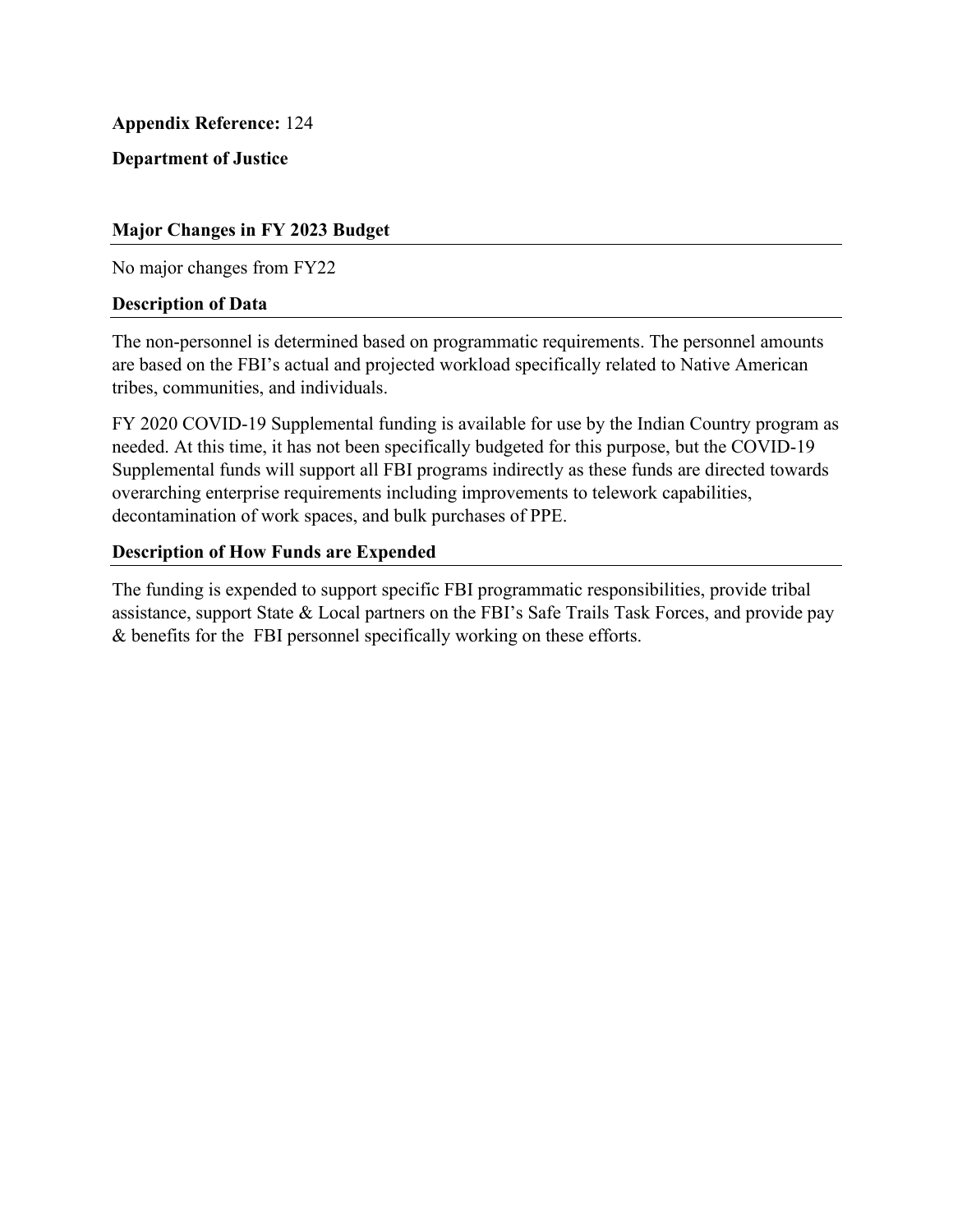**Appendix Reference:** 124

**Department of Justice**

### Major Changes in FY 2023 Budget

No major changes from FY22

### Description of Data

The non-personnel is determined based on programmatic requirements. The personnel amounts are based on the FBI's actual and projected workload specifically related to Native American tribes, communities, and individuals.

FY 2020 COVID-19 Supplemental funding is available for use by the Indian Country program as needed. At this time, it has not been specifically budgeted for this purpose, but the COVID-19 Supplemental funds will support all FBI programs indirectly as these funds are directed towards overarching enterprise requirements including improvements to telework capabilities, decontamination of work spaces, and bulk purchases of PPE.

### Description of How Funds are Expended

The funding is expended to support specific FBI programmatic responsibilities, provide tribal assistance, support State & Local partners on the FBI's Safe Trails Task Forces, and provide pay & benefits for the FBI personnel specifically working on these efforts.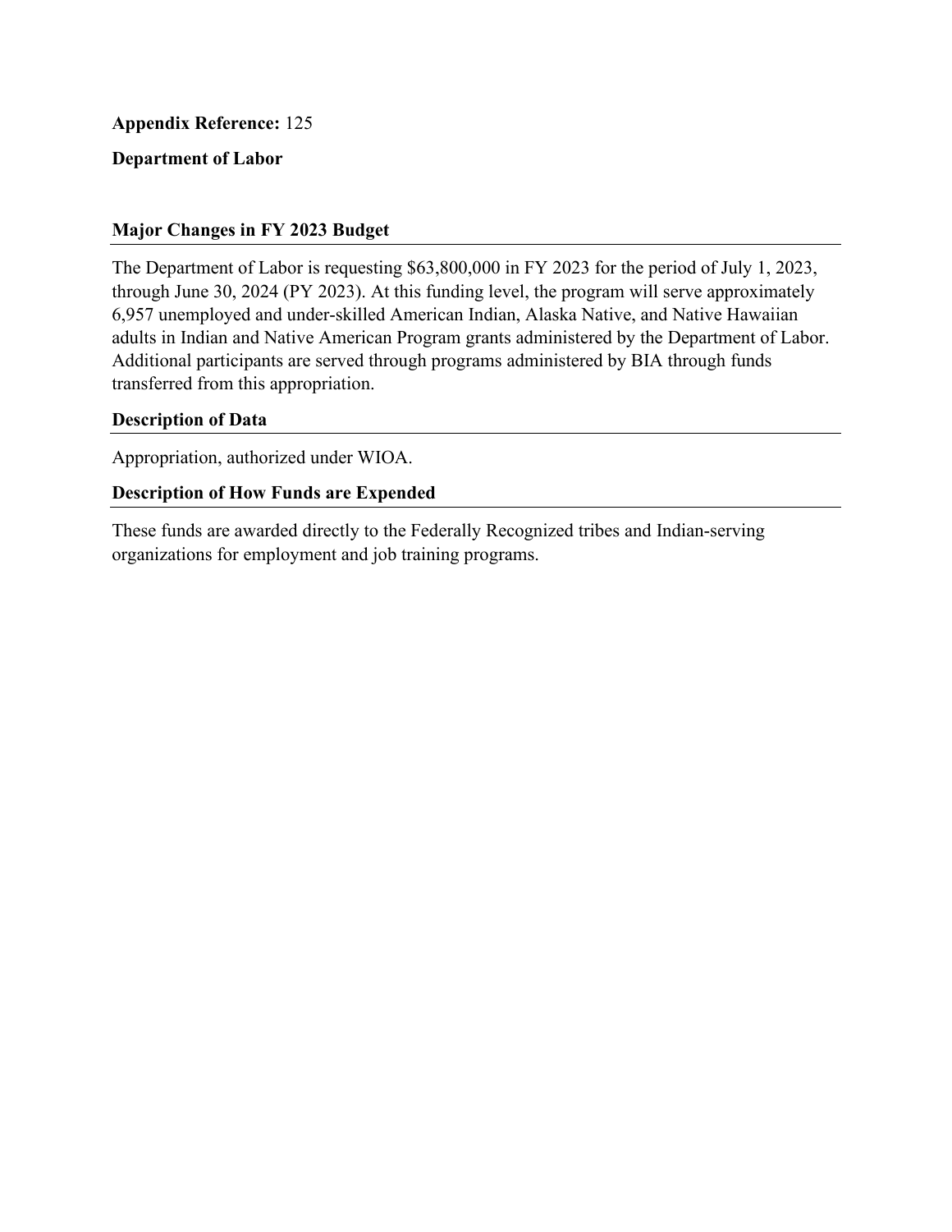**Appendix Reference:** 125

**Department of Labor**

## Major Changes in FY 2023 Budget

The Department of Labor is requesting $63,800,000 in FY 2023 for the period of July 1, 2023, through June 30, 2024 (PY 2023). At this funding level, the program will serve approximately 6,957 unemployed and under-skilled American Indian, Alaska Native, and Native Hawaiian adults in Indian and Native American Program grants administered by the Department of Labor. Additional participants are served through programs administered by BIA through funds transferred from this appropriation.

## Description of Data

Appropriation, authorized under WIOA.

## Description of How Funds are Expended

These funds are awarded directly to the Federally Recognized tribes and Indian-serving organizations for employment and job training programs.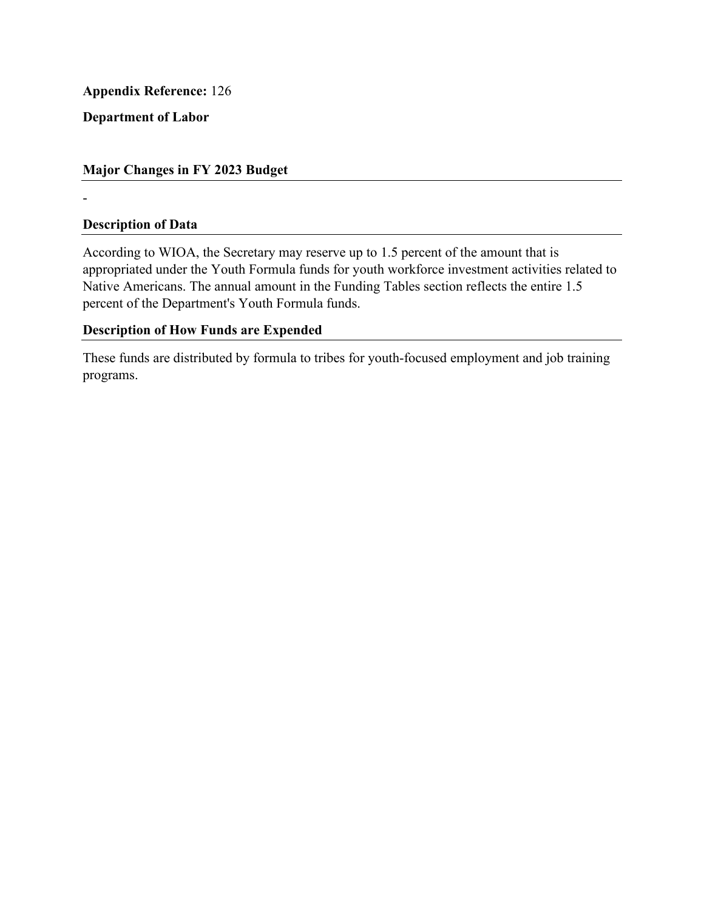**Appendix Reference:** 126

**Department of Labor**

## Major Changes in FY 2023 Budget

-

## Description of Data

According to WIOA, the Secretary may reserve up to 1.5 percent of the amount that is appropriated under the Youth Formula funds for youth workforce investment activities related to Native Americans. The annual amount in the Funding Tables section reflects the entire 1.5 percent of the Department's Youth Formula funds.

## Description of How Funds are Expended

These funds are distributed by formula to tribes for youth-focused employment and job training programs.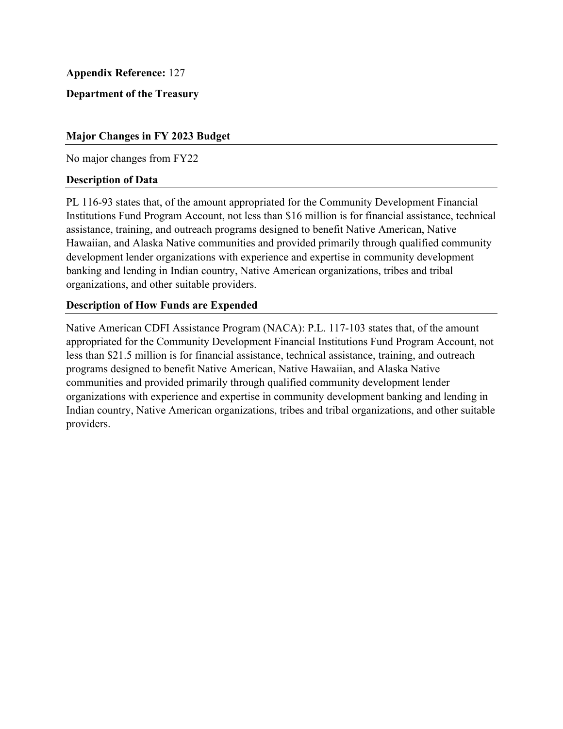**Appendix Reference:** 127

**Department of the Treasury**

## Major Changes in FY 2023 Budget

No major changes from FY22

## Description of Data

PL 116-93 states that, of the amount appropriated for the Community Development Financial Institutions Fund Program Account, not less than $16 million is for financial assistance, technical assistance, training, and outreach programs designed to benefit Native American, Native Hawaiian, and Alaska Native communities and provided primarily through qualified community development lender organizations with experience and expertise in community development banking and lending in Indian country, Native American organizations, tribes and tribal organizations, and other suitable providers.

## Description of How Funds are Expended

Native American CDFI Assistance Program (NACA): P.L. 117-103 states that, of the amount appropriated for the Community Development Financial Institutions Fund Program Account, not less than $21.5 million is for financial assistance, technical assistance, training, and outreach programs designed to benefit Native American, Native Hawaiian, and Alaska Native communities and provided primarily through qualified community development lender organizations with experience and expertise in community development banking and lending in Indian country, Native American organizations, tribes and tribal organizations, and other suitable providers.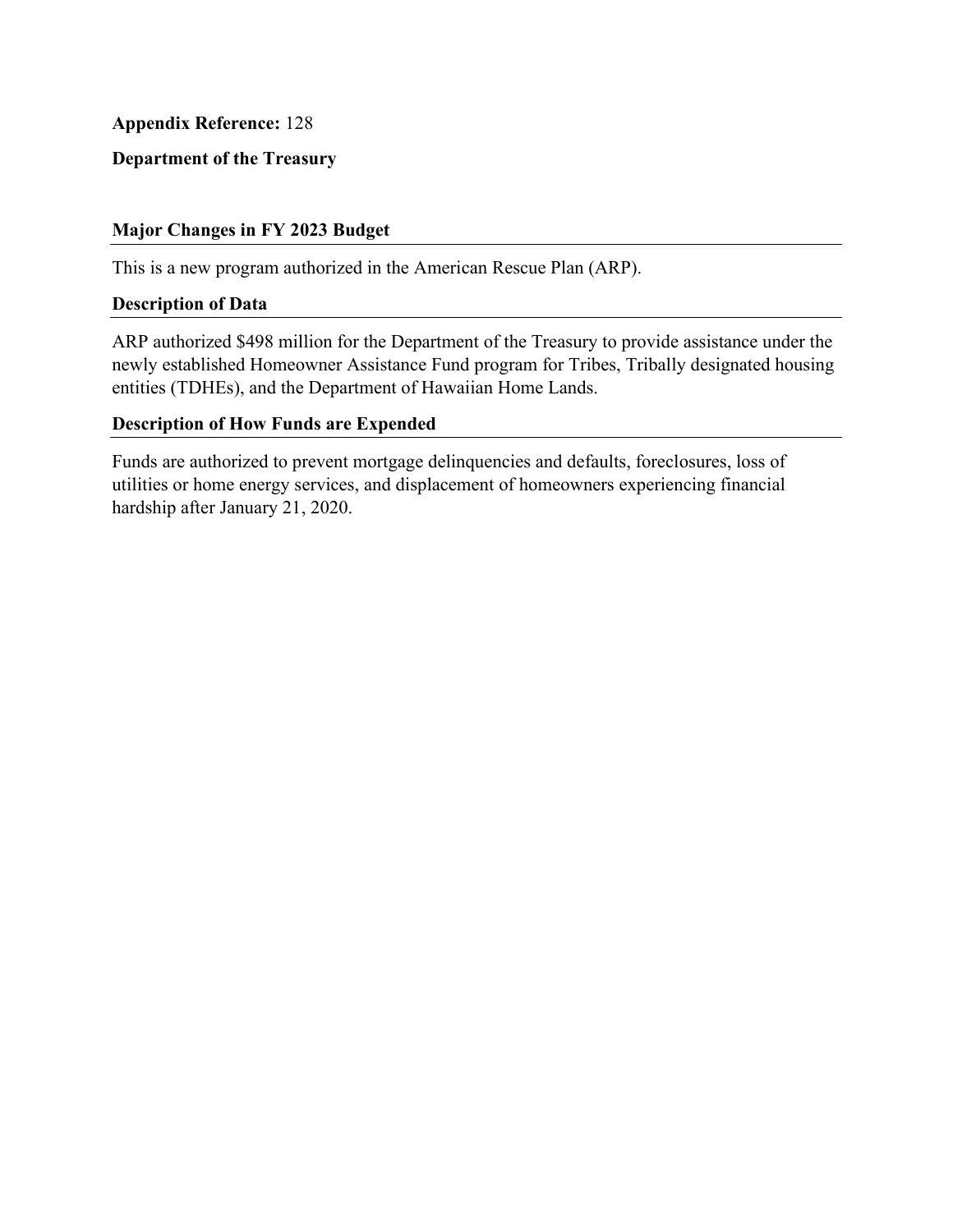**Appendix Reference:** 128

**Department of the Treasury**

## Major Changes in FY 2023 Budget

This is a new program authorized in the American Rescue Plan (ARP).

## Description of Data

ARP authorized $498 million for the Department of the Treasury to provide assistance under the newly established Homeowner Assistance Fund program for Tribes, Tribally designated housing entities (TDHEs), and the Department of Hawaiian Home Lands.

## Description of How Funds are Expended

Funds are authorized to prevent mortgage delinquencies and defaults, foreclosures, loss of utilities or home energy services, and displacement of homeowners experiencing financial hardship after January 21, 2020.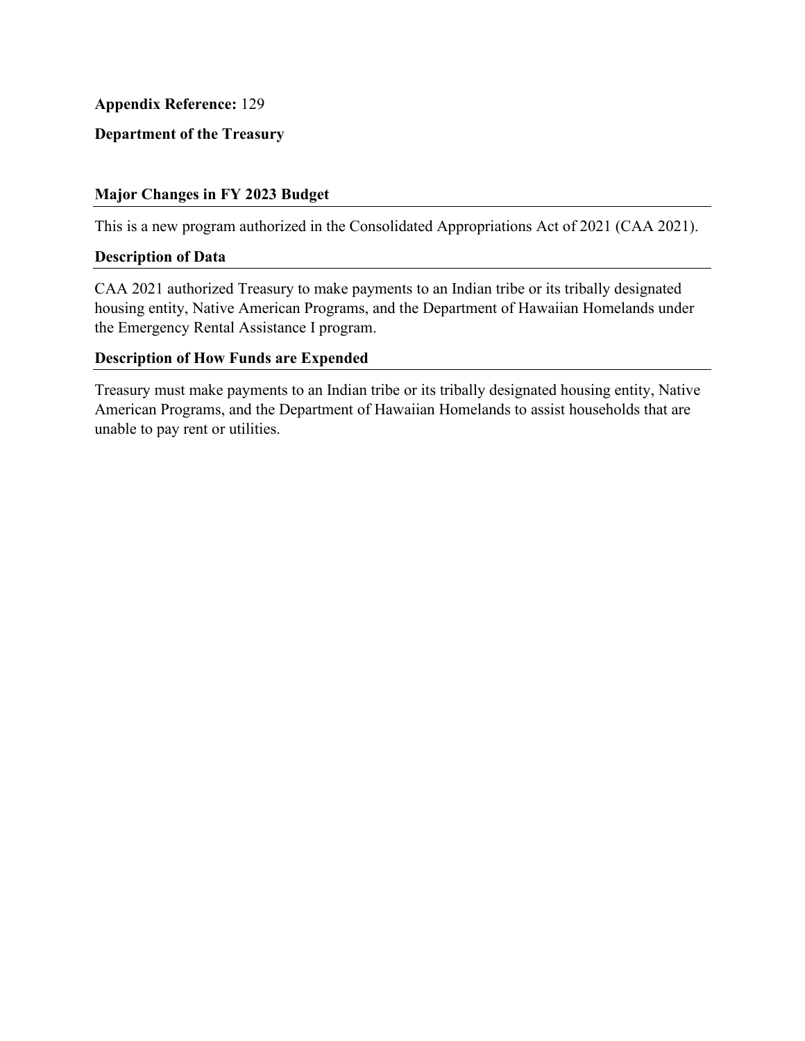**Appendix Reference:** 129

**Department of the Treasury**

## Major Changes in FY 2023 Budget

This is a new program authorized in the Consolidated Appropriations Act of 2021 (CAA 2021).

## Description of Data

CAA 2021 authorized Treasury to make payments to an Indian tribe or its tribally designated housing entity, Native American Programs, and the Department of Hawaiian Homelands under the Emergency Rental Assistance I program.

## Description of How Funds are Expended

Treasury must make payments to an Indian tribe or its tribally designated housing entity, Native American Programs, and the Department of Hawaiian Homelands to assist households that are unable to pay rent or utilities.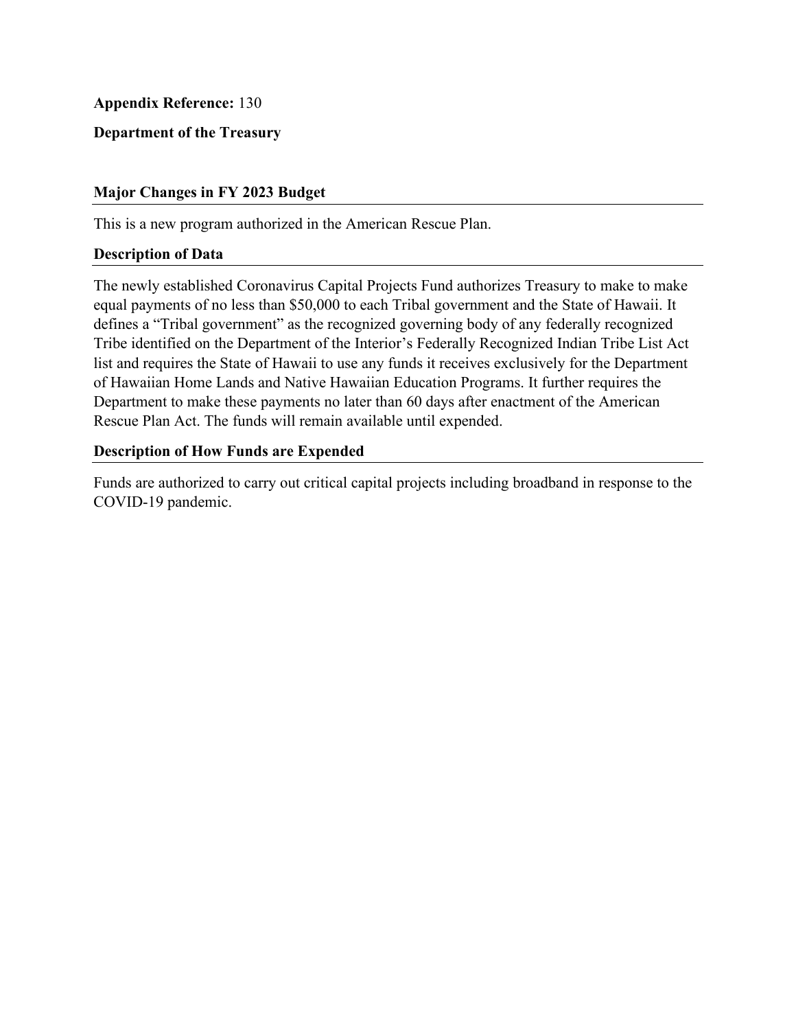**Appendix Reference:** 130

**Department of the Treasury**

**Major Changes in FY 2023 Budget**

This is a new program authorized in the American Rescue Plan.

**Description of Data**

The newly established Coronavirus Capital Projects Fund authorizes Treasury to make to make equal payments of no less than $50,000 to each Tribal government and the State of Hawaii. It defines a "Tribal government" as the recognized governing body of any federally recognized Tribe identified on the Department of the Interior's Federally Recognized Indian Tribe List Act list and requires the State of Hawaii to use any funds it receives exclusively for the Department of Hawaiian Home Lands and Native Hawaiian Education Programs. It further requires the Department to make these payments no later than 60 days after enactment of the American Rescue Plan Act. The funds will remain available until expended.

**Description of How Funds are Expended**

Funds are authorized to carry out critical capital projects including broadband in response to the COVID-19 pandemic.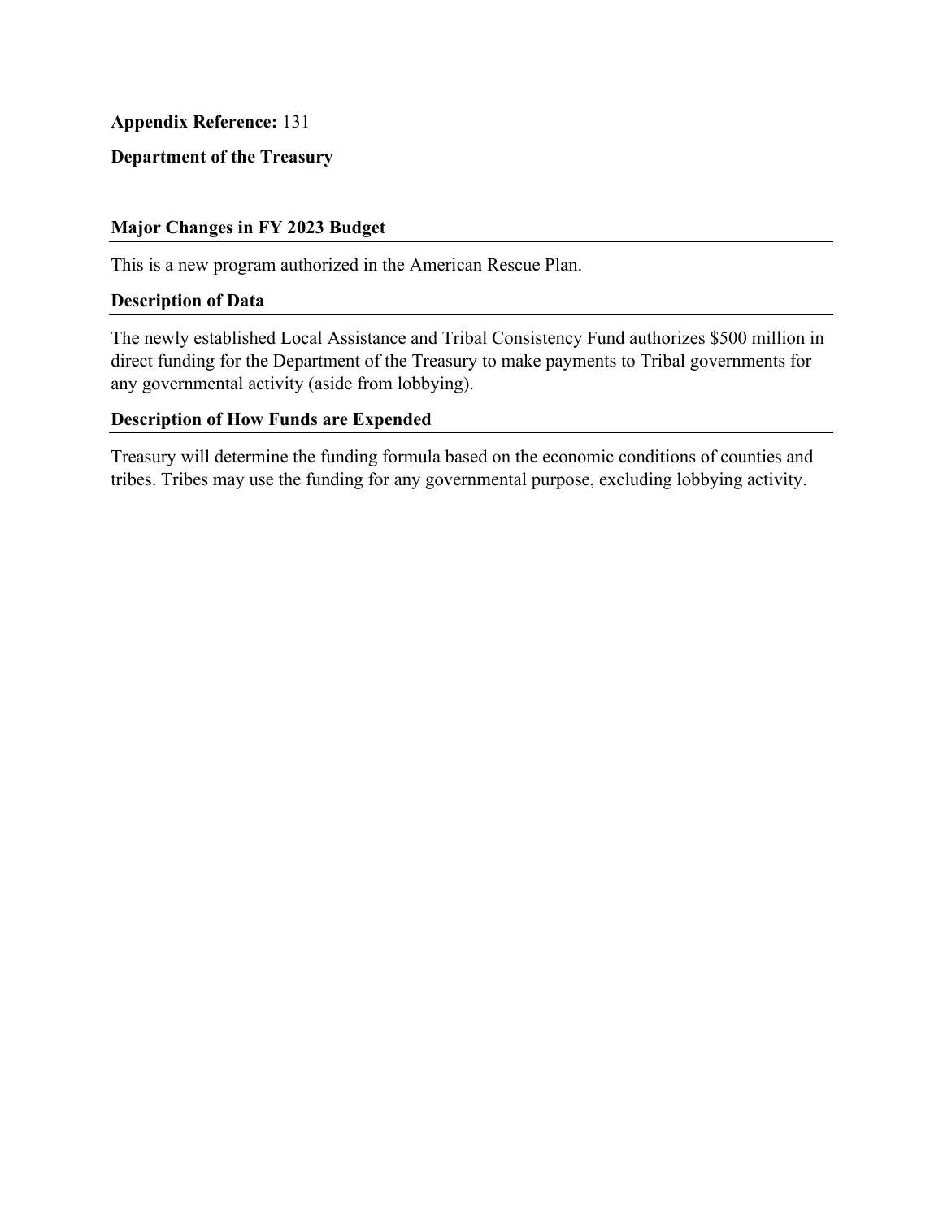**Appendix Reference:** 131

**Department of the Treasury**

### Major Changes in FY 2023 Budget

This is a new program authorized in the American Rescue Plan.

### Description of Data

The newly established Local Assistance and Tribal Consistency Fund authorizes $500 million in direct funding for the Department of the Treasury to make payments to Tribal governments for any governmental activity (aside from lobbying).

### Description of How Funds are Expended

Treasury will determine the funding formula based on the economic conditions of counties and tribes. Tribes may use the funding for any governmental purpose, excluding lobbying activity.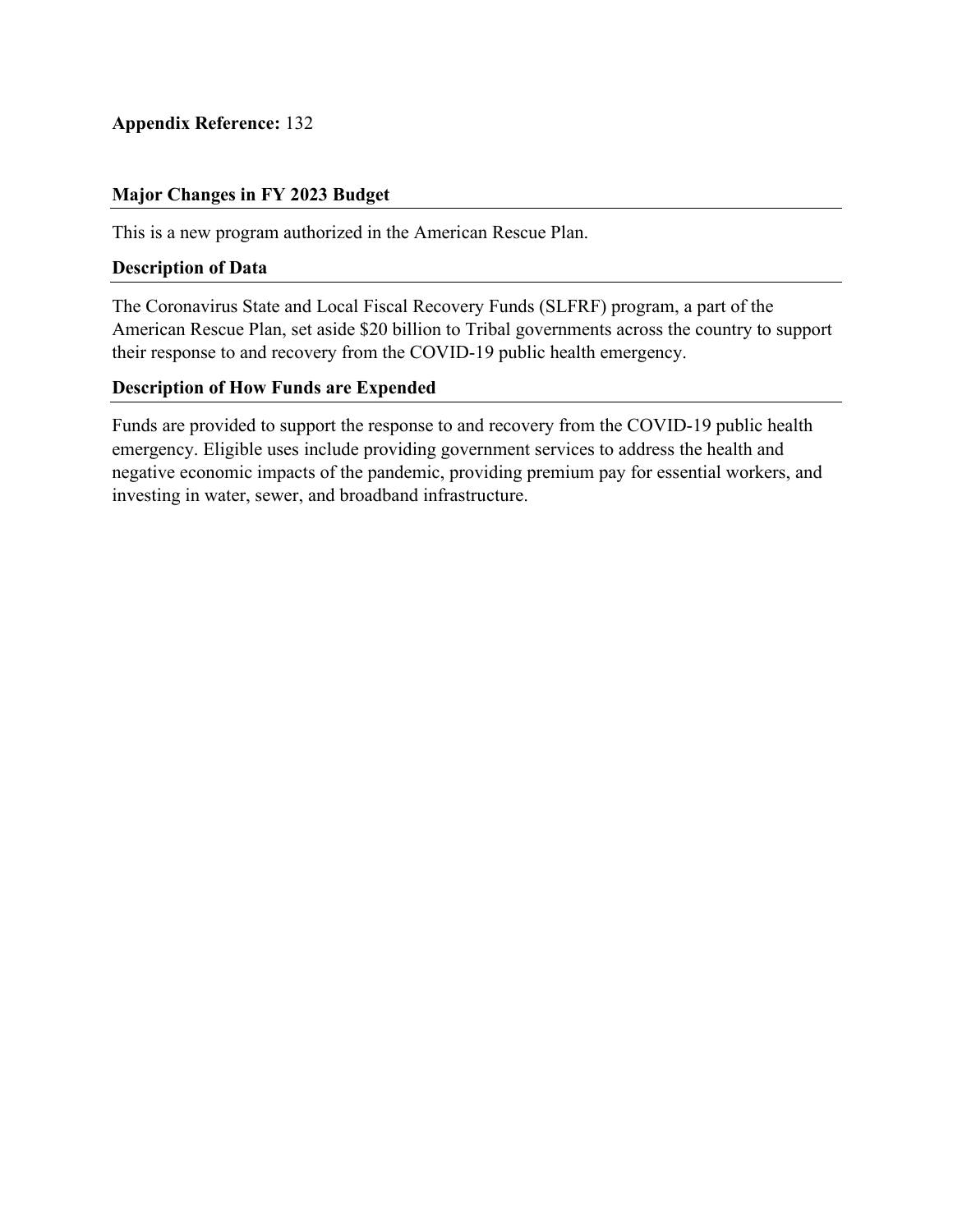**Appendix Reference:** 132

## Major Changes in FY 2023 Budget

This is a new program authorized in the American Rescue Plan.

## Description of Data

The Coronavirus State and Local Fiscal Recovery Funds (SLFRF) program, a part of the American Rescue Plan, set aside $20 billion to Tribal governments across the country to support their response to and recovery from the COVID-19 public health emergency.

## Description of How Funds are Expended

Funds are provided to support the response to and recovery from the COVID-19 public health emergency. Eligible uses include providing government services to address the health and negative economic impacts of the pandemic, providing premium pay for essential workers, and investing in water, sewer, and broadband infrastructure.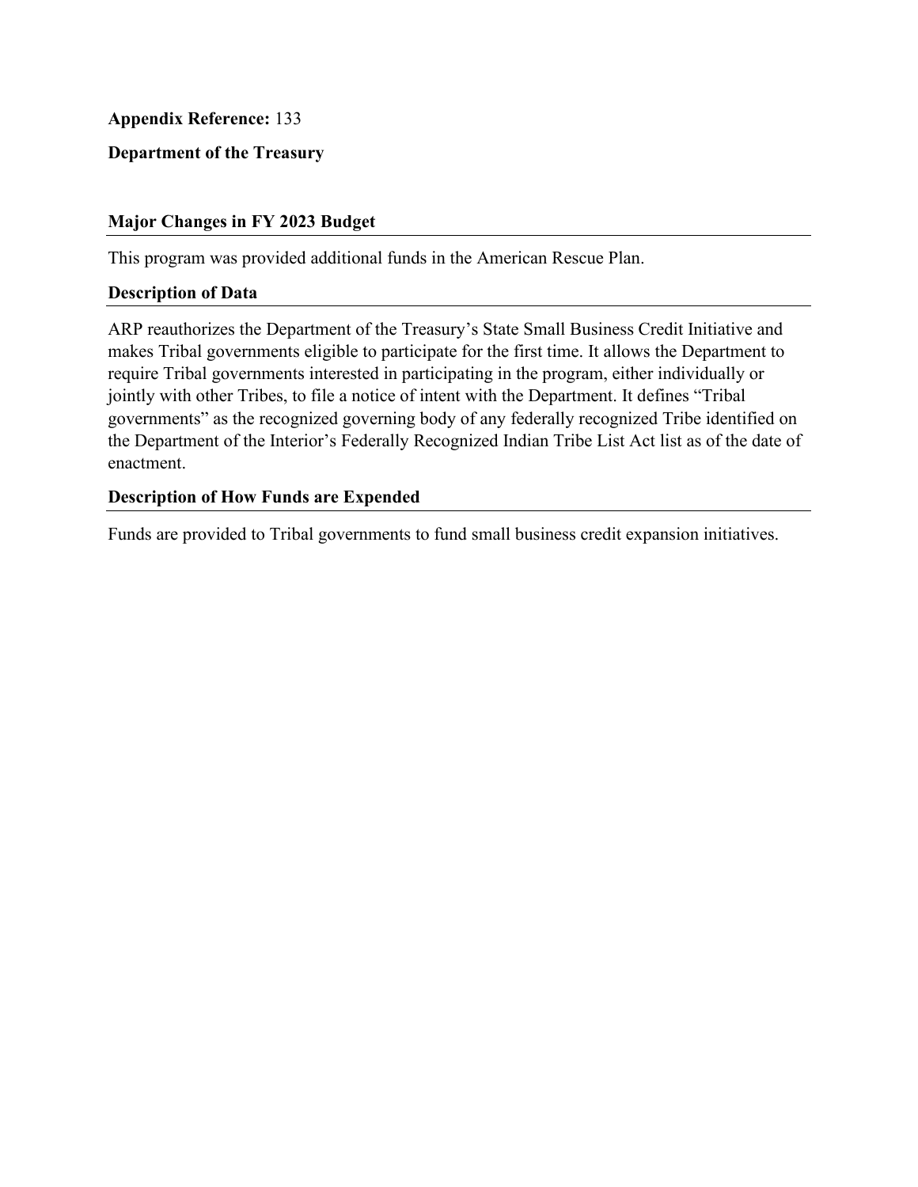**Appendix Reference:** 133

**Department of the Treasury**

### Major Changes in FY 2023 Budget

This program was provided additional funds in the American Rescue Plan.

### Description of Data

ARP reauthorizes the Department of the Treasury's State Small Business Credit Initiative and makes Tribal governments eligible to participate for the first time. It allows the Department to require Tribal governments interested in participating in the program, either individually or jointly with other Tribes, to file a notice of intent with the Department. It defines "Tribal governments" as the recognized governing body of any federally recognized Tribe identified on the Department of the Interior's Federally Recognized Indian Tribe List Act list as of the date of enactment.

### Description of How Funds are Expended

Funds are provided to Tribal governments to fund small business credit expansion initiatives.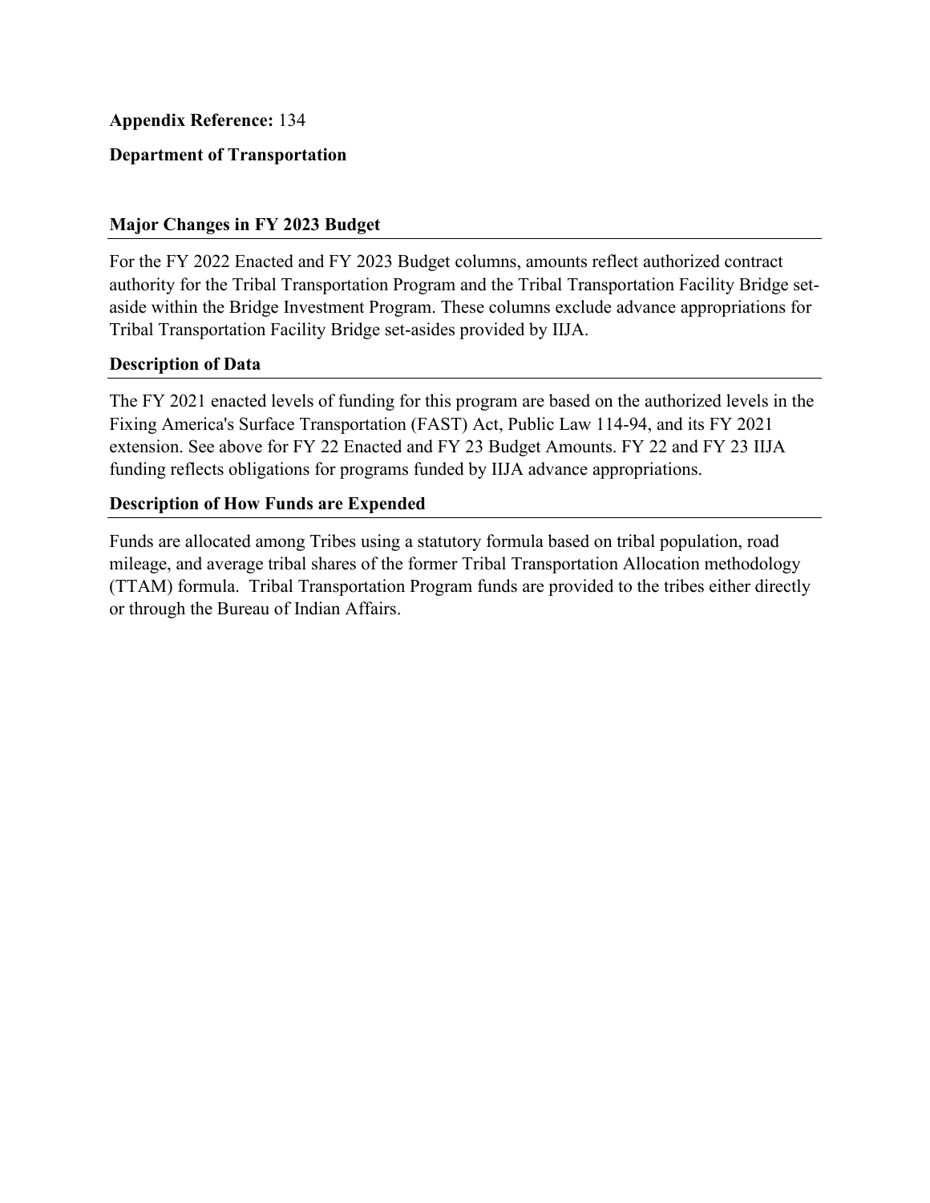**Appendix Reference:** 134

**Department of Transportation**

## Major Changes in FY 2023 Budget

For the FY 2022 Enacted and FY 2023 Budget columns, amounts reflect authorized contract authority for the Tribal Transportation Program and the Tribal Transportation Facility Bridge set-aside within the Bridge Investment Program. These columns exclude advance appropriations for Tribal Transportation Facility Bridge set-asides provided by IIJA.

## Description of Data

The FY 2021 enacted levels of funding for this program are based on the authorized levels in the Fixing America's Surface Transportation (FAST) Act, Public Law 114-94, and its FY 2021 extension. See above for FY 22 Enacted and FY 23 Budget Amounts. FY 22 and FY 23 IIJA funding reflects obligations for programs funded by IIJA advance appropriations.

## Description of How Funds are Expended

Funds are allocated among Tribes using a statutory formula based on tribal population, road mileage, and average tribal shares of the former Tribal Transportation Allocation methodology (TTAM) formula. Tribal Transportation Program funds are provided to the tribes either directly or through the Bureau of Indian Affairs.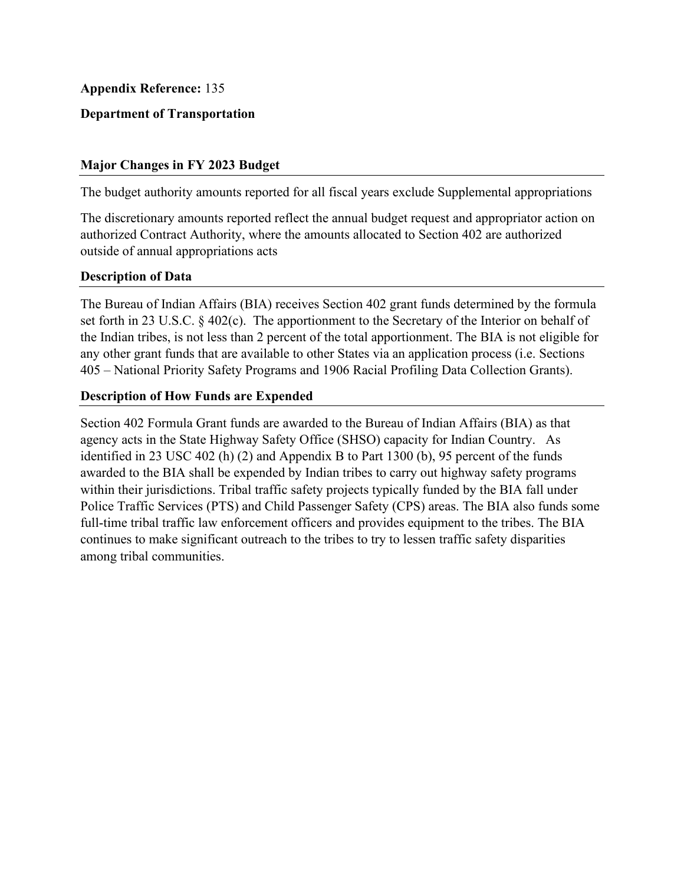**Appendix Reference:** 135

**Department of Transportation**

## Major Changes in FY 2023 Budget

The budget authority amounts reported for all fiscal years exclude Supplemental appropriations

The discretionary amounts reported reflect the annual budget request and appropriator action on authorized Contract Authority, where the amounts allocated to Section 402 are authorized outside of annual appropriations acts

## Description of Data

The Bureau of Indian Affairs (BIA) receives Section 402 grant funds determined by the formula set forth in 23 U.S.C. § 402(c). The apportionment to the Secretary of the Interior on behalf of the Indian tribes, is not less than 2 percent of the total apportionment. The BIA is not eligible for any other grant funds that are available to other States via an application process (i.e. Sections 405 – National Priority Safety Programs and 1906 Racial Profiling Data Collection Grants).

## Description of How Funds are Expended

Section 402 Formula Grant funds are awarded to the Bureau of Indian Affairs (BIA) as that agency acts in the State Highway Safety Office (SHSO) capacity for Indian Country. As identified in 23 USC 402 (h) (2) and Appendix B to Part 1300 (b), 95 percent of the funds awarded to the BIA shall be expended by Indian tribes to carry out highway safety programs within their jurisdictions. Tribal traffic safety projects typically funded by the BIA fall under Police Traffic Services (PTS) and Child Passenger Safety (CPS) areas. The BIA also funds some full-time tribal traffic law enforcement officers and provides equipment to the tribes. The BIA continues to make significant outreach to the tribes to try to lessen traffic safety disparities among tribal communities.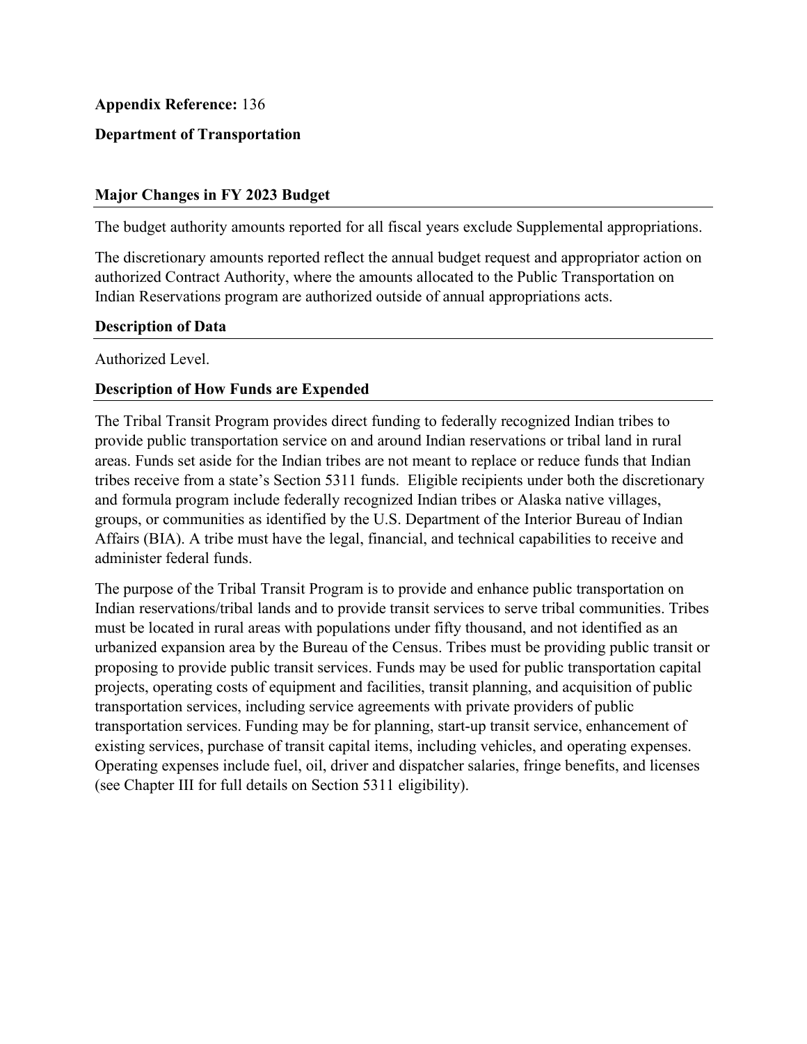**Appendix Reference:** 136

**Department of Transportation**

## Major Changes in FY 2023 Budget

The budget authority amounts reported for all fiscal years exclude Supplemental appropriations.

The discretionary amounts reported reflect the annual budget request and appropriator action on authorized Contract Authority, where the amounts allocated to the Public Transportation on Indian Reservations program are authorized outside of annual appropriations acts.

## Description of Data

Authorized Level.

## Description of How Funds are Expended

The Tribal Transit Program provides direct funding to federally recognized Indian tribes to provide public transportation service on and around Indian reservations or tribal land in rural areas. Funds set aside for the Indian tribes are not meant to replace or reduce funds that Indian tribes receive from a state's Section 5311 funds. Eligible recipients under both the discretionary and formula program include federally recognized Indian tribes or Alaska native villages, groups, or communities as identified by the U.S. Department of the Interior Bureau of Indian Affairs (BIA). A tribe must have the legal, financial, and technical capabilities to receive and administer federal funds.

The purpose of the Tribal Transit Program is to provide and enhance public transportation on Indian reservations/tribal lands and to provide transit services to serve tribal communities. Tribes must be located in rural areas with populations under fifty thousand, and not identified as an urbanized expansion area by the Bureau of the Census. Tribes must be providing public transit or proposing to provide public transit services. Funds may be used for public transportation capital projects, operating costs of equipment and facilities, transit planning, and acquisition of public transportation services, including service agreements with private providers of public transportation services. Funding may be for planning, start-up transit service, enhancement of existing services, purchase of transit capital items, including vehicles, and operating expenses. Operating expenses include fuel, oil, driver and dispatcher salaries, fringe benefits, and licenses (see Chapter III for full details on Section 5311 eligibility).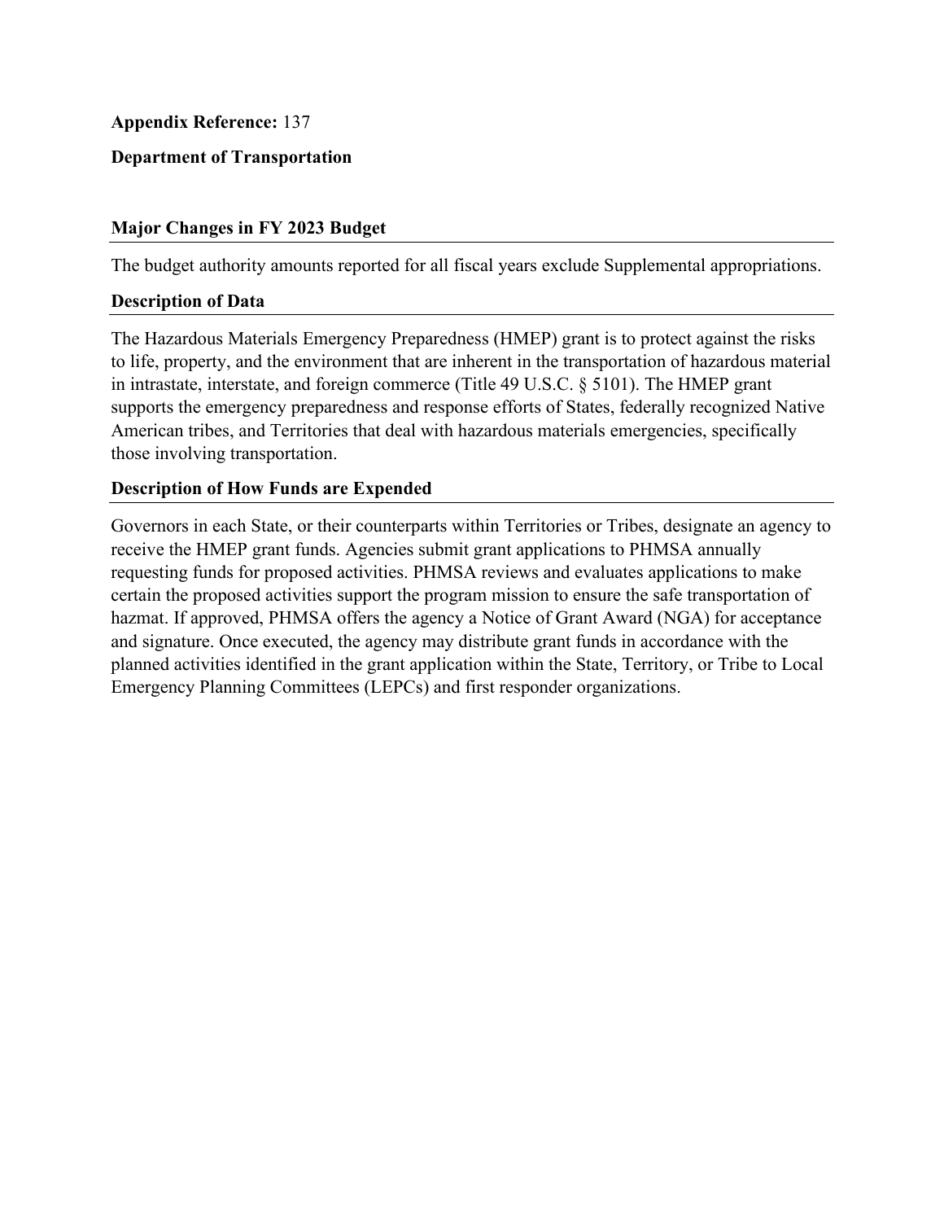**Appendix Reference:** 137

**Department of Transportation**

### Major Changes in FY 2023 Budget

The budget authority amounts reported for all fiscal years exclude Supplemental appropriations.

### Description of Data

The Hazardous Materials Emergency Preparedness (HMEP) grant is to protect against the risks to life, property, and the environment that are inherent in the transportation of hazardous material in intrastate, interstate, and foreign commerce (Title 49 U.S.C. § 5101). The HMEP grant supports the emergency preparedness and response efforts of States, federally recognized Native American tribes, and Territories that deal with hazardous materials emergencies, specifically those involving transportation.

### Description of How Funds are Expended

Governors in each State, or their counterparts within Territories or Tribes, designate an agency to receive the HMEP grant funds. Agencies submit grant applications to PHMSA annually requesting funds for proposed activities. PHMSA reviews and evaluates applications to make certain the proposed activities support the program mission to ensure the safe transportation of hazmat. If approved, PHMSA offers the agency a Notice of Grant Award (NGA) for acceptance and signature. Once executed, the agency may distribute grant funds in accordance with the planned activities identified in the grant application within the State, Territory, or Tribe to Local Emergency Planning Committees (LEPCs) and first responder organizations.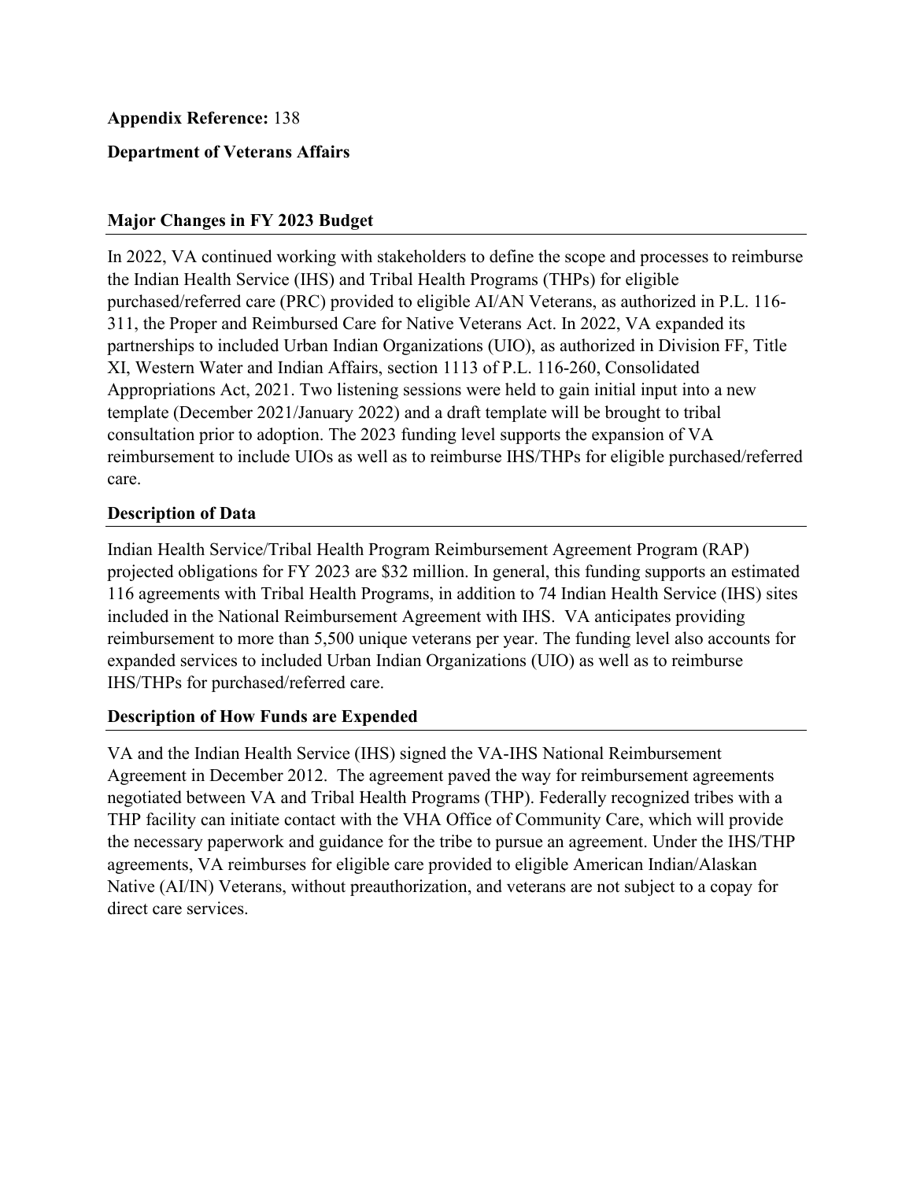**Appendix Reference:** 138

**Department of Veterans Affairs**

## Major Changes in FY 2023 Budget

In 2022, VA continued working with stakeholders to define the scope and processes to reimburse the Indian Health Service (IHS) and Tribal Health Programs (THPs) for eligible purchased/referred care (PRC) provided to eligible AI/AN Veterans, as authorized in P.L. 116-311, the Proper and Reimbursed Care for Native Veterans Act. In 2022, VA expanded its partnerships to included Urban Indian Organizations (UIO), as authorized in Division FF, Title XI, Western Water and Indian Affairs, section 1113 of P.L. 116-260, Consolidated Appropriations Act, 2021. Two listening sessions were held to gain initial input into a new template (December 2021/January 2022) and a draft template will be brought to tribal consultation prior to adoption. The 2023 funding level supports the expansion of VA reimbursement to include UIOs as well as to reimburse IHS/THPs for eligible purchased/referred care.

## Description of Data

Indian Health Service/Tribal Health Program Reimbursement Agreement Program (RAP) projected obligations for FY 2023 are $32 million. In general, this funding supports an estimated 116 agreements with Tribal Health Programs, in addition to 74 Indian Health Service (IHS) sites included in the National Reimbursement Agreement with IHS. VA anticipates providing reimbursement to more than 5,500 unique veterans per year. The funding level also accounts for expanded services to included Urban Indian Organizations (UIO) as well as to reimburse IHS/THPs for purchased/referred care.

## Description of How Funds are Expended

VA and the Indian Health Service (IHS) signed the VA-IHS National Reimbursement Agreement in December 2012. The agreement paved the way for reimbursement agreements negotiated between VA and Tribal Health Programs (THP). Federally recognized tribes with a THP facility can initiate contact with the VHA Office of Community Care, which will provide the necessary paperwork and guidance for the tribe to pursue an agreement. Under the IHS/THP agreements, VA reimburses for eligible care provided to eligible American Indian/Alaskan Native (AI/IN) Veterans, without preauthorization, and veterans are not subject to a copay for direct care services.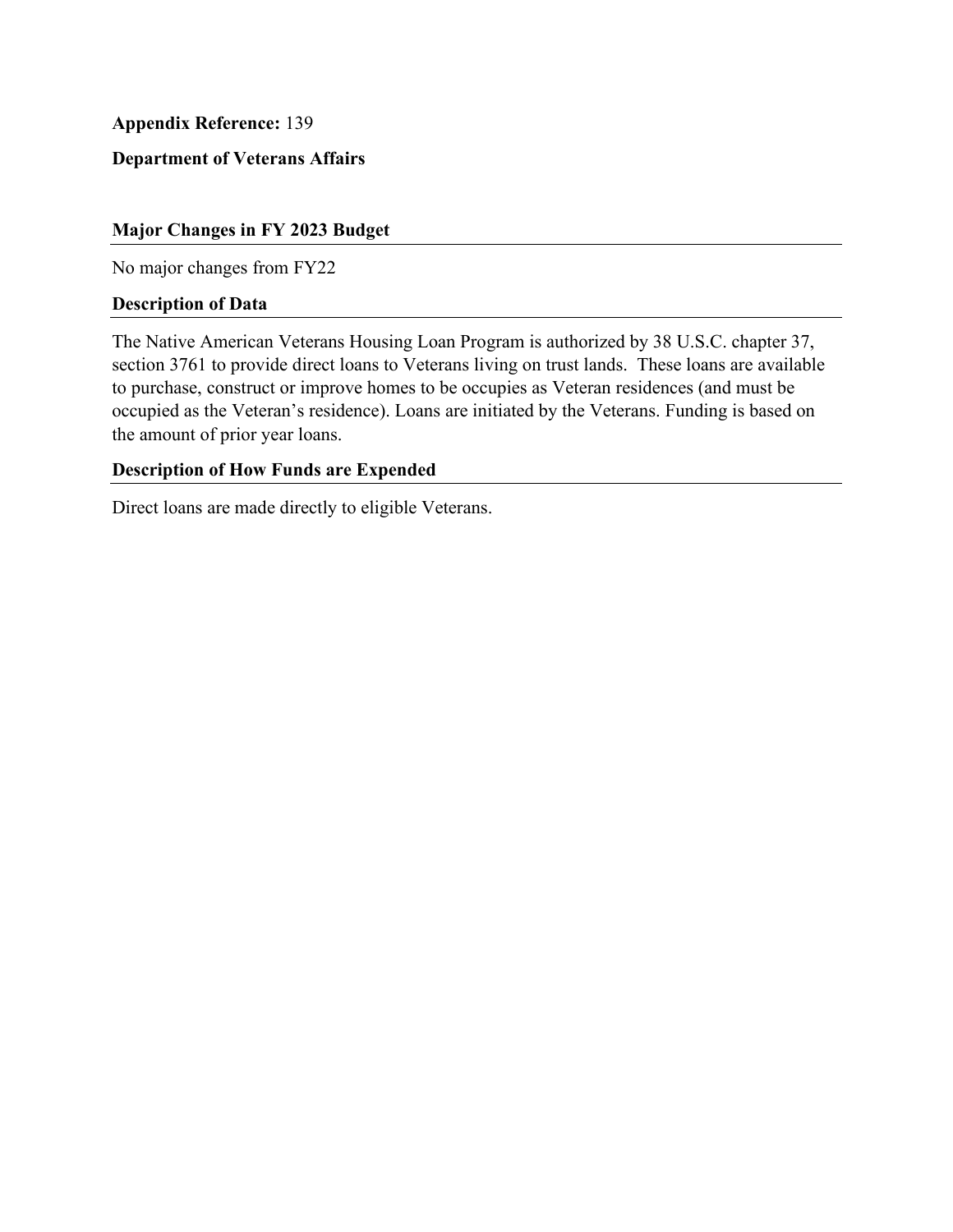**Appendix Reference:** 139

**Department of Veterans Affairs**

## Major Changes in FY 2023 Budget

No major changes from FY22

## Description of Data

The Native American Veterans Housing Loan Program is authorized by 38 U.S.C. chapter 37, section 3761 to provide direct loans to Veterans living on trust lands. These loans are available to purchase, construct or improve homes to be occupies as Veteran residences (and must be occupied as the Veteran's residence). Loans are initiated by the Veterans. Funding is based on the amount of prior year loans.

## Description of How Funds are Expended

Direct loans are made directly to eligible Veterans.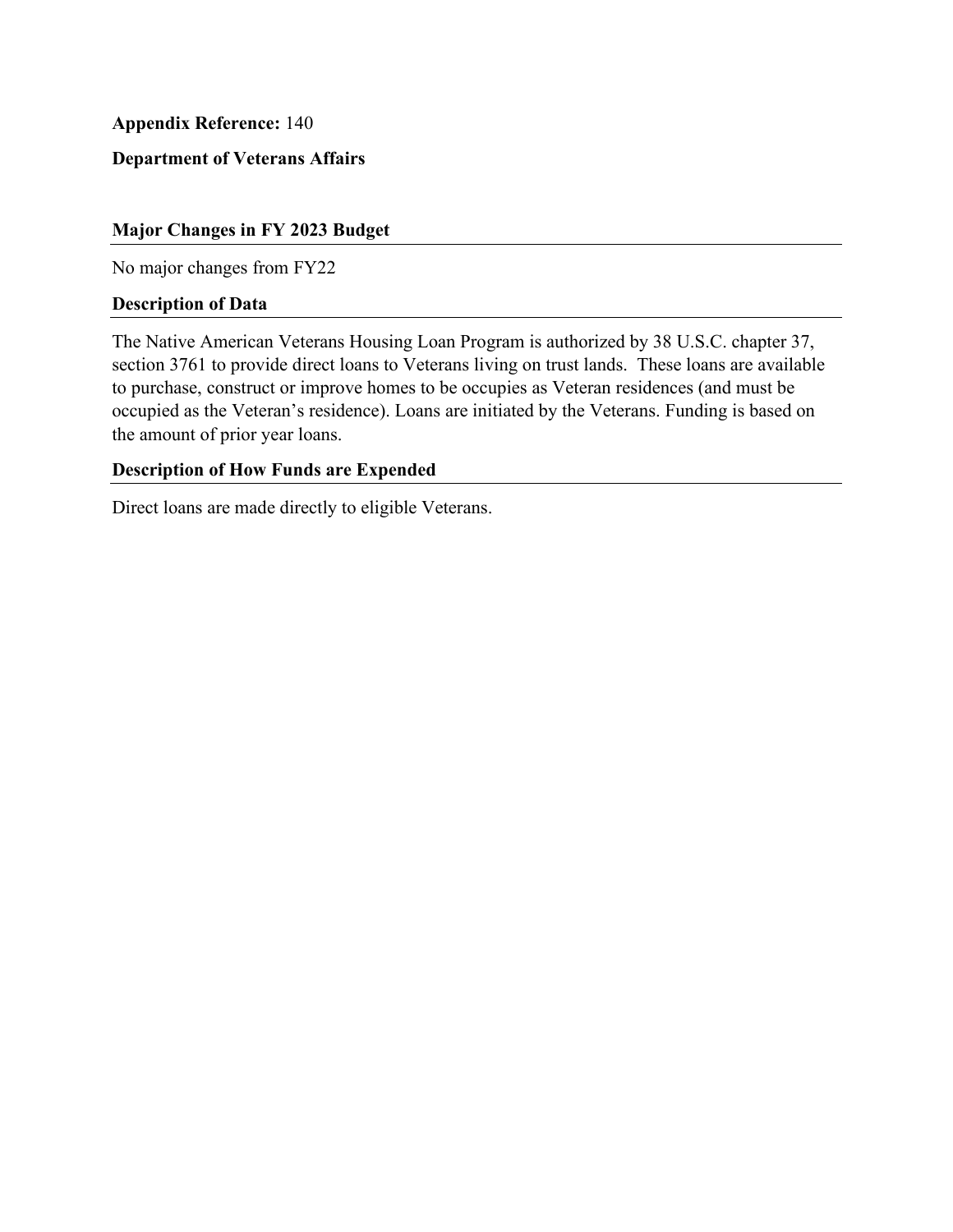**Appendix Reference:** 140

**Department of Veterans Affairs**

## Major Changes in FY 2023 Budget

No major changes from FY22

## Description of Data

The Native American Veterans Housing Loan Program is authorized by 38 U.S.C. chapter 37, section 3761 to provide direct loans to Veterans living on trust lands. These loans are available to purchase, construct or improve homes to be occupies as Veteran residences (and must be occupied as the Veteran's residence). Loans are initiated by the Veterans. Funding is based on the amount of prior year loans.

## Description of How Funds are Expended

Direct loans are made directly to eligible Veterans.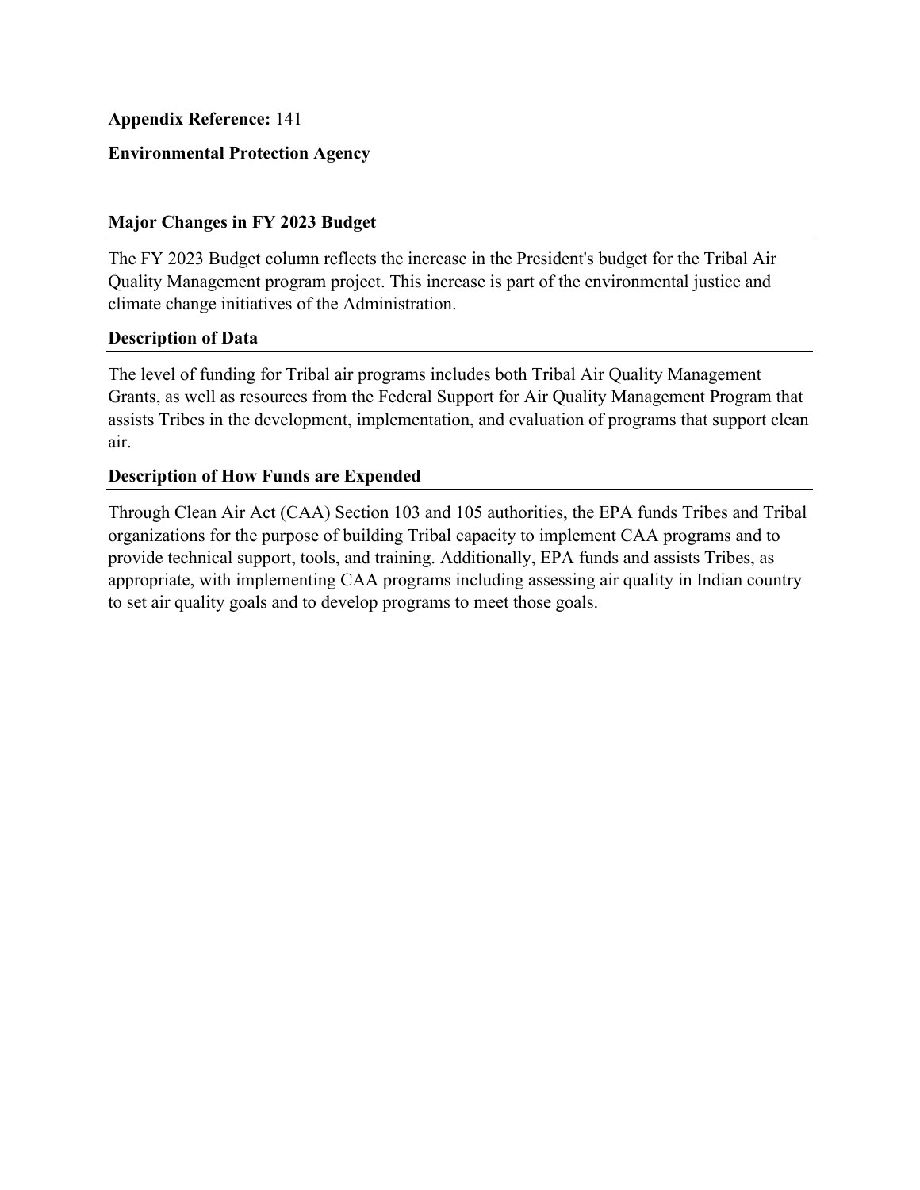**Appendix Reference:** 141

**Environmental Protection Agency**

## Major Changes in FY 2023 Budget

The FY 2023 Budget column reflects the increase in the President's budget for the Tribal Air Quality Management program project. This increase is part of the environmental justice and climate change initiatives of the Administration.

## Description of Data

The level of funding for Tribal air programs includes both Tribal Air Quality Management Grants, as well as resources from the Federal Support for Air Quality Management Program that assists Tribes in the development, implementation, and evaluation of programs that support clean air.

## Description of How Funds are Expended

Through Clean Air Act (CAA) Section 103 and 105 authorities, the EPA funds Tribes and Tribal organizations for the purpose of building Tribal capacity to implement CAA programs and to provide technical support, tools, and training. Additionally, EPA funds and assists Tribes, as appropriate, with implementing CAA programs including assessing air quality in Indian country to set air quality goals and to develop programs to meet those goals.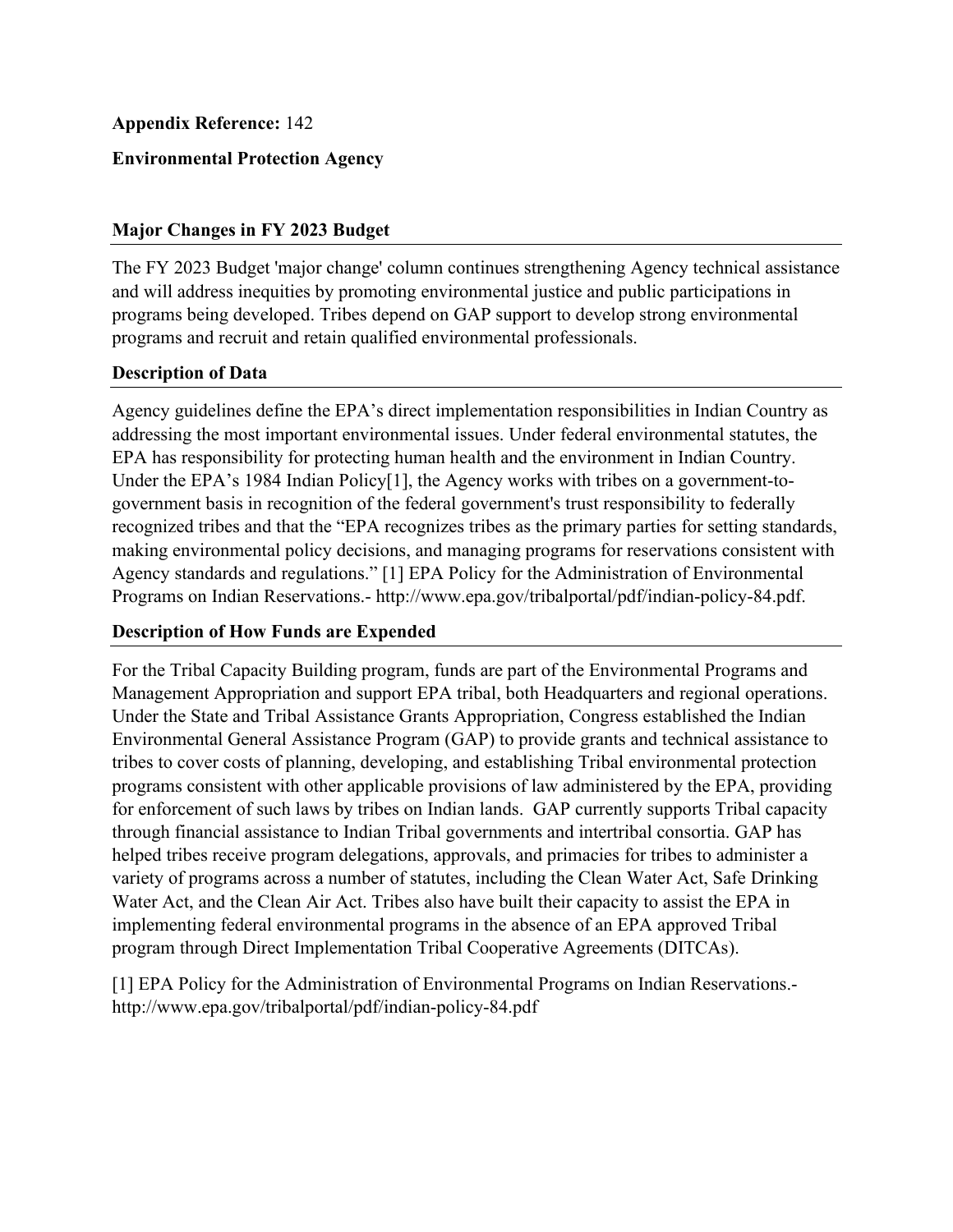**Appendix Reference:** 142

**Environmental Protection Agency**

## Major Changes in FY 2023 Budget

The FY 2023 Budget 'major change' column continues strengthening Agency technical assistance and will address inequities by promoting environmental justice and public participations in programs being developed. Tribes depend on GAP support to develop strong environmental programs and recruit and retain qualified environmental professionals.

## Description of Data

Agency guidelines define the EPA's direct implementation responsibilities in Indian Country as addressing the most important environmental issues. Under federal environmental statutes, the EPA has responsibility for protecting human health and the environment in Indian Country. Under the EPA's 1984 Indian Policy[1], the Agency works with tribes on a government-to-government basis in recognition of the federal government's trust responsibility to federally recognized tribes and that the "EPA recognizes tribes as the primary parties for setting standards, making environmental policy decisions, and managing programs for reservations consistent with Agency standards and regulations." [1] EPA Policy for the Administration of Environmental Programs on Indian Reservations.- http://www.epa.gov/tribalportal/pdf/indian-policy-84.pdf.

## Description of How Funds are Expended

For the Tribal Capacity Building program, funds are part of the Environmental Programs and Management Appropriation and support EPA tribal, both Headquarters and regional operations. Under the State and Tribal Assistance Grants Appropriation, Congress established the Indian Environmental General Assistance Program (GAP) to provide grants and technical assistance to tribes to cover costs of planning, developing, and establishing Tribal environmental protection programs consistent with other applicable provisions of law administered by the EPA, providing for enforcement of such laws by tribes on Indian lands. GAP currently supports Tribal capacity through financial assistance to Indian Tribal governments and intertribal consortia. GAP has helped tribes receive program delegations, approvals, and primacies for tribes to administer a variety of programs across a number of statutes, including the Clean Water Act, Safe Drinking Water Act, and the Clean Air Act. Tribes also have built their capacity to assist the EPA in implementing federal environmental programs in the absence of an EPA approved Tribal program through Direct Implementation Tribal Cooperative Agreements (DITCAs).

[1] EPA Policy for the Administration of Environmental Programs on Indian Reservations.- http://www.epa.gov/tribalportal/pdf/indian-policy-84.pdf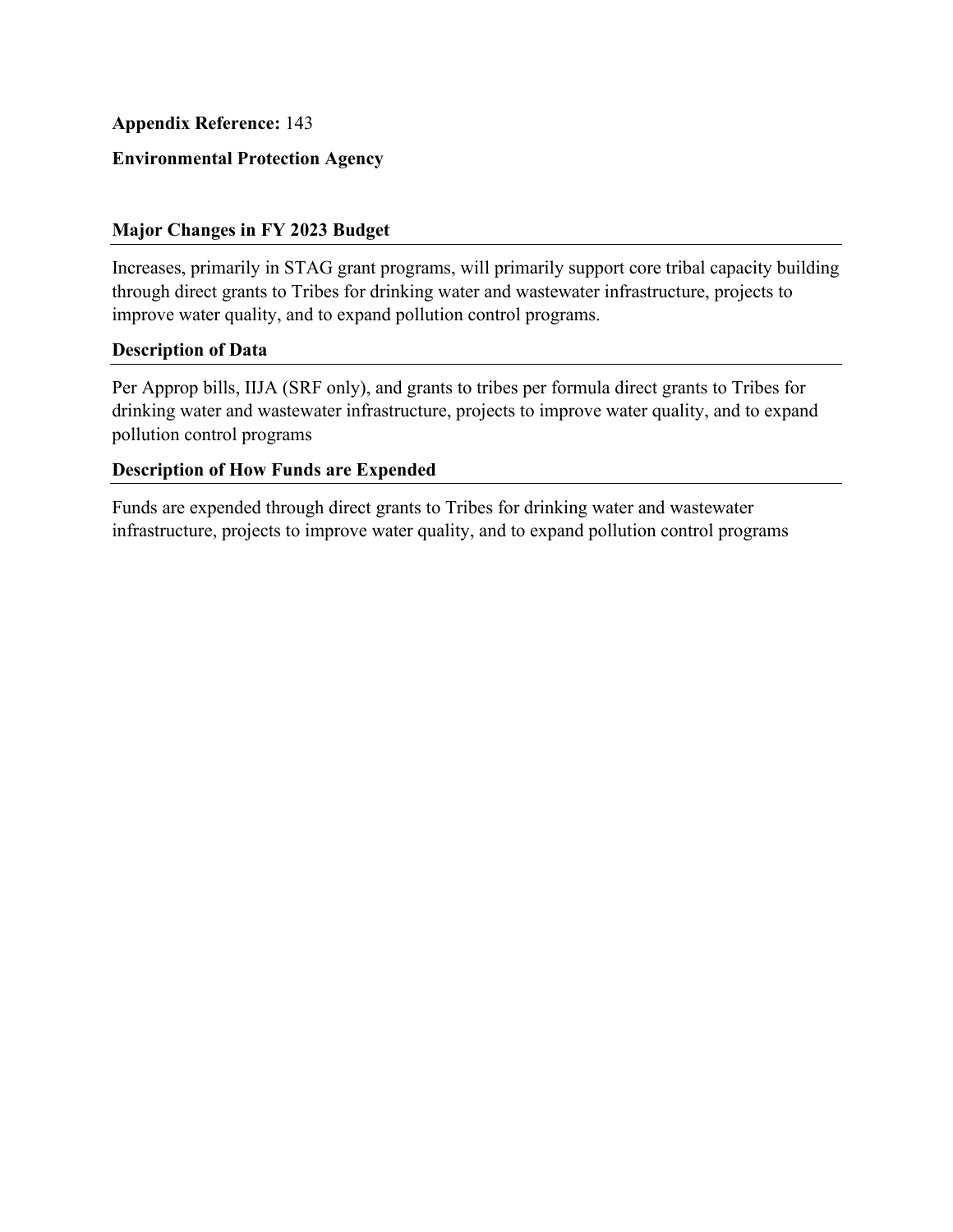**Appendix Reference:** 143

**Environmental Protection Agency**

## Major Changes in FY 2023 Budget

Increases, primarily in STAG grant programs, will primarily support core tribal capacity building through direct grants to Tribes for drinking water and wastewater infrastructure, projects to improve water quality, and to expand pollution control programs.

## Description of Data

Per Approp bills, IIJA (SRF only), and grants to tribes per formula direct grants to Tribes for drinking water and wastewater infrastructure, projects to improve water quality, and to expand pollution control programs

## Description of How Funds are Expended

Funds are expended through direct grants to Tribes for drinking water and wastewater infrastructure, projects to improve water quality, and to expand pollution control programs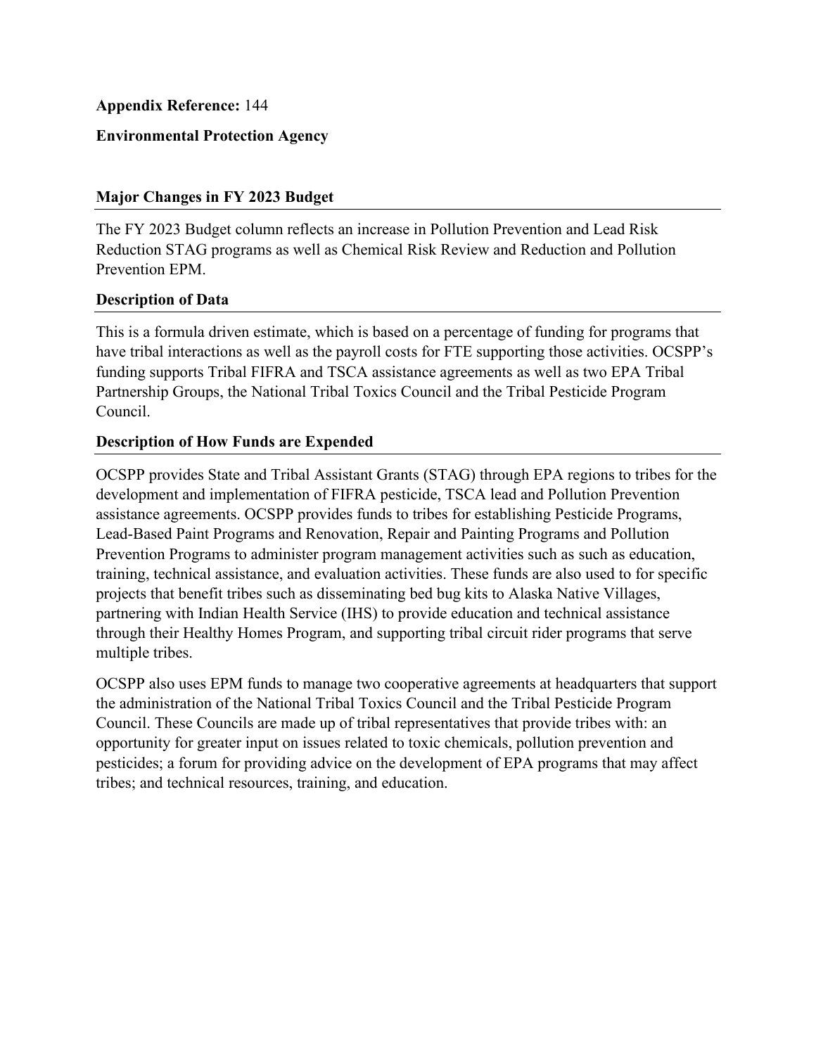**Appendix Reference:** 144

**Environmental Protection Agency**

## Major Changes in FY 2023 Budget

The FY 2023 Budget column reflects an increase in Pollution Prevention and Lead Risk Reduction STAG programs as well as Chemical Risk Review and Reduction and Pollution Prevention EPM.

## Description of Data

This is a formula driven estimate, which is based on a percentage of funding for programs that have tribal interactions as well as the payroll costs for FTE supporting those activities. OCSPP's funding supports Tribal FIFRA and TSCA assistance agreements as well as two EPA Tribal Partnership Groups, the National Tribal Toxics Council and the Tribal Pesticide Program Council.

## Description of How Funds are Expended

OCSPP provides State and Tribal Assistant Grants (STAG) through EPA regions to tribes for the development and implementation of FIFRA pesticide, TSCA lead and Pollution Prevention assistance agreements. OCSPP provides funds to tribes for establishing Pesticide Programs, Lead-Based Paint Programs and Renovation, Repair and Painting Programs and Pollution Prevention Programs to administer program management activities such as such as education, training, technical assistance, and evaluation activities. These funds are also used to for specific projects that benefit tribes such as disseminating bed bug kits to Alaska Native Villages, partnering with Indian Health Service (IHS) to provide education and technical assistance through their Healthy Homes Program, and supporting tribal circuit rider programs that serve multiple tribes.

OCSPP also uses EPM funds to manage two cooperative agreements at headquarters that support the administration of the National Tribal Toxics Council and the Tribal Pesticide Program Council. These Councils are made up of tribal representatives that provide tribes with: an opportunity for greater input on issues related to toxic chemicals, pollution prevention and pesticides; a forum for providing advice on the development of EPA programs that may affect tribes; and technical resources, training, and education.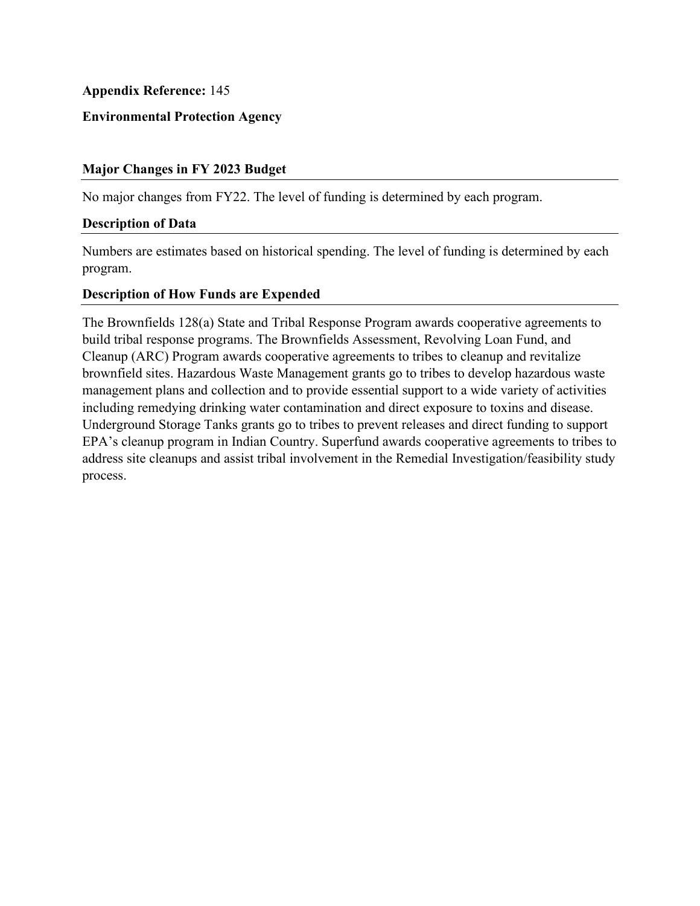**Appendix Reference:** 145

**Environmental Protection Agency**

### Major Changes in FY 2023 Budget

No major changes from FY22. The level of funding is determined by each program.

### Description of Data

Numbers are estimates based on historical spending. The level of funding is determined by each program.

### Description of How Funds are Expended

The Brownfields 128(a) State and Tribal Response Program awards cooperative agreements to build tribal response programs. The Brownfields Assessment, Revolving Loan Fund, and Cleanup (ARC) Program awards cooperative agreements to tribes to cleanup and revitalize brownfield sites. Hazardous Waste Management grants go to tribes to develop hazardous waste management plans and collection and to provide essential support to a wide variety of activities including remedying drinking water contamination and direct exposure to toxins and disease. Underground Storage Tanks grants go to tribes to prevent releases and direct funding to support EPA's cleanup program in Indian Country. Superfund awards cooperative agreements to tribes to address site cleanups and assist tribal involvement in the Remedial Investigation/feasibility study process.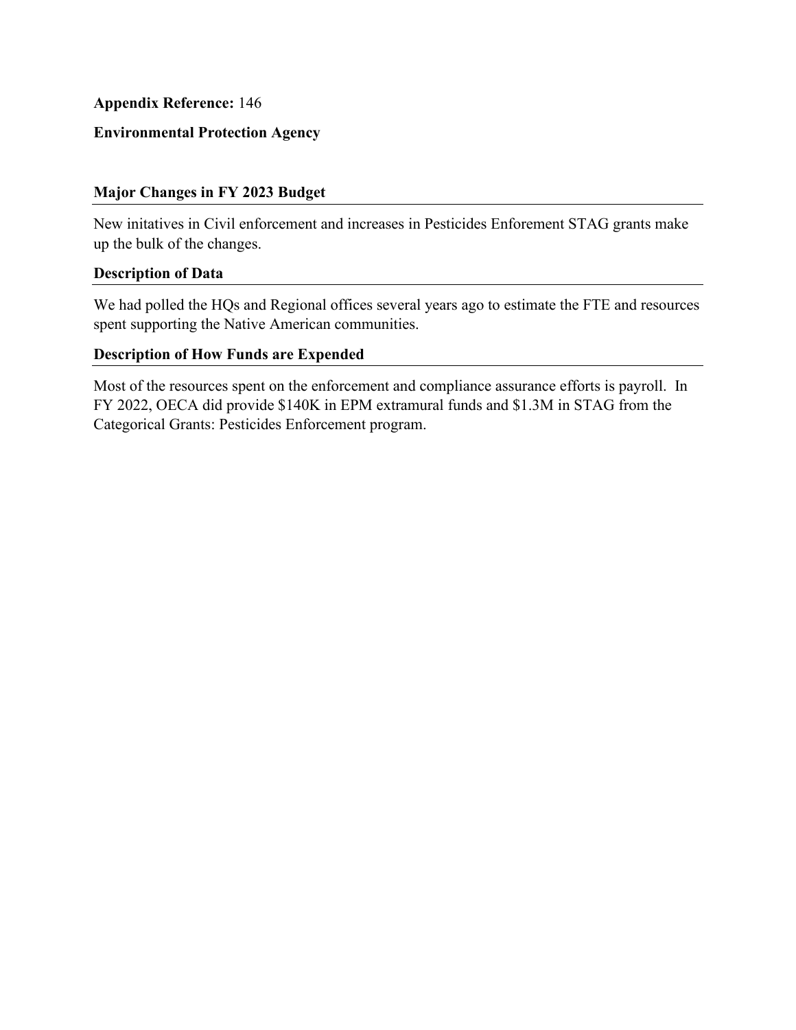**Appendix Reference:** 146

**Environmental Protection Agency**

## Major Changes in FY 2023 Budget

New initatives in Civil enforcement and increases in Pesticides Enforement STAG grants make up the bulk of the changes.

## Description of Data

We had polled the HQs and Regional offices several years ago to estimate the FTE and resources spent supporting the Native American communities.

## Description of How Funds are Expended

Most of the resources spent on the enforcement and compliance assurance efforts is payroll. In FY 2022, OECA did provide $140K in EPM extramural funds and $1.3M in STAG from the Categorical Grants: Pesticides Enforcement program.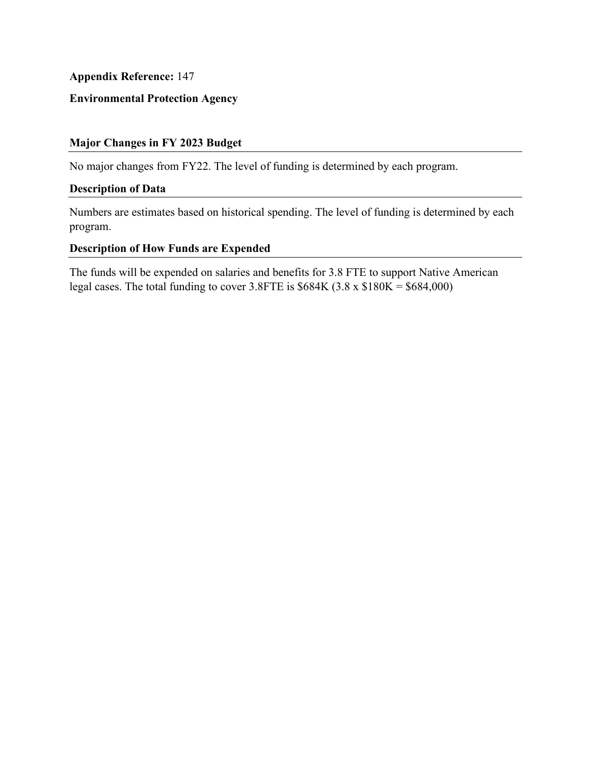**Appendix Reference:** 147

**Environmental Protection Agency**

## Major Changes in FY 2023 Budget

No major changes from FY22. The level of funding is determined by each program.

## Description of Data

Numbers are estimates based on historical spending. The level of funding is determined by each program.

## Description of How Funds are Expended

The funds will be expended on salaries and benefits for 3.8 FTE to support Native American legal cases. The total funding to cover 3.8FTE is $684K (3.8 x $180K = $684,000)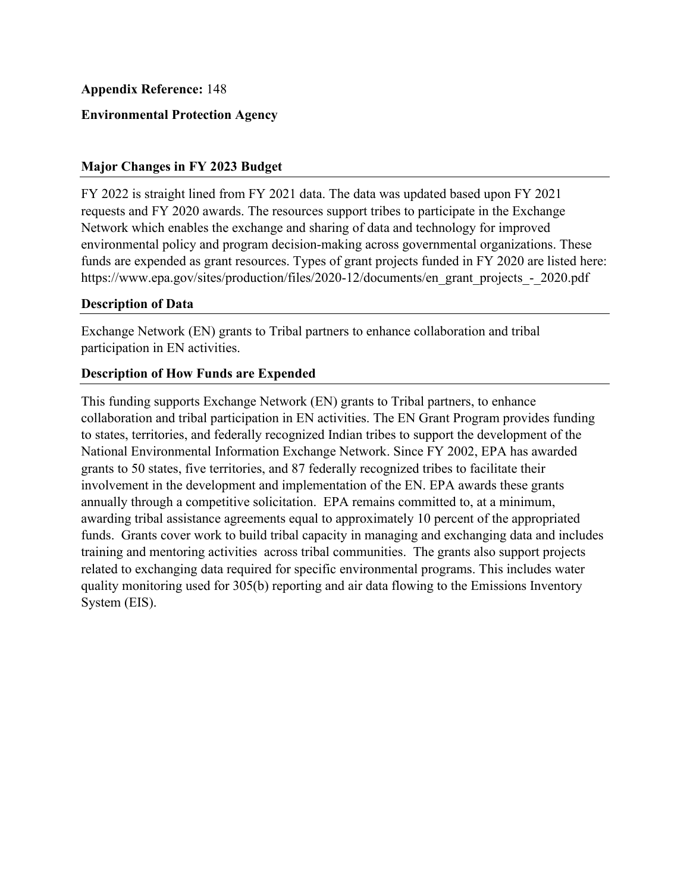**Appendix Reference:** 148

**Environmental Protection Agency**

## Major Changes in FY 2023 Budget

FY 2022 is straight lined from FY 2021 data. The data was updated based upon FY 2021 requests and FY 2020 awards. The resources support tribes to participate in the Exchange Network which enables the exchange and sharing of data and technology for improved environmental policy and program decision-making across governmental organizations. These funds are expended as grant resources. Types of grant projects funded in FY 2020 are listed here: https://www.epa.gov/sites/production/files/2020-12/documents/en_grant_projects_-_2020.pdf

## Description of Data

Exchange Network (EN) grants to Tribal partners to enhance collaboration and tribal participation in EN activities.

## Description of How Funds are Expended

This funding supports Exchange Network (EN) grants to Tribal partners, to enhance collaboration and tribal participation in EN activities. The EN Grant Program provides funding to states, territories, and federally recognized Indian tribes to support the development of the National Environmental Information Exchange Network. Since FY 2002, EPA has awarded grants to 50 states, five territories, and 87 federally recognized tribes to facilitate their involvement in the development and implementation of the EN. EPA awards these grants annually through a competitive solicitation. EPA remains committed to, at a minimum, awarding tribal assistance agreements equal to approximately 10 percent of the appropriated funds. Grants cover work to build tribal capacity in managing and exchanging data and includes training and mentoring activities across tribal communities. The grants also support projects related to exchanging data required for specific environmental programs. This includes water quality monitoring used for 305(b) reporting and air data flowing to the Emissions Inventory System (EIS).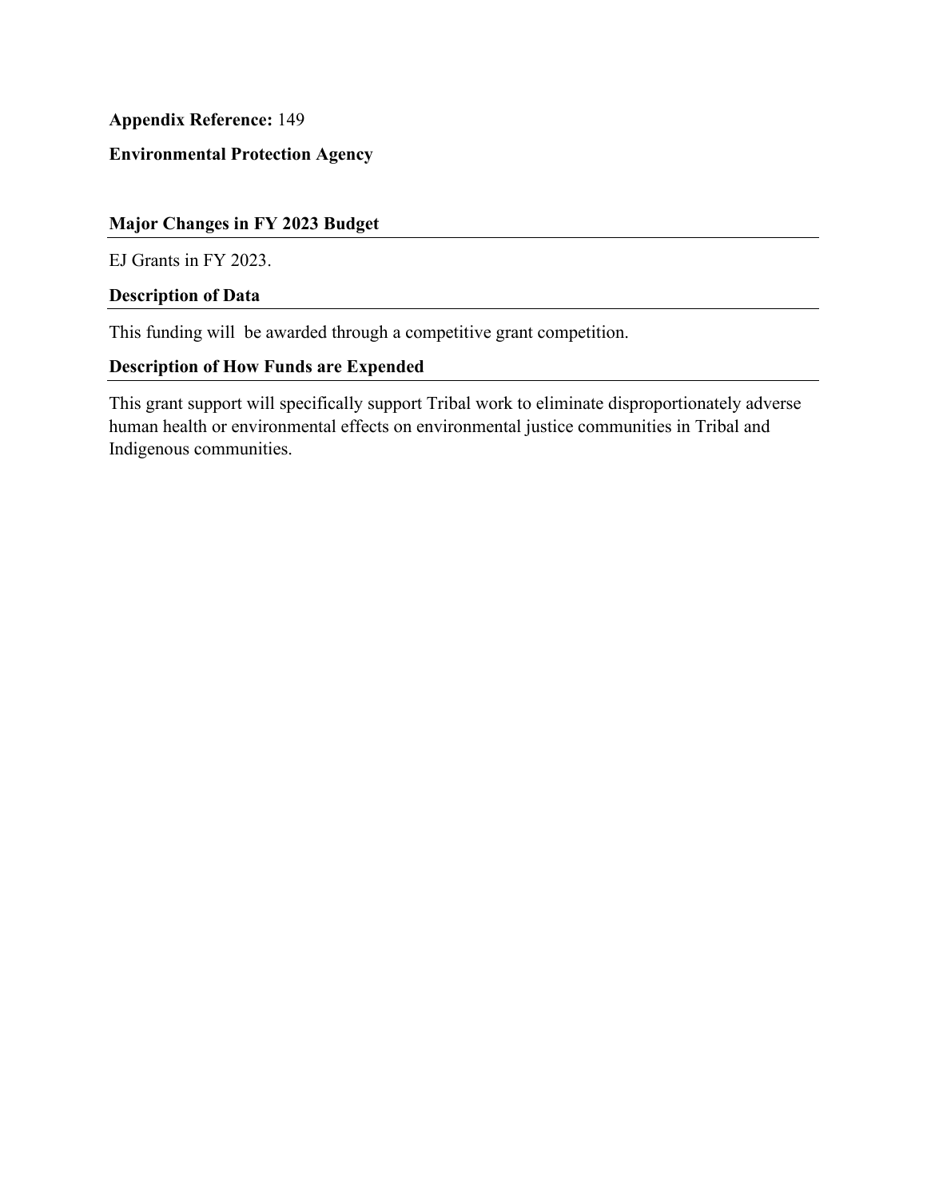**Appendix Reference:** 149

**Environmental Protection Agency**

### Major Changes in FY 2023 Budget

EJ Grants in FY 2023.

### Description of Data

This funding will  be awarded through a competitive grant competition.

### Description of How Funds are Expended

This grant support will specifically support Tribal work to eliminate disproportionately adverse human health or environmental effects on environmental justice communities in Tribal and Indigenous communities.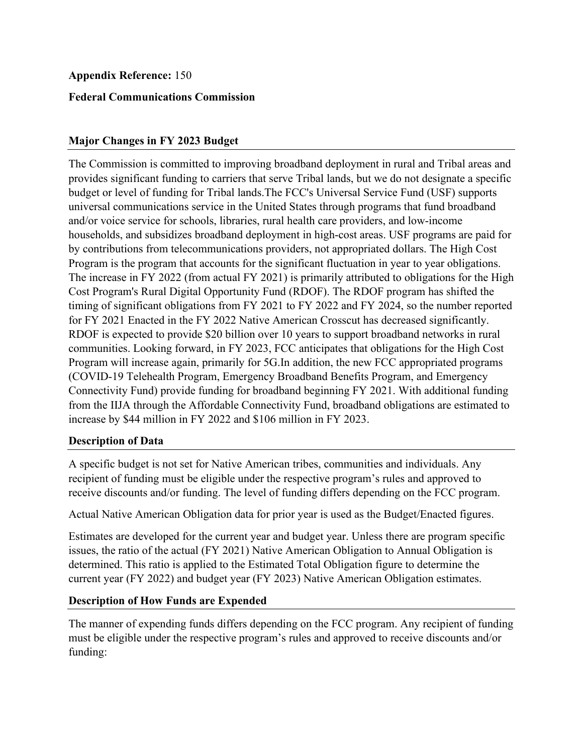**Appendix Reference:** 150

**Federal Communications Commission**

## Major Changes in FY 2023 Budget

The Commission is committed to improving broadband deployment in rural and Tribal areas and provides significant funding to carriers that serve Tribal lands, but we do not designate a specific budget or level of funding for Tribal lands.The FCC's Universal Service Fund (USF) supports universal communications service in the United States through programs that fund broadband and/or voice service for schools, libraries, rural health care providers, and low-income households, and subsidizes broadband deployment in high-cost areas. USF programs are paid for by contributions from telecommunications providers, not appropriated dollars. The High Cost Program is the program that accounts for the significant fluctuation in year to year obligations. The increase in FY 2022 (from actual FY 2021) is primarily attributed to obligations for the High Cost Program's Rural Digital Opportunity Fund (RDOF). The RDOF program has shifted the timing of significant obligations from FY 2021 to FY 2022 and FY 2024, so the number reported for FY 2021 Enacted in the FY 2022 Native American Crosscut has decreased significantly. RDOF is expected to provide $20 billion over 10 years to support broadband networks in rural communities. Looking forward, in FY 2023, FCC anticipates that obligations for the High Cost Program will increase again, primarily for 5G.In addition, the new FCC appropriated programs (COVID-19 Telehealth Program, Emergency Broadband Benefits Program, and Emergency Connectivity Fund) provide funding for broadband beginning FY 2021. With additional funding from the IIJA through the Affordable Connectivity Fund, broadband obligations are estimated to increase by $44 million in FY 2022 and $106 million in FY 2023.

## Description of Data

A specific budget is not set for Native American tribes, communities and individuals. Any recipient of funding must be eligible under the respective program's rules and approved to receive discounts and/or funding. The level of funding differs depending on the FCC program.

Actual Native American Obligation data for prior year is used as the Budget/Enacted figures.

Estimates are developed for the current year and budget year. Unless there are program specific issues, the ratio of the actual (FY 2021) Native American Obligation to Annual Obligation is determined. This ratio is applied to the Estimated Total Obligation figure to determine the current year (FY 2022) and budget year (FY 2023) Native American Obligation estimates.

## Description of How Funds are Expended

The manner of expending funds differs depending on the FCC program. Any recipient of funding must be eligible under the respective program's rules and approved to receive discounts and/or funding: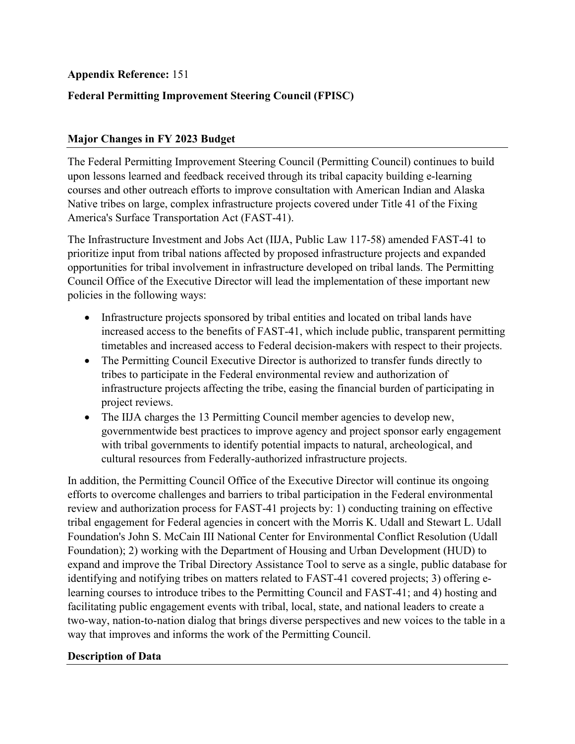**Appendix Reference:** 151

**Federal Permitting Improvement Steering Council (FPISC)**

## Major Changes in FY 2023 Budget

The Federal Permitting Improvement Steering Council (Permitting Council) continues to build upon lessons learned and feedback received through its tribal capacity building e-learning courses and other outreach efforts to improve consultation with American Indian and Alaska Native tribes on large, complex infrastructure projects covered under Title 41 of the Fixing America's Surface Transportation Act (FAST-41).

The Infrastructure Investment and Jobs Act (IIJA, Public Law 117-58) amended FAST-41 to prioritize input from tribal nations affected by proposed infrastructure projects and expanded opportunities for tribal involvement in infrastructure developed on tribal lands. The Permitting Council Office of the Executive Director will lead the implementation of these important new policies in the following ways:

- Infrastructure projects sponsored by tribal entities and located on tribal lands have increased access to the benefits of FAST-41, which include public, transparent permitting timetables and increased access to Federal decision-makers with respect to their projects.
- The Permitting Council Executive Director is authorized to transfer funds directly to tribes to participate in the Federal environmental review and authorization of infrastructure projects affecting the tribe, easing the financial burden of participating in project reviews.
- The IIJA charges the 13 Permitting Council member agencies to develop new, governmentwide best practices to improve agency and project sponsor early engagement with tribal governments to identify potential impacts to natural, archeological, and cultural resources from Federally-authorized infrastructure projects.

In addition, the Permitting Council Office of the Executive Director will continue its ongoing efforts to overcome challenges and barriers to tribal participation in the Federal environmental review and authorization process for FAST-41 projects by: 1) conducting training on effective tribal engagement for Federal agencies in concert with the Morris K. Udall and Stewart L. Udall Foundation's John S. McCain III National Center for Environmental Conflict Resolution (Udall Foundation); 2) working with the Department of Housing and Urban Development (HUD) to expand and improve the Tribal Directory Assistance Tool to serve as a single, public database for identifying and notifying tribes on matters related to FAST-41 covered projects; 3) offering e-learning courses to introduce tribes to the Permitting Council and FAST-41; and 4) hosting and facilitating public engagement events with tribal, local, state, and national leaders to create a two-way, nation-to-nation dialog that brings diverse perspectives and new voices to the table in a way that improves and informs the work of the Permitting Council.

## Description of Data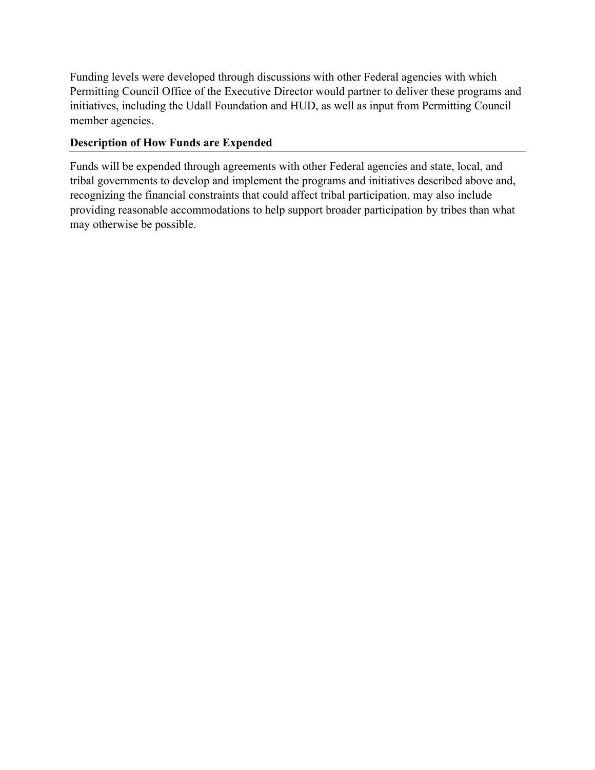Funding levels were developed through discussions with other Federal agencies with which Permitting Council Office of the Executive Director would partner to deliver these programs and initiatives, including the Udall Foundation and HUD, as well as input from Permitting Council member agencies.

### Description of How Funds are Expended

Funds will be expended through agreements with other Federal agencies and state, local, and tribal governments to develop and implement the programs and initiatives described above and, recognizing the financial constraints that could affect tribal participation, may also include providing reasonable accommodations to help support broader participation by tribes than what may otherwise be possible.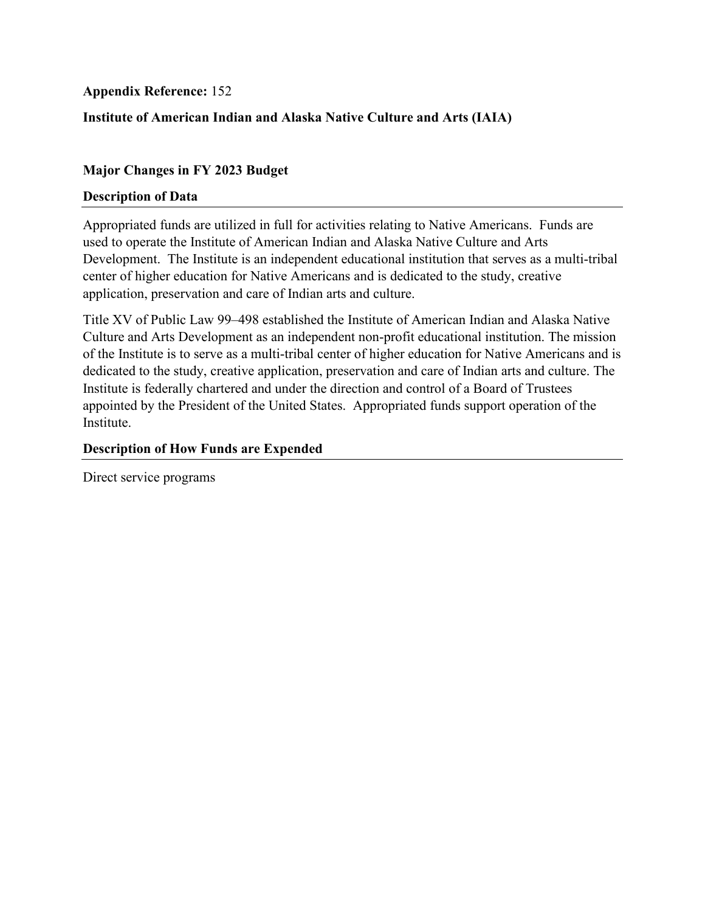**Appendix Reference:** 152

**Institute of American Indian and Alaska Native Culture and Arts (IAIA)**

**Major Changes in FY 2023 Budget**

**Description of Data**

Appropriated funds are utilized in full for activities relating to Native Americans. Funds are used to operate the Institute of American Indian and Alaska Native Culture and Arts Development. The Institute is an independent educational institution that serves as a multi-tribal center of higher education for Native Americans and is dedicated to the study, creative application, preservation and care of Indian arts and culture.

Title XV of Public Law 99–498 established the Institute of American Indian and Alaska Native Culture and Arts Development as an independent non-profit educational institution. The mission of the Institute is to serve as a multi-tribal center of higher education for Native Americans and is dedicated to the study, creative application, preservation and care of Indian arts and culture. The Institute is federally chartered and under the direction and control of a Board of Trustees appointed by the President of the United States. Appropriated funds support operation of the Institute.

**Description of How Funds are Expended**

Direct service programs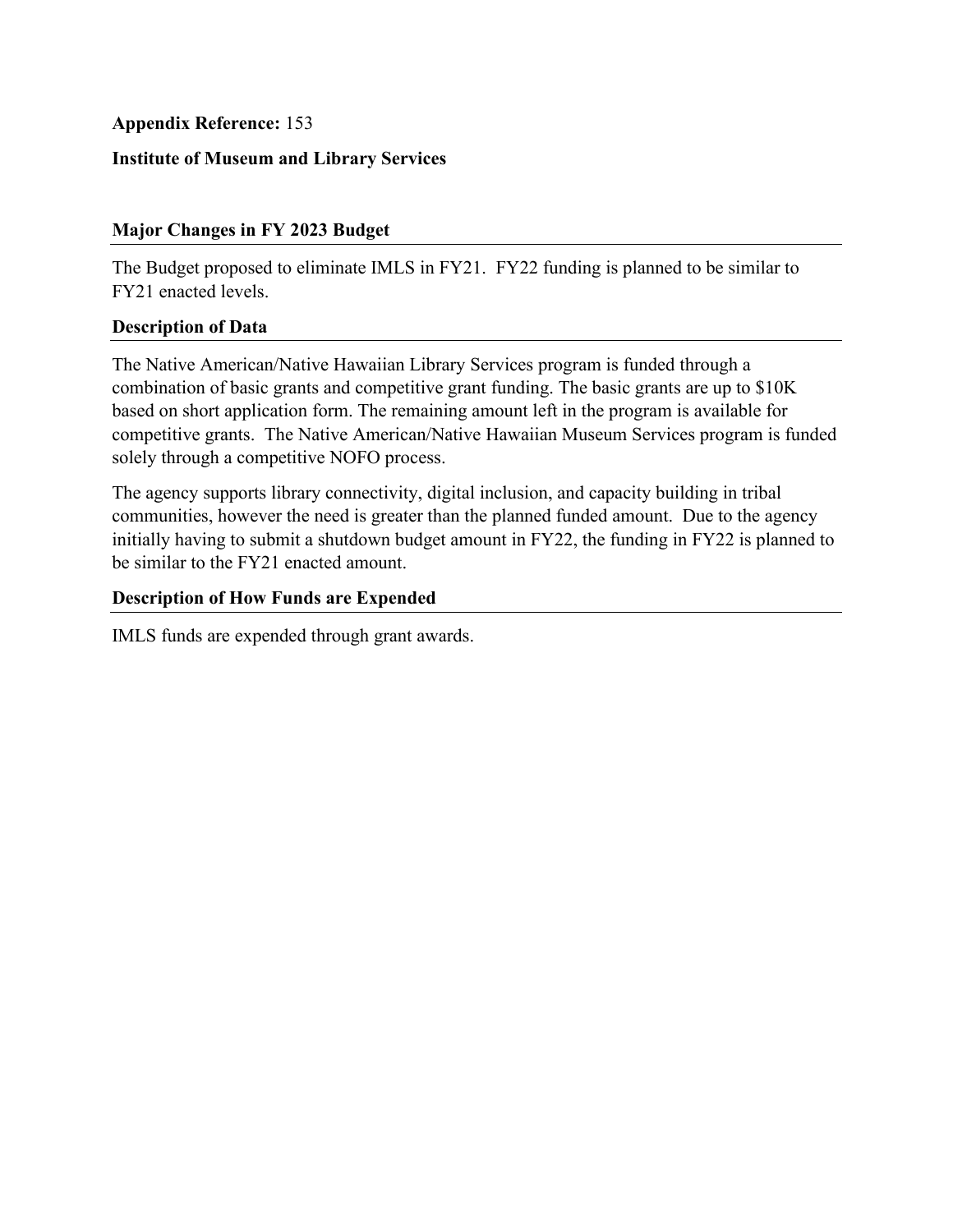**Appendix Reference:** 153

**Institute of Museum and Library Services**

### Major Changes in FY 2023 Budget

The Budget proposed to eliminate IMLS in FY21. FY22 funding is planned to be similar to FY21 enacted levels.

### Description of Data

The Native American/Native Hawaiian Library Services program is funded through a combination of basic grants and competitive grant funding. The basic grants are up to $10K based on short application form. The remaining amount left in the program is available for competitive grants. The Native American/Native Hawaiian Museum Services program is funded solely through a competitive NOFO process.

The agency supports library connectivity, digital inclusion, and capacity building in tribal communities, however the need is greater than the planned funded amount. Due to the agency initially having to submit a shutdown budget amount in FY22, the funding in FY22 is planned to be similar to the FY21 enacted amount.

### Description of How Funds are Expended

IMLS funds are expended through grant awards.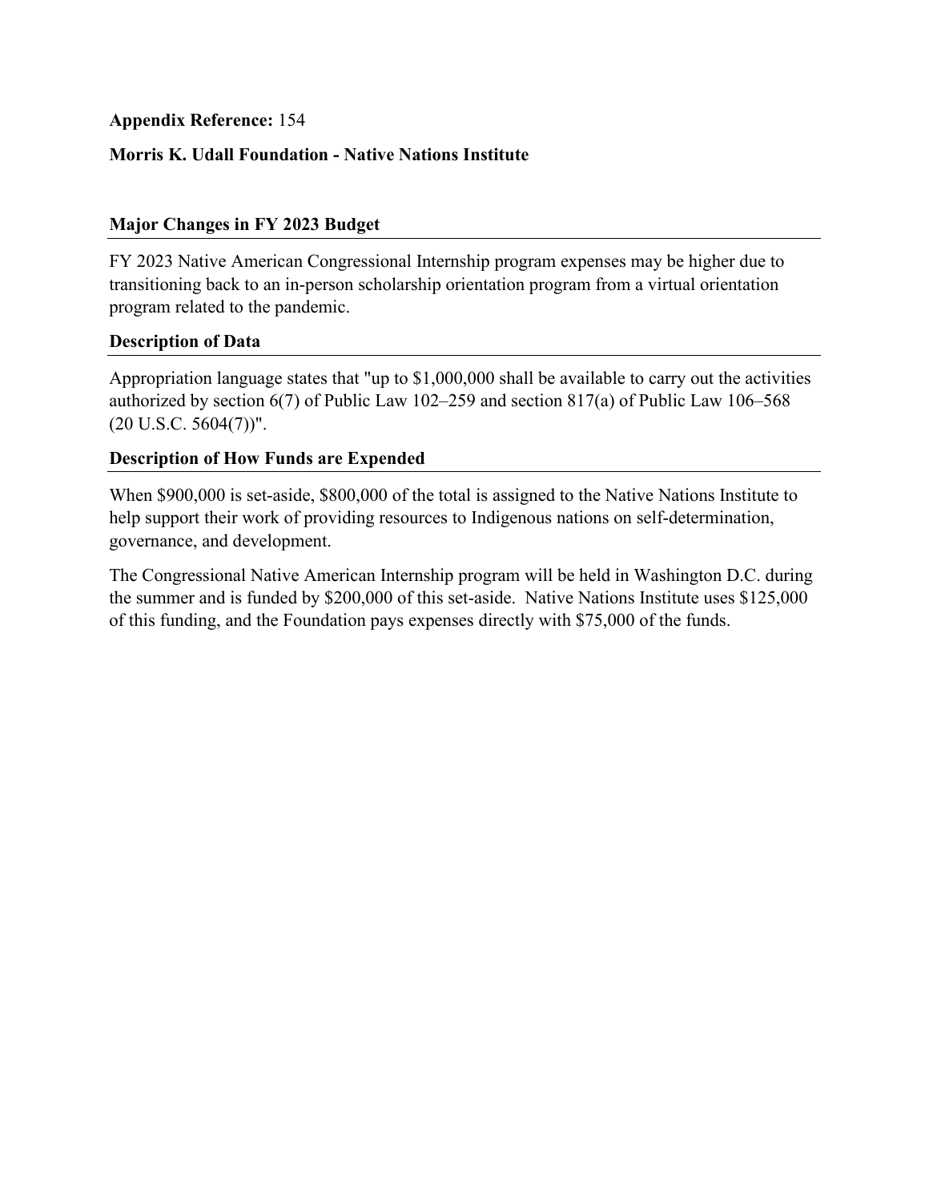**Appendix Reference:** 154

**Morris K. Udall Foundation - Native Nations Institute**

### Major Changes in FY 2023 Budget

FY 2023 Native American Congressional Internship program expenses may be higher due to transitioning back to an in-person scholarship orientation program from a virtual orientation program related to the pandemic.

### Description of Data

Appropriation language states that "up to $1,000,000 shall be available to carry out the activities authorized by section 6(7) of Public Law 102–259 and section 817(a) of Public Law 106–568 (20 U.S.C. 5604(7))".

### Description of How Funds are Expended

When $900,000 is set-aside, $800,000 of the total is assigned to the Native Nations Institute to help support their work of providing resources to Indigenous nations on self-determination, governance, and development.

The Congressional Native American Internship program will be held in Washington D.C. during the summer and is funded by $200,000 of this set-aside. Native Nations Institute uses $125,000 of this funding, and the Foundation pays expenses directly with $75,000 of the funds.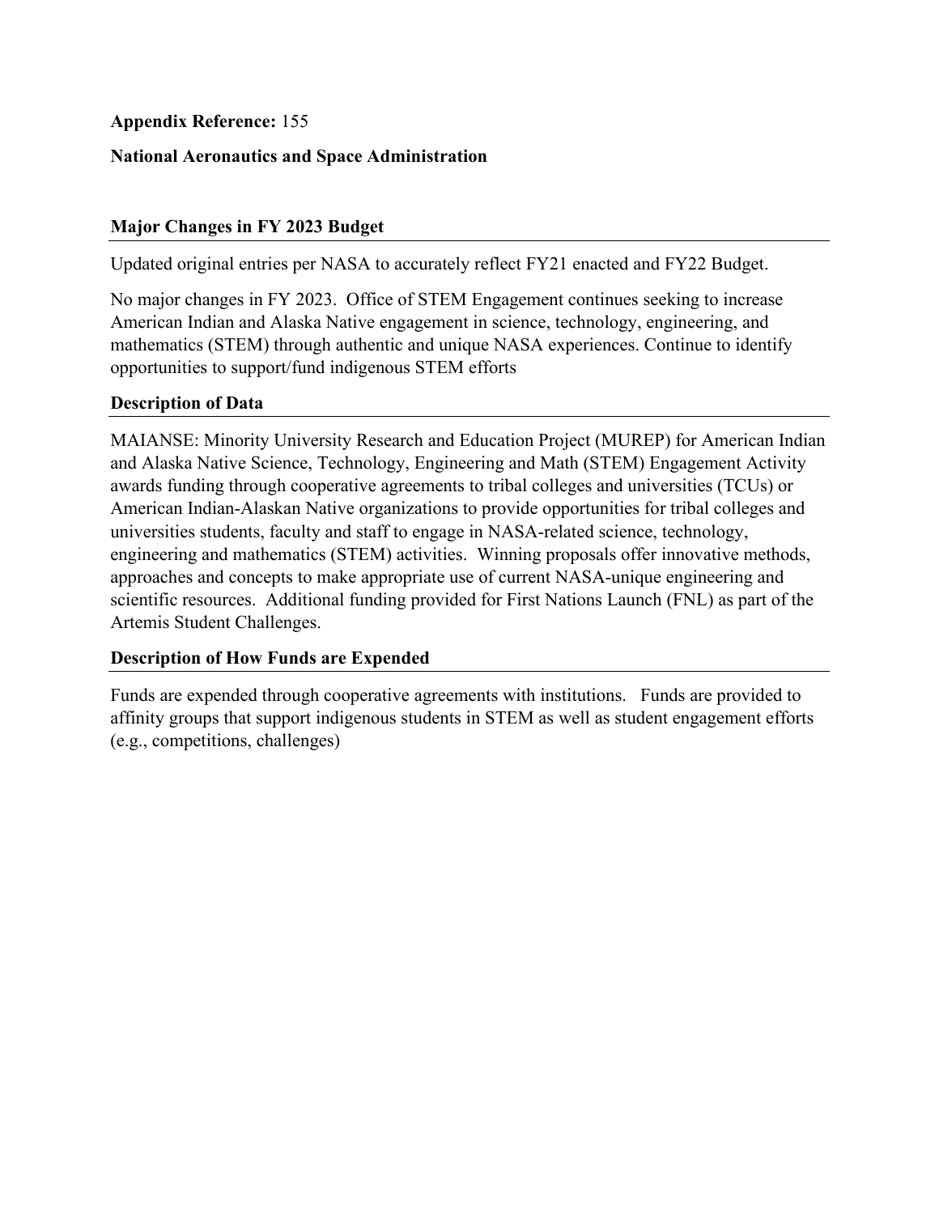**Appendix Reference:** 155

**National Aeronautics and Space Administration**

## Major Changes in FY 2023 Budget

Updated original entries per NASA to accurately reflect FY21 enacted and FY22 Budget.

No major changes in FY 2023. Office of STEM Engagement continues seeking to increase American Indian and Alaska Native engagement in science, technology, engineering, and mathematics (STEM) through authentic and unique NASA experiences. Continue to identify opportunities to support/fund indigenous STEM efforts

## Description of Data

MAIANSE: Minority University Research and Education Project (MUREP) for American Indian and Alaska Native Science, Technology, Engineering and Math (STEM) Engagement Activity awards funding through cooperative agreements to tribal colleges and universities (TCUs) or American Indian-Alaskan Native organizations to provide opportunities for tribal colleges and universities students, faculty and staff to engage in NASA-related science, technology, engineering and mathematics (STEM) activities. Winning proposals offer innovative methods, approaches and concepts to make appropriate use of current NASA-unique engineering and scientific resources. Additional funding provided for First Nations Launch (FNL) as part of the Artemis Student Challenges.

## Description of How Funds are Expended

Funds are expended through cooperative agreements with institutions. Funds are provided to affinity groups that support indigenous students in STEM as well as student engagement efforts (e.g., competitions, challenges)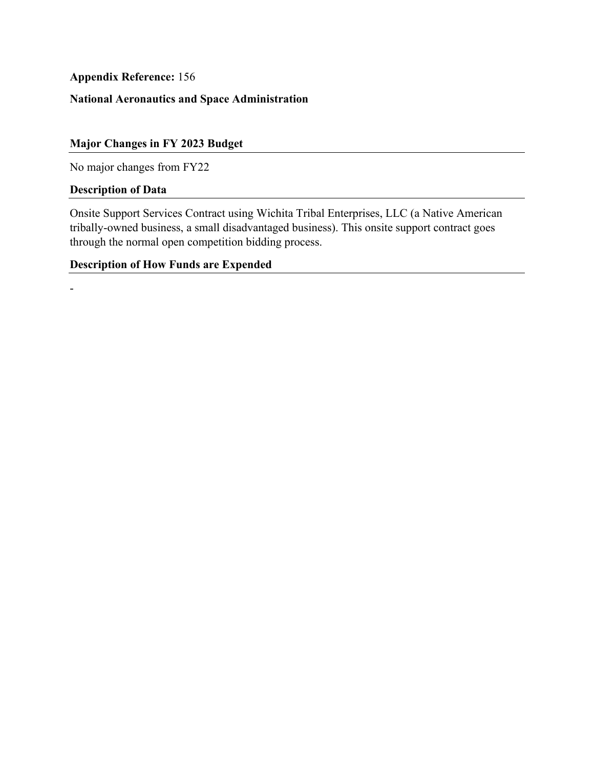**Appendix Reference:** 156

**National Aeronautics and Space Administration**

## Major Changes in FY 2023 Budget

No major changes from FY22

## Description of Data

Onsite Support Services Contract using Wichita Tribal Enterprises, LLC (a Native American tribally-owned business, a small disadvantaged business). This onsite support contract goes through the normal open competition bidding process.

## Description of How Funds are Expended

-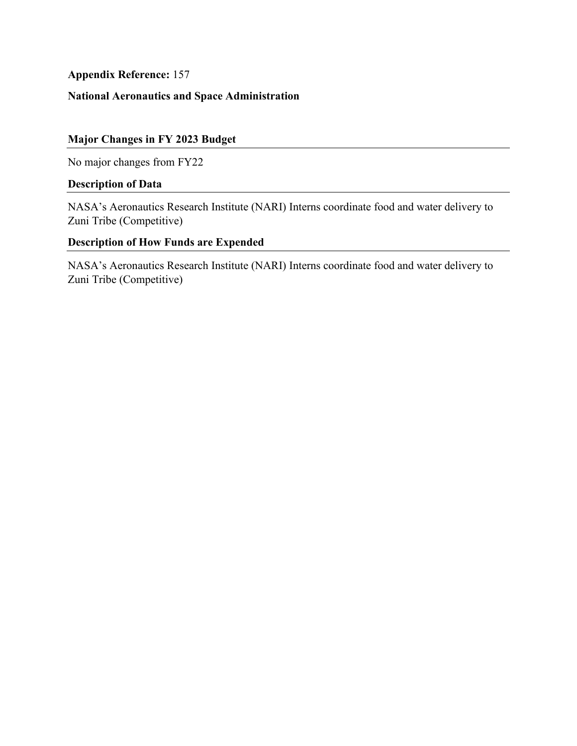**Appendix Reference:** 157

**National Aeronautics and Space Administration**

## Major Changes in FY 2023 Budget

No major changes from FY22

## Description of Data

NASA's Aeronautics Research Institute (NARI) Interns coordinate food and water delivery to Zuni Tribe (Competitive)

## Description of How Funds are Expended

NASA's Aeronautics Research Institute (NARI) Interns coordinate food and water delivery to Zuni Tribe (Competitive)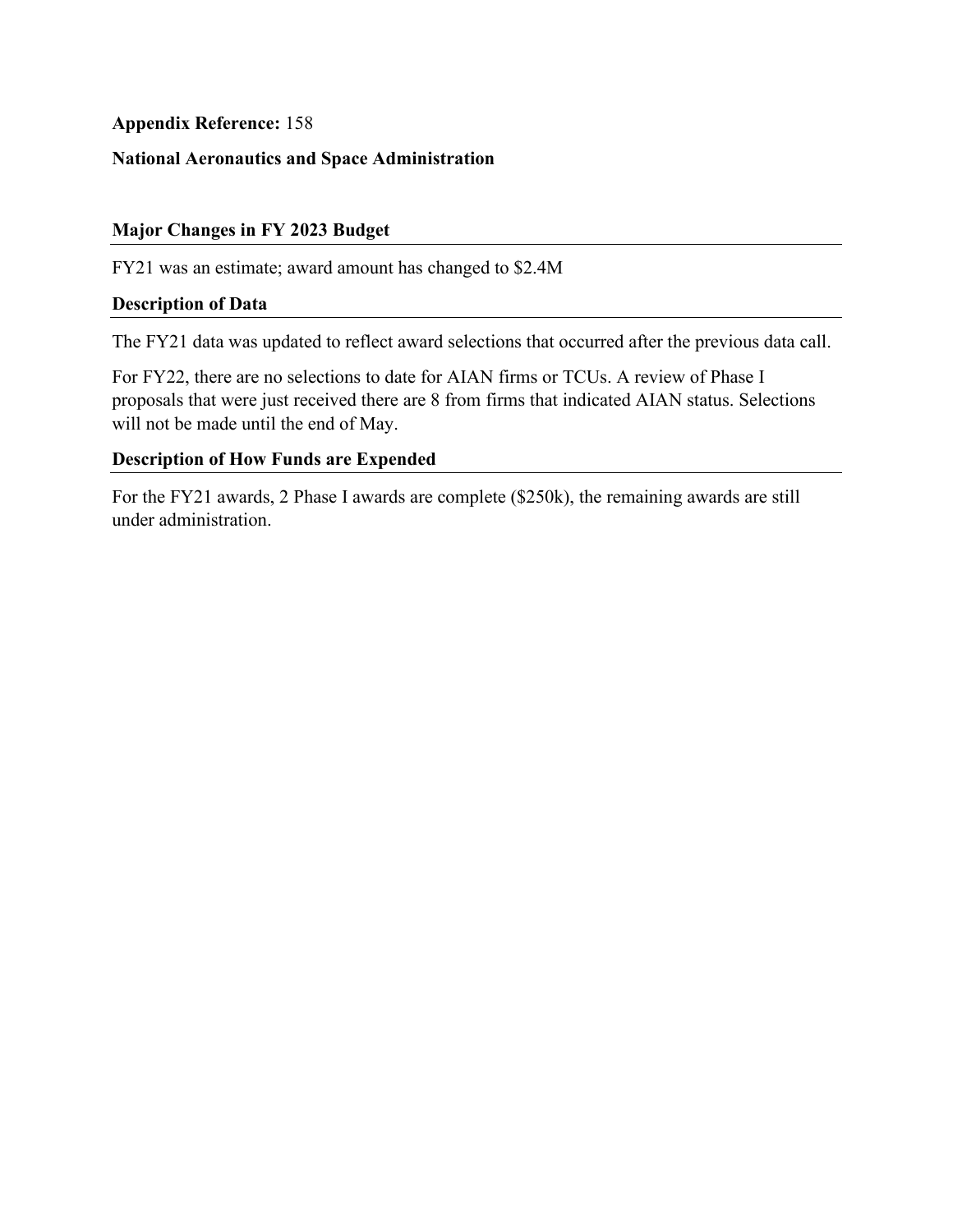**Appendix Reference:** 158

**National Aeronautics and Space Administration**

### Major Changes in FY 2023 Budget

FY21 was an estimate; award amount has changed to $2.4M

### Description of Data

The FY21 data was updated to reflect award selections that occurred after the previous data call.

For FY22, there are no selections to date for AIAN firms or TCUs. A review of Phase I proposals that were just received there are 8 from firms that indicated AIAN status. Selections will not be made until the end of May.

### Description of How Funds are Expended

For the FY21 awards, 2 Phase I awards are complete ($250k), the remaining awards are still under administration.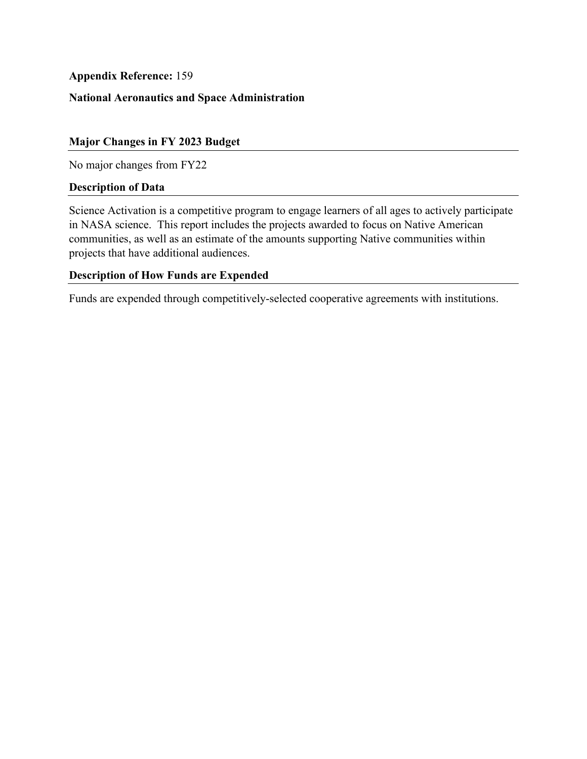**Appendix Reference:** 159

**National Aeronautics and Space Administration**

### Major Changes in FY 2023 Budget

No major changes from FY22

### Description of Data

Science Activation is a competitive program to engage learners of all ages to actively participate in NASA science. This report includes the projects awarded to focus on Native American communities, as well as an estimate of the amounts supporting Native communities within projects that have additional audiences.

### Description of How Funds are Expended

Funds are expended through competitively-selected cooperative agreements with institutions.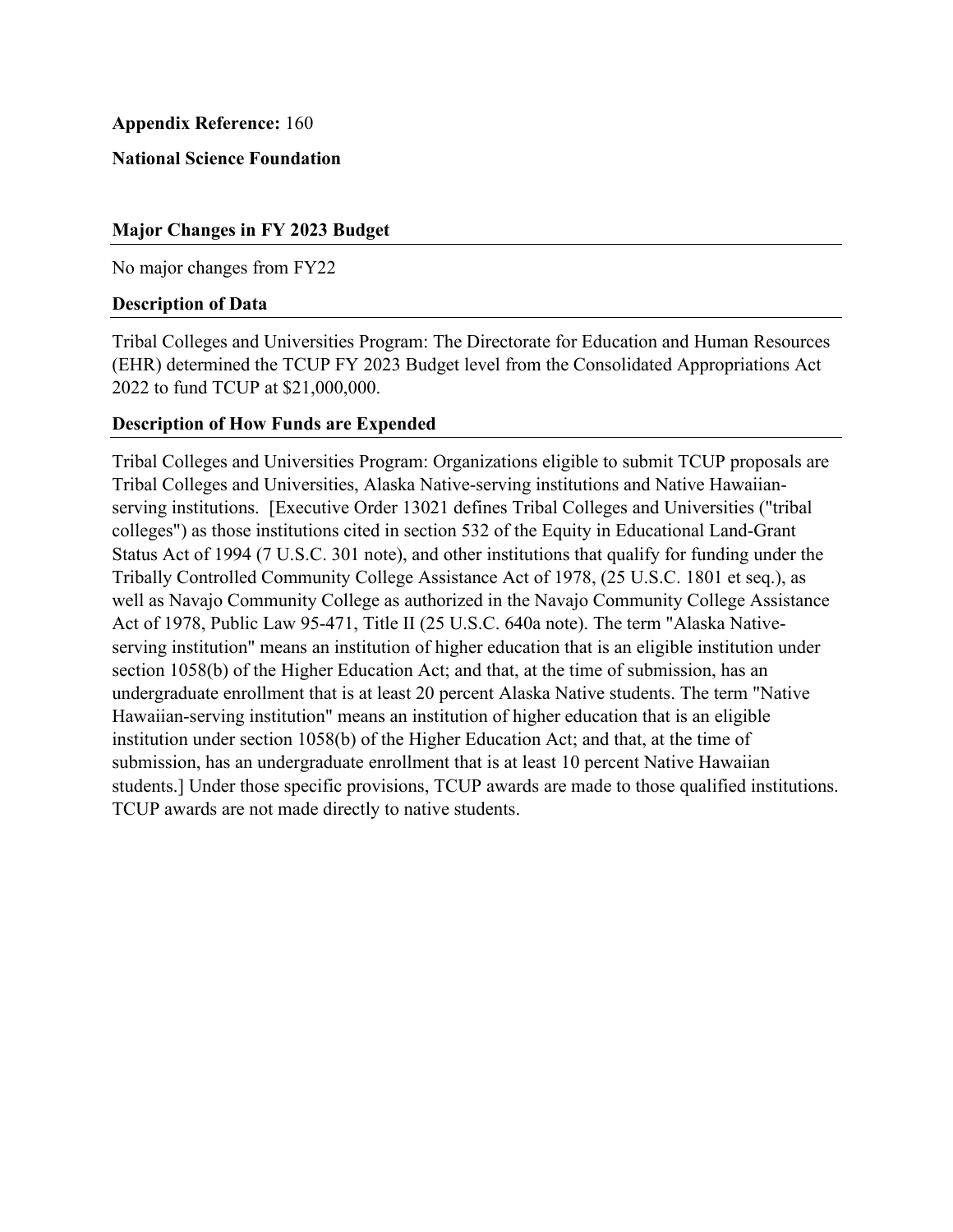**Appendix Reference:** 160

**National Science Foundation**

## Major Changes in FY 2023 Budget

No major changes from FY22

## Description of Data

Tribal Colleges and Universities Program: The Directorate for Education and Human Resources (EHR) determined the TCUP FY 2023 Budget level from the Consolidated Appropriations Act 2022 to fund TCUP at $21,000,000.

## Description of How Funds are Expended

Tribal Colleges and Universities Program: Organizations eligible to submit TCUP proposals are Tribal Colleges and Universities, Alaska Native-serving institutions and Native Hawaiian-serving institutions. [Executive Order 13021 defines Tribal Colleges and Universities ("tribal colleges") as those institutions cited in section 532 of the Equity in Educational Land-Grant Status Act of 1994 (7 U.S.C. 301 note), and other institutions that qualify for funding under the Tribally Controlled Community College Assistance Act of 1978, (25 U.S.C. 1801 et seq.), as well as Navajo Community College as authorized in the Navajo Community College Assistance Act of 1978, Public Law 95-471, Title II (25 U.S.C. 640a note). The term "Alaska Native-serving institution" means an institution of higher education that is an eligible institution under section 1058(b) of the Higher Education Act; and that, at the time of submission, has an undergraduate enrollment that is at least 20 percent Alaska Native students. The term "Native Hawaiian-serving institution" means an institution of higher education that is an eligible institution under section 1058(b) of the Higher Education Act; and that, at the time of submission, has an undergraduate enrollment that is at least 10 percent Native Hawaiian students.] Under those specific provisions, TCUP awards are made to those qualified institutions. TCUP awards are not made directly to native students.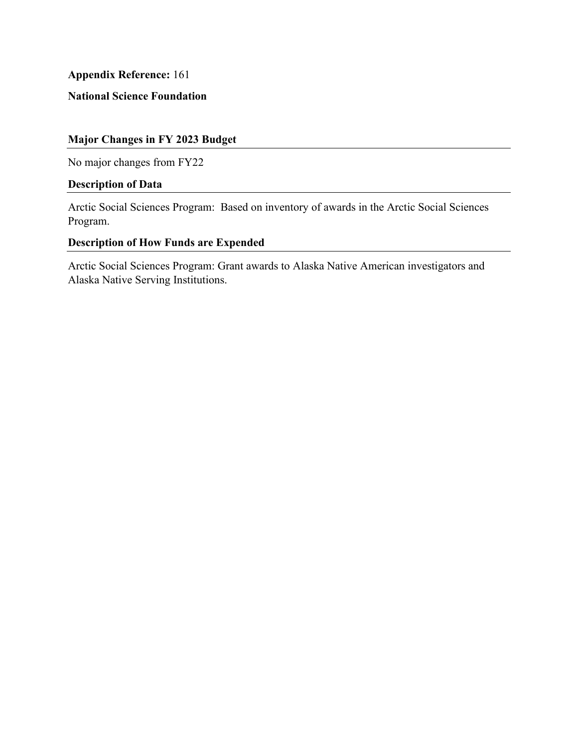**Appendix Reference:** 161

**National Science Foundation**

### Major Changes in FY 2023 Budget

No major changes from FY22

### Description of Data

Arctic Social Sciences Program: Based on inventory of awards in the Arctic Social Sciences Program.

### Description of How Funds are Expended

Arctic Social Sciences Program: Grant awards to Alaska Native American investigators and Alaska Native Serving Institutions.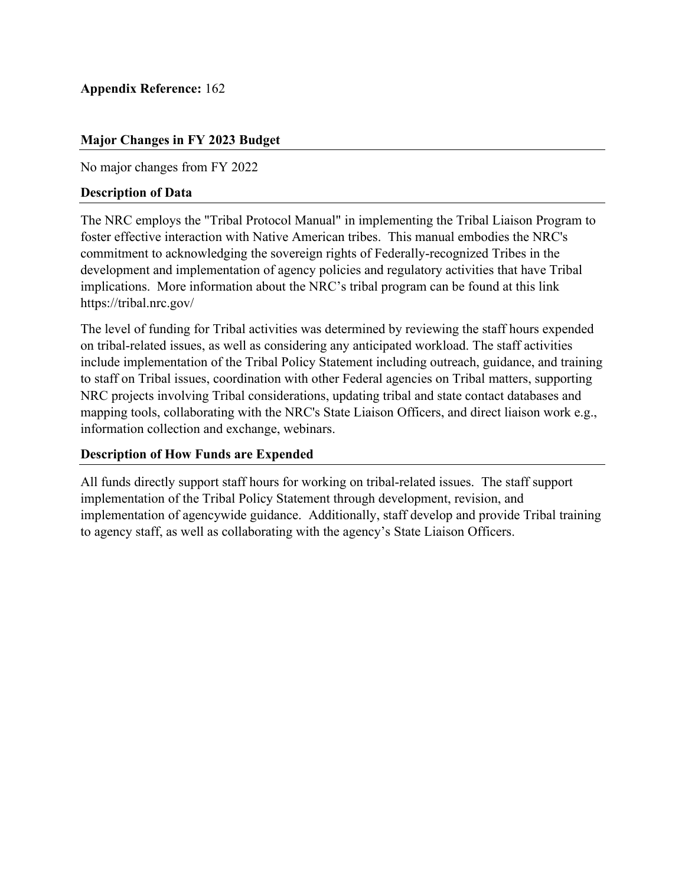**Appendix Reference:** 162

### Major Changes in FY 2023 Budget

No major changes from FY 2022

### Description of Data

The NRC employs the "Tribal Protocol Manual" in implementing the Tribal Liaison Program to foster effective interaction with Native American tribes. This manual embodies the NRC's commitment to acknowledging the sovereign rights of Federally-recognized Tribes in the development and implementation of agency policies and regulatory activities that have Tribal implications. More information about the NRC's tribal program can be found at this link https://tribal.nrc.gov/

The level of funding for Tribal activities was determined by reviewing the staff hours expended on tribal-related issues, as well as considering any anticipated workload. The staff activities include implementation of the Tribal Policy Statement including outreach, guidance, and training to staff on Tribal issues, coordination with other Federal agencies on Tribal matters, supporting NRC projects involving Tribal considerations, updating tribal and state contact databases and mapping tools, collaborating with the NRC's State Liaison Officers, and direct liaison work e.g., information collection and exchange, webinars.

### Description of How Funds are Expended

All funds directly support staff hours for working on tribal-related issues. The staff support implementation of the Tribal Policy Statement through development, revision, and implementation of agencywide guidance. Additionally, staff develop and provide Tribal training to agency staff, as well as collaborating with the agency's State Liaison Officers.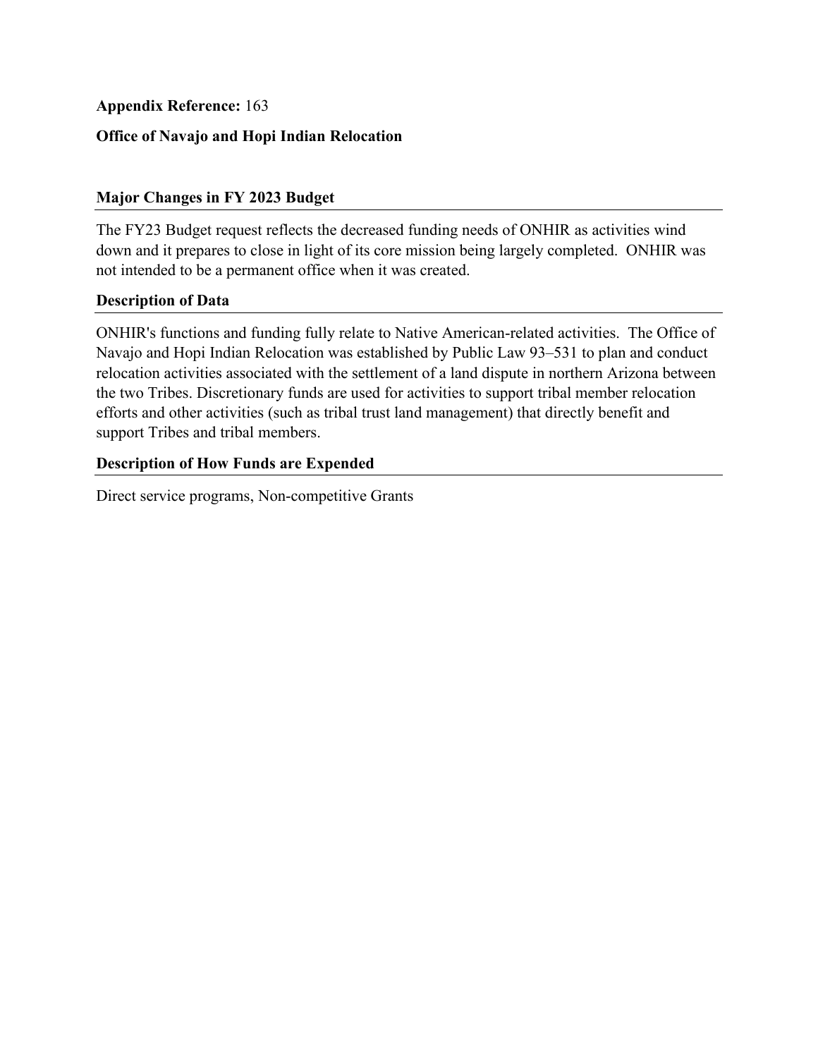**Appendix Reference:** 163

**Office of Navajo and Hopi Indian Relocation**

## Major Changes in FY 2023 Budget

The FY23 Budget request reflects the decreased funding needs of ONHIR as activities wind down and it prepares to close in light of its core mission being largely completed. ONHIR was not intended to be a permanent office when it was created.

## Description of Data

ONHIR's functions and funding fully relate to Native American-related activities. The Office of Navajo and Hopi Indian Relocation was established by Public Law 93–531 to plan and conduct relocation activities associated with the settlement of a land dispute in northern Arizona between the two Tribes. Discretionary funds are used for activities to support tribal member relocation efforts and other activities (such as tribal trust land management) that directly benefit and support Tribes and tribal members.

## Description of How Funds are Expended

Direct service programs, Non-competitive Grants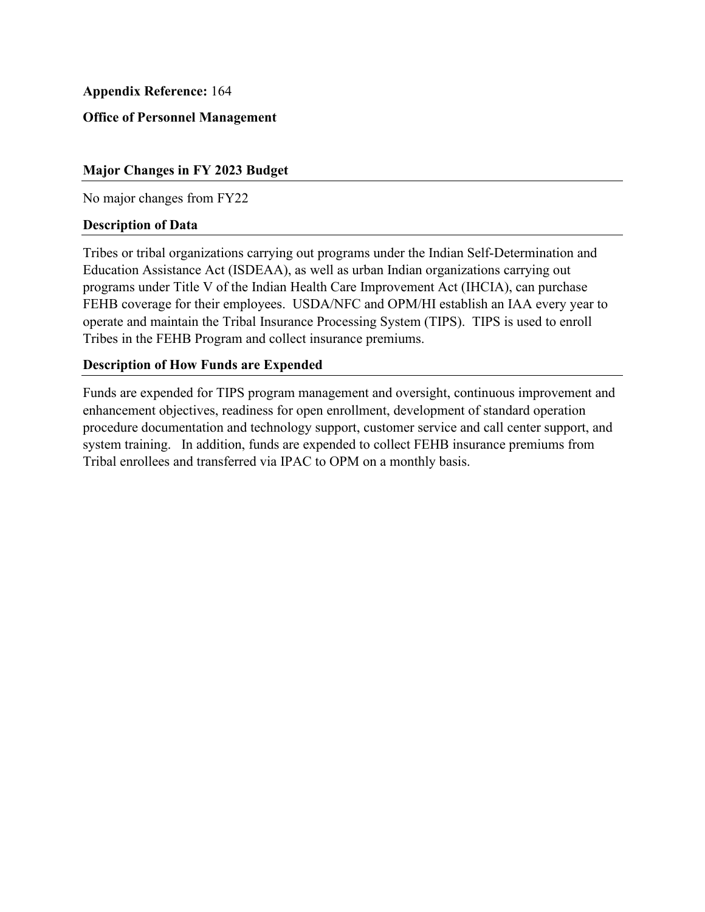**Appendix Reference:** 164

**Office of Personnel Management**

### Major Changes in FY 2023 Budget

No major changes from FY22

### Description of Data

Tribes or tribal organizations carrying out programs under the Indian Self-Determination and Education Assistance Act (ISDEAA), as well as urban Indian organizations carrying out programs under Title V of the Indian Health Care Improvement Act (IHCIA), can purchase FEHB coverage for their employees. USDA/NFC and OPM/HI establish an IAA every year to operate and maintain the Tribal Insurance Processing System (TIPS). TIPS is used to enroll Tribes in the FEHB Program and collect insurance premiums.

### Description of How Funds are Expended

Funds are expended for TIPS program management and oversight, continuous improvement and enhancement objectives, readiness for open enrollment, development of standard operation procedure documentation and technology support, customer service and call center support, and system training. In addition, funds are expended to collect FEHB insurance premiums from Tribal enrollees and transferred via IPAC to OPM on a monthly basis.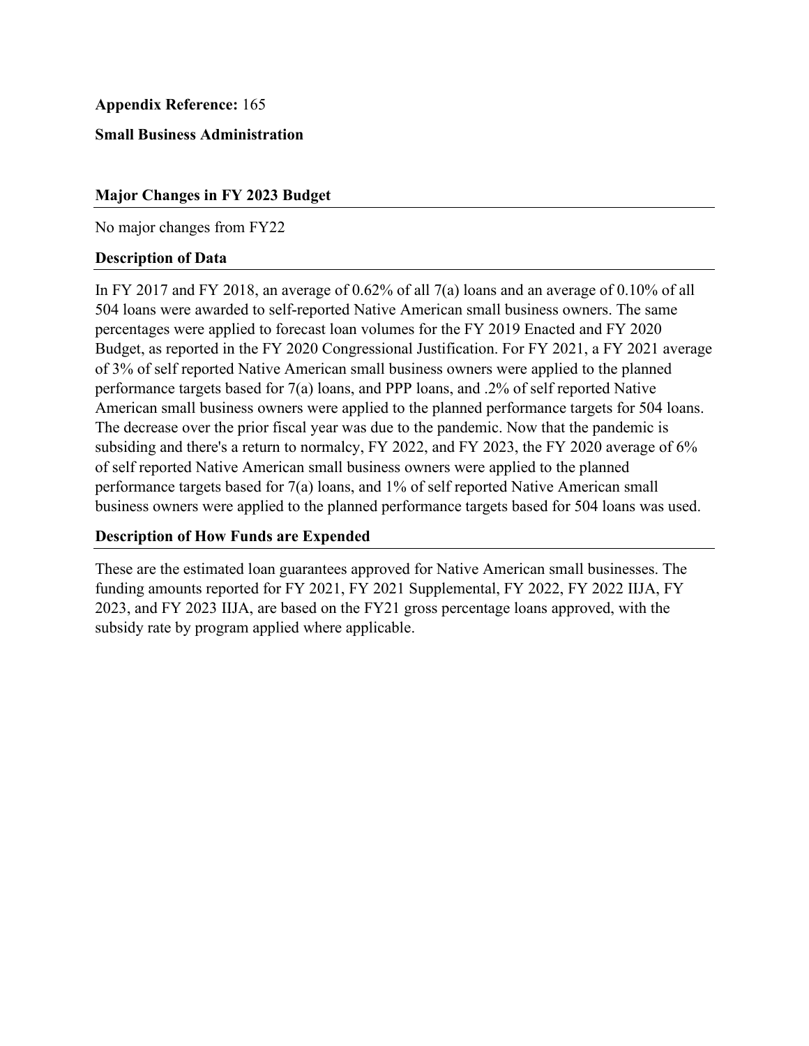**Appendix Reference:** 165

**Small Business Administration**

## Major Changes in FY 2023 Budget

No major changes from FY22

## Description of Data

In FY 2017 and FY 2018, an average of 0.62% of all 7(a) loans and an average of 0.10% of all 504 loans were awarded to self-reported Native American small business owners. The same percentages were applied to forecast loan volumes for the FY 2019 Enacted and FY 2020 Budget, as reported in the FY 2020 Congressional Justification. For FY 2021, a FY 2021 average of 3% of self reported Native American small business owners were applied to the planned performance targets based for 7(a) loans, and PPP loans, and .2% of self reported Native American small business owners were applied to the planned performance targets for 504 loans. The decrease over the prior fiscal year was due to the pandemic. Now that the pandemic is subsiding and there's a return to normalcy, FY 2022, and FY 2023, the FY 2020 average of 6% of self reported Native American small business owners were applied to the planned performance targets based for 7(a) loans, and 1% of self reported Native American small business owners were applied to the planned performance targets based for 504 loans was used.

## Description of How Funds are Expended

These are the estimated loan guarantees approved for Native American small businesses. The funding amounts reported for FY 2021, FY 2021 Supplemental, FY 2022, FY 2022 IIJA, FY 2023, and FY 2023 IIJA, are based on the FY21 gross percentage loans approved, with the subsidy rate by program applied where applicable.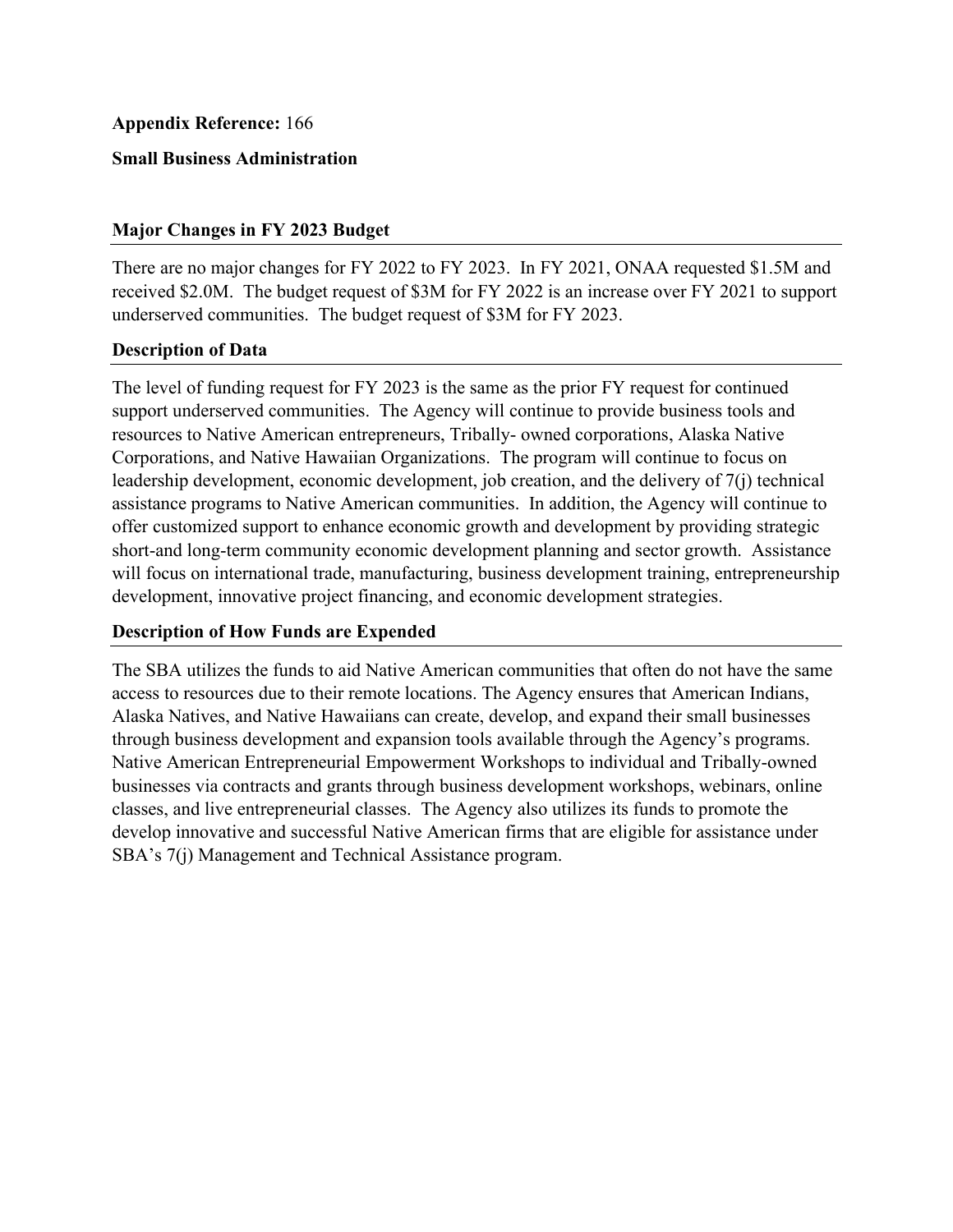**Appendix Reference:** 166

**Small Business Administration**

## Major Changes in FY 2023 Budget

There are no major changes for FY 2022 to FY 2023. In FY 2021, ONAA requested $1.5M and received $2.0M. The budget request of $3M for FY 2022 is an increase over FY 2021 to support underserved communities. The budget request of $3M for FY 2023.

## Description of Data

The level of funding request for FY 2023 is the same as the prior FY request for continued support underserved communities. The Agency will continue to provide business tools and resources to Native American entrepreneurs, Tribally- owned corporations, Alaska Native Corporations, and Native Hawaiian Organizations. The program will continue to focus on leadership development, economic development, job creation, and the delivery of 7(j) technical assistance programs to Native American communities. In addition, the Agency will continue to offer customized support to enhance economic growth and development by providing strategic short-and long-term community economic development planning and sector growth. Assistance will focus on international trade, manufacturing, business development training, entrepreneurship development, innovative project financing, and economic development strategies.

## Description of How Funds are Expended

The SBA utilizes the funds to aid Native American communities that often do not have the same access to resources due to their remote locations. The Agency ensures that American Indians, Alaska Natives, and Native Hawaiians can create, develop, and expand their small businesses through business development and expansion tools available through the Agency's programs. Native American Entrepreneurial Empowerment Workshops to individual and Tribally-owned businesses via contracts and grants through business development workshops, webinars, online classes, and live entrepreneurial classes. The Agency also utilizes its funds to promote the develop innovative and successful Native American firms that are eligible for assistance under SBA's 7(j) Management and Technical Assistance program.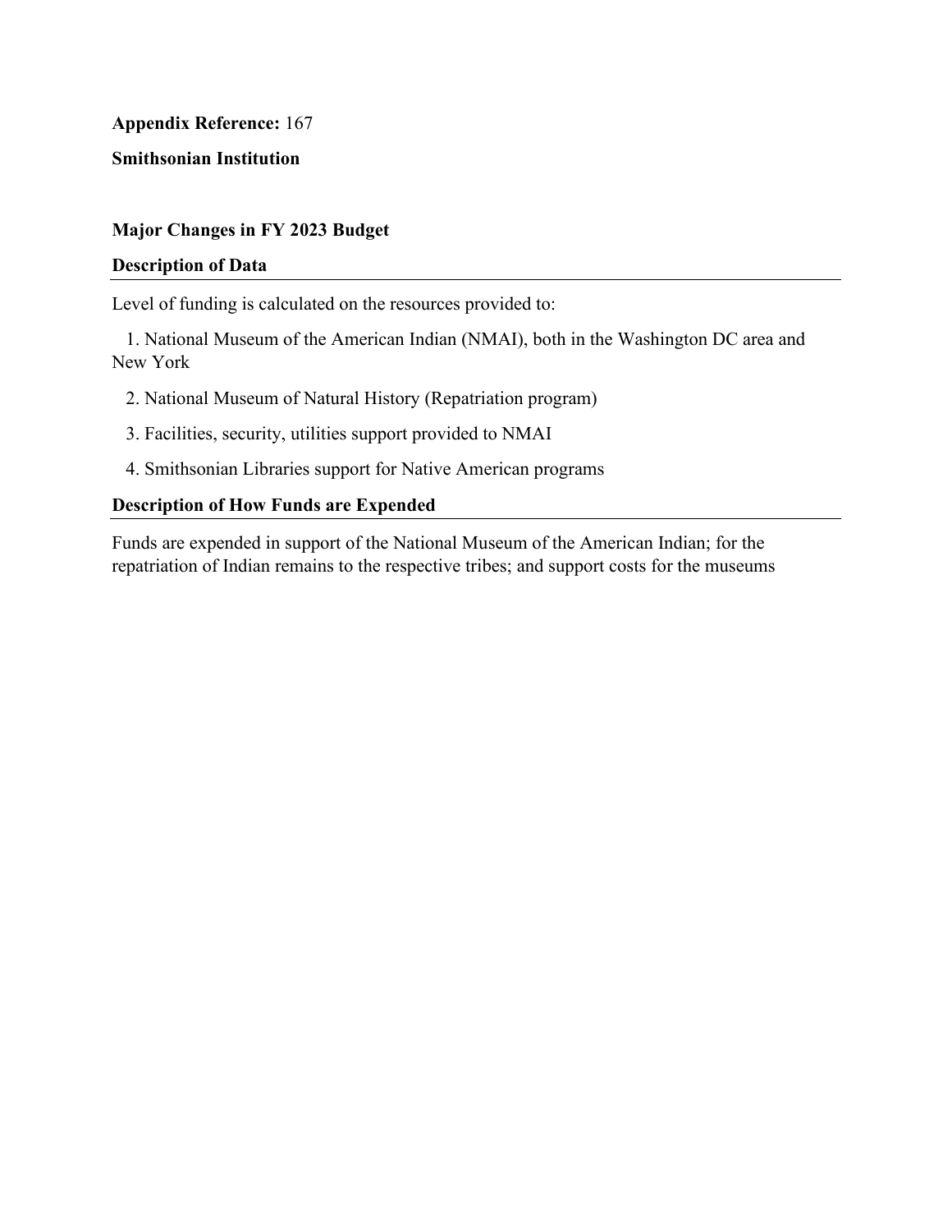**Appendix Reference:** 167

**Smithsonian Institution**

**Major Changes in FY 2023 Budget**

**Description of Data**

Level of funding is calculated on the resources provided to:

1. National Museum of the American Indian (NMAI), both in the Washington DC area and New York
2. National Museum of Natural History (Repatriation program)
3. Facilities, security, utilities support provided to NMAI
4. Smithsonian Libraries support for Native American programs

**Description of How Funds are Expended**

Funds are expended in support of the National Museum of the American Indian; for the repatriation of Indian remains to the respective tribes; and support costs for the museums